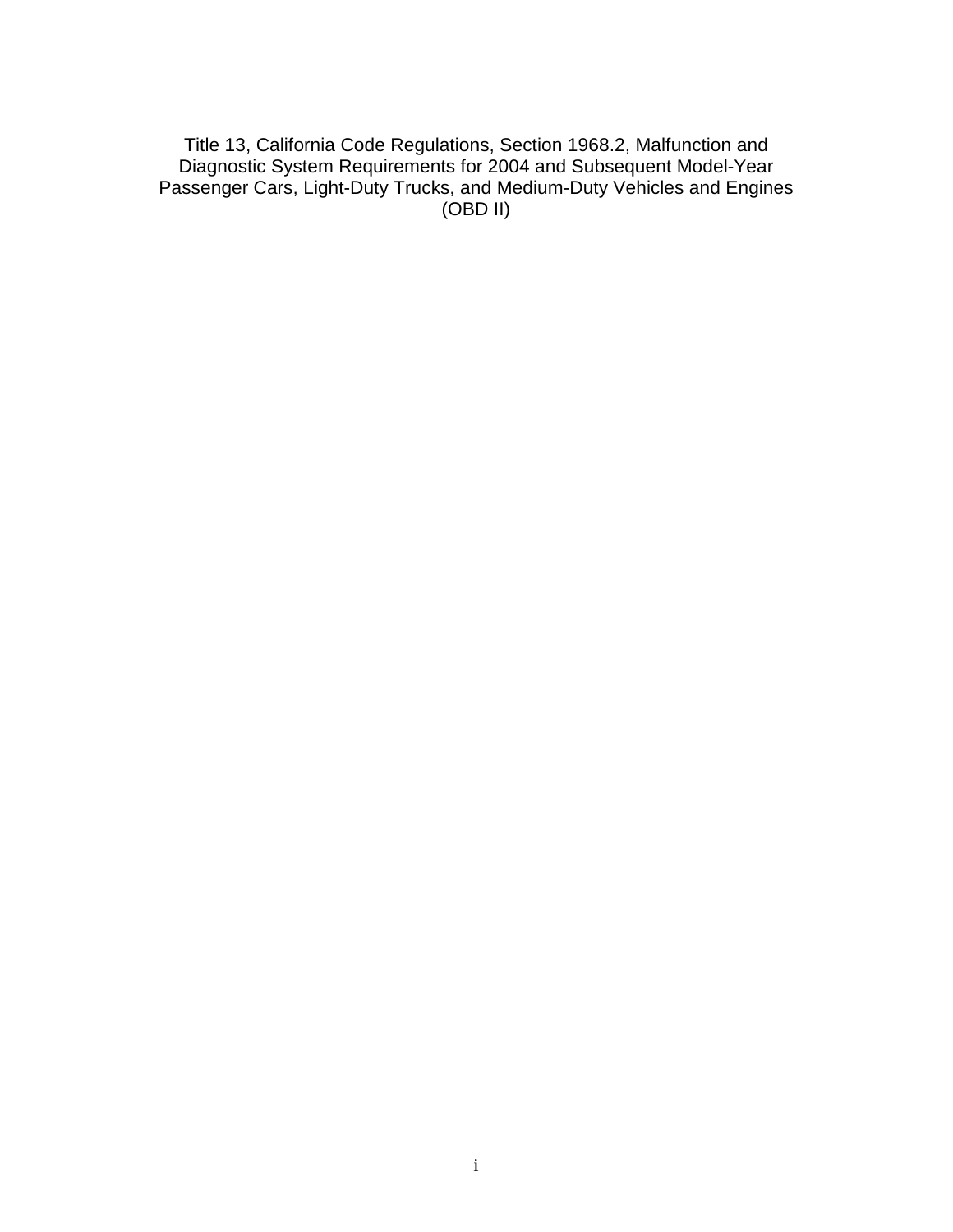# Title 13, California Code Regulations, Section 1968.2, Malfunction and Diagnostic System Requirements for 2004 and Subsequent Model-Year Passenger Cars, Light-Duty Trucks, and Medium-Duty Vehicles and Engines (OBD II)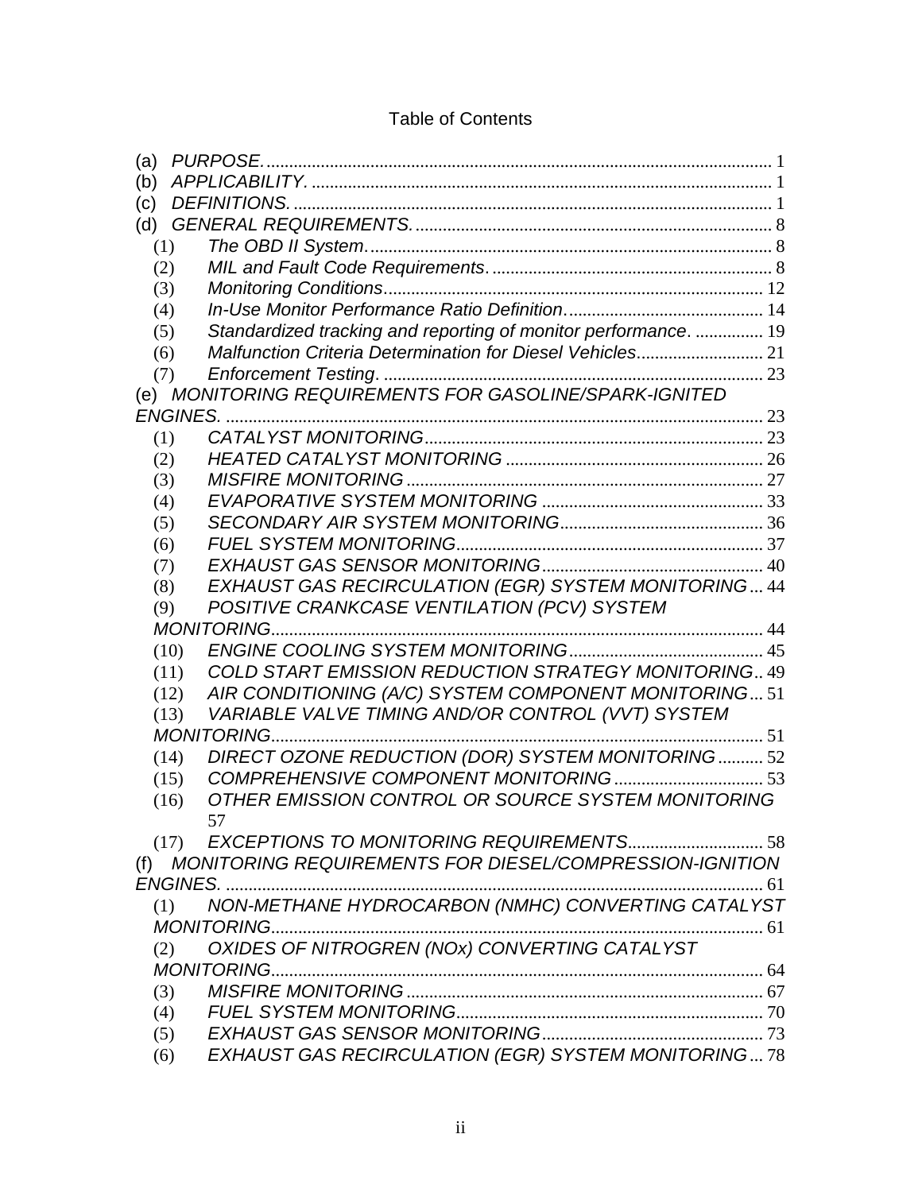# Table of Contents

(a) *PURPOSE.* .......... 1
(b) *APPLICABILITY.* .......... 1
(c) *DEFINITIONS.* .......... 1
(d) *GENERAL REQUIREMENTS.* .......... 8
- (1) *The OBD II System*. .......... 8
- (2) *MIL and Fault Code Requirements*. .......... 8
- (3) *Monitoring Conditions*. .......... 12
- (4) *In-Use Monitor Performance Ratio Definition*. .......... 14
- (5) *Standardized tracking and reporting of monitor performance*. .......... 19
- (6) *Malfunction Criteria Determination for Diesel Vehicles*. .......... 21
- (7) *Enforcement Testing*. .......... 23

(e) *MONITORING REQUIREMENTS FOR GASOLINE/SPARK-IGNITED ENGINES.* .......... 23
- (1) *CATALYST MONITORING* .......... 23
- (2) *HEATED CATALYST MONITORING* .......... 26
- (3) *MISFIRE MONITORING* .......... 27
- (4) *EVAPORATIVE SYSTEM MONITORING* .......... 33
- (5) *SECONDARY AIR SYSTEM MONITORING* .......... 36
- (6) *FUEL SYSTEM MONITORING* .......... 37
- (7) *EXHAUST GAS SENSOR MONITORING* .......... 40
- (8) *EXHAUST GAS RECIRCULATION (EGR) SYSTEM MONITORING* .......... 44
- (9) *POSITIVE CRANKCASE VENTILATION (PCV) SYSTEM MONITORING* .......... 44
- (10) *ENGINE COOLING SYSTEM MONITORING* .......... 45
- (11) *COLD START EMISSION REDUCTION STRATEGY MONITORING* .......... 49
- (12) *AIR CONDITIONING (A/C) SYSTEM COMPONENT MONITORING* .......... 51
- (13) *VARIABLE VALVE TIMING AND/OR CONTROL (VVT) SYSTEM MONITORING* .......... 51
- (14) *DIRECT OZONE REDUCTION (DOR) SYSTEM MONITORING* .......... 52
- (15) *COMPREHENSIVE COMPONENT MONITORING* .......... 53
- (16) *OTHER EMISSION CONTROL OR SOURCE SYSTEM MONITORING* 57
- (17) *EXCEPTIONS TO MONITORING REQUIREMENTS* .......... 58

(f) *MONITORING REQUIREMENTS FOR DIESEL/COMPRESSION-IGNITION ENGINES.* .......... 61
- (1) *NON-METHANE HYDROCARBON (NMHC) CONVERTING CATALYST MONITORING* .......... 61
- (2) *OXIDES OF NITROGREN (NOx) CONVERTING CATALYST MONITORING* .......... 64
- (3) *MISFIRE MONITORING* .......... 67
- (4) *FUEL SYSTEM MONITORING* .......... 70
- (5) *EXHAUST GAS SENSOR MONITORING* .......... 73
- (6) *EXHAUST GAS RECIRCULATION (EGR) SYSTEM MONITORING* .......... 78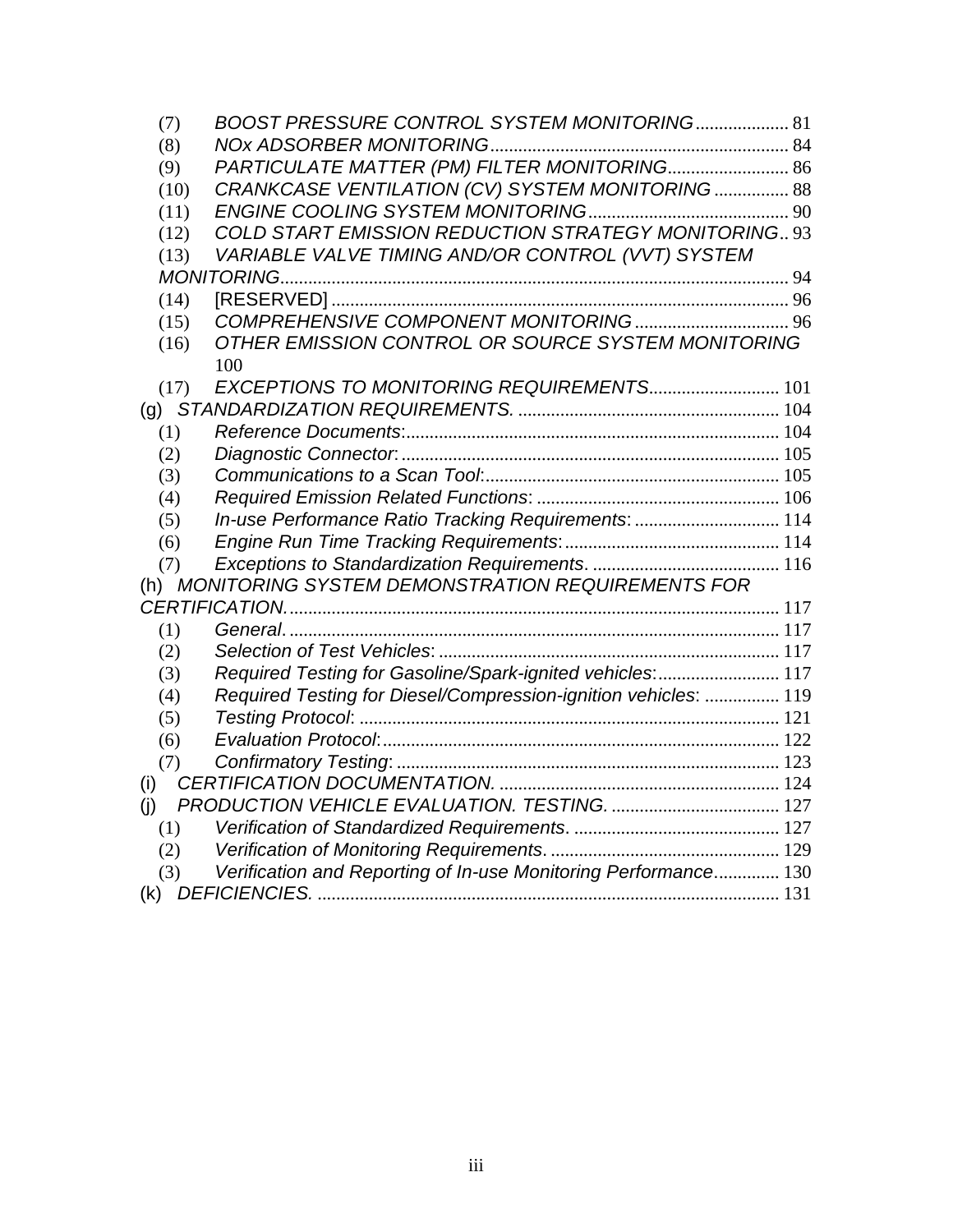(7) *BOOST PRESSURE CONTROL SYSTEM MONITORING* .................... 81
(8) *NOx ADSORBER MONITORING* ................................................................ 84
(9) *PARTICULATE MATTER (PM) FILTER MONITORING* .......................... 86
(10) *CRANKCASE VENTILATION (CV) SYSTEM MONITORING* ................ 88
(11) *ENGINE COOLING SYSTEM MONITORING* ........................................... 90
(12) *COLD START EMISSION REDUCTION STRATEGY MONITORING* .. 93
(13) *VARIABLE VALVE TIMING AND/OR CONTROL (VVT) SYSTEM MONITORING* ............................................................................................................. 94
(14) [RESERVED] ................................................................................................ 96
(15) *COMPREHENSIVE COMPONENT MONITORING* ................................. 96
(16) *OTHER EMISSION CONTROL OR SOURCE SYSTEM MONITORING* 100
(17) *EXCEPTIONS TO MONITORING REQUIREMENTS* ............................ 101

(g) *STANDARDIZATION REQUIREMENTS.* ........................................................ 104
(1) *Reference Documents*: ................................................................................ 104
(2) *Diagnostic Connector*: ................................................................................. 105
(3) *Communications to a Scan Tool*: ............................................................... 105
(4) *Required Emission Related Functions*: .................................................... 106
(5) *In-use Performance Ratio Tracking Requirements*: ............................... 114
(6) *Engine Run Time Tracking Requirements*: .............................................. 114
(7) *Exceptions to Standardization Requirements*. ........................................ 116

(h) *MONITORING SYSTEM DEMONSTRATION REQUIREMENTS FOR CERTIFICATION.* ......................................................................................................... 117
(1) *General*. ........................................................................................................ 117
(2) *Selection of Test Vehicles*: ......................................................................... 117
(3) *Required Testing for Gasoline/Spark-ignited vehicles*: .......................... 117
(4) *Required Testing for Diesel/Compression-ignition vehicles*: ................ 119
(5) *Testing Protocol*: .......................................................................................... 121
(6) *Evaluation Protocol*: ..................................................................................... 122
(7) *Confirmatory Testing*: .................................................................................. 123

(i) *CERTIFICATION DOCUMENTATION.* ............................................................ 124

(j) *PRODUCTION VEHICLE EVALUATION. TESTING.* .................................... 127
(1) *Verification of Standardized Requirements*. ............................................ 127
(2) *Verification of Monitoring Requirements*. ................................................. 129
(3) *Verification and Reporting of In-use Monitoring Performance* .............. 130

(k) *DEFICIENCIES.* .................................................................................................. 131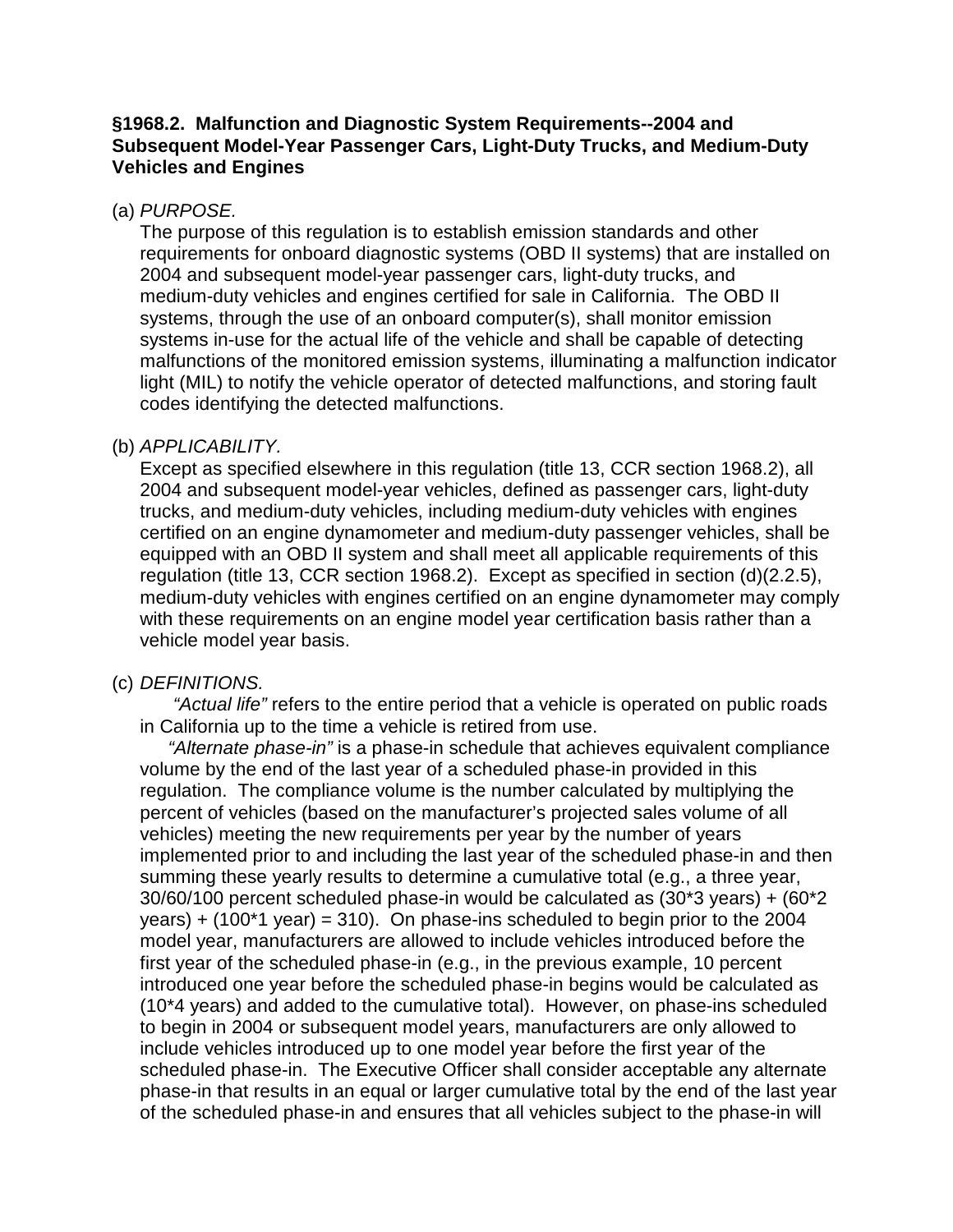**§1968.2. Malfunction and Diagnostic System Requirements--2004 and Subsequent Model-Year Passenger Cars, Light-Duty Trucks, and Medium-Duty Vehicles and Engines**

(a) *PURPOSE.*

The purpose of this regulation is to establish emission standards and other requirements for onboard diagnostic systems (OBD II systems) that are installed on 2004 and subsequent model-year passenger cars, light-duty trucks, and medium-duty vehicles and engines certified for sale in California. The OBD II systems, through the use of an onboard computer(s), shall monitor emission systems in-use for the actual life of the vehicle and shall be capable of detecting malfunctions of the monitored emission systems, illuminating a malfunction indicator light (MIL) to notify the vehicle operator of detected malfunctions, and storing fault codes identifying the detected malfunctions.

(b) *APPLICABILITY.*

Except as specified elsewhere in this regulation (title 13, CCR section 1968.2), all 2004 and subsequent model-year vehicles, defined as passenger cars, light-duty trucks, and medium-duty vehicles, including medium-duty vehicles with engines certified on an engine dynamometer and medium-duty passenger vehicles, shall be equipped with an OBD II system and shall meet all applicable requirements of this regulation (title 13, CCR section 1968.2). Except as specified in section (d)(2.2.5), medium-duty vehicles with engines certified on an engine dynamometer may comply with these requirements on an engine model year certification basis rather than a vehicle model year basis.

(c) *DEFINITIONS.*

*"Actual life"* refers to the entire period that a vehicle is operated on public roads in California up to the time a vehicle is retired from use.

*"Alternate phase-in"* is a phase-in schedule that achieves equivalent compliance volume by the end of the last year of a scheduled phase-in provided in this regulation. The compliance volume is the number calculated by multiplying the percent of vehicles (based on the manufacturer's projected sales volume of all vehicles) meeting the new requirements per year by the number of years implemented prior to and including the last year of the scheduled phase-in and then summing these yearly results to determine a cumulative total (e.g., a three year, 30/60/100 percent scheduled phase-in would be calculated as (30*3 years) + (60*2 years) + (100*1 year) = 310). On phase-ins scheduled to begin prior to the 2004 model year, manufacturers are allowed to include vehicles introduced before the first year of the scheduled phase-in (e.g., in the previous example, 10 percent introduced one year before the scheduled phase-in begins would be calculated as (10*4 years) and added to the cumulative total). However, on phase-ins scheduled to begin in 2004 or subsequent model years, manufacturers are only allowed to include vehicles introduced up to one model year before the first year of the scheduled phase-in. The Executive Officer shall consider acceptable any alternate phase-in that results in an equal or larger cumulative total by the end of the last year of the scheduled phase-in and ensures that all vehicles subject to the phase-in will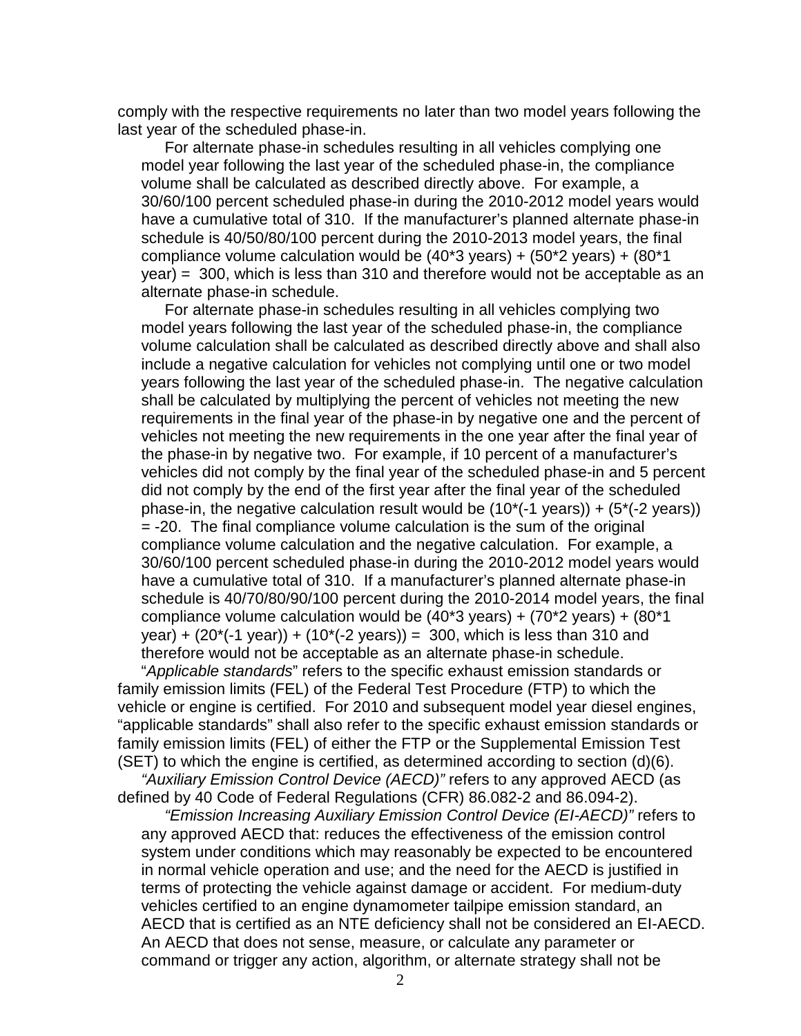comply with the respective requirements no later than two model years following the last year of the scheduled phase-in.

For alternate phase-in schedules resulting in all vehicles complying one model year following the last year of the scheduled phase-in, the compliance volume shall be calculated as described directly above. For example, a 30/60/100 percent scheduled phase-in during the 2010-2012 model years would have a cumulative total of 310. If the manufacturer's planned alternate phase-in schedule is 40/50/80/100 percent during the 2010-2013 model years, the final compliance volume calculation would be (40*3 years) + (50*2 years) + (80*1 year) = 300, which is less than 310 and therefore would not be acceptable as an alternate phase-in schedule.

For alternate phase-in schedules resulting in all vehicles complying two model years following the last year of the scheduled phase-in, the compliance volume calculation shall be calculated as described directly above and shall also include a negative calculation for vehicles not complying until one or two model years following the last year of the scheduled phase-in. The negative calculation shall be calculated by multiplying the percent of vehicles not meeting the new requirements in the final year of the phase-in by negative one and the percent of vehicles not meeting the new requirements in the one year after the final year of the phase-in by negative two. For example, if 10 percent of a manufacturer's vehicles did not comply by the final year of the scheduled phase-in and 5 percent did not comply by the end of the first year after the final year of the scheduled phase-in, the negative calculation result would be (10*(-1 years)) + (5*(-2 years)) = -20. The final compliance volume calculation is the sum of the original compliance volume calculation and the negative calculation. For example, a 30/60/100 percent scheduled phase-in during the 2010-2012 model years would have a cumulative total of 310. If a manufacturer's planned alternate phase-in schedule is 40/70/80/90/100 percent during the 2010-2014 model years, the final compliance volume calculation would be (40*3 years) + (70*2 years) + (80*1 year) + (20*(-1 year)) + (10*(-2 years)) = 300, which is less than 310 and therefore would not be acceptable as an alternate phase-in schedule.

"*Applicable standards*" refers to the specific exhaust emission standards or family emission limits (FEL) of the Federal Test Procedure (FTP) to which the vehicle or engine is certified. For 2010 and subsequent model year diesel engines, "applicable standards" shall also refer to the specific exhaust emission standards or family emission limits (FEL) of either the FTP or the Supplemental Emission Test (SET) to which the engine is certified, as determined according to section (d)(6).

*"Auxiliary Emission Control Device (AECD)"* refers to any approved AECD (as defined by 40 Code of Federal Regulations (CFR) 86.082-2 and 86.094-2).

*"Emission Increasing Auxiliary Emission Control Device (EI-AECD)"* refers to any approved AECD that: reduces the effectiveness of the emission control system under conditions which may reasonably be expected to be encountered in normal vehicle operation and use; and the need for the AECD is justified in terms of protecting the vehicle against damage or accident. For medium-duty vehicles certified to an engine dynamometer tailpipe emission standard, an AECD that is certified as an NTE deficiency shall not be considered an EI-AECD. An AECD that does not sense, measure, or calculate any parameter or command or trigger any action, algorithm, or alternate strategy shall not be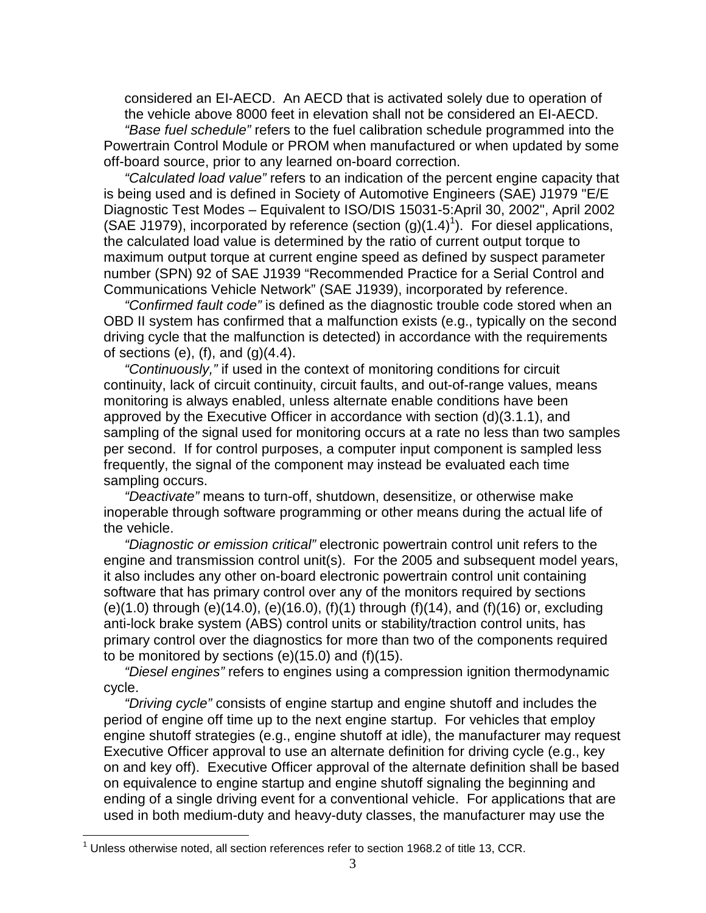considered an EI-AECD. An AECD that is activated solely due to operation of the vehicle above 8000 feet in elevation shall not be considered an EI-AECD.

*"Base fuel schedule"* refers to the fuel calibration schedule programmed into the Powertrain Control Module or PROM when manufactured or when updated by some off-board source, prior to any learned on-board correction.

*"Calculated load value"* refers to an indication of the percent engine capacity that is being used and is defined in Society of Automotive Engineers (SAE) J1979 "E/E Diagnostic Test Modes – Equivalent to ISO/DIS 15031-5:April 30, 2002", April 2002 (SAE J1979), incorporated by reference (section (g)(1.4)[1]). For diesel applications, the calculated load value is determined by the ratio of current output torque to maximum output torque at current engine speed as defined by suspect parameter number (SPN) 92 of SAE J1939 "Recommended Practice for a Serial Control and Communications Vehicle Network" (SAE J1939), incorporated by reference.

*"Confirmed fault code"* is defined as the diagnostic trouble code stored when an OBD II system has confirmed that a malfunction exists (e.g., typically on the second driving cycle that the malfunction is detected) in accordance with the requirements of sections (e), (f), and (g)(4.4).

*"Continuously,"* if used in the context of monitoring conditions for circuit continuity, lack of circuit continuity, circuit faults, and out-of-range values, means monitoring is always enabled, unless alternate enable conditions have been approved by the Executive Officer in accordance with section (d)(3.1.1), and sampling of the signal used for monitoring occurs at a rate no less than two samples per second. If for control purposes, a computer input component is sampled less frequently, the signal of the component may instead be evaluated each time sampling occurs.

*"Deactivate"* means to turn-off, shutdown, desensitize, or otherwise make inoperable through software programming or other means during the actual life of the vehicle.

*"Diagnostic or emission critical"* electronic powertrain control unit refers to the engine and transmission control unit(s). For the 2005 and subsequent model years, it also includes any other on-board electronic powertrain control unit containing software that has primary control over any of the monitors required by sections (e)(1.0) through (e)(14.0), (e)(16.0), (f)(1) through (f)(14), and (f)(16) or, excluding anti-lock brake system (ABS) control units or stability/traction control units, has primary control over the diagnostics for more than two of the components required to be monitored by sections (e)(15.0) and (f)(15).

*"Diesel engines"* refers to engines using a compression ignition thermodynamic cycle.

*"Driving cycle"* consists of engine startup and engine shutoff and includes the period of engine off time up to the next engine startup. For vehicles that employ engine shutoff strategies (e.g., engine shutoff at idle), the manufacturer may request Executive Officer approval to use an alternate definition for driving cycle (e.g., key on and key off). Executive Officer approval of the alternate definition shall be based on equivalence to engine startup and engine shutoff signaling the beginning and ending of a single driving event for a conventional vehicle. For applications that are used in both medium-duty and heavy-duty classes, the manufacturer may use the

[1] Unless otherwise noted, all section references refer to section 1968.2 of title 13, CCR.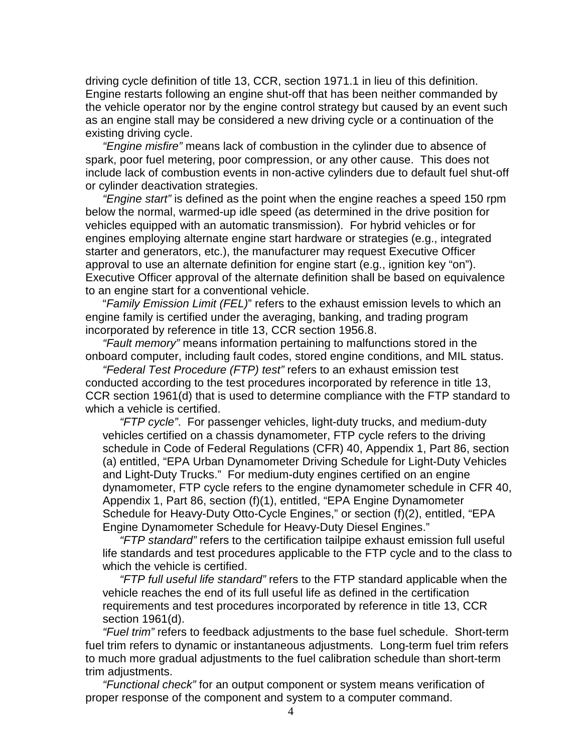driving cycle definition of title 13, CCR, section 1971.1 in lieu of this definition. Engine restarts following an engine shut-off that has been neither commanded by the vehicle operator nor by the engine control strategy but caused by an event such as an engine stall may be considered a new driving cycle or a continuation of the existing driving cycle.

*"Engine misfire"* means lack of combustion in the cylinder due to absence of spark, poor fuel metering, poor compression, or any other cause. This does not include lack of combustion events in non-active cylinders due to default fuel shut-off or cylinder deactivation strategies.

*"Engine start"* is defined as the point when the engine reaches a speed 150 rpm below the normal, warmed-up idle speed (as determined in the drive position for vehicles equipped with an automatic transmission). For hybrid vehicles or for engines employing alternate engine start hardware or strategies (e.g., integrated starter and generators, etc.), the manufacturer may request Executive Officer approval to use an alternate definition for engine start (e.g., ignition key "on"). Executive Officer approval of the alternate definition shall be based on equivalence to an engine start for a conventional vehicle.

"*Family Emission Limit (FEL)*" refers to the exhaust emission levels to which an engine family is certified under the averaging, banking, and trading program incorporated by reference in title 13, CCR section 1956.8.

*"Fault memory"* means information pertaining to malfunctions stored in the onboard computer, including fault codes, stored engine conditions, and MIL status.

*"Federal Test Procedure (FTP) test"* refers to an exhaust emission test conducted according to the test procedures incorporated by reference in title 13, CCR section 1961(d) that is used to determine compliance with the FTP standard to which a vehicle is certified.

*"FTP cycle"*. For passenger vehicles, light-duty trucks, and medium-duty vehicles certified on a chassis dynamometer, FTP cycle refers to the driving schedule in Code of Federal Regulations (CFR) 40, Appendix 1, Part 86, section (a) entitled, "EPA Urban Dynamometer Driving Schedule for Light-Duty Vehicles and Light-Duty Trucks." For medium-duty engines certified on an engine dynamometer, FTP cycle refers to the engine dynamometer schedule in CFR 40, Appendix 1, Part 86, section (f)(1), entitled, "EPA Engine Dynamometer Schedule for Heavy-Duty Otto-Cycle Engines," or section (f)(2), entitled, "EPA Engine Dynamometer Schedule for Heavy-Duty Diesel Engines."

*"FTP standard"* refers to the certification tailpipe exhaust emission full useful life standards and test procedures applicable to the FTP cycle and to the class to which the vehicle is certified.

*"FTP full useful life standard"* refers to the FTP standard applicable when the vehicle reaches the end of its full useful life as defined in the certification requirements and test procedures incorporated by reference in title 13, CCR section 1961(d).

*"Fuel trim"* refers to feedback adjustments to the base fuel schedule. Short-term fuel trim refers to dynamic or instantaneous adjustments. Long-term fuel trim refers to much more gradual adjustments to the fuel calibration schedule than short-term trim adjustments.

*"Functional check"* for an output component or system means verification of proper response of the component and system to a computer command.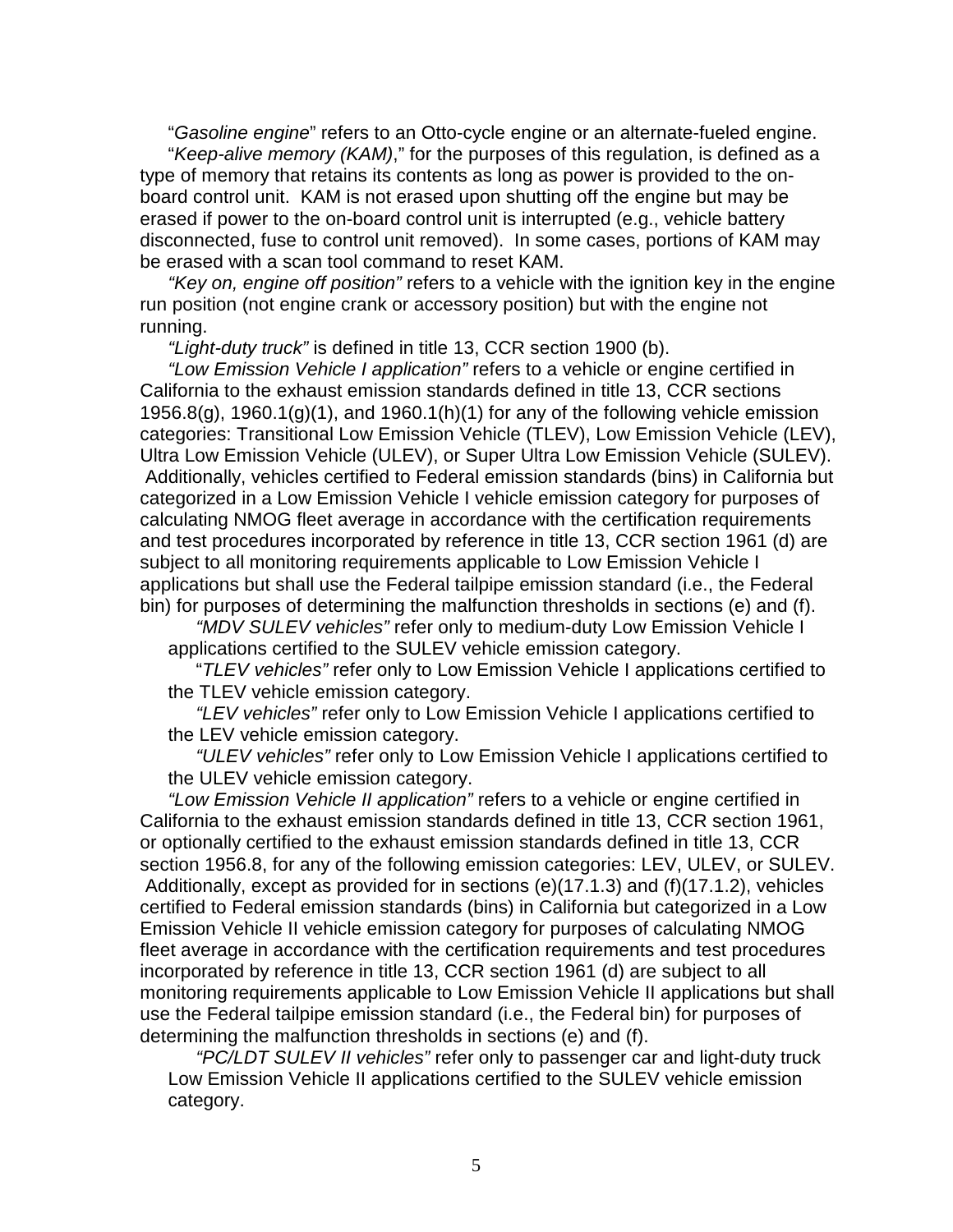"*Gasoline engine*" refers to an Otto-cycle engine or an alternate-fueled engine.

"*Keep-alive memory (KAM)*," for the purposes of this regulation, is defined as a type of memory that retains its contents as long as power is provided to the on-board control unit. KAM is not erased upon shutting off the engine but may be erased if power to the on-board control unit is interrupted (e.g., vehicle battery disconnected, fuse to control unit removed). In some cases, portions of KAM may be erased with a scan tool command to reset KAM.

*"Key on, engine off position"* refers to a vehicle with the ignition key in the engine run position (not engine crank or accessory position) but with the engine not running.

*"Light-duty truck"* is defined in title 13, CCR section 1900 (b).

*"Low Emission Vehicle I application"* refers to a vehicle or engine certified in California to the exhaust emission standards defined in title 13, CCR sections 1956.8(g), 1960.1(g)(1), and 1960.1(h)(1) for any of the following vehicle emission categories: Transitional Low Emission Vehicle (TLEV), Low Emission Vehicle (LEV), Ultra Low Emission Vehicle (ULEV), or Super Ultra Low Emission Vehicle (SULEV). Additionally, vehicles certified to Federal emission standards (bins) in California but categorized in a Low Emission Vehicle I vehicle emission category for purposes of calculating NMOG fleet average in accordance with the certification requirements and test procedures incorporated by reference in title 13, CCR section 1961 (d) are subject to all monitoring requirements applicable to Low Emission Vehicle I applications but shall use the Federal tailpipe emission standard (i.e., the Federal bin) for purposes of determining the malfunction thresholds in sections (e) and (f).

*"MDV SULEV vehicles"* refer only to medium-duty Low Emission Vehicle I applications certified to the SULEV vehicle emission category.

"*TLEV vehicles"* refer only to Low Emission Vehicle I applications certified to the TLEV vehicle emission category.

*"LEV vehicles"* refer only to Low Emission Vehicle I applications certified to the LEV vehicle emission category.

*"ULEV vehicles"* refer only to Low Emission Vehicle I applications certified to the ULEV vehicle emission category.

*"Low Emission Vehicle II application"* refers to a vehicle or engine certified in California to the exhaust emission standards defined in title 13, CCR section 1961, or optionally certified to the exhaust emission standards defined in title 13, CCR section 1956.8, for any of the following emission categories: LEV, ULEV, or SULEV. Additionally, except as provided for in sections (e)(17.1.3) and (f)(17.1.2), vehicles certified to Federal emission standards (bins) in California but categorized in a Low Emission Vehicle II vehicle emission category for purposes of calculating NMOG fleet average in accordance with the certification requirements and test procedures incorporated by reference in title 13, CCR section 1961 (d) are subject to all monitoring requirements applicable to Low Emission Vehicle II applications but shall use the Federal tailpipe emission standard (i.e., the Federal bin) for purposes of determining the malfunction thresholds in sections (e) and (f).

*"PC/LDT SULEV II vehicles"* refer only to passenger car and light-duty truck Low Emission Vehicle II applications certified to the SULEV vehicle emission category.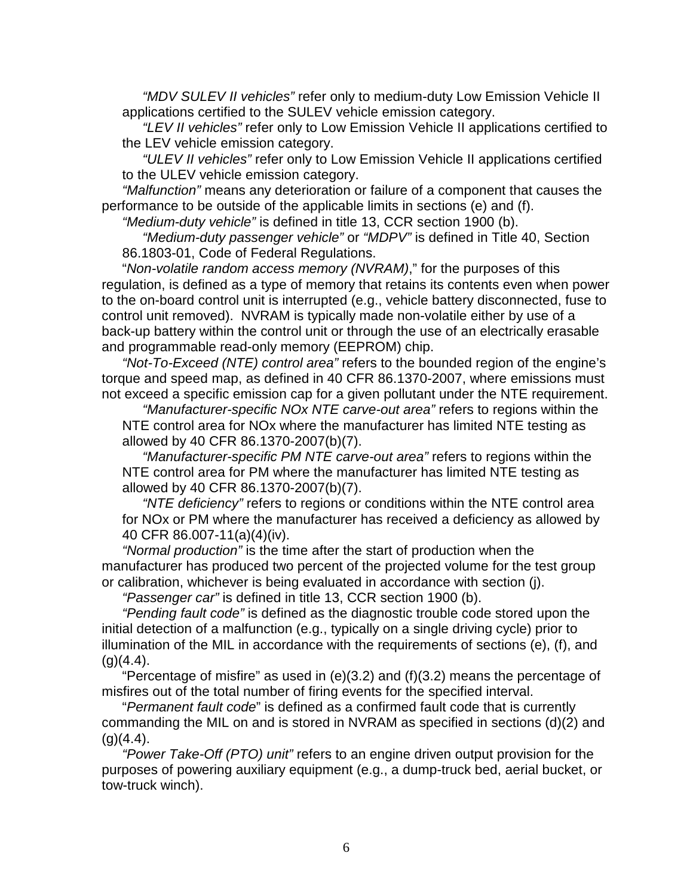*"MDV SULEV II vehicles"* refer only to medium-duty Low Emission Vehicle II applications certified to the SULEV vehicle emission category.

*"LEV II vehicles"* refer only to Low Emission Vehicle II applications certified to the LEV vehicle emission category.

*"ULEV II vehicles"* refer only to Low Emission Vehicle II applications certified to the ULEV vehicle emission category.

*"Malfunction"* means any deterioration or failure of a component that causes the performance to be outside of the applicable limits in sections (e) and (f).

*"Medium-duty vehicle"* is defined in title 13, CCR section 1900 (b).

*"Medium-duty passenger vehicle"* or *"MDPV"* is defined in Title 40, Section 86.1803-01, Code of Federal Regulations.

"*Non-volatile random access memory (NVRAM)*," for the purposes of this regulation, is defined as a type of memory that retains its contents even when power to the on-board control unit is interrupted (e.g., vehicle battery disconnected, fuse to control unit removed). NVRAM is typically made non-volatile either by use of a back-up battery within the control unit or through the use of an electrically erasable and programmable read-only memory (EEPROM) chip.

*"Not-To-Exceed (NTE) control area"* refers to the bounded region of the engine's torque and speed map, as defined in 40 CFR 86.1370-2007, where emissions must not exceed a specific emission cap for a given pollutant under the NTE requirement.

*"Manufacturer-specific NOx NTE carve-out area"* refers to regions within the NTE control area for NOx where the manufacturer has limited NTE testing as allowed by 40 CFR 86.1370-2007(b)(7).

*"Manufacturer-specific PM NTE carve-out area"* refers to regions within the NTE control area for PM where the manufacturer has limited NTE testing as allowed by 40 CFR 86.1370-2007(b)(7).

*"NTE deficiency"* refers to regions or conditions within the NTE control area for NOx or PM where the manufacturer has received a deficiency as allowed by 40 CFR 86.007-11(a)(4)(iv).

*"Normal production"* is the time after the start of production when the manufacturer has produced two percent of the projected volume for the test group or calibration, whichever is being evaluated in accordance with section (j).

*"Passenger car"* is defined in title 13, CCR section 1900 (b).

*"Pending fault code"* is defined as the diagnostic trouble code stored upon the initial detection of a malfunction (e.g., typically on a single driving cycle) prior to illumination of the MIL in accordance with the requirements of sections (e), (f), and (g)(4.4).

"Percentage of misfire" as used in (e)(3.2) and (f)(3.2) means the percentage of misfires out of the total number of firing events for the specified interval.

"*Permanent fault code*" is defined as a confirmed fault code that is currently commanding the MIL on and is stored in NVRAM as specified in sections (d)(2) and (g)(4.4).

*"Power Take-Off (PTO) unit"* refers to an engine driven output provision for the purposes of powering auxiliary equipment (e.g., a dump-truck bed, aerial bucket, or tow-truck winch).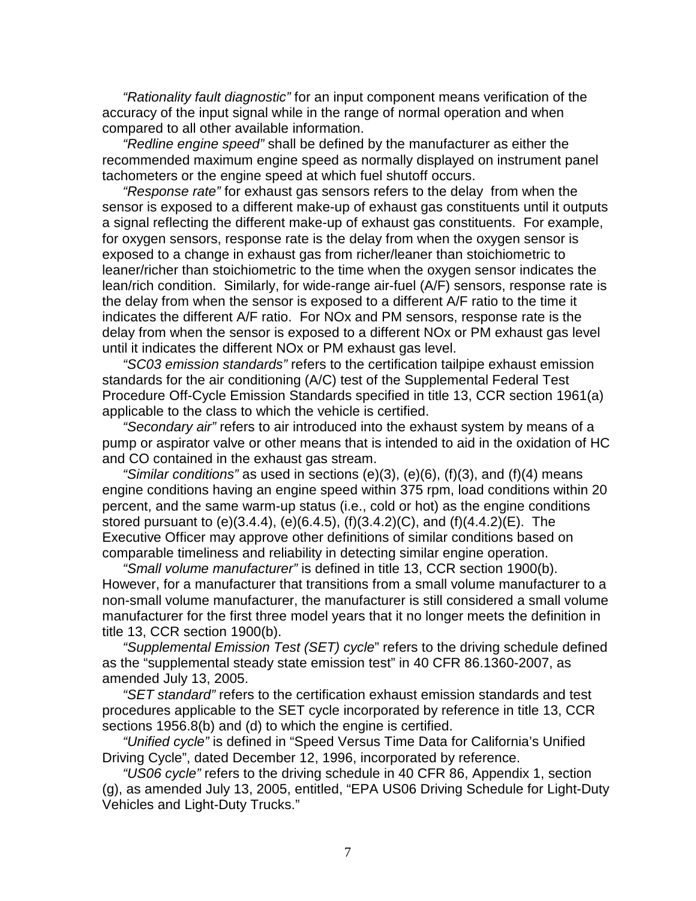*"Rationality fault diagnostic"* for an input component means verification of the accuracy of the input signal while in the range of normal operation and when compared to all other available information.

*"Redline engine speed"* shall be defined by the manufacturer as either the recommended maximum engine speed as normally displayed on instrument panel tachometers or the engine speed at which fuel shutoff occurs.

*"Response rate"* for exhaust gas sensors refers to the delay from when the sensor is exposed to a different make-up of exhaust gas constituents until it outputs a signal reflecting the different make-up of exhaust gas constituents. For example, for oxygen sensors, response rate is the delay from when the oxygen sensor is exposed to a change in exhaust gas from richer/leaner than stoichiometric to leaner/richer than stoichiometric to the time when the oxygen sensor indicates the lean/rich condition. Similarly, for wide-range air-fuel (A/F) sensors, response rate is the delay from when the sensor is exposed to a different A/F ratio to the time it indicates the different A/F ratio. For NOx and PM sensors, response rate is the delay from when the sensor is exposed to a different NOx or PM exhaust gas level until it indicates the different NOx or PM exhaust gas level.

*"SC03 emission standards"* refers to the certification tailpipe exhaust emission standards for the air conditioning (A/C) test of the Supplemental Federal Test Procedure Off-Cycle Emission Standards specified in title 13, CCR section 1961(a) applicable to the class to which the vehicle is certified.

*"Secondary air"* refers to air introduced into the exhaust system by means of a pump or aspirator valve or other means that is intended to aid in the oxidation of HC and CO contained in the exhaust gas stream.

*"Similar conditions"* as used in sections (e)(3), (e)(6), (f)(3), and (f)(4) means engine conditions having an engine speed within 375 rpm, load conditions within 20 percent, and the same warm-up status (i.e., cold or hot) as the engine conditions stored pursuant to (e)(3.4.4), (e)(6.4.5), (f)(3.4.2)(C), and (f)(4.4.2)(E). The Executive Officer may approve other definitions of similar conditions based on comparable timeliness and reliability in detecting similar engine operation.

*"Small volume manufacturer"* is defined in title 13, CCR section 1900(b). However, for a manufacturer that transitions from a small volume manufacturer to a non-small volume manufacturer, the manufacturer is still considered a small volume manufacturer for the first three model years that it no longer meets the definition in title 13, CCR section 1900(b).

*"Supplemental Emission Test (SET) cycle*" refers to the driving schedule defined as the "supplemental steady state emission test" in 40 CFR 86.1360-2007, as amended July 13, 2005.

*"SET standard"* refers to the certification exhaust emission standards and test procedures applicable to the SET cycle incorporated by reference in title 13, CCR sections 1956.8(b) and (d) to which the engine is certified.

*"Unified cycle"* is defined in "Speed Versus Time Data for California's Unified Driving Cycle", dated December 12, 1996, incorporated by reference.

*"US06 cycle"* refers to the driving schedule in 40 CFR 86, Appendix 1, section (g), as amended July 13, 2005, entitled, "EPA US06 Driving Schedule for Light-Duty Vehicles and Light-Duty Trucks."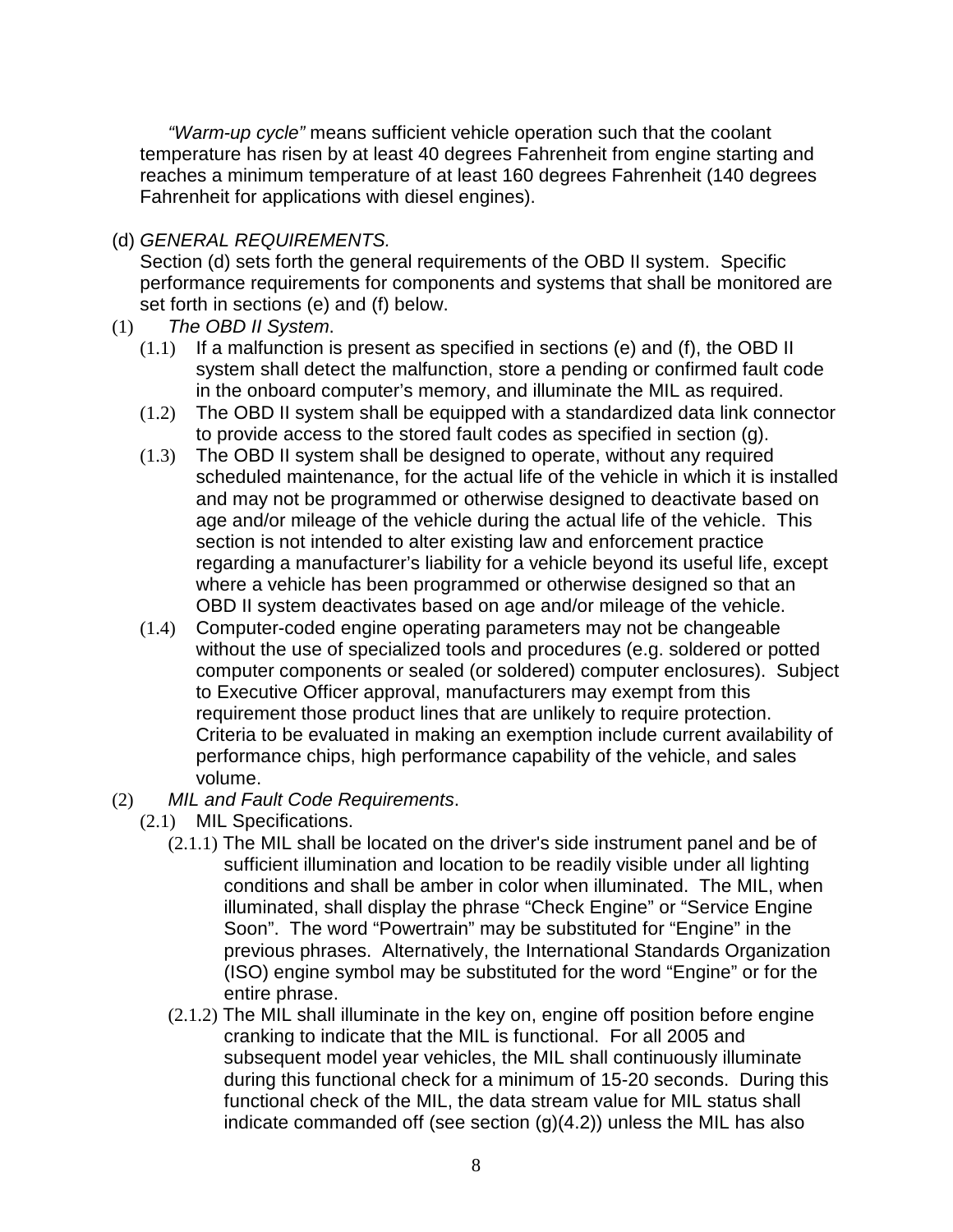*"Warm-up cycle"* means sufficient vehicle operation such that the coolant temperature has risen by at least 40 degrees Fahrenheit from engine starting and reaches a minimum temperature of at least 160 degrees Fahrenheit (140 degrees Fahrenheit for applications with diesel engines).

(d) *GENERAL REQUIREMENTS.*

Section (d) sets forth the general requirements of the OBD II system. Specific performance requirements for components and systems that shall be monitored are set forth in sections (e) and (f) below.

(1) *The OBD II System*.

(1.1) If a malfunction is present as specified in sections (e) and (f), the OBD II system shall detect the malfunction, store a pending or confirmed fault code in the onboard computer's memory, and illuminate the MIL as required.

(1.2) The OBD II system shall be equipped with a standardized data link connector to provide access to the stored fault codes as specified in section (g).

(1.3) The OBD II system shall be designed to operate, without any required scheduled maintenance, for the actual life of the vehicle in which it is installed and may not be programmed or otherwise designed to deactivate based on age and/or mileage of the vehicle during the actual life of the vehicle. This section is not intended to alter existing law and enforcement practice regarding a manufacturer's liability for a vehicle beyond its useful life, except where a vehicle has been programmed or otherwise designed so that an OBD II system deactivates based on age and/or mileage of the vehicle.

(1.4) Computer-coded engine operating parameters may not be changeable without the use of specialized tools and procedures (e.g. soldered or potted computer components or sealed (or soldered) computer enclosures). Subject to Executive Officer approval, manufacturers may exempt from this requirement those product lines that are unlikely to require protection. Criteria to be evaluated in making an exemption include current availability of performance chips, high performance capability of the vehicle, and sales volume.

(2) *MIL and Fault Code Requirements*.

(2.1) MIL Specifications.

(2.1.1) The MIL shall be located on the driver's side instrument panel and be of sufficient illumination and location to be readily visible under all lighting conditions and shall be amber in color when illuminated. The MIL, when illuminated, shall display the phrase "Check Engine" or "Service Engine Soon". The word "Powertrain" may be substituted for "Engine" in the previous phrases. Alternatively, the International Standards Organization (ISO) engine symbol may be substituted for the word "Engine" or for the entire phrase.

(2.1.2) The MIL shall illuminate in the key on, engine off position before engine cranking to indicate that the MIL is functional. For all 2005 and subsequent model year vehicles, the MIL shall continuously illuminate during this functional check for a minimum of 15-20 seconds. During this functional check of the MIL, the data stream value for MIL status shall indicate commanded off (see section (g)(4.2)) unless the MIL has also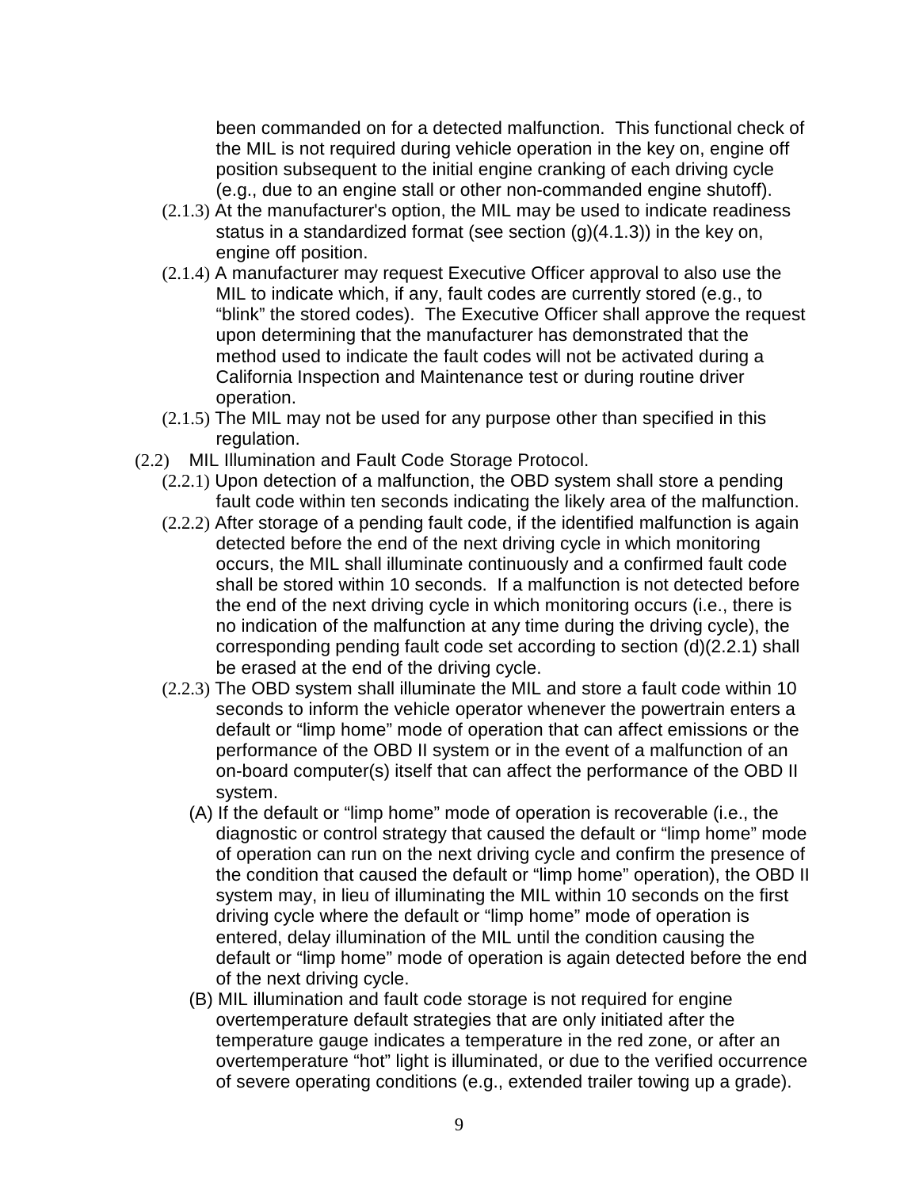been commanded on for a detected malfunction. This functional check of the MIL is not required during vehicle operation in the key on, engine off position subsequent to the initial engine cranking of each driving cycle (e.g., due to an engine stall or other non-commanded engine shutoff).

(2.1.3) At the manufacturer's option, the MIL may be used to indicate readiness status in a standardized format (see section (g)(4.1.3)) in the key on, engine off position.

(2.1.4) A manufacturer may request Executive Officer approval to also use the MIL to indicate which, if any, fault codes are currently stored (e.g., to "blink" the stored codes). The Executive Officer shall approve the request upon determining that the manufacturer has demonstrated that the method used to indicate the fault codes will not be activated during a California Inspection and Maintenance test or during routine driver operation.

(2.1.5) The MIL may not be used for any purpose other than specified in this regulation.

(2.2) MIL Illumination and Fault Code Storage Protocol.

(2.2.1) Upon detection of a malfunction, the OBD system shall store a pending fault code within ten seconds indicating the likely area of the malfunction.

(2.2.2) After storage of a pending fault code, if the identified malfunction is again detected before the end of the next driving cycle in which monitoring occurs, the MIL shall illuminate continuously and a confirmed fault code shall be stored within 10 seconds. If a malfunction is not detected before the end of the next driving cycle in which monitoring occurs (i.e., there is no indication of the malfunction at any time during the driving cycle), the corresponding pending fault code set according to section (d)(2.2.1) shall be erased at the end of the driving cycle.

(2.2.3) The OBD system shall illuminate the MIL and store a fault code within 10 seconds to inform the vehicle operator whenever the powertrain enters a default or "limp home" mode of operation that can affect emissions or the performance of the OBD II system or in the event of a malfunction of an on-board computer(s) itself that can affect the performance of the OBD II system.

(A) If the default or "limp home" mode of operation is recoverable (i.e., the diagnostic or control strategy that caused the default or "limp home" mode of operation can run on the next driving cycle and confirm the presence of the condition that caused the default or "limp home" operation), the OBD II system may, in lieu of illuminating the MIL within 10 seconds on the first driving cycle where the default or "limp home" mode of operation is entered, delay illumination of the MIL until the condition causing the default or "limp home" mode of operation is again detected before the end of the next driving cycle.

(B) MIL illumination and fault code storage is not required for engine overtemperature default strategies that are only initiated after the temperature gauge indicates a temperature in the red zone, or after an overtemperature "hot" light is illuminated, or due to the verified occurrence of severe operating conditions (e.g., extended trailer towing up a grade).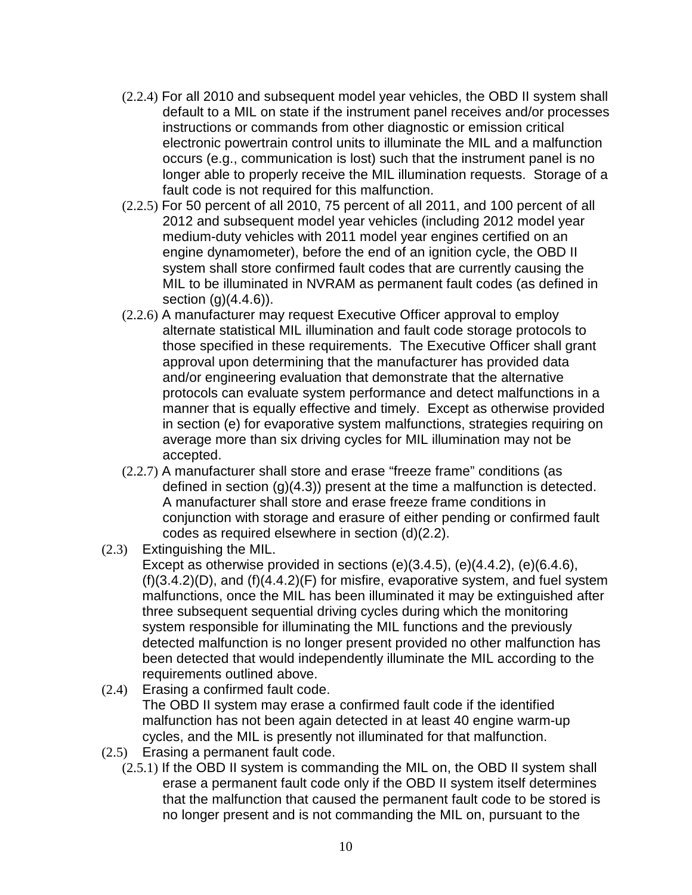(2.2.4) For all 2010 and subsequent model year vehicles, the OBD II system shall default to a MIL on state if the instrument panel receives and/or processes instructions or commands from other diagnostic or emission critical electronic powertrain control units to illuminate the MIL and a malfunction occurs (e.g., communication is lost) such that the instrument panel is no longer able to properly receive the MIL illumination requests. Storage of a fault code is not required for this malfunction.

(2.2.5) For 50 percent of all 2010, 75 percent of all 2011, and 100 percent of all 2012 and subsequent model year vehicles (including 2012 model year medium-duty vehicles with 2011 model year engines certified on an engine dynamometer), before the end of an ignition cycle, the OBD II system shall store confirmed fault codes that are currently causing the MIL to be illuminated in NVRAM as permanent fault codes (as defined in section (g)(4.4.6)).

(2.2.6) A manufacturer may request Executive Officer approval to employ alternate statistical MIL illumination and fault code storage protocols to those specified in these requirements. The Executive Officer shall grant approval upon determining that the manufacturer has provided data and/or engineering evaluation that demonstrate that the alternative protocols can evaluate system performance and detect malfunctions in a manner that is equally effective and timely. Except as otherwise provided in section (e) for evaporative system malfunctions, strategies requiring on average more than six driving cycles for MIL illumination may not be accepted.

(2.2.7) A manufacturer shall store and erase "freeze frame" conditions (as defined in section (g)(4.3)) present at the time a malfunction is detected. A manufacturer shall store and erase freeze frame conditions in conjunction with storage and erasure of either pending or confirmed fault codes as required elsewhere in section (d)(2.2).

(2.3) Extinguishing the MIL.
Except as otherwise provided in sections (e)(3.4.5), (e)(4.4.2), (e)(6.4.6), (f)(3.4.2)(D), and (f)(4.4.2)(F) for misfire, evaporative system, and fuel system malfunctions, once the MIL has been illuminated it may be extinguished after three subsequent sequential driving cycles during which the monitoring system responsible for illuminating the MIL functions and the previously detected malfunction is no longer present provided no other malfunction has been detected that would independently illuminate the MIL according to the requirements outlined above.

(2.4) Erasing a confirmed fault code.
The OBD II system may erase a confirmed fault code if the identified malfunction has not been again detected in at least 40 engine warm-up cycles, and the MIL is presently not illuminated for that malfunction.

(2.5) Erasing a permanent fault code.

(2.5.1) If the OBD II system is commanding the MIL on, the OBD II system shall erase a permanent fault code only if the OBD II system itself determines that the malfunction that caused the permanent fault code to be stored is no longer present and is not commanding the MIL on, pursuant to the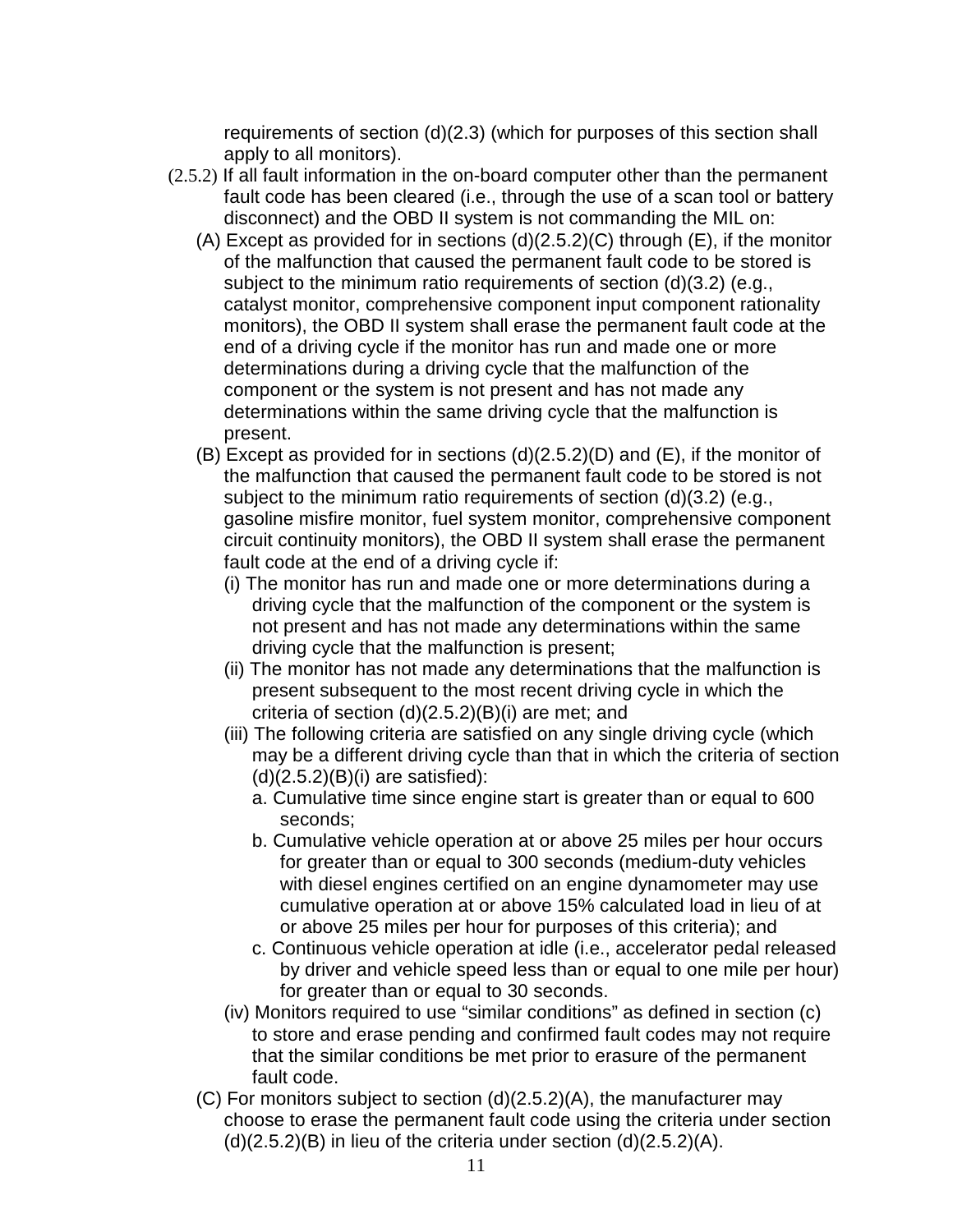requirements of section (d)(2.3) (which for purposes of this section shall apply to all monitors).

(2.5.2) If all fault information in the on-board computer other than the permanent fault code has been cleared (i.e., through the use of a scan tool or battery disconnect) and the OBD II system is not commanding the MIL on:

(A) Except as provided for in sections (d)(2.5.2)(C) through (E), if the monitor of the malfunction that caused the permanent fault code to be stored is subject to the minimum ratio requirements of section (d)(3.2) (e.g., catalyst monitor, comprehensive component input component rationality monitors), the OBD II system shall erase the permanent fault code at the end of a driving cycle if the monitor has run and made one or more determinations during a driving cycle that the malfunction of the component or the system is not present and has not made any determinations within the same driving cycle that the malfunction is present.

(B) Except as provided for in sections (d)(2.5.2)(D) and (E), if the monitor of the malfunction that caused the permanent fault code to be stored is not subject to the minimum ratio requirements of section (d)(3.2) (e.g., gasoline misfire monitor, fuel system monitor, comprehensive component circuit continuity monitors), the OBD II system shall erase the permanent fault code at the end of a driving cycle if:

(i) The monitor has run and made one or more determinations during a driving cycle that the malfunction of the component or the system is not present and has not made any determinations within the same driving cycle that the malfunction is present;

(ii) The monitor has not made any determinations that the malfunction is present subsequent to the most recent driving cycle in which the criteria of section (d)(2.5.2)(B)(i) are met; and

(iii) The following criteria are satisfied on any single driving cycle (which may be a different driving cycle than that in which the criteria of section (d)(2.5.2)(B)(i) are satisfied):

a. Cumulative time since engine start is greater than or equal to 600 seconds;

b. Cumulative vehicle operation at or above 25 miles per hour occurs for greater than or equal to 300 seconds (medium-duty vehicles with diesel engines certified on an engine dynamometer may use cumulative operation at or above 15% calculated load in lieu of at or above 25 miles per hour for purposes of this criteria); and

c. Continuous vehicle operation at idle (i.e., accelerator pedal released by driver and vehicle speed less than or equal to one mile per hour) for greater than or equal to 30 seconds.

(iv) Monitors required to use "similar conditions" as defined in section (c) to store and erase pending and confirmed fault codes may not require that the similar conditions be met prior to erasure of the permanent fault code.

(C) For monitors subject to section (d)(2.5.2)(A), the manufacturer may choose to erase the permanent fault code using the criteria under section (d)(2.5.2)(B) in lieu of the criteria under section (d)(2.5.2)(A).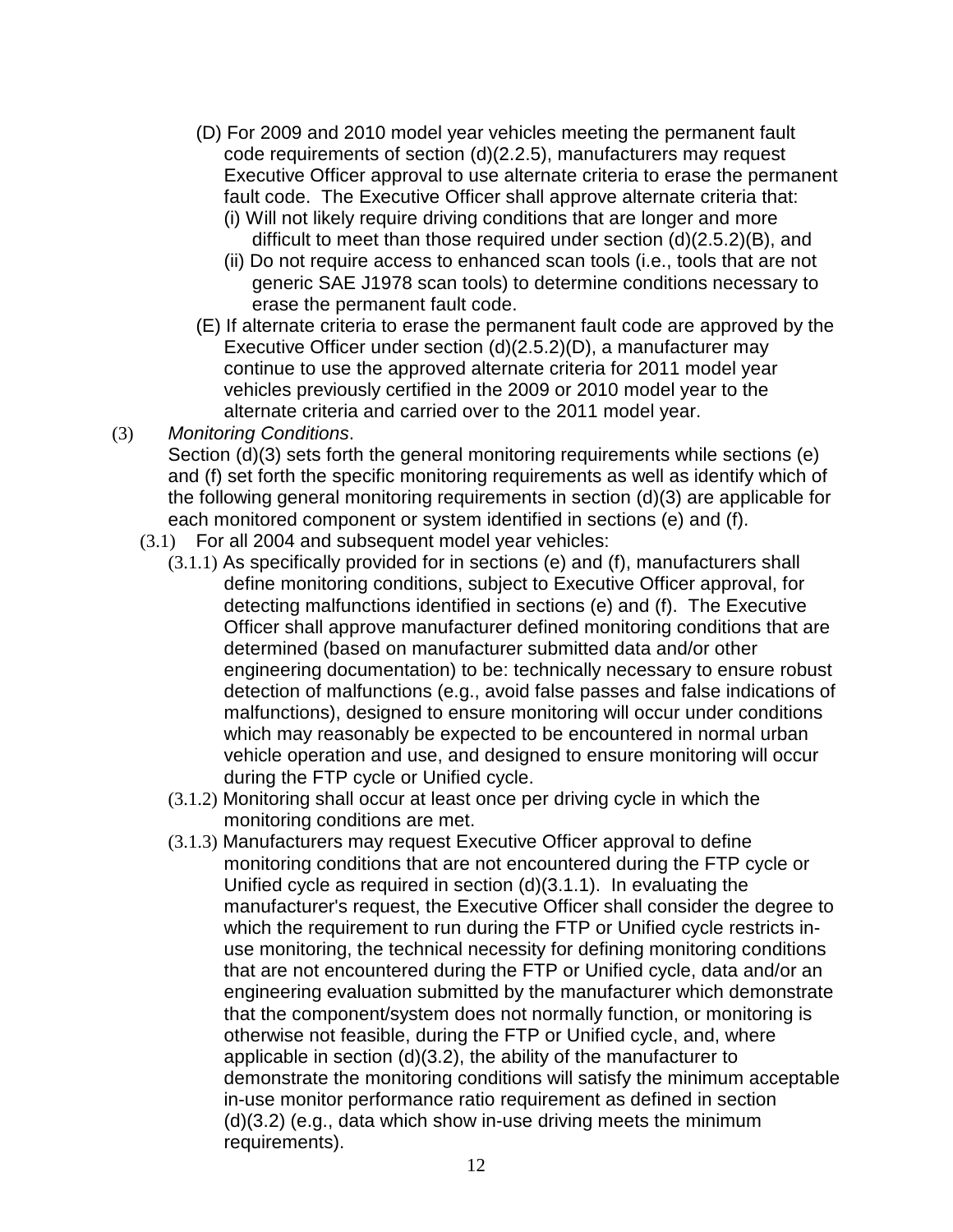(D) For 2009 and 2010 model year vehicles meeting the permanent fault code requirements of section (d)(2.2.5), manufacturers may request Executive Officer approval to use alternate criteria to erase the permanent fault code. The Executive Officer shall approve alternate criteria that:

(i) Will not likely require driving conditions that are longer and more difficult to meet than those required under section (d)(2.5.2)(B), and

(ii) Do not require access to enhanced scan tools (i.e., tools that are not generic SAE J1978 scan tools) to determine conditions necessary to erase the permanent fault code.

(E) If alternate criteria to erase the permanent fault code are approved by the Executive Officer under section (d)(2.5.2)(D), a manufacturer may continue to use the approved alternate criteria for 2011 model year vehicles previously certified in the 2009 or 2010 model year to the alternate criteria and carried over to the 2011 model year.

(3) *Monitoring Conditions*.

Section (d)(3) sets forth the general monitoring requirements while sections (e) and (f) set forth the specific monitoring requirements as well as identify which of the following general monitoring requirements in section (d)(3) are applicable for each monitored component or system identified in sections (e) and (f).

(3.1) For all 2004 and subsequent model year vehicles:

(3.1.1) As specifically provided for in sections (e) and (f), manufacturers shall define monitoring conditions, subject to Executive Officer approval, for detecting malfunctions identified in sections (e) and (f). The Executive Officer shall approve manufacturer defined monitoring conditions that are determined (based on manufacturer submitted data and/or other engineering documentation) to be: technically necessary to ensure robust detection of malfunctions (e.g., avoid false passes and false indications of malfunctions), designed to ensure monitoring will occur under conditions which may reasonably be expected to be encountered in normal urban vehicle operation and use, and designed to ensure monitoring will occur during the FTP cycle or Unified cycle.

(3.1.2) Monitoring shall occur at least once per driving cycle in which the monitoring conditions are met.

(3.1.3) Manufacturers may request Executive Officer approval to define monitoring conditions that are not encountered during the FTP cycle or Unified cycle as required in section (d)(3.1.1). In evaluating the manufacturer's request, the Executive Officer shall consider the degree to which the requirement to run during the FTP or Unified cycle restricts in-use monitoring, the technical necessity for defining monitoring conditions that are not encountered during the FTP or Unified cycle, data and/or an engineering evaluation submitted by the manufacturer which demonstrate that the component/system does not normally function, or monitoring is otherwise not feasible, during the FTP or Unified cycle, and, where applicable in section (d)(3.2), the ability of the manufacturer to demonstrate the monitoring conditions will satisfy the minimum acceptable in-use monitor performance ratio requirement as defined in section (d)(3.2) (e.g., data which show in-use driving meets the minimum requirements).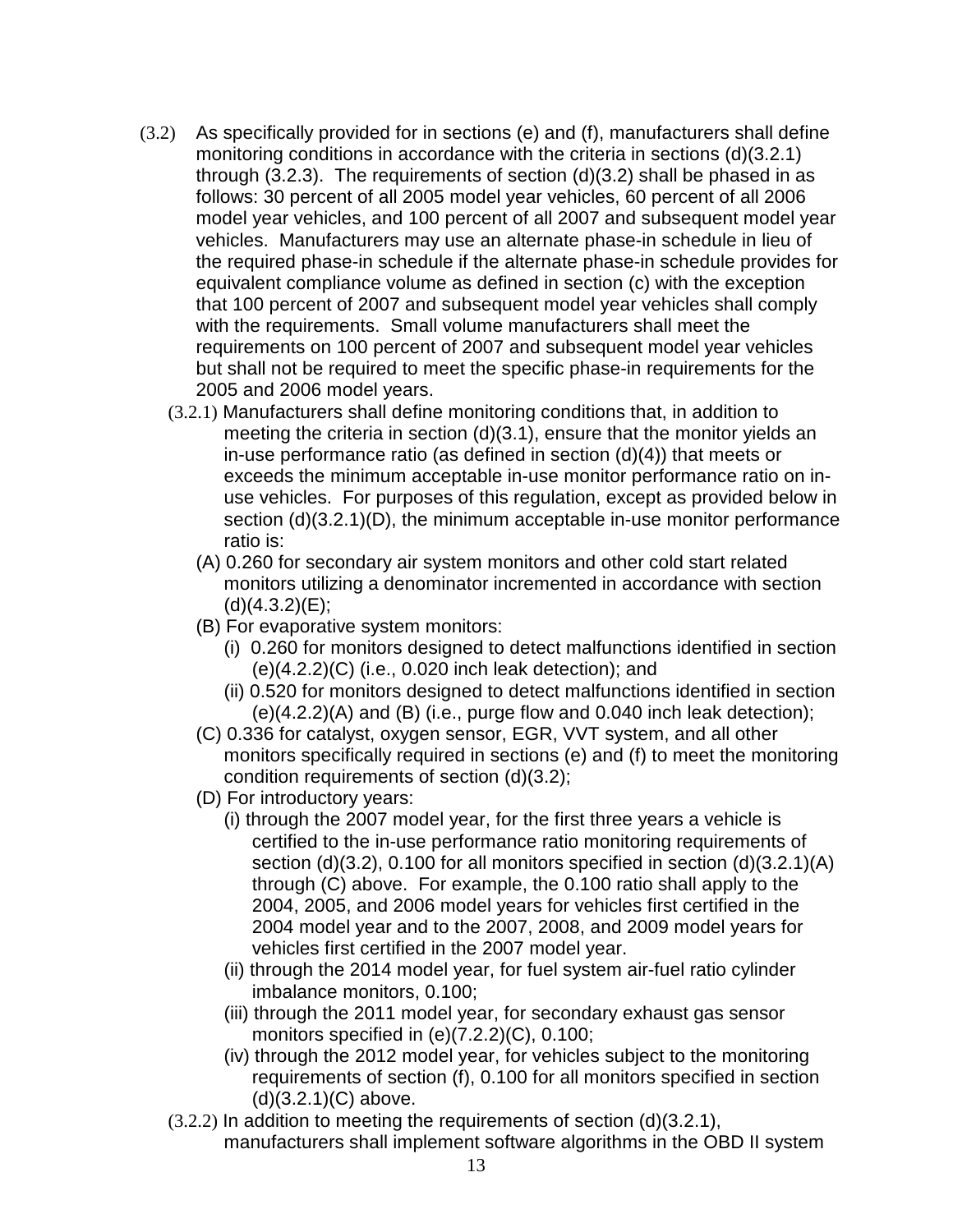(3.2) As specifically provided for in sections (e) and (f), manufacturers shall define monitoring conditions in accordance with the criteria in sections (d)(3.2.1) through (3.2.3). The requirements of section (d)(3.2) shall be phased in as follows: 30 percent of all 2005 model year vehicles, 60 percent of all 2006 model year vehicles, and 100 percent of all 2007 and subsequent model year vehicles. Manufacturers may use an alternate phase-in schedule in lieu of the required phase-in schedule if the alternate phase-in schedule provides for equivalent compliance volume as defined in section (c) with the exception that 100 percent of 2007 and subsequent model year vehicles shall comply with the requirements. Small volume manufacturers shall meet the requirements on 100 percent of 2007 and subsequent model year vehicles but shall not be required to meet the specific phase-in requirements for the 2005 and 2006 model years.

(3.2.1) Manufacturers shall define monitoring conditions that, in addition to meeting the criteria in section (d)(3.1), ensure that the monitor yields an in-use performance ratio (as defined in section (d)(4)) that meets or exceeds the minimum acceptable in-use monitor performance ratio on in-use vehicles. For purposes of this regulation, except as provided below in section (d)(3.2.1)(D), the minimum acceptable in-use monitor performance ratio is:

(A) 0.260 for secondary air system monitors and other cold start related monitors utilizing a denominator incremented in accordance with section (d)(4.3.2)(E);

(B) For evaporative system monitors:

(i) 0.260 for monitors designed to detect malfunctions identified in section (e)(4.2.2)(C) (i.e., 0.020 inch leak detection); and

(ii) 0.520 for monitors designed to detect malfunctions identified in section (e)(4.2.2)(A) and (B) (i.e., purge flow and 0.040 inch leak detection);

(C) 0.336 for catalyst, oxygen sensor, EGR, VVT system, and all other monitors specifically required in sections (e) and (f) to meet the monitoring condition requirements of section (d)(3.2);

(D) For introductory years:

(i) through the 2007 model year, for the first three years a vehicle is certified to the in-use performance ratio monitoring requirements of section (d)(3.2), 0.100 for all monitors specified in section (d)(3.2.1)(A) through (C) above. For example, the 0.100 ratio shall apply to the 2004, 2005, and 2006 model years for vehicles first certified in the 2004 model year and to the 2007, 2008, and 2009 model years for vehicles first certified in the 2007 model year.

(ii) through the 2014 model year, for fuel system air-fuel ratio cylinder imbalance monitors, 0.100;

(iii) through the 2011 model year, for secondary exhaust gas sensor monitors specified in (e)(7.2.2)(C), 0.100;

(iv) through the 2012 model year, for vehicles subject to the monitoring requirements of section (f), 0.100 for all monitors specified in section (d)(3.2.1)(C) above.

(3.2.2) In addition to meeting the requirements of section (d)(3.2.1), manufacturers shall implement software algorithms in the OBD II system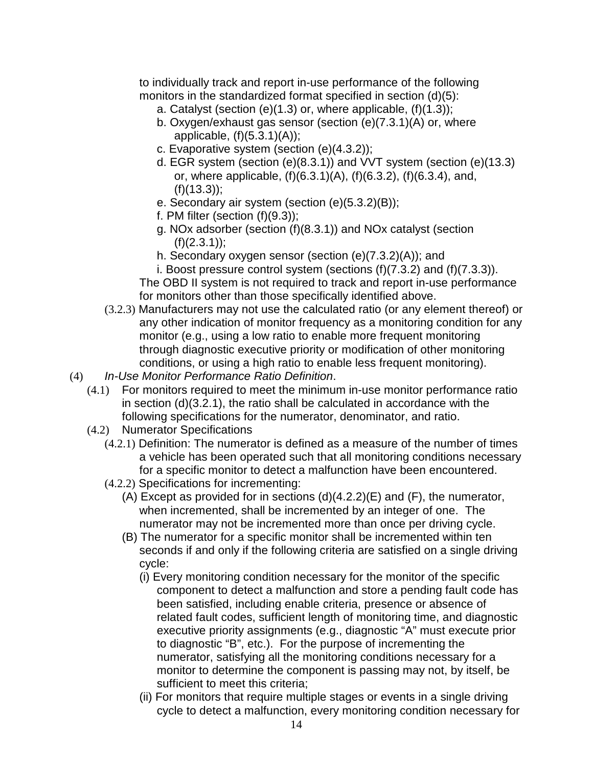to individually track and report in-use performance of the following monitors in the standardized format specified in section (d)(5):

a. Catalyst (section (e)(1.3) or, where applicable, (f)(1.3));
b. Oxygen/exhaust gas sensor (section (e)(7.3.1)(A) or, where applicable, (f)(5.3.1)(A));
c. Evaporative system (section (e)(4.3.2));
d. EGR system (section (e)(8.3.1)) and VVT system (section (e)(13.3) or, where applicable, (f)(6.3.1)(A), (f)(6.3.2), (f)(6.3.4), and, (f)(13.3));
e. Secondary air system (section (e)(5.3.2)(B));
f. PM filter (section (f)(9.3));
g. NOx adsorber (section (f)(8.3.1)) and NOx catalyst (section (f)(2.3.1));
h. Secondary oxygen sensor (section (e)(7.3.2)(A)); and
i. Boost pressure control system (sections (f)(7.3.2) and (f)(7.3.3)).

The OBD II system is not required to track and report in-use performance for monitors other than those specifically identified above.

(3.2.3) Manufacturers may not use the calculated ratio (or any element thereof) or any other indication of monitor frequency as a monitoring condition for any monitor (e.g., using a low ratio to enable more frequent monitoring through diagnostic executive priority or modification of other monitoring conditions, or using a high ratio to enable less frequent monitoring).

(4) *In-Use Monitor Performance Ratio Definition*.

(4.1) For monitors required to meet the minimum in-use monitor performance ratio in section (d)(3.2.1), the ratio shall be calculated in accordance with the following specifications for the numerator, denominator, and ratio.

(4.2) Numerator Specifications

(4.2.1) Definition: The numerator is defined as a measure of the number of times a vehicle has been operated such that all monitoring conditions necessary for a specific monitor to detect a malfunction have been encountered.

(4.2.2) Specifications for incrementing:

(A) Except as provided for in sections (d)(4.2.2)(E) and (F), the numerator, when incremented, shall be incremented by an integer of one. The numerator may not be incremented more than once per driving cycle.

(B) The numerator for a specific monitor shall be incremented within ten seconds if and only if the following criteria are satisfied on a single driving cycle:

(i) Every monitoring condition necessary for the monitor of the specific component to detect a malfunction and store a pending fault code has been satisfied, including enable criteria, presence or absence of related fault codes, sufficient length of monitoring time, and diagnostic executive priority assignments (e.g., diagnostic "A" must execute prior to diagnostic "B", etc.). For the purpose of incrementing the numerator, satisfying all the monitoring conditions necessary for a monitor to determine the component is passing may not, by itself, be sufficient to meet this criteria;

(ii) For monitors that require multiple stages or events in a single driving cycle to detect a malfunction, every monitoring condition necessary for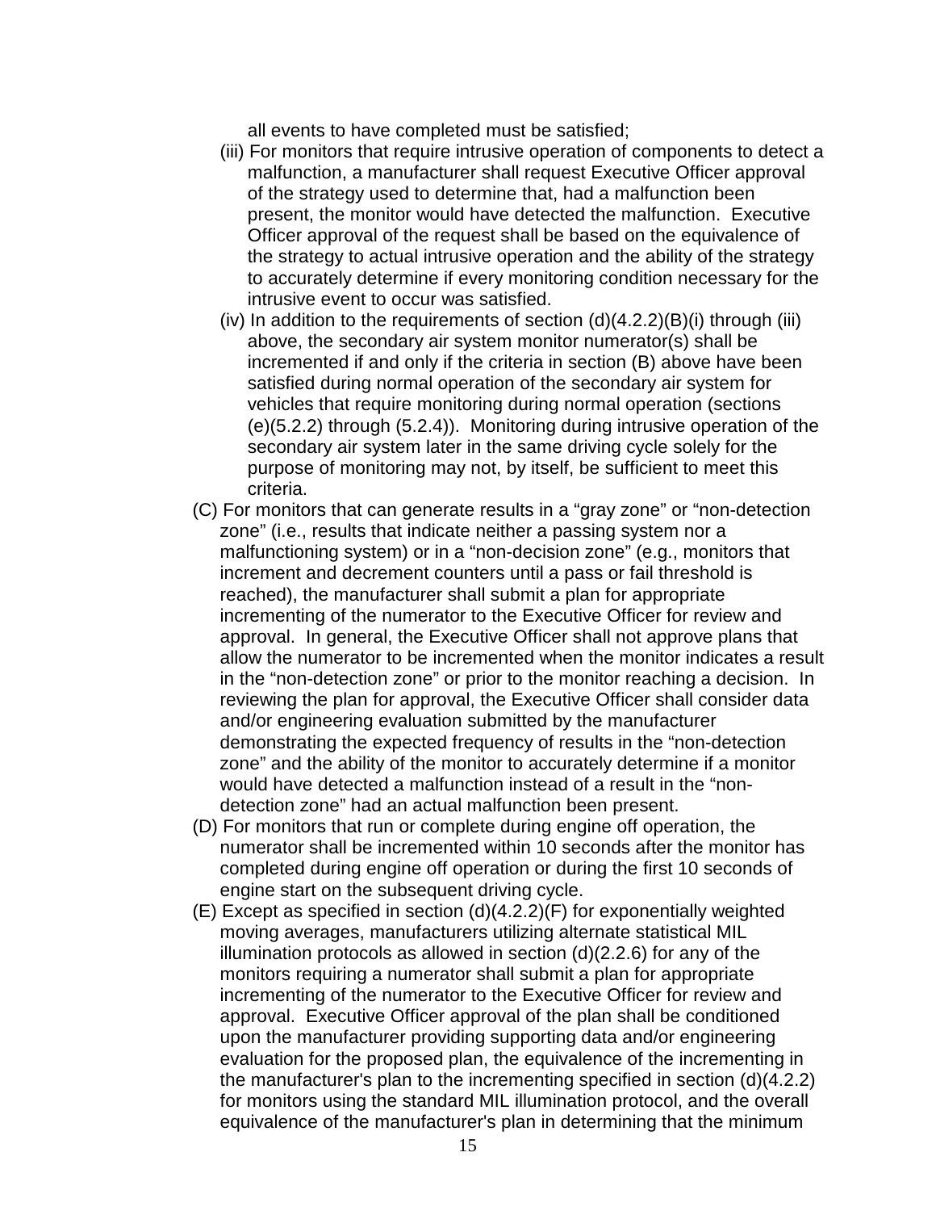all events to have completed must be satisfied;

(iii) For monitors that require intrusive operation of components to detect a malfunction, a manufacturer shall request Executive Officer approval of the strategy used to determine that, had a malfunction been present, the monitor would have detected the malfunction. Executive Officer approval of the request shall be based on the equivalence of the strategy to actual intrusive operation and the ability of the strategy to accurately determine if every monitoring condition necessary for the intrusive event to occur was satisfied.

(iv) In addition to the requirements of section (d)(4.2.2)(B)(i) through (iii) above, the secondary air system monitor numerator(s) shall be incremented if and only if the criteria in section (B) above have been satisfied during normal operation of the secondary air system for vehicles that require monitoring during normal operation (sections (e)(5.2.2) through (5.2.4)). Monitoring during intrusive operation of the secondary air system later in the same driving cycle solely for the purpose of monitoring may not, by itself, be sufficient to meet this criteria.

(C) For monitors that can generate results in a “gray zone” or “non-detection zone” (i.e., results that indicate neither a passing system nor a malfunctioning system) or in a “non-decision zone” (e.g., monitors that increment and decrement counters until a pass or fail threshold is reached), the manufacturer shall submit a plan for appropriate incrementing of the numerator to the Executive Officer for review and approval. In general, the Executive Officer shall not approve plans that allow the numerator to be incremented when the monitor indicates a result in the “non-detection zone” or prior to the monitor reaching a decision. In reviewing the plan for approval, the Executive Officer shall consider data and/or engineering evaluation submitted by the manufacturer demonstrating the expected frequency of results in the “non-detection zone” and the ability of the monitor to accurately determine if a monitor would have detected a malfunction instead of a result in the “non-detection zone” had an actual malfunction been present.

(D) For monitors that run or complete during engine off operation, the numerator shall be incremented within 10 seconds after the monitor has completed during engine off operation or during the first 10 seconds of engine start on the subsequent driving cycle.

(E) Except as specified in section (d)(4.2.2)(F) for exponentially weighted moving averages, manufacturers utilizing alternate statistical MIL illumination protocols as allowed in section (d)(2.2.6) for any of the monitors requiring a numerator shall submit a plan for appropriate incrementing of the numerator to the Executive Officer for review and approval. Executive Officer approval of the plan shall be conditioned upon the manufacturer providing supporting data and/or engineering evaluation for the proposed plan, the equivalence of the incrementing in the manufacturer's plan to the incrementing specified in section (d)(4.2.2) for monitors using the standard MIL illumination protocol, and the overall equivalence of the manufacturer's plan in determining that the minimum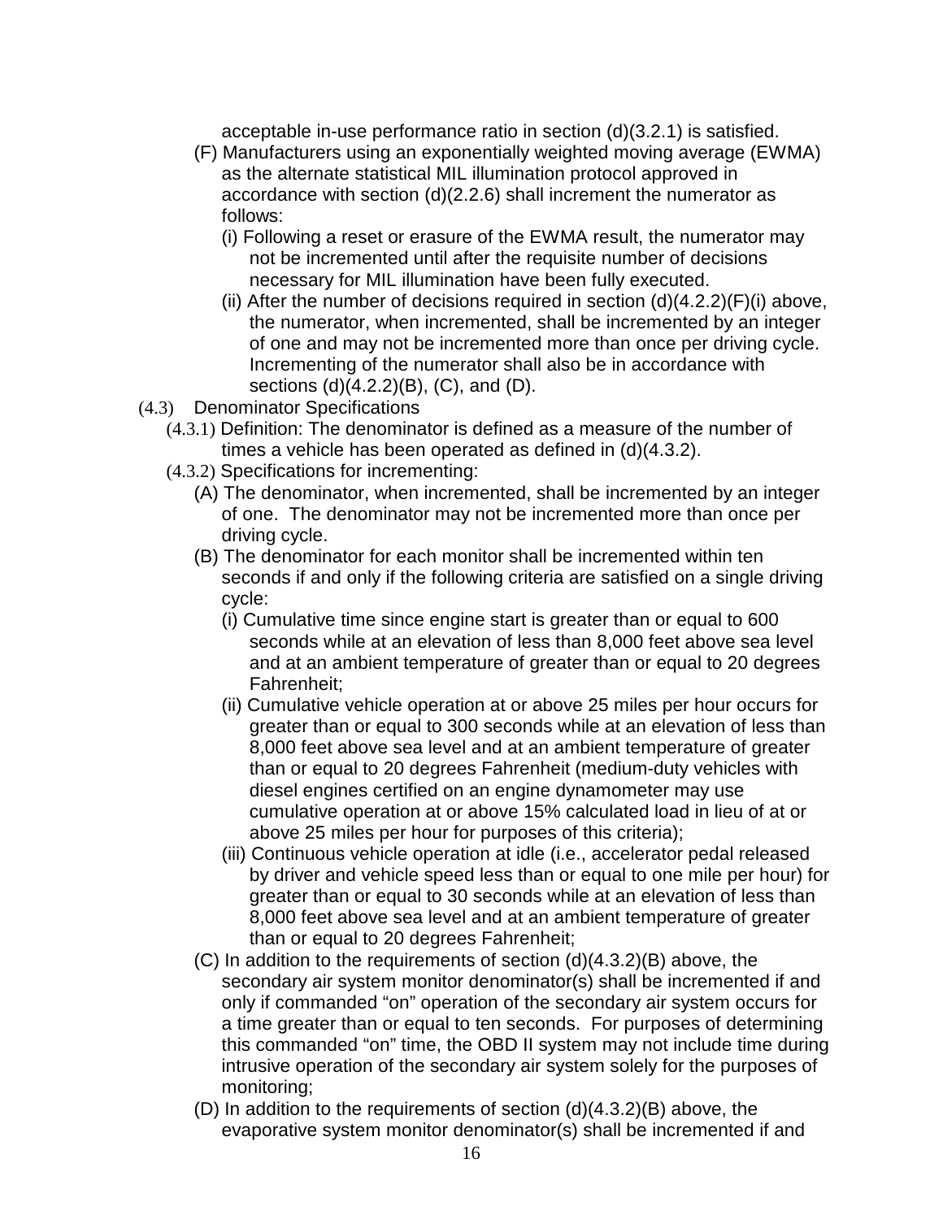acceptable in-use performance ratio in section (d)(3.2.1) is satisfied.

(F) Manufacturers using an exponentially weighted moving average (EWMA) as the alternate statistical MIL illumination protocol approved in accordance with section (d)(2.2.6) shall increment the numerator as follows:

(i) Following a reset or erasure of the EWMA result, the numerator may not be incremented until after the requisite number of decisions necessary for MIL illumination have been fully executed.

(ii) After the number of decisions required in section (d)(4.2.2)(F)(i) above, the numerator, when incremented, shall be incremented by an integer of one and may not be incremented more than once per driving cycle. Incrementing of the numerator shall also be in accordance with sections (d)(4.2.2)(B), (C), and (D).

(4.3) Denominator Specifications

(4.3.1) Definition: The denominator is defined as a measure of the number of times a vehicle has been operated as defined in (d)(4.3.2).

(4.3.2) Specifications for incrementing:

(A) The denominator, when incremented, shall be incremented by an integer of one. The denominator may not be incremented more than once per driving cycle.

(B) The denominator for each monitor shall be incremented within ten seconds if and only if the following criteria are satisfied on a single driving cycle:

(i) Cumulative time since engine start is greater than or equal to 600 seconds while at an elevation of less than 8,000 feet above sea level and at an ambient temperature of greater than or equal to 20 degrees Fahrenheit;

(ii) Cumulative vehicle operation at or above 25 miles per hour occurs for greater than or equal to 300 seconds while at an elevation of less than 8,000 feet above sea level and at an ambient temperature of greater than or equal to 20 degrees Fahrenheit (medium-duty vehicles with diesel engines certified on an engine dynamometer may use cumulative operation at or above 15% calculated load in lieu of at or above 25 miles per hour for purposes of this criteria);

(iii) Continuous vehicle operation at idle (i.e., accelerator pedal released by driver and vehicle speed less than or equal to one mile per hour) for greater than or equal to 30 seconds while at an elevation of less than 8,000 feet above sea level and at an ambient temperature of greater than or equal to 20 degrees Fahrenheit;

(C) In addition to the requirements of section (d)(4.3.2)(B) above, the secondary air system monitor denominator(s) shall be incremented if and only if commanded "on" operation of the secondary air system occurs for a time greater than or equal to ten seconds. For purposes of determining this commanded "on" time, the OBD II system may not include time during intrusive operation of the secondary air system solely for the purposes of monitoring;

(D) In addition to the requirements of section (d)(4.3.2)(B) above, the evaporative system monitor denominator(s) shall be incremented if and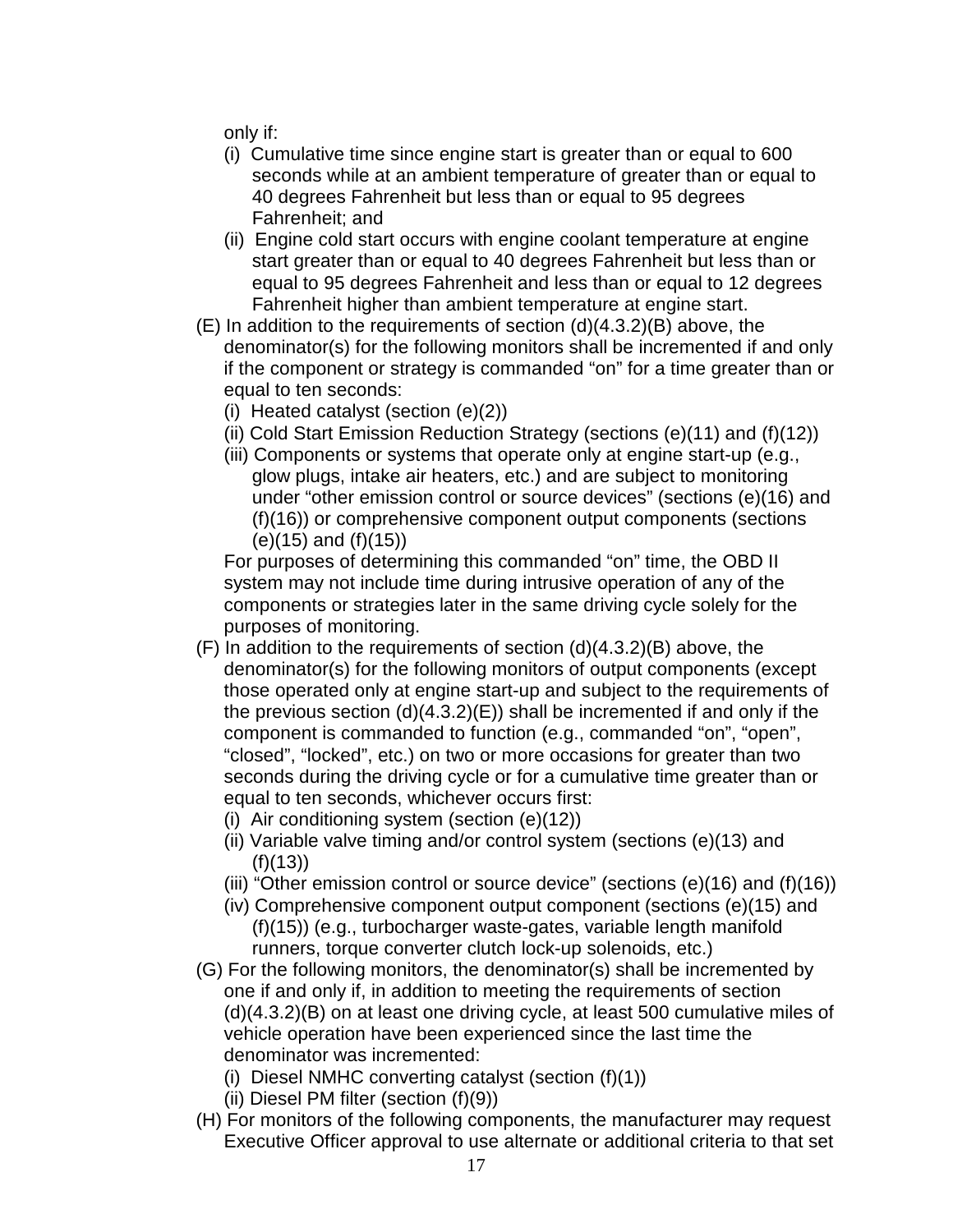only if:

(i) Cumulative time since engine start is greater than or equal to 600 seconds while at an ambient temperature of greater than or equal to 40 degrees Fahrenheit but less than or equal to 95 degrees Fahrenheit; and

(ii) Engine cold start occurs with engine coolant temperature at engine start greater than or equal to 40 degrees Fahrenheit but less than or equal to 95 degrees Fahrenheit and less than or equal to 12 degrees Fahrenheit higher than ambient temperature at engine start.

(E) In addition to the requirements of section (d)(4.3.2)(B) above, the denominator(s) for the following monitors shall be incremented if and only if the component or strategy is commanded "on" for a time greater than or equal to ten seconds:

(i) Heated catalyst (section (e)(2))

(ii) Cold Start Emission Reduction Strategy (sections (e)(11) and (f)(12))

(iii) Components or systems that operate only at engine start-up (e.g., glow plugs, intake air heaters, etc.) and are subject to monitoring under "other emission control or source devices" (sections (e)(16) and (f)(16)) or comprehensive component output components (sections (e)(15) and (f)(15))

For purposes of determining this commanded "on" time, the OBD II system may not include time during intrusive operation of any of the components or strategies later in the same driving cycle solely for the purposes of monitoring.

(F) In addition to the requirements of section (d)(4.3.2)(B) above, the denominator(s) for the following monitors of output components (except those operated only at engine start-up and subject to the requirements of the previous section (d)(4.3.2)(E)) shall be incremented if and only if the component is commanded to function (e.g., commanded "on", "open", "closed", "locked", etc.) on two or more occasions for greater than two seconds during the driving cycle or for a cumulative time greater than or equal to ten seconds, whichever occurs first:

(i) Air conditioning system (section (e)(12))

(ii) Variable valve timing and/or control system (sections (e)(13) and (f)(13))

(iii) "Other emission control or source device" (sections (e)(16) and (f)(16))

(iv) Comprehensive component output component (sections (e)(15) and (f)(15)) (e.g., turbocharger waste-gates, variable length manifold runners, torque converter clutch lock-up solenoids, etc.)

(G) For the following monitors, the denominator(s) shall be incremented by one if and only if, in addition to meeting the requirements of section (d)(4.3.2)(B) on at least one driving cycle, at least 500 cumulative miles of vehicle operation have been experienced since the last time the denominator was incremented:

(i) Diesel NMHC converting catalyst (section (f)(1))

(ii) Diesel PM filter (section (f)(9))

(H) For monitors of the following components, the manufacturer may request Executive Officer approval to use alternate or additional criteria to that set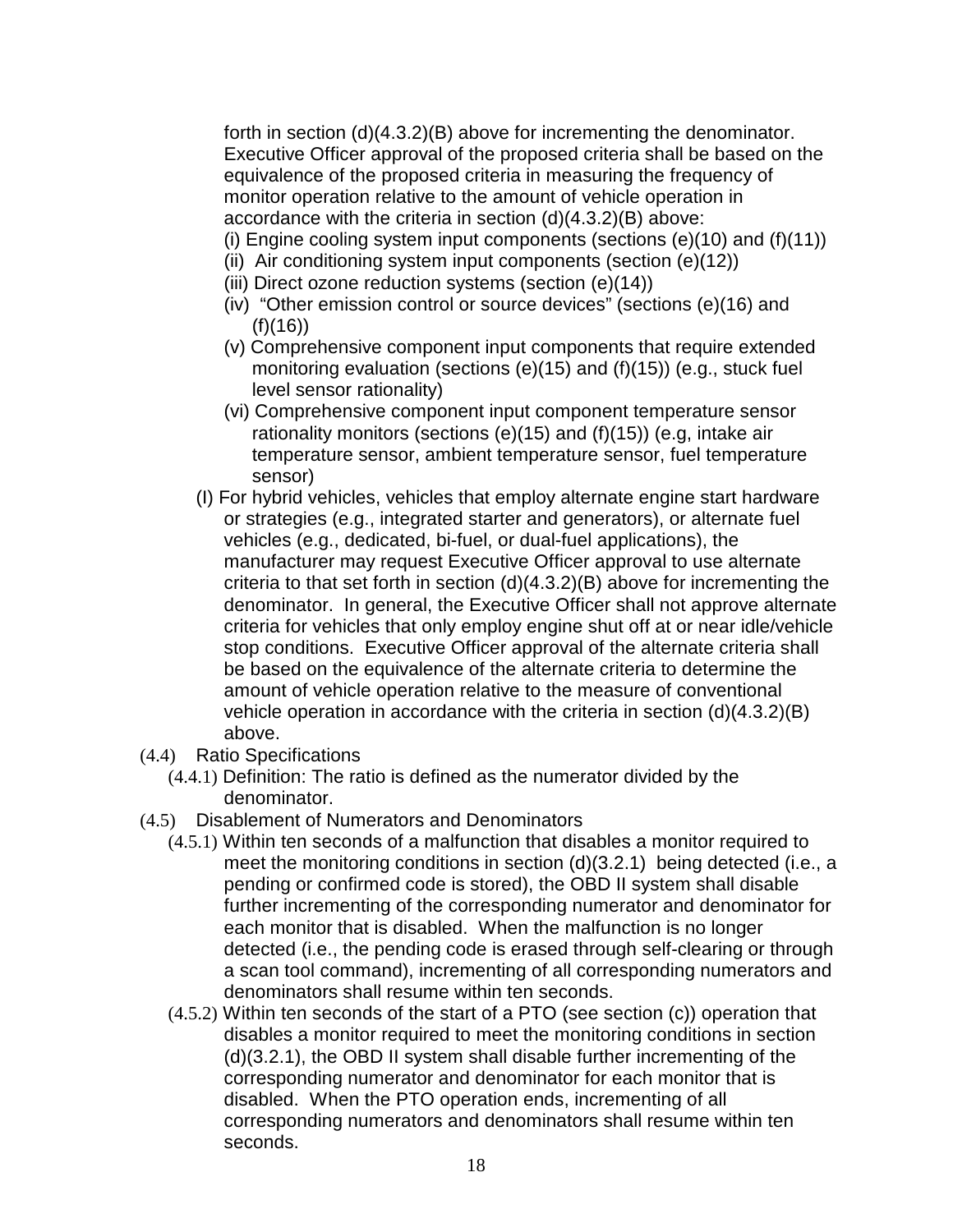forth in section (d)(4.3.2)(B) above for incrementing the denominator. Executive Officer approval of the proposed criteria shall be based on the equivalence of the proposed criteria in measuring the frequency of monitor operation relative to the amount of vehicle operation in accordance with the criteria in section (d)(4.3.2)(B) above:

(i) Engine cooling system input components (sections (e)(10) and (f)(11))

(ii) Air conditioning system input components (section (e)(12))

(iii) Direct ozone reduction systems (section (e)(14))

(iv) "Other emission control or source devices" (sections (e)(16) and (f)(16))

(v) Comprehensive component input components that require extended monitoring evaluation (sections (e)(15) and (f)(15)) (e.g., stuck fuel level sensor rationality)

(vi) Comprehensive component input component temperature sensor rationality monitors (sections (e)(15) and (f)(15)) (e.g, intake air temperature sensor, ambient temperature sensor, fuel temperature sensor)

(I) For hybrid vehicles, vehicles that employ alternate engine start hardware or strategies (e.g., integrated starter and generators), or alternate fuel vehicles (e.g., dedicated, bi-fuel, or dual-fuel applications), the manufacturer may request Executive Officer approval to use alternate criteria to that set forth in section (d)(4.3.2)(B) above for incrementing the denominator. In general, the Executive Officer shall not approve alternate criteria for vehicles that only employ engine shut off at or near idle/vehicle stop conditions. Executive Officer approval of the alternate criteria shall be based on the equivalence of the alternate criteria to determine the amount of vehicle operation relative to the measure of conventional vehicle operation in accordance with the criteria in section (d)(4.3.2)(B) above.

(4.4) Ratio Specifications

(4.4.1) Definition: The ratio is defined as the numerator divided by the denominator.

(4.5) Disablement of Numerators and Denominators

(4.5.1) Within ten seconds of a malfunction that disables a monitor required to meet the monitoring conditions in section (d)(3.2.1) being detected (i.e., a pending or confirmed code is stored), the OBD II system shall disable further incrementing of the corresponding numerator and denominator for each monitor that is disabled. When the malfunction is no longer detected (i.e., the pending code is erased through self-clearing or through a scan tool command), incrementing of all corresponding numerators and denominators shall resume within ten seconds.

(4.5.2) Within ten seconds of the start of a PTO (see section (c)) operation that disables a monitor required to meet the monitoring conditions in section (d)(3.2.1), the OBD II system shall disable further incrementing of the corresponding numerator and denominator for each monitor that is disabled. When the PTO operation ends, incrementing of all corresponding numerators and denominators shall resume within ten seconds.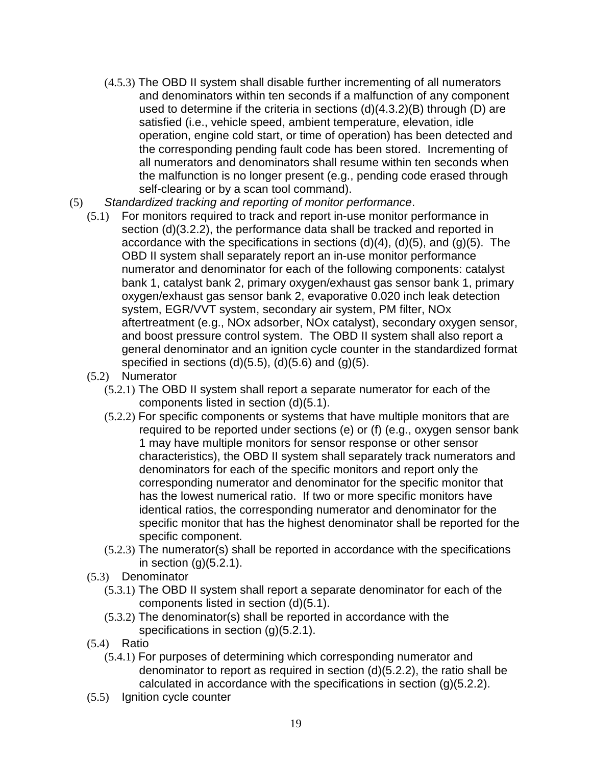(4.5.3) The OBD II system shall disable further incrementing of all numerators and denominators within ten seconds if a malfunction of any component used to determine if the criteria in sections (d)(4.3.2)(B) through (D) are satisfied (i.e., vehicle speed, ambient temperature, elevation, idle operation, engine cold start, or time of operation) has been detected and the corresponding pending fault code has been stored. Incrementing of all numerators and denominators shall resume within ten seconds when the malfunction is no longer present (e.g., pending code erased through self-clearing or by a scan tool command).

(5) *Standardized tracking and reporting of monitor performance*.

(5.1) For monitors required to track and report in-use monitor performance in section (d)(3.2.2), the performance data shall be tracked and reported in accordance with the specifications in sections (d)(4), (d)(5), and (g)(5). The OBD II system shall separately report an in-use monitor performance numerator and denominator for each of the following components: catalyst bank 1, catalyst bank 2, primary oxygen/exhaust gas sensor bank 1, primary oxygen/exhaust gas sensor bank 2, evaporative 0.020 inch leak detection system, EGR/VVT system, secondary air system, PM filter, NOx aftertreatment (e.g., NOx adsorber, NOx catalyst), secondary oxygen sensor, and boost pressure control system. The OBD II system shall also report a general denominator and an ignition cycle counter in the standardized format specified in sections (d)(5.5), (d)(5.6) and (g)(5).

(5.2) Numerator

(5.2.1) The OBD II system shall report a separate numerator for each of the components listed in section (d)(5.1).

(5.2.2) For specific components or systems that have multiple monitors that are required to be reported under sections (e) or (f) (e.g., oxygen sensor bank 1 may have multiple monitors for sensor response or other sensor characteristics), the OBD II system shall separately track numerators and denominators for each of the specific monitors and report only the corresponding numerator and denominator for the specific monitor that has the lowest numerical ratio. If two or more specific monitors have identical ratios, the corresponding numerator and denominator for the specific monitor that has the highest denominator shall be reported for the specific component.

(5.2.3) The numerator(s) shall be reported in accordance with the specifications in section (g)(5.2.1).

(5.3) Denominator

(5.3.1) The OBD II system shall report a separate denominator for each of the components listed in section (d)(5.1).

(5.3.2) The denominator(s) shall be reported in accordance with the specifications in section (g)(5.2.1).

(5.4) Ratio

(5.4.1) For purposes of determining which corresponding numerator and denominator to report as required in section (d)(5.2.2), the ratio shall be calculated in accordance with the specifications in section (g)(5.2.2).

(5.5) Ignition cycle counter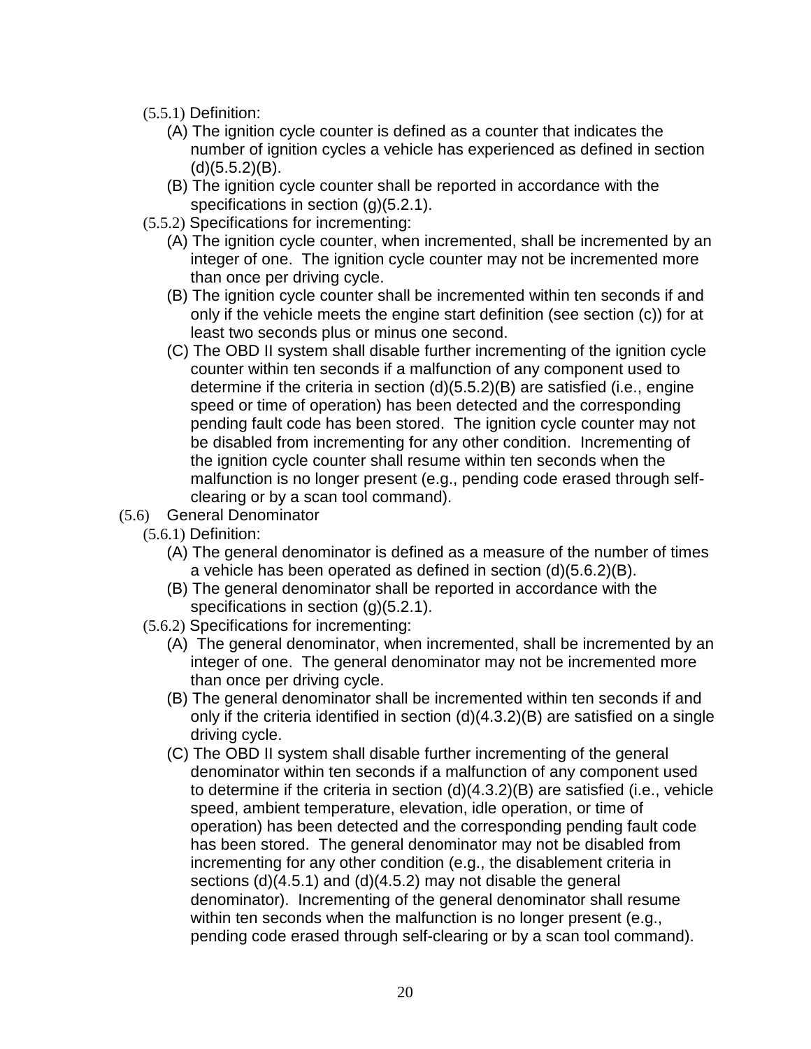(5.5.1) Definition:

(A) The ignition cycle counter is defined as a counter that indicates the number of ignition cycles a vehicle has experienced as defined in section (d)(5.5.2)(B).

(B) The ignition cycle counter shall be reported in accordance with the specifications in section (g)(5.2.1).

(5.5.2) Specifications for incrementing:

(A) The ignition cycle counter, when incremented, shall be incremented by an integer of one. The ignition cycle counter may not be incremented more than once per driving cycle.

(B) The ignition cycle counter shall be incremented within ten seconds if and only if the vehicle meets the engine start definition (see section (c)) for at least two seconds plus or minus one second.

(C) The OBD II system shall disable further incrementing of the ignition cycle counter within ten seconds if a malfunction of any component used to determine if the criteria in section (d)(5.5.2)(B) are satisfied (i.e., engine speed or time of operation) has been detected and the corresponding pending fault code has been stored. The ignition cycle counter may not be disabled from incrementing for any other condition. Incrementing of the ignition cycle counter shall resume within ten seconds when the malfunction is no longer present (e.g., pending code erased through self-clearing or by a scan tool command).

(5.6) General Denominator

(5.6.1) Definition:

(A) The general denominator is defined as a measure of the number of times a vehicle has been operated as defined in section (d)(5.6.2)(B).

(B) The general denominator shall be reported in accordance with the specifications in section (g)(5.2.1).

(5.6.2) Specifications for incrementing:

(A) The general denominator, when incremented, shall be incremented by an integer of one. The general denominator may not be incremented more than once per driving cycle.

(B) The general denominator shall be incremented within ten seconds if and only if the criteria identified in section (d)(4.3.2)(B) are satisfied on a single driving cycle.

(C) The OBD II system shall disable further incrementing of the general denominator within ten seconds if a malfunction of any component used to determine if the criteria in section (d)(4.3.2)(B) are satisfied (i.e., vehicle speed, ambient temperature, elevation, idle operation, or time of operation) has been detected and the corresponding pending fault code has been stored. The general denominator may not be disabled from incrementing for any other condition (e.g., the disablement criteria in sections (d)(4.5.1) and (d)(4.5.2) may not disable the general denominator). Incrementing of the general denominator shall resume within ten seconds when the malfunction is no longer present (e.g., pending code erased through self-clearing or by a scan tool command).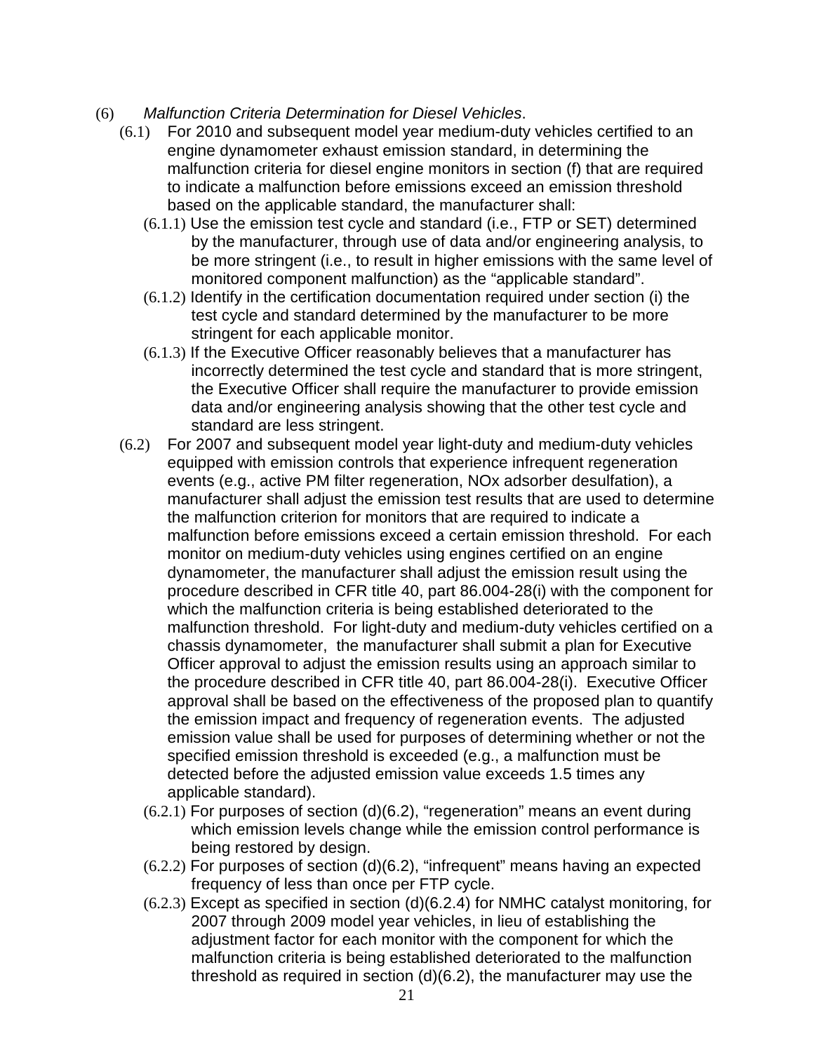(6) *Malfunction Criteria Determination for Diesel Vehicles*.

(6.1) For 2010 and subsequent model year medium-duty vehicles certified to an engine dynamometer exhaust emission standard, in determining the malfunction criteria for diesel engine monitors in section (f) that are required to indicate a malfunction before emissions exceed an emission threshold based on the applicable standard, the manufacturer shall:

(6.1.1) Use the emission test cycle and standard (i.e., FTP or SET) determined by the manufacturer, through use of data and/or engineering analysis, to be more stringent (i.e., to result in higher emissions with the same level of monitored component malfunction) as the "applicable standard".

(6.1.2) Identify in the certification documentation required under section (i) the test cycle and standard determined by the manufacturer to be more stringent for each applicable monitor.

(6.1.3) If the Executive Officer reasonably believes that a manufacturer has incorrectly determined the test cycle and standard that is more stringent, the Executive Officer shall require the manufacturer to provide emission data and/or engineering analysis showing that the other test cycle and standard are less stringent.

(6.2) For 2007 and subsequent model year light-duty and medium-duty vehicles equipped with emission controls that experience infrequent regeneration events (e.g., active PM filter regeneration, NOx adsorber desulfation), a manufacturer shall adjust the emission test results that are used to determine the malfunction criterion for monitors that are required to indicate a malfunction before emissions exceed a certain emission threshold. For each monitor on medium-duty vehicles using engines certified on an engine dynamometer, the manufacturer shall adjust the emission result using the procedure described in CFR title 40, part 86.004-28(i) with the component for which the malfunction criteria is being established deteriorated to the malfunction threshold. For light-duty and medium-duty vehicles certified on a chassis dynamometer, the manufacturer shall submit a plan for Executive Officer approval to adjust the emission results using an approach similar to the procedure described in CFR title 40, part 86.004-28(i). Executive Officer approval shall be based on the effectiveness of the proposed plan to quantify the emission impact and frequency of regeneration events. The adjusted emission value shall be used for purposes of determining whether or not the specified emission threshold is exceeded (e.g., a malfunction must be detected before the adjusted emission value exceeds 1.5 times any applicable standard).

(6.2.1) For purposes of section (d)(6.2), "regeneration" means an event during which emission levels change while the emission control performance is being restored by design.

(6.2.2) For purposes of section (d)(6.2), "infrequent" means having an expected frequency of less than once per FTP cycle.

(6.2.3) Except as specified in section (d)(6.2.4) for NMHC catalyst monitoring, for 2007 through 2009 model year vehicles, in lieu of establishing the adjustment factor for each monitor with the component for which the malfunction criteria is being established deteriorated to the malfunction threshold as required in section (d)(6.2), the manufacturer may use the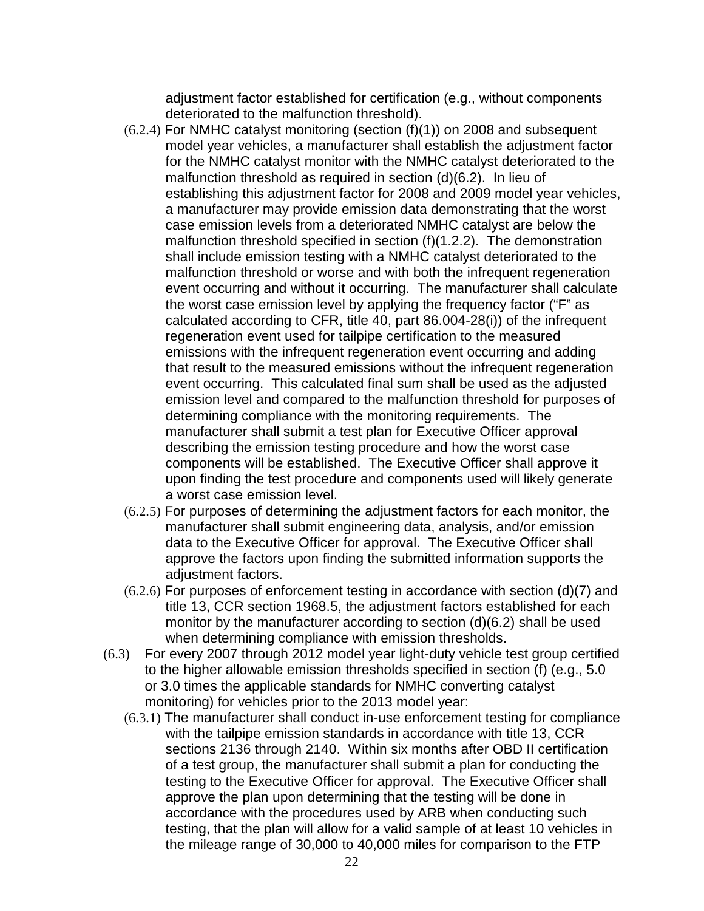adjustment factor established for certification (e.g., without components deteriorated to the malfunction threshold).

(6.2.4) For NMHC catalyst monitoring (section (f)(1)) on 2008 and subsequent model year vehicles, a manufacturer shall establish the adjustment factor for the NMHC catalyst monitor with the NMHC catalyst deteriorated to the malfunction threshold as required in section (d)(6.2). In lieu of establishing this adjustment factor for 2008 and 2009 model year vehicles, a manufacturer may provide emission data demonstrating that the worst case emission levels from a deteriorated NMHC catalyst are below the malfunction threshold specified in section (f)(1.2.2). The demonstration shall include emission testing with a NMHC catalyst deteriorated to the malfunction threshold or worse and with both the infrequent regeneration event occurring and without it occurring. The manufacturer shall calculate the worst case emission level by applying the frequency factor ("F" as calculated according to CFR, title 40, part 86.004-28(i)) of the infrequent regeneration event used for tailpipe certification to the measured emissions with the infrequent regeneration event occurring and adding that result to the measured emissions without the infrequent regeneration event occurring. This calculated final sum shall be used as the adjusted emission level and compared to the malfunction threshold for purposes of determining compliance with the monitoring requirements. The manufacturer shall submit a test plan for Executive Officer approval describing the emission testing procedure and how the worst case components will be established. The Executive Officer shall approve it upon finding the test procedure and components used will likely generate a worst case emission level.

(6.2.5) For purposes of determining the adjustment factors for each monitor, the manufacturer shall submit engineering data, analysis, and/or emission data to the Executive Officer for approval. The Executive Officer shall approve the factors upon finding the submitted information supports the adjustment factors.

(6.2.6) For purposes of enforcement testing in accordance with section (d)(7) and title 13, CCR section 1968.5, the adjustment factors established for each monitor by the manufacturer according to section (d)(6.2) shall be used when determining compliance with emission thresholds.

(6.3) For every 2007 through 2012 model year light-duty vehicle test group certified to the higher allowable emission thresholds specified in section (f) (e.g., 5.0 or 3.0 times the applicable standards for NMHC converting catalyst monitoring) for vehicles prior to the 2013 model year:

(6.3.1) The manufacturer shall conduct in-use enforcement testing for compliance with the tailpipe emission standards in accordance with title 13, CCR sections 2136 through 2140. Within six months after OBD II certification of a test group, the manufacturer shall submit a plan for conducting the testing to the Executive Officer for approval. The Executive Officer shall approve the plan upon determining that the testing will be done in accordance with the procedures used by ARB when conducting such testing, that the plan will allow for a valid sample of at least 10 vehicles in the mileage range of 30,000 to 40,000 miles for comparison to the FTP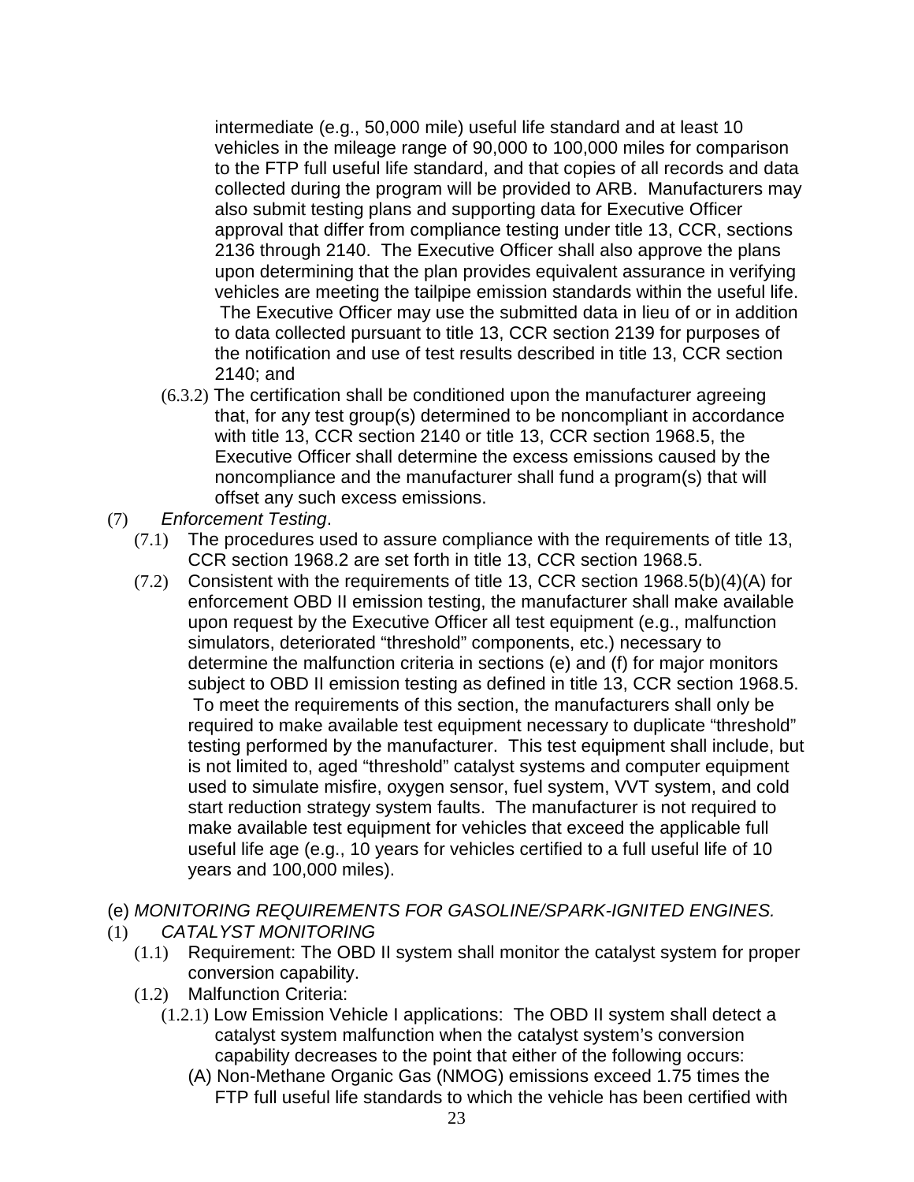intermediate (e.g., 50,000 mile) useful life standard and at least 10 vehicles in the mileage range of 90,000 to 100,000 miles for comparison to the FTP full useful life standard, and that copies of all records and data collected during the program will be provided to ARB. Manufacturers may also submit testing plans and supporting data for Executive Officer approval that differ from compliance testing under title 13, CCR, sections 2136 through 2140. The Executive Officer shall also approve the plans upon determining that the plan provides equivalent assurance in verifying vehicles are meeting the tailpipe emission standards within the useful life. The Executive Officer may use the submitted data in lieu of or in addition to data collected pursuant to title 13, CCR section 2139 for purposes of the notification and use of test results described in title 13, CCR section 2140; and

(6.3.2) The certification shall be conditioned upon the manufacturer agreeing that, for any test group(s) determined to be noncompliant in accordance with title 13, CCR section 2140 or title 13, CCR section 1968.5, the Executive Officer shall determine the excess emissions caused by the noncompliance and the manufacturer shall fund a program(s) that will offset any such excess emissions.

(7) *Enforcement Testing*.

(7.1) The procedures used to assure compliance with the requirements of title 13, CCR section 1968.2 are set forth in title 13, CCR section 1968.5.

(7.2) Consistent with the requirements of title 13, CCR section 1968.5(b)(4)(A) for enforcement OBD II emission testing, the manufacturer shall make available upon request by the Executive Officer all test equipment (e.g., malfunction simulators, deteriorated "threshold" components, etc.) necessary to determine the malfunction criteria in sections (e) and (f) for major monitors subject to OBD II emission testing as defined in title 13, CCR section 1968.5. To meet the requirements of this section, the manufacturers shall only be required to make available test equipment necessary to duplicate "threshold" testing performed by the manufacturer. This test equipment shall include, but is not limited to, aged "threshold" catalyst systems and computer equipment used to simulate misfire, oxygen sensor, fuel system, VVT system, and cold start reduction strategy system faults. The manufacturer is not required to make available test equipment for vehicles that exceed the applicable full useful life age (e.g., 10 years for vehicles certified to a full useful life of 10 years and 100,000 miles).

(e) *MONITORING REQUIREMENTS FOR GASOLINE/SPARK-IGNITED ENGINES.*

(1) *CATALYST MONITORING*

(1.1) Requirement: The OBD II system shall monitor the catalyst system for proper conversion capability.

(1.2) Malfunction Criteria:

(1.2.1) Low Emission Vehicle I applications: The OBD II system shall detect a catalyst system malfunction when the catalyst system's conversion capability decreases to the point that either of the following occurs:

(A) Non-Methane Organic Gas (NMOG) emissions exceed 1.75 times the FTP full useful life standards to which the vehicle has been certified with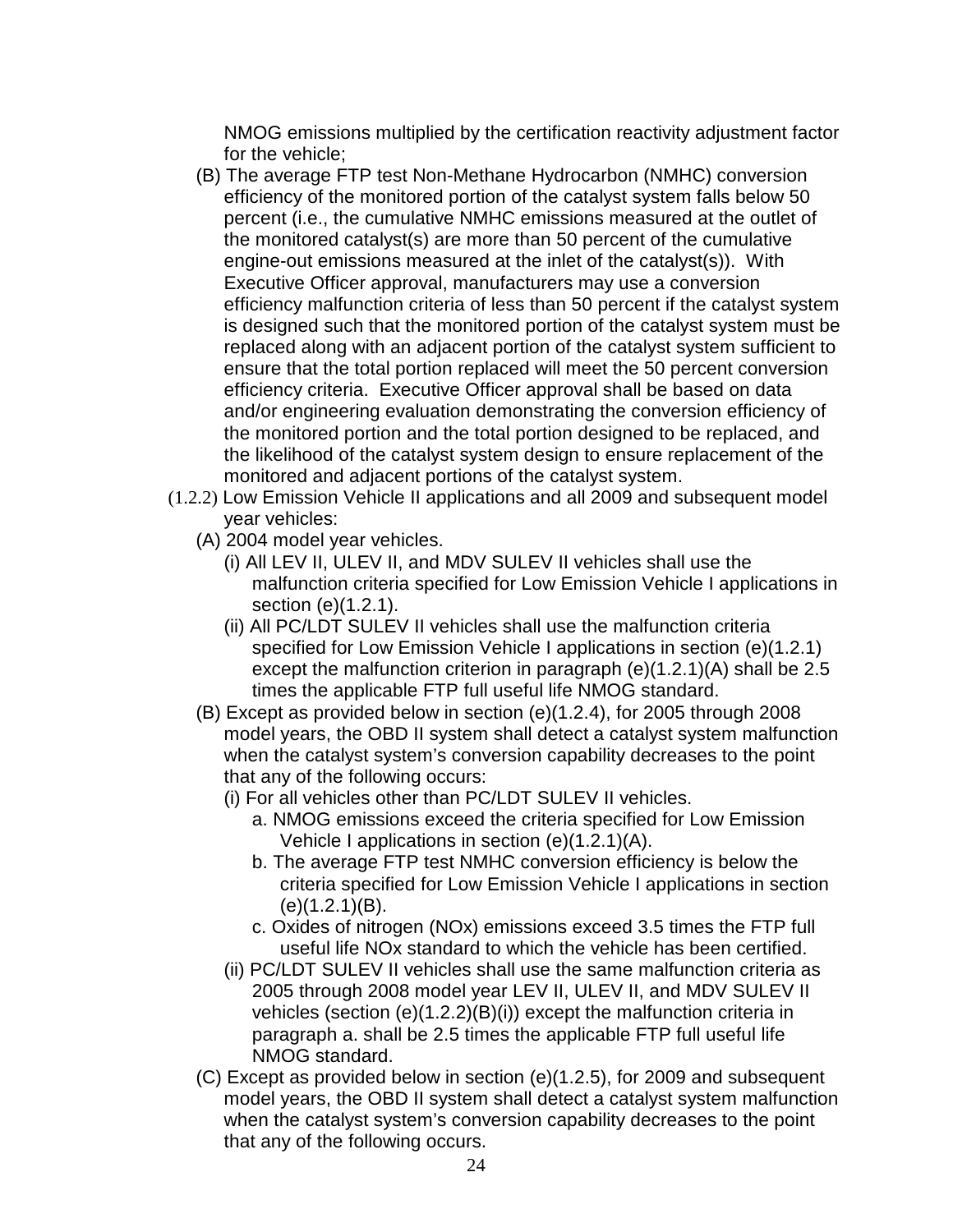NMOG emissions multiplied by the certification reactivity adjustment factor for the vehicle;

(B) The average FTP test Non-Methane Hydrocarbon (NMHC) conversion efficiency of the monitored portion of the catalyst system falls below 50 percent (i.e., the cumulative NMHC emissions measured at the outlet of the monitored catalyst(s) are more than 50 percent of the cumulative engine-out emissions measured at the inlet of the catalyst(s)). With Executive Officer approval, manufacturers may use a conversion efficiency malfunction criteria of less than 50 percent if the catalyst system is designed such that the monitored portion of the catalyst system must be replaced along with an adjacent portion of the catalyst system sufficient to ensure that the total portion replaced will meet the 50 percent conversion efficiency criteria. Executive Officer approval shall be based on data and/or engineering evaluation demonstrating the conversion efficiency of the monitored portion and the total portion designed to be replaced, and the likelihood of the catalyst system design to ensure replacement of the monitored and adjacent portions of the catalyst system.

(1.2.2) Low Emission Vehicle II applications and all 2009 and subsequent model year vehicles:

(A) 2004 model year vehicles.

(i) All LEV II, ULEV II, and MDV SULEV II vehicles shall use the malfunction criteria specified for Low Emission Vehicle I applications in section (e)(1.2.1).

(ii) All PC/LDT SULEV II vehicles shall use the malfunction criteria specified for Low Emission Vehicle I applications in section (e)(1.2.1) except the malfunction criterion in paragraph (e)(1.2.1)(A) shall be 2.5 times the applicable FTP full useful life NMOG standard.

(B) Except as provided below in section (e)(1.2.4), for 2005 through 2008 model years, the OBD II system shall detect a catalyst system malfunction when the catalyst system's conversion capability decreases to the point that any of the following occurs:

(i) For all vehicles other than PC/LDT SULEV II vehicles.

a. NMOG emissions exceed the criteria specified for Low Emission Vehicle I applications in section (e)(1.2.1)(A).

b. The average FTP test NMHC conversion efficiency is below the criteria specified for Low Emission Vehicle I applications in section (e)(1.2.1)(B).

c. Oxides of nitrogen (NOx) emissions exceed 3.5 times the FTP full useful life NOx standard to which the vehicle has been certified.

(ii) PC/LDT SULEV II vehicles shall use the same malfunction criteria as 2005 through 2008 model year LEV II, ULEV II, and MDV SULEV II vehicles (section (e)(1.2.2)(B)(i)) except the malfunction criteria in paragraph a. shall be 2.5 times the applicable FTP full useful life NMOG standard.

(C) Except as provided below in section (e)(1.2.5), for 2009 and subsequent model years, the OBD II system shall detect a catalyst system malfunction when the catalyst system's conversion capability decreases to the point that any of the following occurs.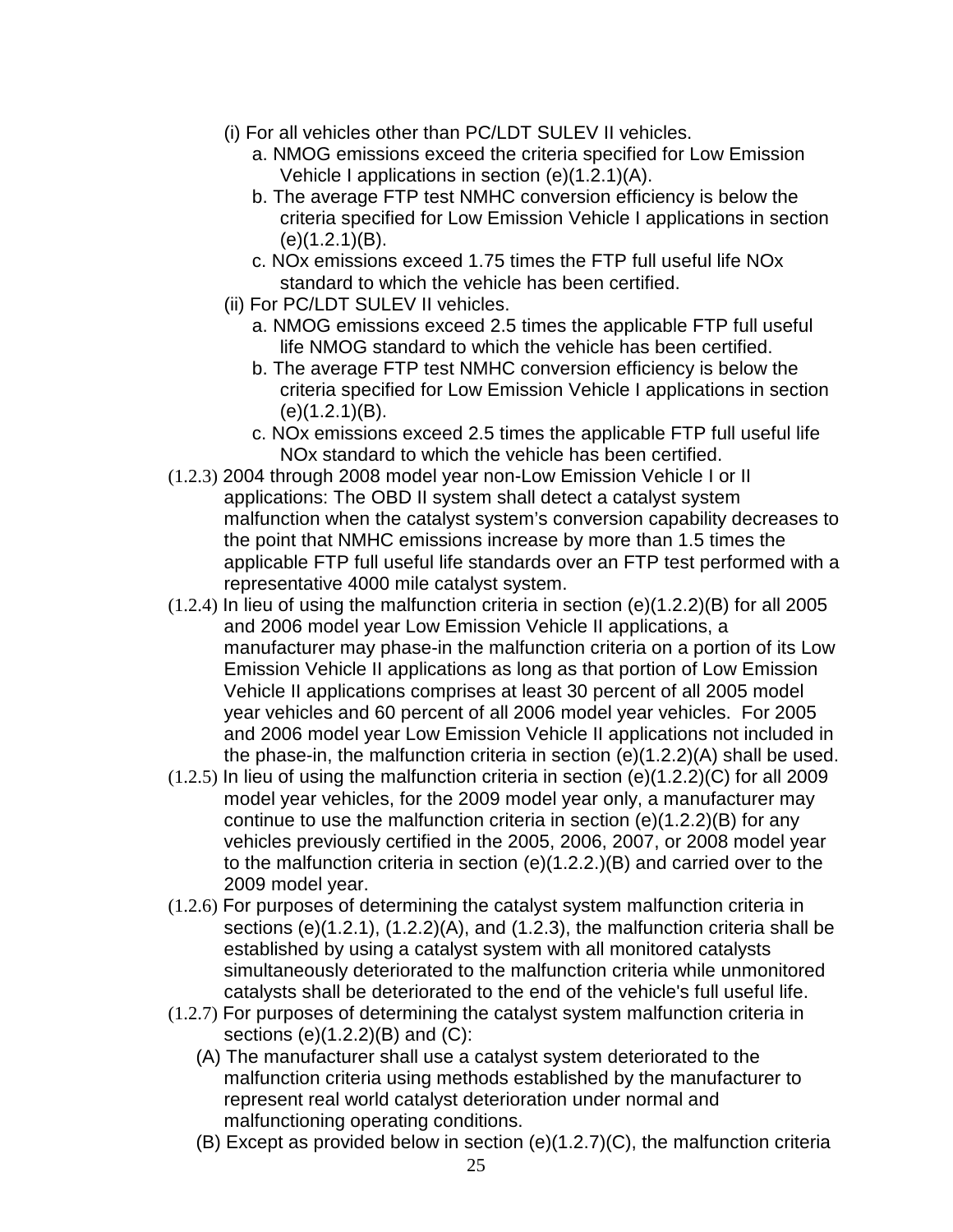(i) For all vehicles other than PC/LDT SULEV II vehicles.

a. NMOG emissions exceed the criteria specified for Low Emission Vehicle I applications in section (e)(1.2.1)(A).

b. The average FTP test NMHC conversion efficiency is below the criteria specified for Low Emission Vehicle I applications in section (e)(1.2.1)(B).

c. NOx emissions exceed 1.75 times the FTP full useful life NOx standard to which the vehicle has been certified.

(ii) For PC/LDT SULEV II vehicles.

a. NMOG emissions exceed 2.5 times the applicable FTP full useful life NMOG standard to which the vehicle has been certified.

b. The average FTP test NMHC conversion efficiency is below the criteria specified for Low Emission Vehicle I applications in section (e)(1.2.1)(B).

c. NOx emissions exceed 2.5 times the applicable FTP full useful life NOx standard to which the vehicle has been certified.

(1.2.3) 2004 through 2008 model year non-Low Emission Vehicle I or II applications: The OBD II system shall detect a catalyst system malfunction when the catalyst system's conversion capability decreases to the point that NMHC emissions increase by more than 1.5 times the applicable FTP full useful life standards over an FTP test performed with a representative 4000 mile catalyst system.

(1.2.4) In lieu of using the malfunction criteria in section (e)(1.2.2)(B) for all 2005 and 2006 model year Low Emission Vehicle II applications, a manufacturer may phase-in the malfunction criteria on a portion of its Low Emission Vehicle II applications as long as that portion of Low Emission Vehicle II applications comprises at least 30 percent of all 2005 model year vehicles and 60 percent of all 2006 model year vehicles. For 2005 and 2006 model year Low Emission Vehicle II applications not included in the phase-in, the malfunction criteria in section (e)(1.2.2)(A) shall be used.

(1.2.5) In lieu of using the malfunction criteria in section (e)(1.2.2)(C) for all 2009 model year vehicles, for the 2009 model year only, a manufacturer may continue to use the malfunction criteria in section (e)(1.2.2)(B) for any vehicles previously certified in the 2005, 2006, 2007, or 2008 model year to the malfunction criteria in section (e)(1.2.2.)(B) and carried over to the 2009 model year.

(1.2.6) For purposes of determining the catalyst system malfunction criteria in sections (e)(1.2.1), (1.2.2)(A), and (1.2.3), the malfunction criteria shall be established by using a catalyst system with all monitored catalysts simultaneously deteriorated to the malfunction criteria while unmonitored catalysts shall be deteriorated to the end of the vehicle's full useful life.

(1.2.7) For purposes of determining the catalyst system malfunction criteria in sections (e)(1.2.2)(B) and (C):

(A) The manufacturer shall use a catalyst system deteriorated to the malfunction criteria using methods established by the manufacturer to represent real world catalyst deterioration under normal and malfunctioning operating conditions.

(B) Except as provided below in section (e)(1.2.7)(C), the malfunction criteria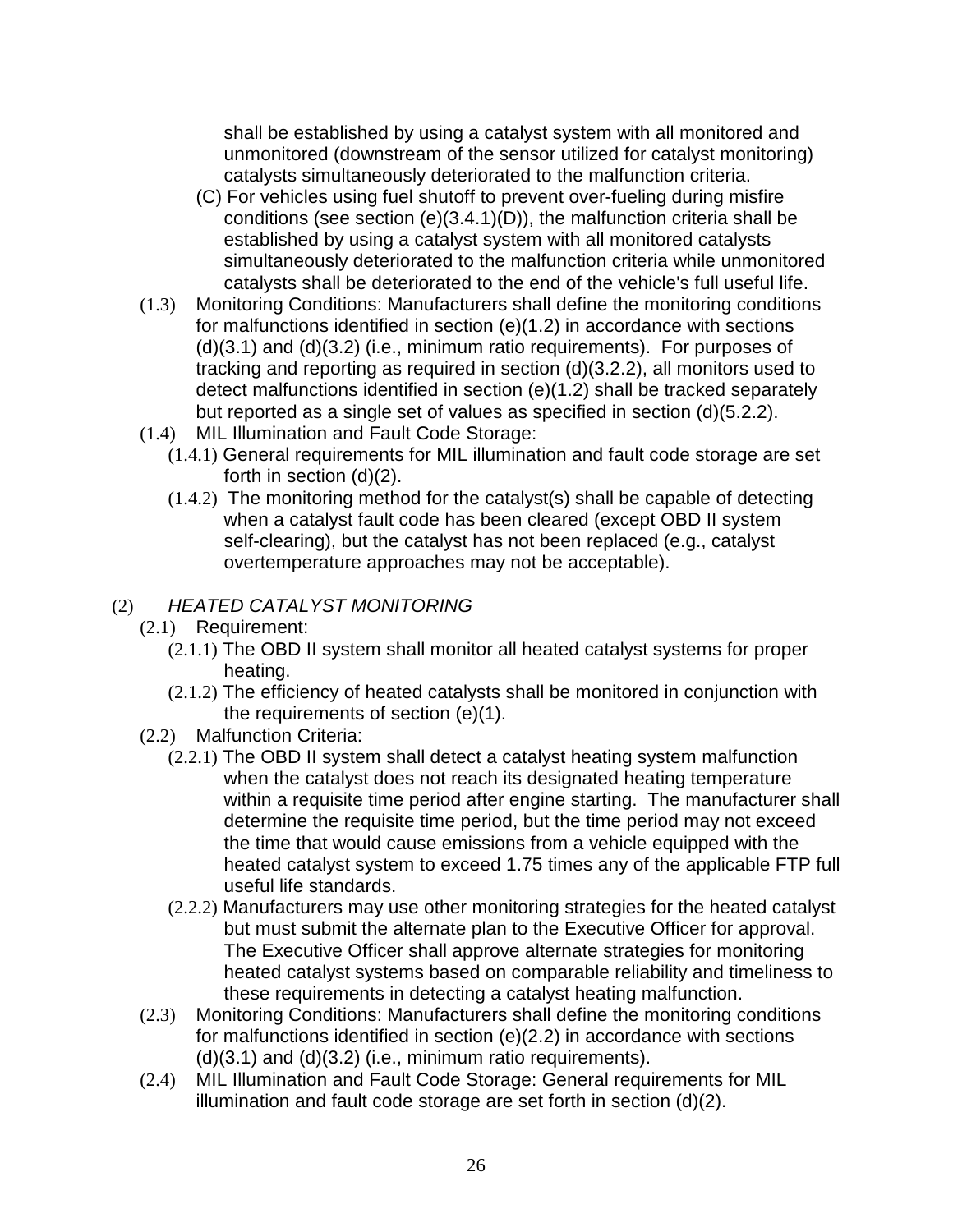shall be established by using a catalyst system with all monitored and unmonitored (downstream of the sensor utilized for catalyst monitoring) catalysts simultaneously deteriorated to the malfunction criteria.

(C) For vehicles using fuel shutoff to prevent over-fueling during misfire conditions (see section (e)(3.4.1)(D)), the malfunction criteria shall be established by using a catalyst system with all monitored catalysts simultaneously deteriorated to the malfunction criteria while unmonitored catalysts shall be deteriorated to the end of the vehicle's full useful life.

(1.3) Monitoring Conditions: Manufacturers shall define the monitoring conditions for malfunctions identified in section (e)(1.2) in accordance with sections (d)(3.1) and (d)(3.2) (i.e., minimum ratio requirements). For purposes of tracking and reporting as required in section (d)(3.2.2), all monitors used to detect malfunctions identified in section (e)(1.2) shall be tracked separately but reported as a single set of values as specified in section (d)(5.2.2).

(1.4) MIL Illumination and Fault Code Storage:

(1.4.1) General requirements for MIL illumination and fault code storage are set forth in section (d)(2).

(1.4.2) The monitoring method for the catalyst(s) shall be capable of detecting when a catalyst fault code has been cleared (except OBD II system self-clearing), but the catalyst has not been replaced (e.g., catalyst overtemperature approaches may not be acceptable).

(2) *HEATED CATALYST MONITORING*

(2.1) Requirement:

(2.1.1) The OBD II system shall monitor all heated catalyst systems for proper heating.

(2.1.2) The efficiency of heated catalysts shall be monitored in conjunction with the requirements of section (e)(1).

(2.2) Malfunction Criteria:

(2.2.1) The OBD II system shall detect a catalyst heating system malfunction when the catalyst does not reach its designated heating temperature within a requisite time period after engine starting. The manufacturer shall determine the requisite time period, but the time period may not exceed the time that would cause emissions from a vehicle equipped with the heated catalyst system to exceed 1.75 times any of the applicable FTP full useful life standards.

(2.2.2) Manufacturers may use other monitoring strategies for the heated catalyst but must submit the alternate plan to the Executive Officer for approval. The Executive Officer shall approve alternate strategies for monitoring heated catalyst systems based on comparable reliability and timeliness to these requirements in detecting a catalyst heating malfunction.

(2.3) Monitoring Conditions: Manufacturers shall define the monitoring conditions for malfunctions identified in section (e)(2.2) in accordance with sections (d)(3.1) and (d)(3.2) (i.e., minimum ratio requirements).

(2.4) MIL Illumination and Fault Code Storage: General requirements for MIL illumination and fault code storage are set forth in section (d)(2).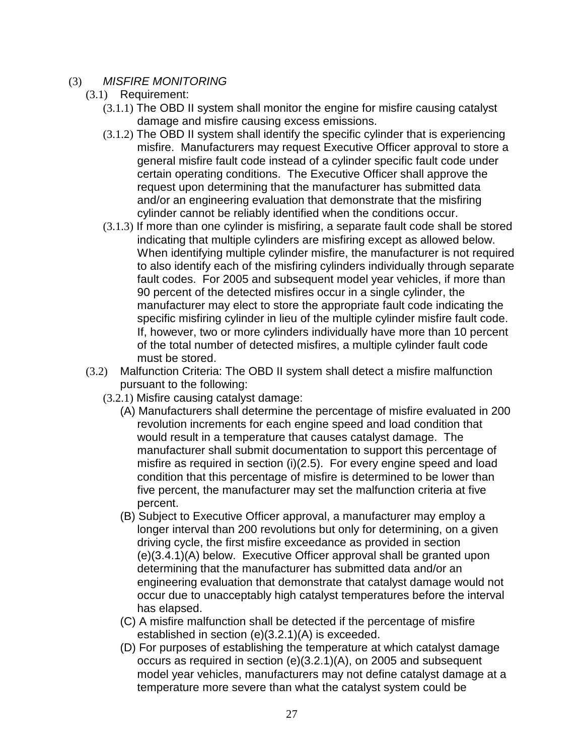(3) *MISFIRE MONITORING*

(3.1) Requirement:

(3.1.1) The OBD II system shall monitor the engine for misfire causing catalyst damage and misfire causing excess emissions.

(3.1.2) The OBD II system shall identify the specific cylinder that is experiencing misfire. Manufacturers may request Executive Officer approval to store a general misfire fault code instead of a cylinder specific fault code under certain operating conditions. The Executive Officer shall approve the request upon determining that the manufacturer has submitted data and/or an engineering evaluation that demonstrate that the misfiring cylinder cannot be reliably identified when the conditions occur.

(3.1.3) If more than one cylinder is misfiring, a separate fault code shall be stored indicating that multiple cylinders are misfiring except as allowed below. When identifying multiple cylinder misfire, the manufacturer is not required to also identify each of the misfiring cylinders individually through separate fault codes. For 2005 and subsequent model year vehicles, if more than 90 percent of the detected misfires occur in a single cylinder, the manufacturer may elect to store the appropriate fault code indicating the specific misfiring cylinder in lieu of the multiple cylinder misfire fault code. If, however, two or more cylinders individually have more than 10 percent of the total number of detected misfires, a multiple cylinder fault code must be stored.

(3.2) Malfunction Criteria: The OBD II system shall detect a misfire malfunction pursuant to the following:

(3.2.1) Misfire causing catalyst damage:

(A) Manufacturers shall determine the percentage of misfire evaluated in 200 revolution increments for each engine speed and load condition that would result in a temperature that causes catalyst damage. The manufacturer shall submit documentation to support this percentage of misfire as required in section (i)(2.5). For every engine speed and load condition that this percentage of misfire is determined to be lower than five percent, the manufacturer may set the malfunction criteria at five percent.

(B) Subject to Executive Officer approval, a manufacturer may employ a longer interval than 200 revolutions but only for determining, on a given driving cycle, the first misfire exceedance as provided in section (e)(3.4.1)(A) below. Executive Officer approval shall be granted upon determining that the manufacturer has submitted data and/or an engineering evaluation that demonstrate that catalyst damage would not occur due to unacceptably high catalyst temperatures before the interval has elapsed.

(C) A misfire malfunction shall be detected if the percentage of misfire established in section (e)(3.2.1)(A) is exceeded.

(D) For purposes of establishing the temperature at which catalyst damage occurs as required in section (e)(3.2.1)(A), on 2005 and subsequent model year vehicles, manufacturers may not define catalyst damage at a temperature more severe than what the catalyst system could be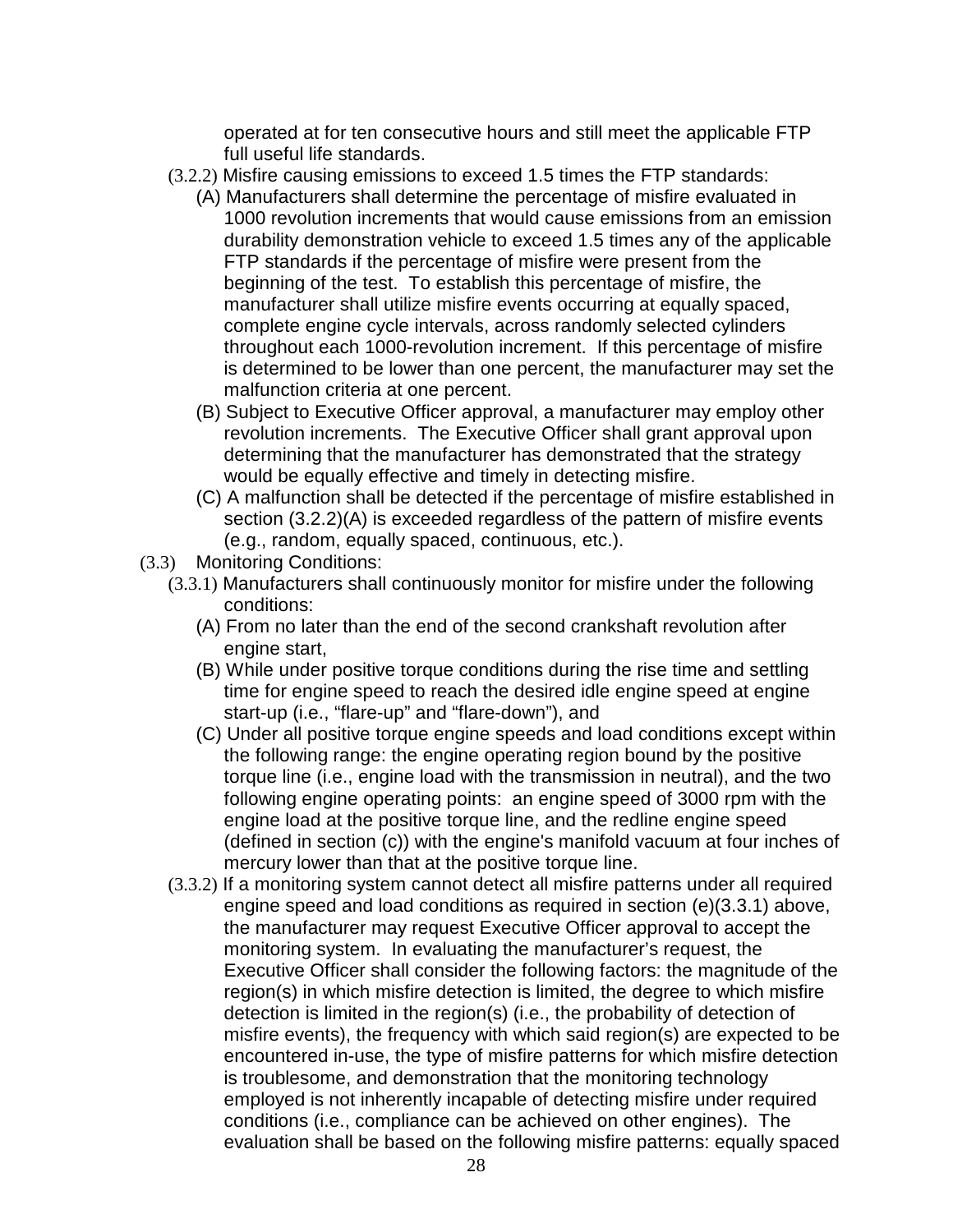operated at for ten consecutive hours and still meet the applicable FTP full useful life standards.

(3.2.2) Misfire causing emissions to exceed 1.5 times the FTP standards:

(A) Manufacturers shall determine the percentage of misfire evaluated in 1000 revolution increments that would cause emissions from an emission durability demonstration vehicle to exceed 1.5 times any of the applicable FTP standards if the percentage of misfire were present from the beginning of the test. To establish this percentage of misfire, the manufacturer shall utilize misfire events occurring at equally spaced, complete engine cycle intervals, across randomly selected cylinders throughout each 1000-revolution increment. If this percentage of misfire is determined to be lower than one percent, the manufacturer may set the malfunction criteria at one percent.

(B) Subject to Executive Officer approval, a manufacturer may employ other revolution increments. The Executive Officer shall grant approval upon determining that the manufacturer has demonstrated that the strategy would be equally effective and timely in detecting misfire.

(C) A malfunction shall be detected if the percentage of misfire established in section (3.2.2)(A) is exceeded regardless of the pattern of misfire events (e.g., random, equally spaced, continuous, etc.).

(3.3) Monitoring Conditions:

(3.3.1) Manufacturers shall continuously monitor for misfire under the following conditions:

(A) From no later than the end of the second crankshaft revolution after engine start,

(B) While under positive torque conditions during the rise time and settling time for engine speed to reach the desired idle engine speed at engine start-up (i.e., "flare-up" and "flare-down"), and

(C) Under all positive torque engine speeds and load conditions except within the following range: the engine operating region bound by the positive torque line (i.e., engine load with the transmission in neutral), and the two following engine operating points: an engine speed of 3000 rpm with the engine load at the positive torque line, and the redline engine speed (defined in section (c)) with the engine's manifold vacuum at four inches of mercury lower than that at the positive torque line.

(3.3.2) If a monitoring system cannot detect all misfire patterns under all required engine speed and load conditions as required in section (e)(3.3.1) above, the manufacturer may request Executive Officer approval to accept the monitoring system. In evaluating the manufacturer's request, the Executive Officer shall consider the following factors: the magnitude of the region(s) in which misfire detection is limited, the degree to which misfire detection is limited in the region(s) (i.e., the probability of detection of misfire events), the frequency with which said region(s) are expected to be encountered in-use, the type of misfire patterns for which misfire detection is troublesome, and demonstration that the monitoring technology employed is not inherently incapable of detecting misfire under required conditions (i.e., compliance can be achieved on other engines). The evaluation shall be based on the following misfire patterns: equally spaced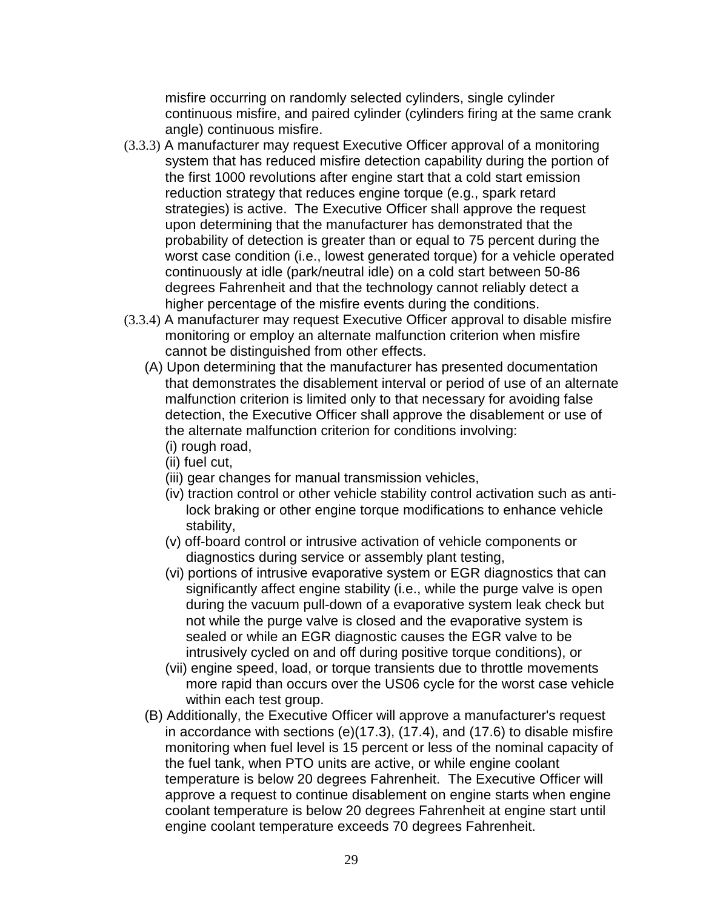misfire occurring on randomly selected cylinders, single cylinder continuous misfire, and paired cylinder (cylinders firing at the same crank angle) continuous misfire.

(3.3.3) A manufacturer may request Executive Officer approval of a monitoring system that has reduced misfire detection capability during the portion of the first 1000 revolutions after engine start that a cold start emission reduction strategy that reduces engine torque (e.g., spark retard strategies) is active. The Executive Officer shall approve the request upon determining that the manufacturer has demonstrated that the probability of detection is greater than or equal to 75 percent during the worst case condition (i.e., lowest generated torque) for a vehicle operated continuously at idle (park/neutral idle) on a cold start between 50-86 degrees Fahrenheit and that the technology cannot reliably detect a higher percentage of the misfire events during the conditions.

(3.3.4) A manufacturer may request Executive Officer approval to disable misfire monitoring or employ an alternate malfunction criterion when misfire cannot be distinguished from other effects.

(A) Upon determining that the manufacturer has presented documentation that demonstrates the disablement interval or period of use of an alternate malfunction criterion is limited only to that necessary for avoiding false detection, the Executive Officer shall approve the disablement or use of the alternate malfunction criterion for conditions involving:

(i) rough road,

(ii) fuel cut,

(iii) gear changes for manual transmission vehicles,

(iv) traction control or other vehicle stability control activation such as anti-lock braking or other engine torque modifications to enhance vehicle stability,

(v) off-board control or intrusive activation of vehicle components or diagnostics during service or assembly plant testing,

(vi) portions of intrusive evaporative system or EGR diagnostics that can significantly affect engine stability (i.e., while the purge valve is open during the vacuum pull-down of a evaporative system leak check but not while the purge valve is closed and the evaporative system is sealed or while an EGR diagnostic causes the EGR valve to be intrusively cycled on and off during positive torque conditions), or

(vii) engine speed, load, or torque transients due to throttle movements more rapid than occurs over the US06 cycle for the worst case vehicle within each test group.

(B) Additionally, the Executive Officer will approve a manufacturer's request in accordance with sections (e)(17.3), (17.4), and (17.6) to disable misfire monitoring when fuel level is 15 percent or less of the nominal capacity of the fuel tank, when PTO units are active, or while engine coolant temperature is below 20 degrees Fahrenheit. The Executive Officer will approve a request to continue disablement on engine starts when engine coolant temperature is below 20 degrees Fahrenheit at engine start until engine coolant temperature exceeds 70 degrees Fahrenheit.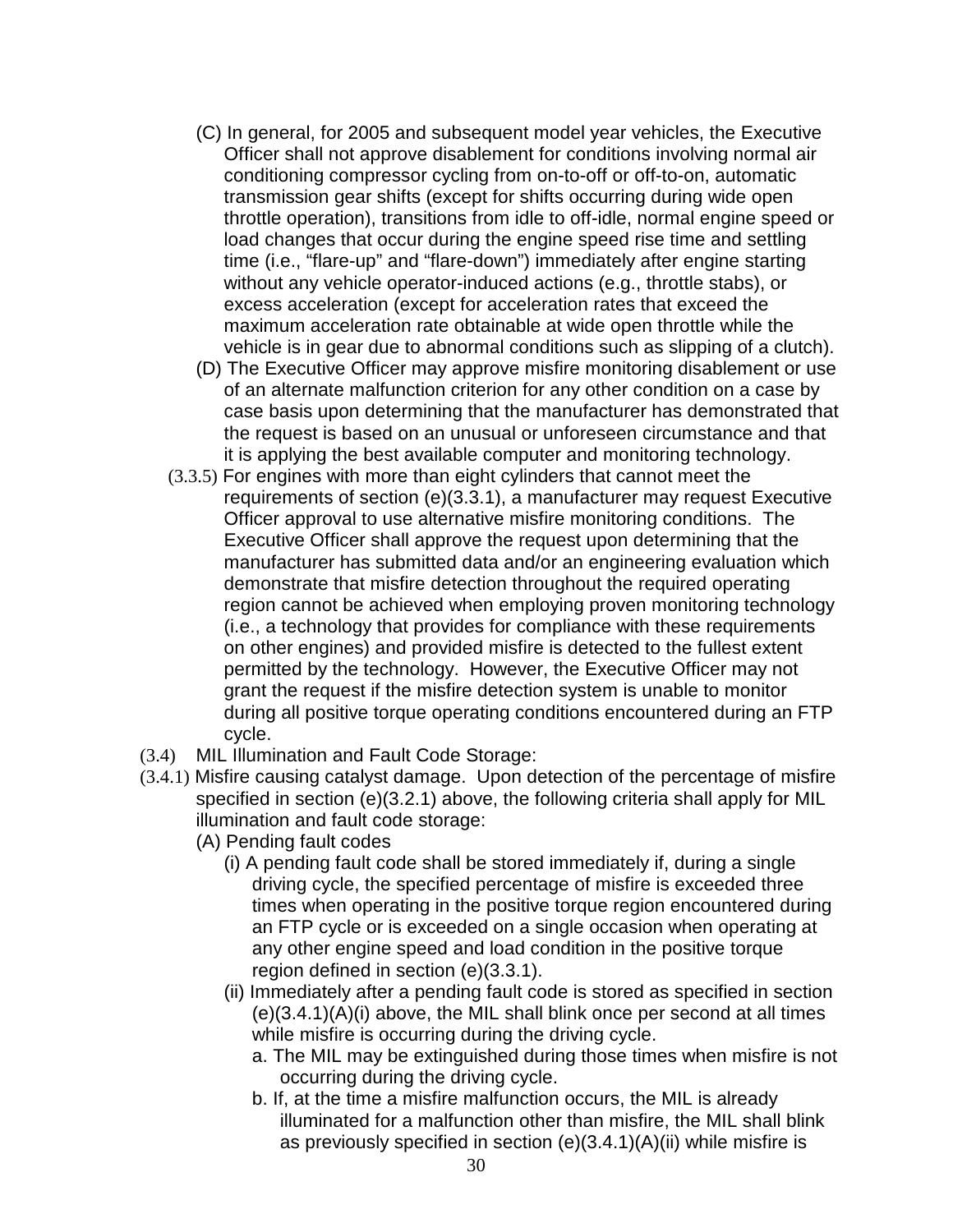(C) In general, for 2005 and subsequent model year vehicles, the Executive Officer shall not approve disablement for conditions involving normal air conditioning compressor cycling from on-to-off or off-to-on, automatic transmission gear shifts (except for shifts occurring during wide open throttle operation), transitions from idle to off-idle, normal engine speed or load changes that occur during the engine speed rise time and settling time (i.e., "flare-up" and "flare-down") immediately after engine starting without any vehicle operator-induced actions (e.g., throttle stabs), or excess acceleration (except for acceleration rates that exceed the maximum acceleration rate obtainable at wide open throttle while the vehicle is in gear due to abnormal conditions such as slipping of a clutch).

(D) The Executive Officer may approve misfire monitoring disablement or use of an alternate malfunction criterion for any other condition on a case by case basis upon determining that the manufacturer has demonstrated that the request is based on an unusual or unforeseen circumstance and that it is applying the best available computer and monitoring technology.

(3.3.5) For engines with more than eight cylinders that cannot meet the requirements of section (e)(3.3.1), a manufacturer may request Executive Officer approval to use alternative misfire monitoring conditions. The Executive Officer shall approve the request upon determining that the manufacturer has submitted data and/or an engineering evaluation which demonstrate that misfire detection throughout the required operating region cannot be achieved when employing proven monitoring technology (i.e., a technology that provides for compliance with these requirements on other engines) and provided misfire is detected to the fullest extent permitted by the technology. However, the Executive Officer may not grant the request if the misfire detection system is unable to monitor during all positive torque operating conditions encountered during an FTP cycle.

(3.4) MIL Illumination and Fault Code Storage:

(3.4.1) Misfire causing catalyst damage. Upon detection of the percentage of misfire specified in section (e)(3.2.1) above, the following criteria shall apply for MIL illumination and fault code storage:

(A) Pending fault codes

(i) A pending fault code shall be stored immediately if, during a single driving cycle, the specified percentage of misfire is exceeded three times when operating in the positive torque region encountered during an FTP cycle or is exceeded on a single occasion when operating at any other engine speed and load condition in the positive torque region defined in section (e)(3.3.1).

(ii) Immediately after a pending fault code is stored as specified in section (e)(3.4.1)(A)(i) above, the MIL shall blink once per second at all times while misfire is occurring during the driving cycle.

a. The MIL may be extinguished during those times when misfire is not occurring during the driving cycle.

b. If, at the time a misfire malfunction occurs, the MIL is already illuminated for a malfunction other than misfire, the MIL shall blink as previously specified in section (e)(3.4.1)(A)(ii) while misfire is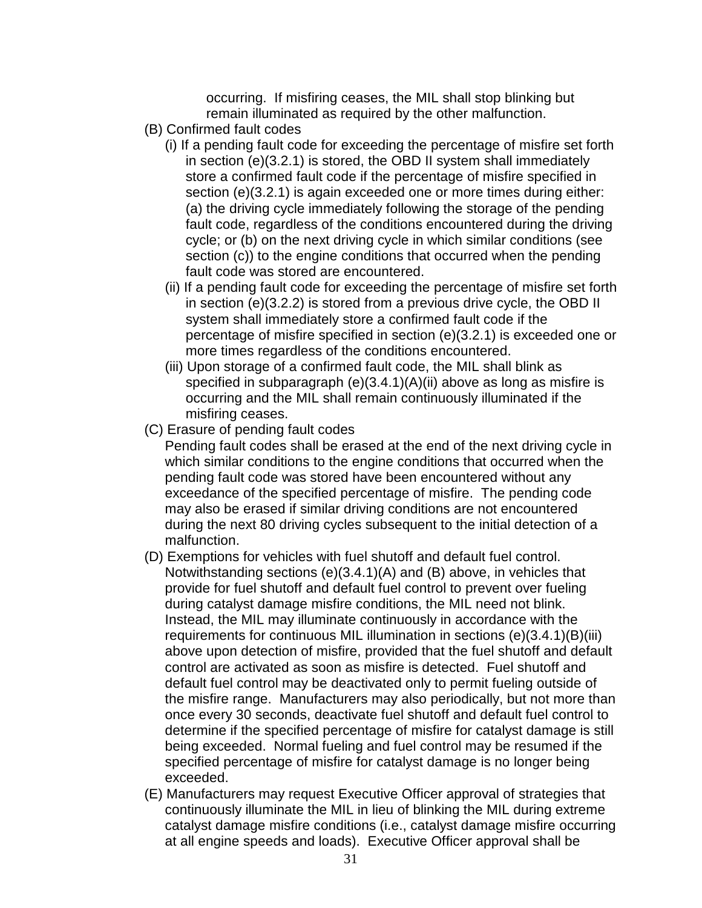occurring. If misfiring ceases, the MIL shall stop blinking but remain illuminated as required by the other malfunction.

(B) Confirmed fault codes

(i) If a pending fault code for exceeding the percentage of misfire set forth in section (e)(3.2.1) is stored, the OBD II system shall immediately store a confirmed fault code if the percentage of misfire specified in section (e)(3.2.1) is again exceeded one or more times during either: (a) the driving cycle immediately following the storage of the pending fault code, regardless of the conditions encountered during the driving cycle; or (b) on the next driving cycle in which similar conditions (see section (c)) to the engine conditions that occurred when the pending fault code was stored are encountered.

(ii) If a pending fault code for exceeding the percentage of misfire set forth in section (e)(3.2.2) is stored from a previous drive cycle, the OBD II system shall immediately store a confirmed fault code if the percentage of misfire specified in section (e)(3.2.1) is exceeded one or more times regardless of the conditions encountered.

(iii) Upon storage of a confirmed fault code, the MIL shall blink as specified in subparagraph (e)(3.4.1)(A)(ii) above as long as misfire is occurring and the MIL shall remain continuously illuminated if the misfiring ceases.

(C) Erasure of pending fault codes

Pending fault codes shall be erased at the end of the next driving cycle in which similar conditions to the engine conditions that occurred when the pending fault code was stored have been encountered without any exceedance of the specified percentage of misfire. The pending code may also be erased if similar driving conditions are not encountered during the next 80 driving cycles subsequent to the initial detection of a malfunction.

(D) Exemptions for vehicles with fuel shutoff and default fuel control. Notwithstanding sections (e)(3.4.1)(A) and (B) above, in vehicles that provide for fuel shutoff and default fuel control to prevent over fueling during catalyst damage misfire conditions, the MIL need not blink. Instead, the MIL may illuminate continuously in accordance with the requirements for continuous MIL illumination in sections (e)(3.4.1)(B)(iii) above upon detection of misfire, provided that the fuel shutoff and default control are activated as soon as misfire is detected. Fuel shutoff and default fuel control may be deactivated only to permit fueling outside of the misfire range. Manufacturers may also periodically, but not more than once every 30 seconds, deactivate fuel shutoff and default fuel control to determine if the specified percentage of misfire for catalyst damage is still being exceeded. Normal fueling and fuel control may be resumed if the specified percentage of misfire for catalyst damage is no longer being exceeded.

(E) Manufacturers may request Executive Officer approval of strategies that continuously illuminate the MIL in lieu of blinking the MIL during extreme catalyst damage misfire conditions (i.e., catalyst damage misfire occurring at all engine speeds and loads). Executive Officer approval shall be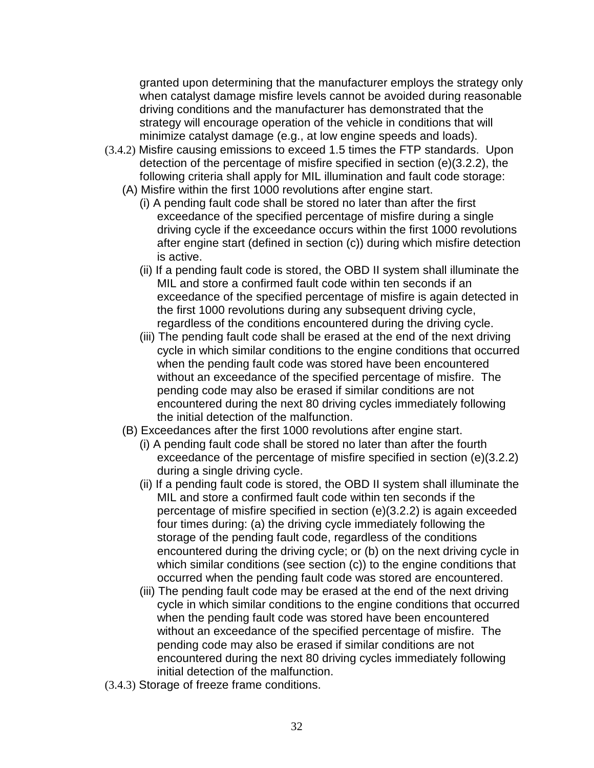granted upon determining that the manufacturer employs the strategy only when catalyst damage misfire levels cannot be avoided during reasonable driving conditions and the manufacturer has demonstrated that the strategy will encourage operation of the vehicle in conditions that will minimize catalyst damage (e.g., at low engine speeds and loads).

(3.4.2) Misfire causing emissions to exceed 1.5 times the FTP standards. Upon detection of the percentage of misfire specified in section (e)(3.2.2), the following criteria shall apply for MIL illumination and fault code storage:

- (A) Misfire within the first 1000 revolutions after engine start.
  - (i) A pending fault code shall be stored no later than after the first exceedance of the specified percentage of misfire during a single driving cycle if the exceedance occurs within the first 1000 revolutions after engine start (defined in section (c)) during which misfire detection is active.
  - (ii) If a pending fault code is stored, the OBD II system shall illuminate the MIL and store a confirmed fault code within ten seconds if an exceedance of the specified percentage of misfire is again detected in the first 1000 revolutions during any subsequent driving cycle, regardless of the conditions encountered during the driving cycle.
  - (iii) The pending fault code shall be erased at the end of the next driving cycle in which similar conditions to the engine conditions that occurred when the pending fault code was stored have been encountered without an exceedance of the specified percentage of misfire. The pending code may also be erased if similar conditions are not encountered during the next 80 driving cycles immediately following the initial detection of the malfunction.
- (B) Exceedances after the first 1000 revolutions after engine start.
  - (i) A pending fault code shall be stored no later than after the fourth exceedance of the percentage of misfire specified in section (e)(3.2.2) during a single driving cycle.
  - (ii) If a pending fault code is stored, the OBD II system shall illuminate the MIL and store a confirmed fault code within ten seconds if the percentage of misfire specified in section (e)(3.2.2) is again exceeded four times during: (a) the driving cycle immediately following the storage of the pending fault code, regardless of the conditions encountered during the driving cycle; or (b) on the next driving cycle in which similar conditions (see section (c)) to the engine conditions that occurred when the pending fault code was stored are encountered.
  - (iii) The pending fault code may be erased at the end of the next driving cycle in which similar conditions to the engine conditions that occurred when the pending fault code was stored have been encountered without an exceedance of the specified percentage of misfire. The pending code may also be erased if similar conditions are not encountered during the next 80 driving cycles immediately following initial detection of the malfunction.

(3.4.3) Storage of freeze frame conditions.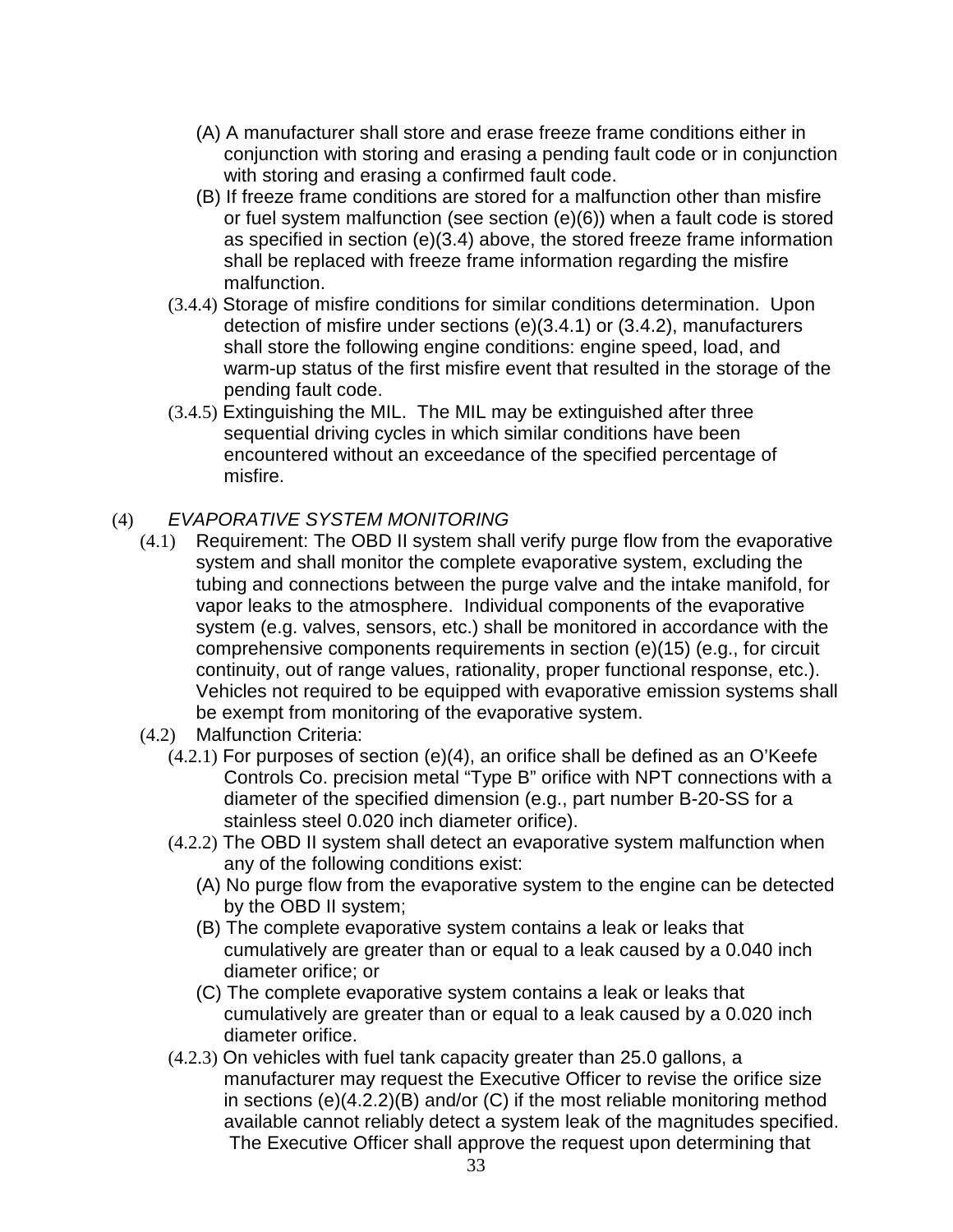(A) A manufacturer shall store and erase freeze frame conditions either in conjunction with storing and erasing a pending fault code or in conjunction with storing and erasing a confirmed fault code.

(B) If freeze frame conditions are stored for a malfunction other than misfire or fuel system malfunction (see section (e)(6)) when a fault code is stored as specified in section (e)(3.4) above, the stored freeze frame information shall be replaced with freeze frame information regarding the misfire malfunction.

(3.4.4) Storage of misfire conditions for similar conditions determination. Upon detection of misfire under sections (e)(3.4.1) or (3.4.2), manufacturers shall store the following engine conditions: engine speed, load, and warm-up status of the first misfire event that resulted in the storage of the pending fault code.

(3.4.5) Extinguishing the MIL. The MIL may be extinguished after three sequential driving cycles in which similar conditions have been encountered without an exceedance of the specified percentage of misfire.

(4) *EVAPORATIVE SYSTEM MONITORING*

(4.1) Requirement: The OBD II system shall verify purge flow from the evaporative system and shall monitor the complete evaporative system, excluding the tubing and connections between the purge valve and the intake manifold, for vapor leaks to the atmosphere. Individual components of the evaporative system (e.g. valves, sensors, etc.) shall be monitored in accordance with the comprehensive components requirements in section (e)(15) (e.g., for circuit continuity, out of range values, rationality, proper functional response, etc.). Vehicles not required to be equipped with evaporative emission systems shall be exempt from monitoring of the evaporative system.

(4.2) Malfunction Criteria:

(4.2.1) For purposes of section (e)(4), an orifice shall be defined as an O'Keefe Controls Co. precision metal "Type B" orifice with NPT connections with a diameter of the specified dimension (e.g., part number B-20-SS for a stainless steel 0.020 inch diameter orifice).

(4.2.2) The OBD II system shall detect an evaporative system malfunction when any of the following conditions exist:

(A) No purge flow from the evaporative system to the engine can be detected by the OBD II system;

(B) The complete evaporative system contains a leak or leaks that cumulatively are greater than or equal to a leak caused by a 0.040 inch diameter orifice; or

(C) The complete evaporative system contains a leak or leaks that cumulatively are greater than or equal to a leak caused by a 0.020 inch diameter orifice.

(4.2.3) On vehicles with fuel tank capacity greater than 25.0 gallons, a manufacturer may request the Executive Officer to revise the orifice size in sections (e)(4.2.2)(B) and/or (C) if the most reliable monitoring method available cannot reliably detect a system leak of the magnitudes specified. The Executive Officer shall approve the request upon determining that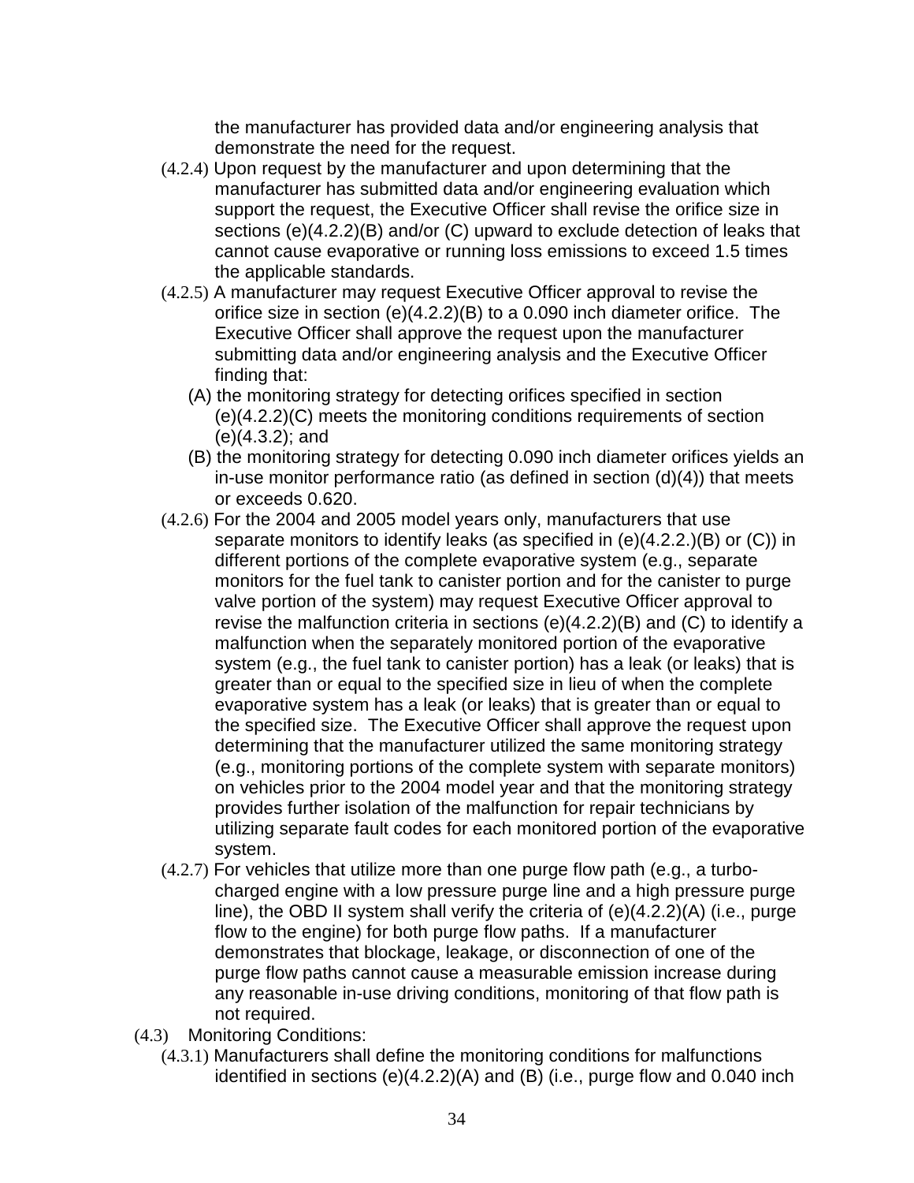the manufacturer has provided data and/or engineering analysis that demonstrate the need for the request.

(4.2.4) Upon request by the manufacturer and upon determining that the manufacturer has submitted data and/or engineering evaluation which support the request, the Executive Officer shall revise the orifice size in sections (e)(4.2.2)(B) and/or (C) upward to exclude detection of leaks that cannot cause evaporative or running loss emissions to exceed 1.5 times the applicable standards.

(4.2.5) A manufacturer may request Executive Officer approval to revise the orifice size in section (e)(4.2.2)(B) to a 0.090 inch diameter orifice. The Executive Officer shall approve the request upon the manufacturer submitting data and/or engineering analysis and the Executive Officer finding that:

(A) the monitoring strategy for detecting orifices specified in section (e)(4.2.2)(C) meets the monitoring conditions requirements of section (e)(4.3.2); and

(B) the monitoring strategy for detecting 0.090 inch diameter orifices yields an in-use monitor performance ratio (as defined in section (d)(4)) that meets or exceeds 0.620.

(4.2.6) For the 2004 and 2005 model years only, manufacturers that use separate monitors to identify leaks (as specified in (e)(4.2.2.)(B) or (C)) in different portions of the complete evaporative system (e.g., separate monitors for the fuel tank to canister portion and for the canister to purge valve portion of the system) may request Executive Officer approval to revise the malfunction criteria in sections (e)(4.2.2)(B) and (C) to identify a malfunction when the separately monitored portion of the evaporative system (e.g., the fuel tank to canister portion) has a leak (or leaks) that is greater than or equal to the specified size in lieu of when the complete evaporative system has a leak (or leaks) that is greater than or equal to the specified size. The Executive Officer shall approve the request upon determining that the manufacturer utilized the same monitoring strategy (e.g., monitoring portions of the complete system with separate monitors) on vehicles prior to the 2004 model year and that the monitoring strategy provides further isolation of the malfunction for repair technicians by utilizing separate fault codes for each monitored portion of the evaporative system.

(4.2.7) For vehicles that utilize more than one purge flow path (e.g., a turbo-charged engine with a low pressure purge line and a high pressure purge line), the OBD II system shall verify the criteria of (e)(4.2.2)(A) (i.e., purge flow to the engine) for both purge flow paths. If a manufacturer demonstrates that blockage, leakage, or disconnection of one of the purge flow paths cannot cause a measurable emission increase during any reasonable in-use driving conditions, monitoring of that flow path is not required.

(4.3) Monitoring Conditions:

(4.3.1) Manufacturers shall define the monitoring conditions for malfunctions identified in sections (e)(4.2.2)(A) and (B) (i.e., purge flow and 0.040 inch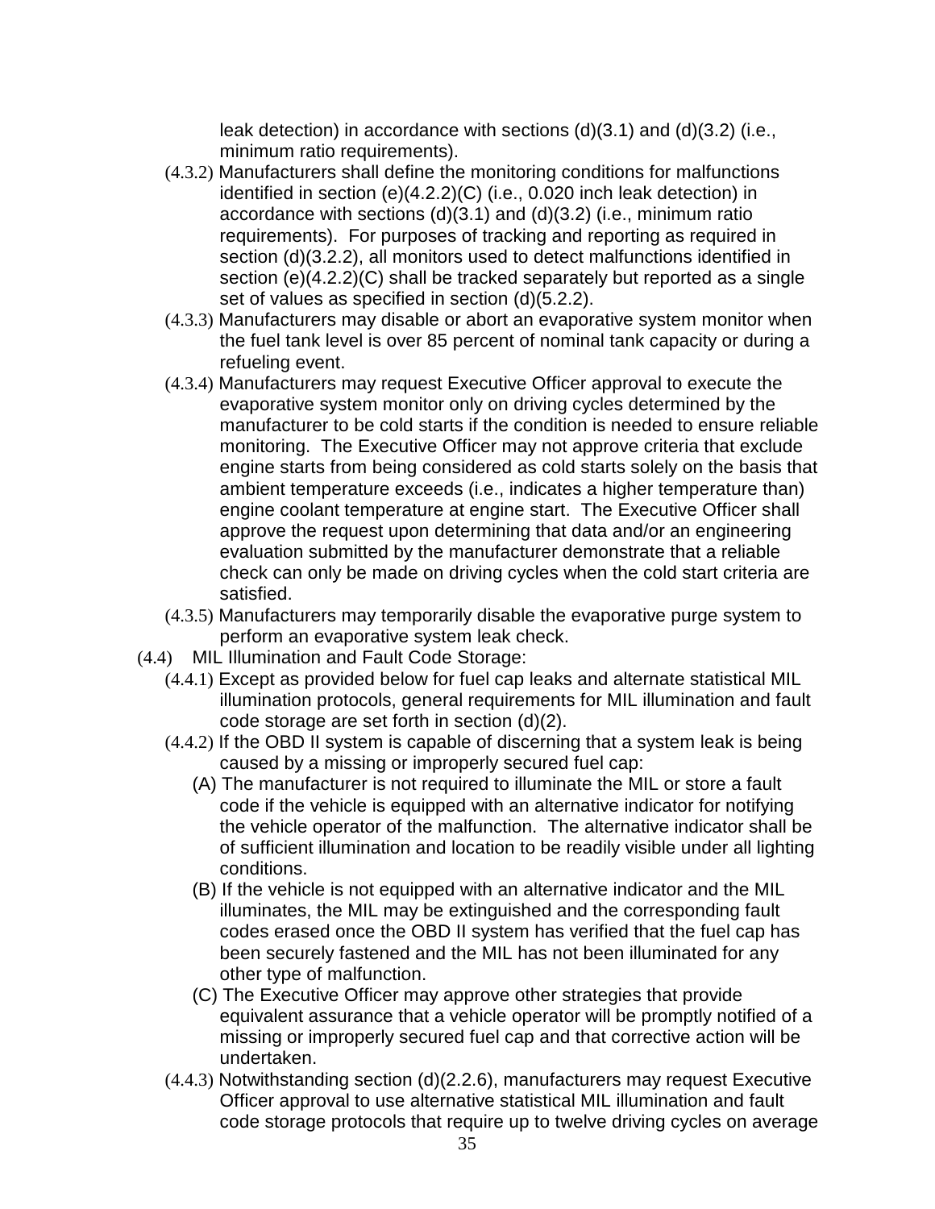leak detection) in accordance with sections (d)(3.1) and (d)(3.2) (i.e., minimum ratio requirements).

(4.3.2) Manufacturers shall define the monitoring conditions for malfunctions identified in section (e)(4.2.2)(C) (i.e., 0.020 inch leak detection) in accordance with sections (d)(3.1) and (d)(3.2) (i.e., minimum ratio requirements). For purposes of tracking and reporting as required in section (d)(3.2.2), all monitors used to detect malfunctions identified in section (e)(4.2.2)(C) shall be tracked separately but reported as a single set of values as specified in section (d)(5.2.2).

(4.3.3) Manufacturers may disable or abort an evaporative system monitor when the fuel tank level is over 85 percent of nominal tank capacity or during a refueling event.

(4.3.4) Manufacturers may request Executive Officer approval to execute the evaporative system monitor only on driving cycles determined by the manufacturer to be cold starts if the condition is needed to ensure reliable monitoring. The Executive Officer may not approve criteria that exclude engine starts from being considered as cold starts solely on the basis that ambient temperature exceeds (i.e., indicates a higher temperature than) engine coolant temperature at engine start. The Executive Officer shall approve the request upon determining that data and/or an engineering evaluation submitted by the manufacturer demonstrate that a reliable check can only be made on driving cycles when the cold start criteria are satisfied.

(4.3.5) Manufacturers may temporarily disable the evaporative purge system to perform an evaporative system leak check.

(4.4) MIL Illumination and Fault Code Storage:

(4.4.1) Except as provided below for fuel cap leaks and alternate statistical MIL illumination protocols, general requirements for MIL illumination and fault code storage are set forth in section (d)(2).

(4.4.2) If the OBD II system is capable of discerning that a system leak is being caused by a missing or improperly secured fuel cap:

(A) The manufacturer is not required to illuminate the MIL or store a fault code if the vehicle is equipped with an alternative indicator for notifying the vehicle operator of the malfunction. The alternative indicator shall be of sufficient illumination and location to be readily visible under all lighting conditions.

(B) If the vehicle is not equipped with an alternative indicator and the MIL illuminates, the MIL may be extinguished and the corresponding fault codes erased once the OBD II system has verified that the fuel cap has been securely fastened and the MIL has not been illuminated for any other type of malfunction.

(C) The Executive Officer may approve other strategies that provide equivalent assurance that a vehicle operator will be promptly notified of a missing or improperly secured fuel cap and that corrective action will be undertaken.

(4.4.3) Notwithstanding section (d)(2.2.6), manufacturers may request Executive Officer approval to use alternative statistical MIL illumination and fault code storage protocols that require up to twelve driving cycles on average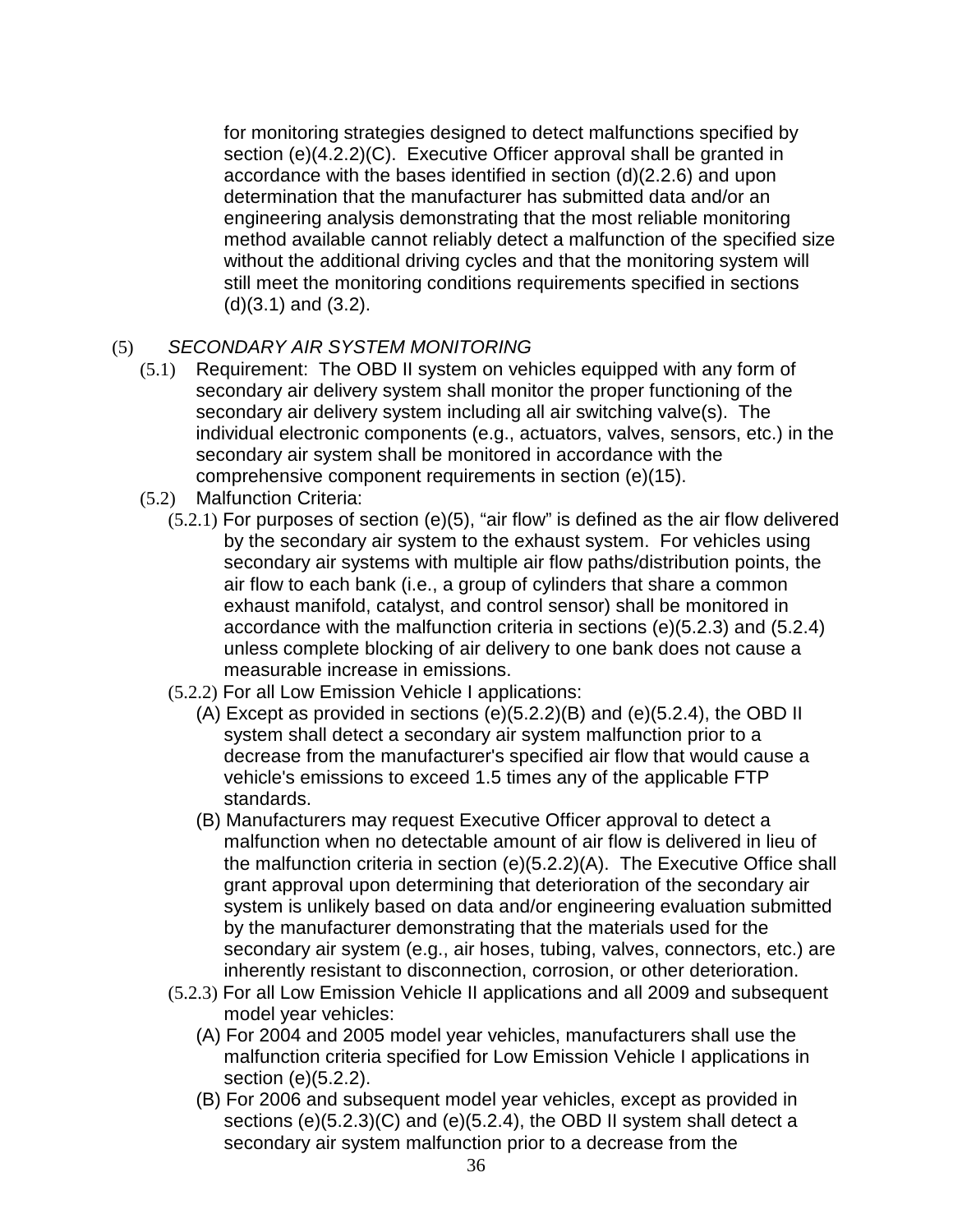for monitoring strategies designed to detect malfunctions specified by section (e)(4.2.2)(C). Executive Officer approval shall be granted in accordance with the bases identified in section (d)(2.2.6) and upon determination that the manufacturer has submitted data and/or an engineering analysis demonstrating that the most reliable monitoring method available cannot reliably detect a malfunction of the specified size without the additional driving cycles and that the monitoring system will still meet the monitoring conditions requirements specified in sections (d)(3.1) and (3.2).

(5) *SECONDARY AIR SYSTEM MONITORING*

(5.1) Requirement: The OBD II system on vehicles equipped with any form of secondary air delivery system shall monitor the proper functioning of the secondary air delivery system including all air switching valve(s). The individual electronic components (e.g., actuators, valves, sensors, etc.) in the secondary air system shall be monitored in accordance with the comprehensive component requirements in section (e)(15).

(5.2) Malfunction Criteria:

(5.2.1) For purposes of section (e)(5), “air flow” is defined as the air flow delivered by the secondary air system to the exhaust system. For vehicles using secondary air systems with multiple air flow paths/distribution points, the air flow to each bank (i.e., a group of cylinders that share a common exhaust manifold, catalyst, and control sensor) shall be monitored in accordance with the malfunction criteria in sections (e)(5.2.3) and (5.2.4) unless complete blocking of air delivery to one bank does not cause a measurable increase in emissions.

(5.2.2) For all Low Emission Vehicle I applications:

(A) Except as provided in sections (e)(5.2.2)(B) and (e)(5.2.4), the OBD II system shall detect a secondary air system malfunction prior to a decrease from the manufacturer's specified air flow that would cause a vehicle's emissions to exceed 1.5 times any of the applicable FTP standards.

(B) Manufacturers may request Executive Officer approval to detect a malfunction when no detectable amount of air flow is delivered in lieu of the malfunction criteria in section (e)(5.2.2)(A). The Executive Office shall grant approval upon determining that deterioration of the secondary air system is unlikely based on data and/or engineering evaluation submitted by the manufacturer demonstrating that the materials used for the secondary air system (e.g., air hoses, tubing, valves, connectors, etc.) are inherently resistant to disconnection, corrosion, or other deterioration.

(5.2.3) For all Low Emission Vehicle II applications and all 2009 and subsequent model year vehicles:

(A) For 2004 and 2005 model year vehicles, manufacturers shall use the malfunction criteria specified for Low Emission Vehicle I applications in section (e)(5.2.2).

(B) For 2006 and subsequent model year vehicles, except as provided in sections (e)(5.2.3)(C) and (e)(5.2.4), the OBD II system shall detect a secondary air system malfunction prior to a decrease from the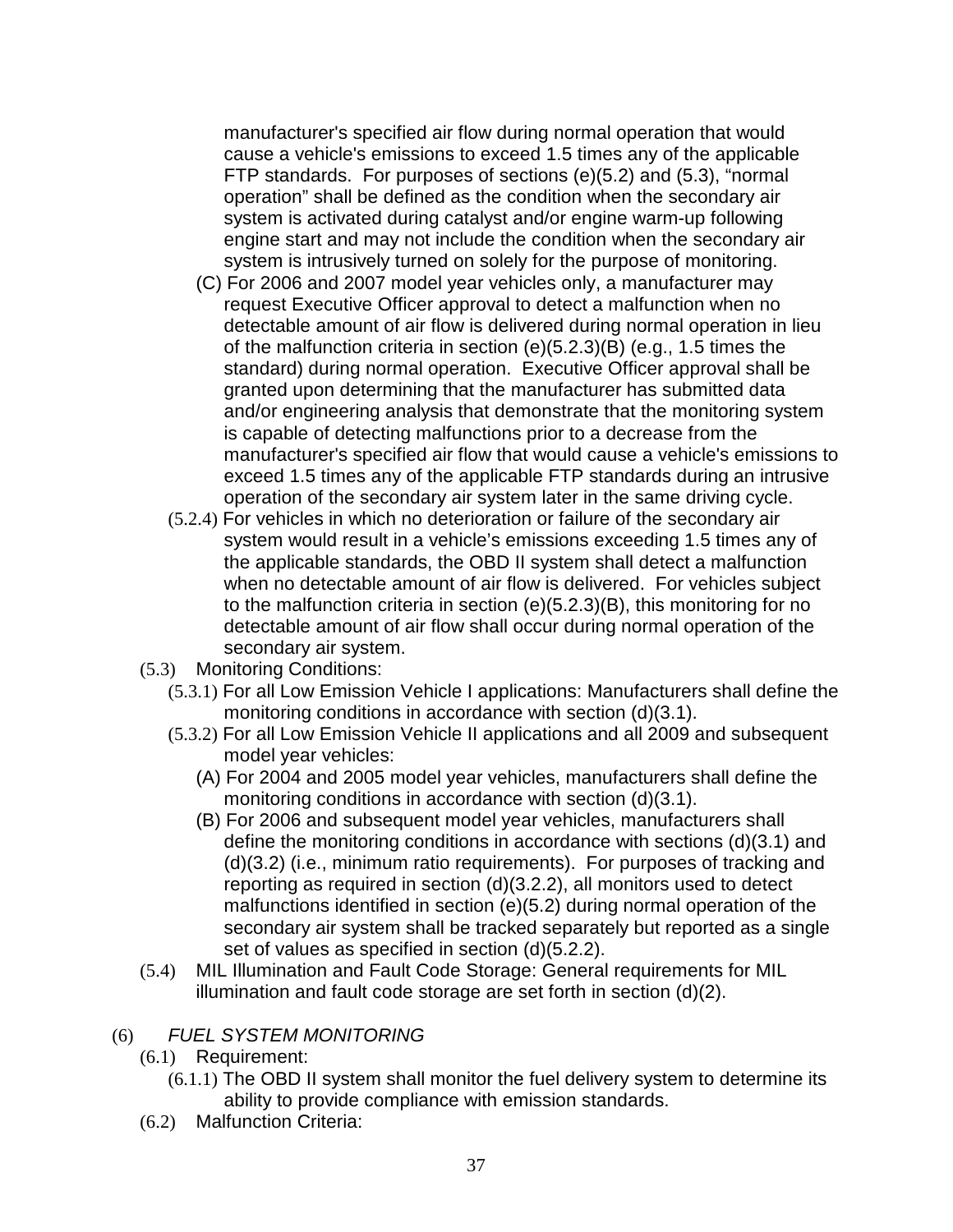manufacturer's specified air flow during normal operation that would cause a vehicle's emissions to exceed 1.5 times any of the applicable FTP standards. For purposes of sections (e)(5.2) and (5.3), "normal operation" shall be defined as the condition when the secondary air system is activated during catalyst and/or engine warm-up following engine start and may not include the condition when the secondary air system is intrusively turned on solely for the purpose of monitoring.

(C) For 2006 and 2007 model year vehicles only, a manufacturer may request Executive Officer approval to detect a malfunction when no detectable amount of air flow is delivered during normal operation in lieu of the malfunction criteria in section (e)(5.2.3)(B) (e.g., 1.5 times the standard) during normal operation. Executive Officer approval shall be granted upon determining that the manufacturer has submitted data and/or engineering analysis that demonstrate that the monitoring system is capable of detecting malfunctions prior to a decrease from the manufacturer's specified air flow that would cause a vehicle's emissions to exceed 1.5 times any of the applicable FTP standards during an intrusive operation of the secondary air system later in the same driving cycle.

(5.2.4) For vehicles in which no deterioration or failure of the secondary air system would result in a vehicle's emissions exceeding 1.5 times any of the applicable standards, the OBD II system shall detect a malfunction when no detectable amount of air flow is delivered. For vehicles subject to the malfunction criteria in section (e)(5.2.3)(B), this monitoring for no detectable amount of air flow shall occur during normal operation of the secondary air system.

(5.3) Monitoring Conditions:

(5.3.1) For all Low Emission Vehicle I applications: Manufacturers shall define the monitoring conditions in accordance with section (d)(3.1).

(5.3.2) For all Low Emission Vehicle II applications and all 2009 and subsequent model year vehicles:

(A) For 2004 and 2005 model year vehicles, manufacturers shall define the monitoring conditions in accordance with section (d)(3.1).

(B) For 2006 and subsequent model year vehicles, manufacturers shall define the monitoring conditions in accordance with sections (d)(3.1) and (d)(3.2) (i.e., minimum ratio requirements). For purposes of tracking and reporting as required in section (d)(3.2.2), all monitors used to detect malfunctions identified in section (e)(5.2) during normal operation of the secondary air system shall be tracked separately but reported as a single set of values as specified in section (d)(5.2.2).

(5.4) MIL Illumination and Fault Code Storage: General requirements for MIL illumination and fault code storage are set forth in section (d)(2).

(6) *FUEL SYSTEM MONITORING*

(6.1) Requirement:

(6.1.1) The OBD II system shall monitor the fuel delivery system to determine its ability to provide compliance with emission standards.

(6.2) Malfunction Criteria: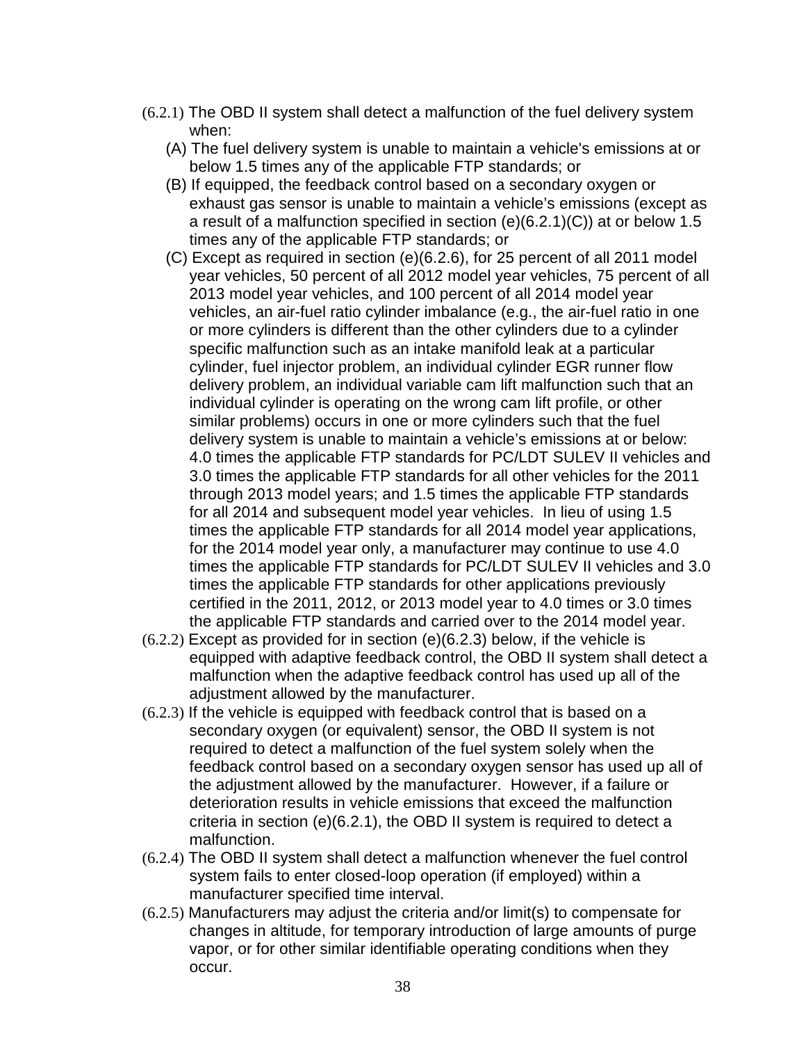(6.2.1) The OBD II system shall detect a malfunction of the fuel delivery system when:

(A) The fuel delivery system is unable to maintain a vehicle's emissions at or below 1.5 times any of the applicable FTP standards; or

(B) If equipped, the feedback control based on a secondary oxygen or exhaust gas sensor is unable to maintain a vehicle's emissions (except as a result of a malfunction specified in section (e)(6.2.1)(C)) at or below 1.5 times any of the applicable FTP standards; or

(C) Except as required in section (e)(6.2.6), for 25 percent of all 2011 model year vehicles, 50 percent of all 2012 model year vehicles, 75 percent of all 2013 model year vehicles, and 100 percent of all 2014 model year vehicles, an air-fuel ratio cylinder imbalance (e.g., the air-fuel ratio in one or more cylinders is different than the other cylinders due to a cylinder specific malfunction such as an intake manifold leak at a particular cylinder, fuel injector problem, an individual cylinder EGR runner flow delivery problem, an individual variable cam lift malfunction such that an individual cylinder is operating on the wrong cam lift profile, or other similar problems) occurs in one or more cylinders such that the fuel delivery system is unable to maintain a vehicle's emissions at or below: 4.0 times the applicable FTP standards for PC/LDT SULEV II vehicles and 3.0 times the applicable FTP standards for all other vehicles for the 2011 through 2013 model years; and 1.5 times the applicable FTP standards for all 2014 and subsequent model year vehicles. In lieu of using 1.5 times the applicable FTP standards for all 2014 model year applications, for the 2014 model year only, a manufacturer may continue to use 4.0 times the applicable FTP standards for PC/LDT SULEV II vehicles and 3.0 times the applicable FTP standards for other applications previously certified in the 2011, 2012, or 2013 model year to 4.0 times or 3.0 times the applicable FTP standards and carried over to the 2014 model year.

(6.2.2) Except as provided for in section (e)(6.2.3) below, if the vehicle is equipped with adaptive feedback control, the OBD II system shall detect a malfunction when the adaptive feedback control has used up all of the adjustment allowed by the manufacturer.

(6.2.3) If the vehicle is equipped with feedback control that is based on a secondary oxygen (or equivalent) sensor, the OBD II system is not required to detect a malfunction of the fuel system solely when the feedback control based on a secondary oxygen sensor has used up all of the adjustment allowed by the manufacturer. However, if a failure or deterioration results in vehicle emissions that exceed the malfunction criteria in section (e)(6.2.1), the OBD II system is required to detect a malfunction.

(6.2.4) The OBD II system shall detect a malfunction whenever the fuel control system fails to enter closed-loop operation (if employed) within a manufacturer specified time interval.

(6.2.5) Manufacturers may adjust the criteria and/or limit(s) to compensate for changes in altitude, for temporary introduction of large amounts of purge vapor, or for other similar identifiable operating conditions when they occur.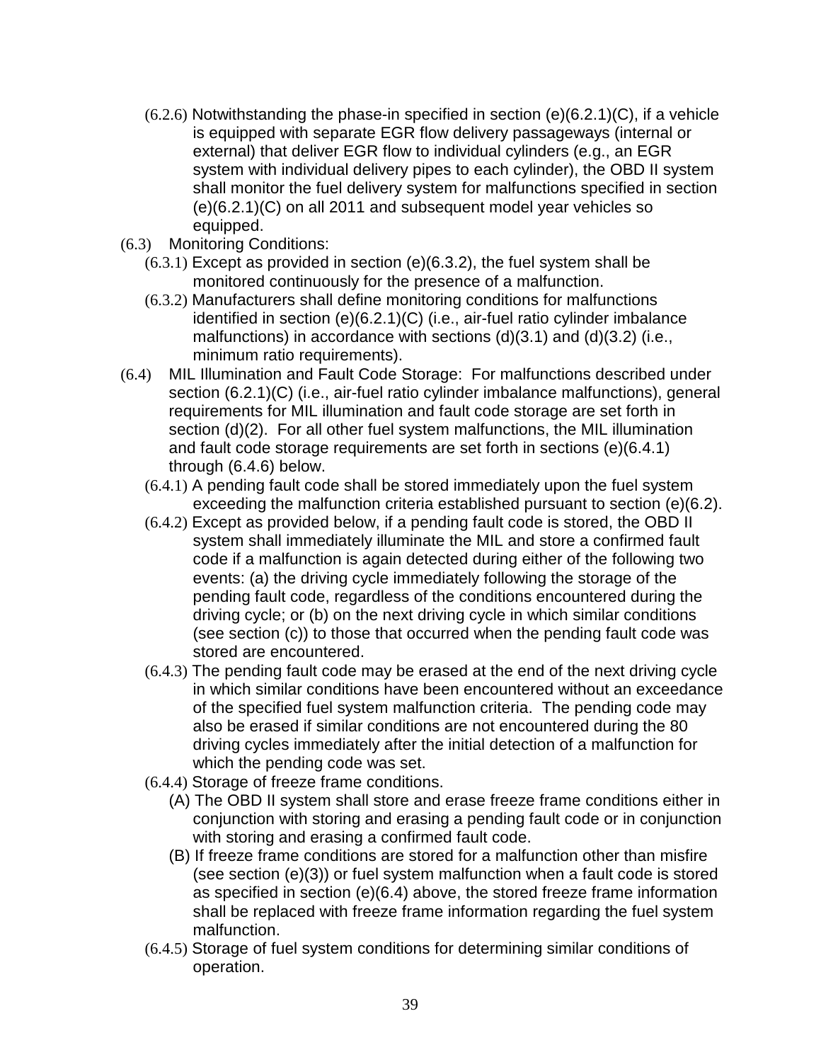(6.2.6) Notwithstanding the phase-in specified in section (e)(6.2.1)(C), if a vehicle is equipped with separate EGR flow delivery passageways (internal or external) that deliver EGR flow to individual cylinders (e.g., an EGR system with individual delivery pipes to each cylinder), the OBD II system shall monitor the fuel delivery system for malfunctions specified in section (e)(6.2.1)(C) on all 2011 and subsequent model year vehicles so equipped.

(6.3) Monitoring Conditions:

(6.3.1) Except as provided in section (e)(6.3.2), the fuel system shall be monitored continuously for the presence of a malfunction.

(6.3.2) Manufacturers shall define monitoring conditions for malfunctions identified in section (e)(6.2.1)(C) (i.e., air-fuel ratio cylinder imbalance malfunctions) in accordance with sections (d)(3.1) and (d)(3.2) (i.e., minimum ratio requirements).

(6.4) MIL Illumination and Fault Code Storage: For malfunctions described under section (6.2.1)(C) (i.e., air-fuel ratio cylinder imbalance malfunctions), general requirements for MIL illumination and fault code storage are set forth in section (d)(2). For all other fuel system malfunctions, the MIL illumination and fault code storage requirements are set forth in sections (e)(6.4.1) through (6.4.6) below.

(6.4.1) A pending fault code shall be stored immediately upon the fuel system exceeding the malfunction criteria established pursuant to section (e)(6.2).

(6.4.2) Except as provided below, if a pending fault code is stored, the OBD II system shall immediately illuminate the MIL and store a confirmed fault code if a malfunction is again detected during either of the following two events: (a) the driving cycle immediately following the storage of the pending fault code, regardless of the conditions encountered during the driving cycle; or (b) on the next driving cycle in which similar conditions (see section (c)) to those that occurred when the pending fault code was stored are encountered.

(6.4.3) The pending fault code may be erased at the end of the next driving cycle in which similar conditions have been encountered without an exceedance of the specified fuel system malfunction criteria. The pending code may also be erased if similar conditions are not encountered during the 80 driving cycles immediately after the initial detection of a malfunction for which the pending code was set.

(6.4.4) Storage of freeze frame conditions.

(A) The OBD II system shall store and erase freeze frame conditions either in conjunction with storing and erasing a pending fault code or in conjunction with storing and erasing a confirmed fault code.

(B) If freeze frame conditions are stored for a malfunction other than misfire (see section (e)(3)) or fuel system malfunction when a fault code is stored as specified in section (e)(6.4) above, the stored freeze frame information shall be replaced with freeze frame information regarding the fuel system malfunction.

(6.4.5) Storage of fuel system conditions for determining similar conditions of operation.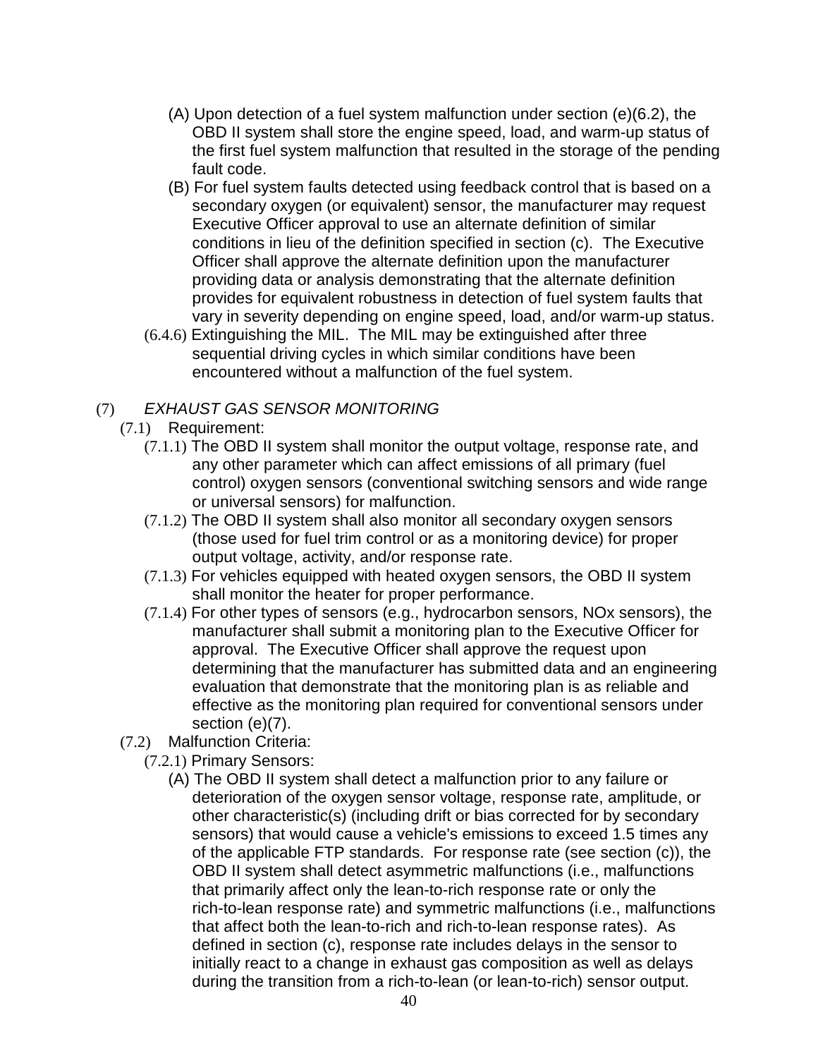(A) Upon detection of a fuel system malfunction under section (e)(6.2), the OBD II system shall store the engine speed, load, and warm-up status of the first fuel system malfunction that resulted in the storage of the pending fault code.

(B) For fuel system faults detected using feedback control that is based on a secondary oxygen (or equivalent) sensor, the manufacturer may request Executive Officer approval to use an alternate definition of similar conditions in lieu of the definition specified in section (c). The Executive Officer shall approve the alternate definition upon the manufacturer providing data or analysis demonstrating that the alternate definition provides for equivalent robustness in detection of fuel system faults that vary in severity depending on engine speed, load, and/or warm-up status.

(6.4.6) Extinguishing the MIL. The MIL may be extinguished after three sequential driving cycles in which similar conditions have been encountered without a malfunction of the fuel system.

(7) *EXHAUST GAS SENSOR MONITORING*

(7.1) Requirement:

(7.1.1) The OBD II system shall monitor the output voltage, response rate, and any other parameter which can affect emissions of all primary (fuel control) oxygen sensors (conventional switching sensors and wide range or universal sensors) for malfunction.

(7.1.2) The OBD II system shall also monitor all secondary oxygen sensors (those used for fuel trim control or as a monitoring device) for proper output voltage, activity, and/or response rate.

(7.1.3) For vehicles equipped with heated oxygen sensors, the OBD II system shall monitor the heater for proper performance.

(7.1.4) For other types of sensors (e.g., hydrocarbon sensors, NOx sensors), the manufacturer shall submit a monitoring plan to the Executive Officer for approval. The Executive Officer shall approve the request upon determining that the manufacturer has submitted data and an engineering evaluation that demonstrate that the monitoring plan is as reliable and effective as the monitoring plan required for conventional sensors under section (e)(7).

(7.2) Malfunction Criteria:

(7.2.1) Primary Sensors:

(A) The OBD II system shall detect a malfunction prior to any failure or deterioration of the oxygen sensor voltage, response rate, amplitude, or other characteristic(s) (including drift or bias corrected for by secondary sensors) that would cause a vehicle's emissions to exceed 1.5 times any of the applicable FTP standards. For response rate (see section (c)), the OBD II system shall detect asymmetric malfunctions (i.e., malfunctions that primarily affect only the lean-to-rich response rate or only the rich-to-lean response rate) and symmetric malfunctions (i.e., malfunctions that affect both the lean-to-rich and rich-to-lean response rates). As defined in section (c), response rate includes delays in the sensor to initially react to a change in exhaust gas composition as well as delays during the transition from a rich-to-lean (or lean-to-rich) sensor output.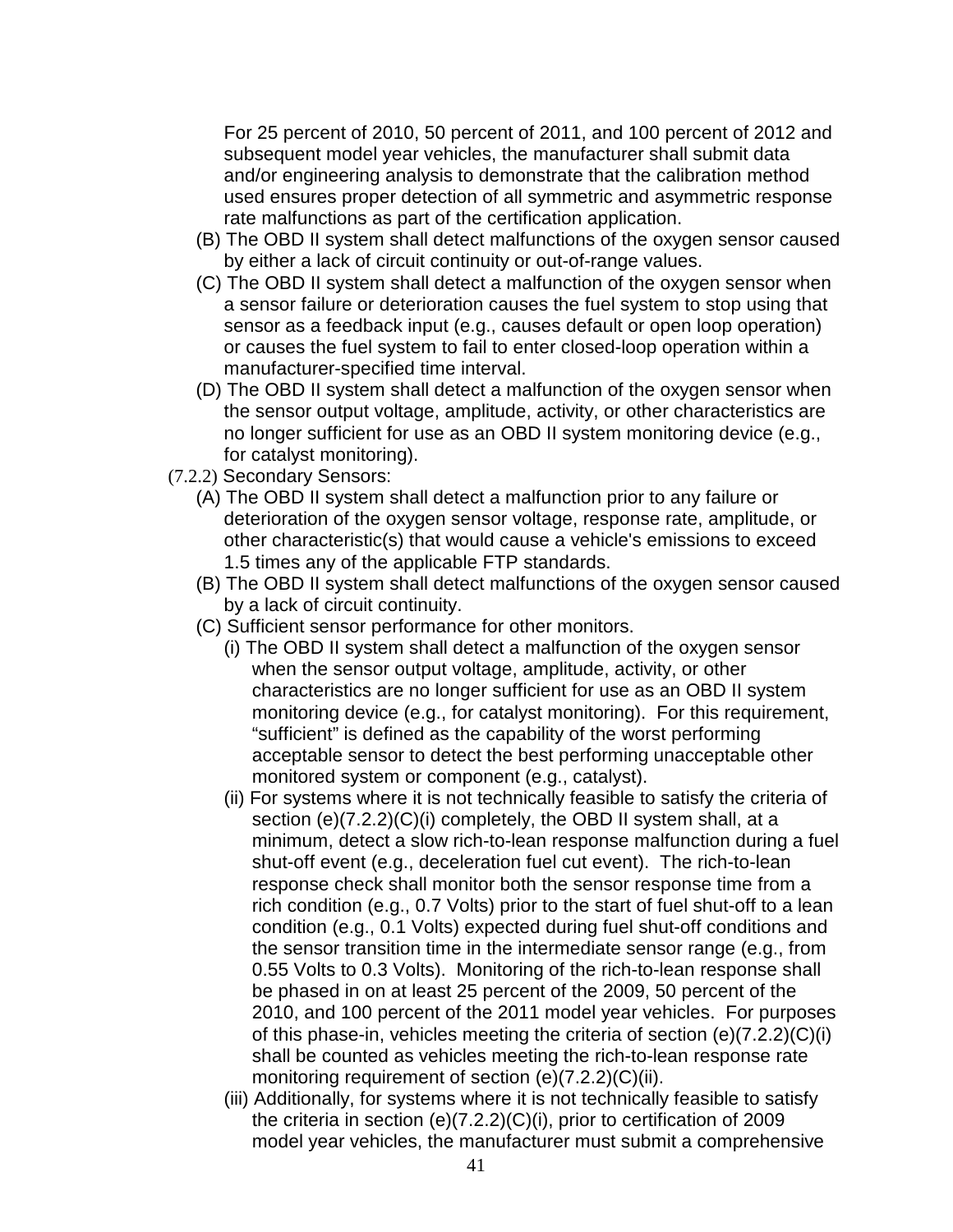For 25 percent of 2010, 50 percent of 2011, and 100 percent of 2012 and subsequent model year vehicles, the manufacturer shall submit data and/or engineering analysis to demonstrate that the calibration method used ensures proper detection of all symmetric and asymmetric response rate malfunctions as part of the certification application.

(B) The OBD II system shall detect malfunctions of the oxygen sensor caused by either a lack of circuit continuity or out-of-range values.

(C) The OBD II system shall detect a malfunction of the oxygen sensor when a sensor failure or deterioration causes the fuel system to stop using that sensor as a feedback input (e.g., causes default or open loop operation) or causes the fuel system to fail to enter closed-loop operation within a manufacturer-specified time interval.

(D) The OBD II system shall detect a malfunction of the oxygen sensor when the sensor output voltage, amplitude, activity, or other characteristics are no longer sufficient for use as an OBD II system monitoring device (e.g., for catalyst monitoring).

(7.2.2) Secondary Sensors:

(A) The OBD II system shall detect a malfunction prior to any failure or deterioration of the oxygen sensor voltage, response rate, amplitude, or other characteristic(s) that would cause a vehicle's emissions to exceed 1.5 times any of the applicable FTP standards.

(B) The OBD II system shall detect malfunctions of the oxygen sensor caused by a lack of circuit continuity.

(C) Sufficient sensor performance for other monitors.

(i) The OBD II system shall detect a malfunction of the oxygen sensor when the sensor output voltage, amplitude, activity, or other characteristics are no longer sufficient for use as an OBD II system monitoring device (e.g., for catalyst monitoring). For this requirement, “sufficient” is defined as the capability of the worst performing acceptable sensor to detect the best performing unacceptable other monitored system or component (e.g., catalyst).

(ii) For systems where it is not technically feasible to satisfy the criteria of section (e)(7.2.2)(C)(i) completely, the OBD II system shall, at a minimum, detect a slow rich-to-lean response malfunction during a fuel shut-off event (e.g., deceleration fuel cut event). The rich-to-lean response check shall monitor both the sensor response time from a rich condition (e.g., 0.7 Volts) prior to the start of fuel shut-off to a lean condition (e.g., 0.1 Volts) expected during fuel shut-off conditions and the sensor transition time in the intermediate sensor range (e.g., from 0.55 Volts to 0.3 Volts). Monitoring of the rich-to-lean response shall be phased in on at least 25 percent of the 2009, 50 percent of the 2010, and 100 percent of the 2011 model year vehicles. For purposes of this phase-in, vehicles meeting the criteria of section (e)(7.2.2)(C)(i) shall be counted as vehicles meeting the rich-to-lean response rate monitoring requirement of section (e)(7.2.2)(C)(ii).

(iii) Additionally, for systems where it is not technically feasible to satisfy the criteria in section (e)(7.2.2)(C)(i), prior to certification of 2009 model year vehicles, the manufacturer must submit a comprehensive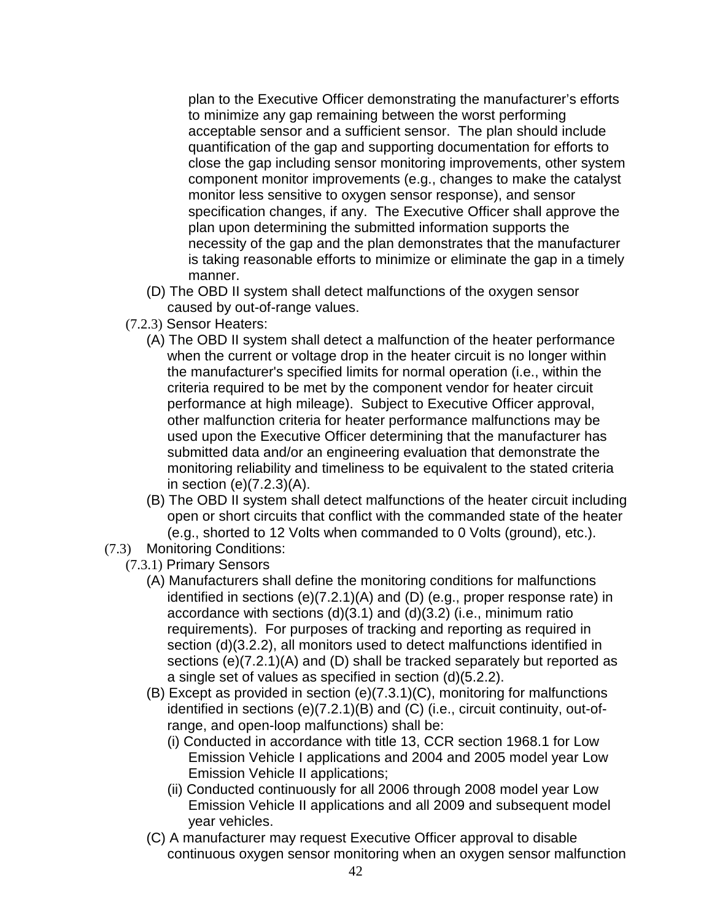plan to the Executive Officer demonstrating the manufacturer's efforts to minimize any gap remaining between the worst performing acceptable sensor and a sufficient sensor. The plan should include quantification of the gap and supporting documentation for efforts to close the gap including sensor monitoring improvements, other system component monitor improvements (e.g., changes to make the catalyst monitor less sensitive to oxygen sensor response), and sensor specification changes, if any. The Executive Officer shall approve the plan upon determining the submitted information supports the necessity of the gap and the plan demonstrates that the manufacturer is taking reasonable efforts to minimize or eliminate the gap in a timely manner.

(D) The OBD II system shall detect malfunctions of the oxygen sensor caused by out-of-range values.

(7.2.3) Sensor Heaters:

(A) The OBD II system shall detect a malfunction of the heater performance when the current or voltage drop in the heater circuit is no longer within the manufacturer's specified limits for normal operation (i.e., within the criteria required to be met by the component vendor for heater circuit performance at high mileage). Subject to Executive Officer approval, other malfunction criteria for heater performance malfunctions may be used upon the Executive Officer determining that the manufacturer has submitted data and/or an engineering evaluation that demonstrate the monitoring reliability and timeliness to be equivalent to the stated criteria in section (e)(7.2.3)(A).

(B) The OBD II system shall detect malfunctions of the heater circuit including open or short circuits that conflict with the commanded state of the heater (e.g., shorted to 12 Volts when commanded to 0 Volts (ground), etc.).

(7.3) Monitoring Conditions:

(7.3.1) Primary Sensors

(A) Manufacturers shall define the monitoring conditions for malfunctions identified in sections (e)(7.2.1)(A) and (D) (e.g., proper response rate) in accordance with sections (d)(3.1) and (d)(3.2) (i.e., minimum ratio requirements). For purposes of tracking and reporting as required in section (d)(3.2.2), all monitors used to detect malfunctions identified in sections (e)(7.2.1)(A) and (D) shall be tracked separately but reported as a single set of values as specified in section (d)(5.2.2).

(B) Except as provided in section (e)(7.3.1)(C), monitoring for malfunctions identified in sections (e)(7.2.1)(B) and (C) (i.e., circuit continuity, out-of-range, and open-loop malfunctions) shall be:

(i) Conducted in accordance with title 13, CCR section 1968.1 for Low Emission Vehicle I applications and 2004 and 2005 model year Low Emission Vehicle II applications;

(ii) Conducted continuously for all 2006 through 2008 model year Low Emission Vehicle II applications and all 2009 and subsequent model year vehicles.

(C) A manufacturer may request Executive Officer approval to disable continuous oxygen sensor monitoring when an oxygen sensor malfunction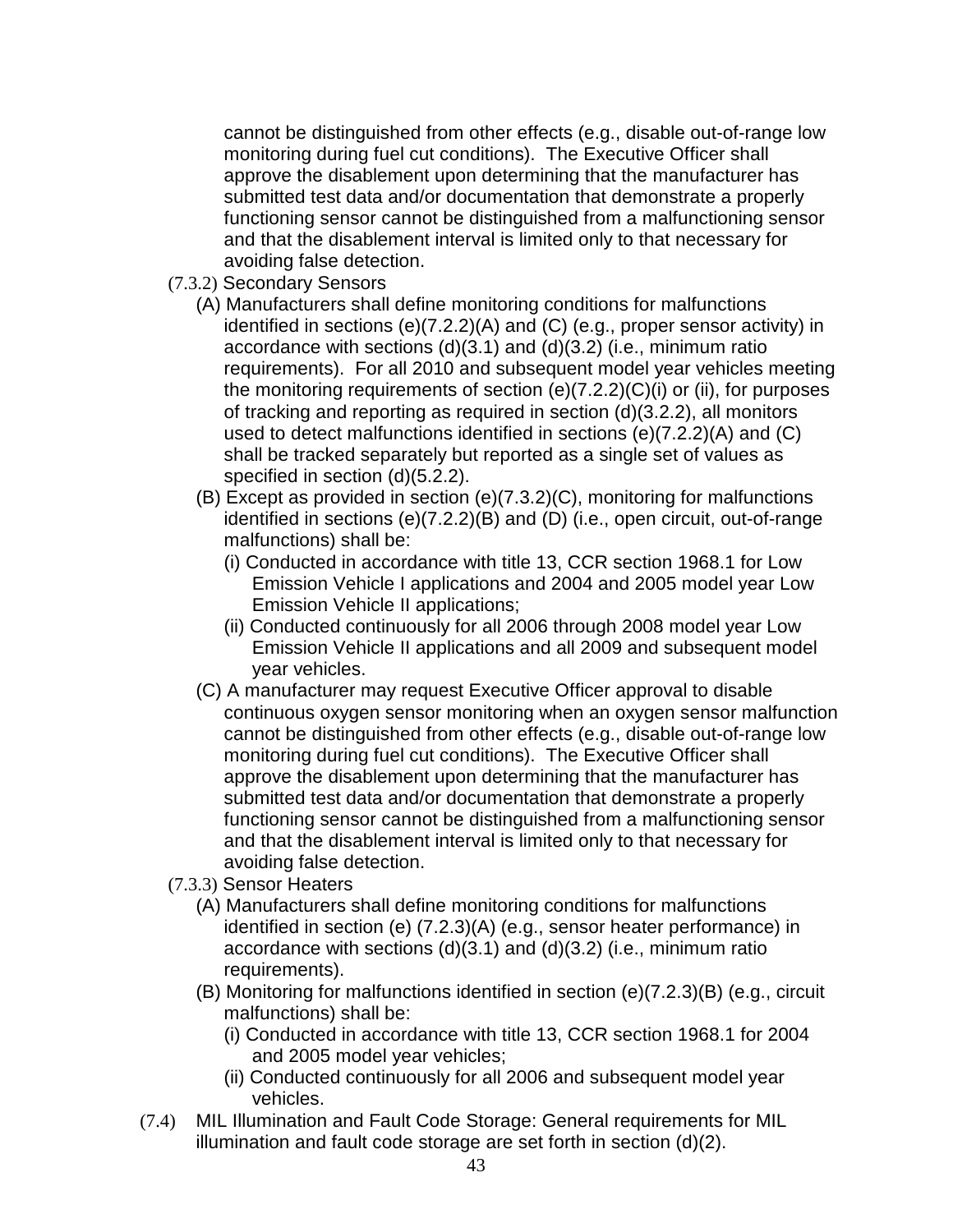cannot be distinguished from other effects (e.g., disable out-of-range low monitoring during fuel cut conditions). The Executive Officer shall approve the disablement upon determining that the manufacturer has submitted test data and/or documentation that demonstrate a properly functioning sensor cannot be distinguished from a malfunctioning sensor and that the disablement interval is limited only to that necessary for avoiding false detection.

(7.3.2) Secondary Sensors

(A) Manufacturers shall define monitoring conditions for malfunctions identified in sections (e)(7.2.2)(A) and (C) (e.g., proper sensor activity) in accordance with sections (d)(3.1) and (d)(3.2) (i.e., minimum ratio requirements). For all 2010 and subsequent model year vehicles meeting the monitoring requirements of section (e)(7.2.2)(C)(i) or (ii), for purposes of tracking and reporting as required in section (d)(3.2.2), all monitors used to detect malfunctions identified in sections (e)(7.2.2)(A) and (C) shall be tracked separately but reported as a single set of values as specified in section (d)(5.2.2).

(B) Except as provided in section (e)(7.3.2)(C), monitoring for malfunctions identified in sections (e)(7.2.2)(B) and (D) (i.e., open circuit, out-of-range malfunctions) shall be:

(i) Conducted in accordance with title 13, CCR section 1968.1 for Low Emission Vehicle I applications and 2004 and 2005 model year Low Emission Vehicle II applications;

(ii) Conducted continuously for all 2006 through 2008 model year Low Emission Vehicle II applications and all 2009 and subsequent model year vehicles.

(C) A manufacturer may request Executive Officer approval to disable continuous oxygen sensor monitoring when an oxygen sensor malfunction cannot be distinguished from other effects (e.g., disable out-of-range low monitoring during fuel cut conditions). The Executive Officer shall approve the disablement upon determining that the manufacturer has submitted test data and/or documentation that demonstrate a properly functioning sensor cannot be distinguished from a malfunctioning sensor and that the disablement interval is limited only to that necessary for avoiding false detection.

(7.3.3) Sensor Heaters

(A) Manufacturers shall define monitoring conditions for malfunctions identified in section (e) (7.2.3)(A) (e.g., sensor heater performance) in accordance with sections (d)(3.1) and (d)(3.2) (i.e., minimum ratio requirements).

(B) Monitoring for malfunctions identified in section (e)(7.2.3)(B) (e.g., circuit malfunctions) shall be:

(i) Conducted in accordance with title 13, CCR section 1968.1 for 2004 and 2005 model year vehicles;

(ii) Conducted continuously for all 2006 and subsequent model year vehicles.

(7.4) MIL Illumination and Fault Code Storage: General requirements for MIL illumination and fault code storage are set forth in section (d)(2).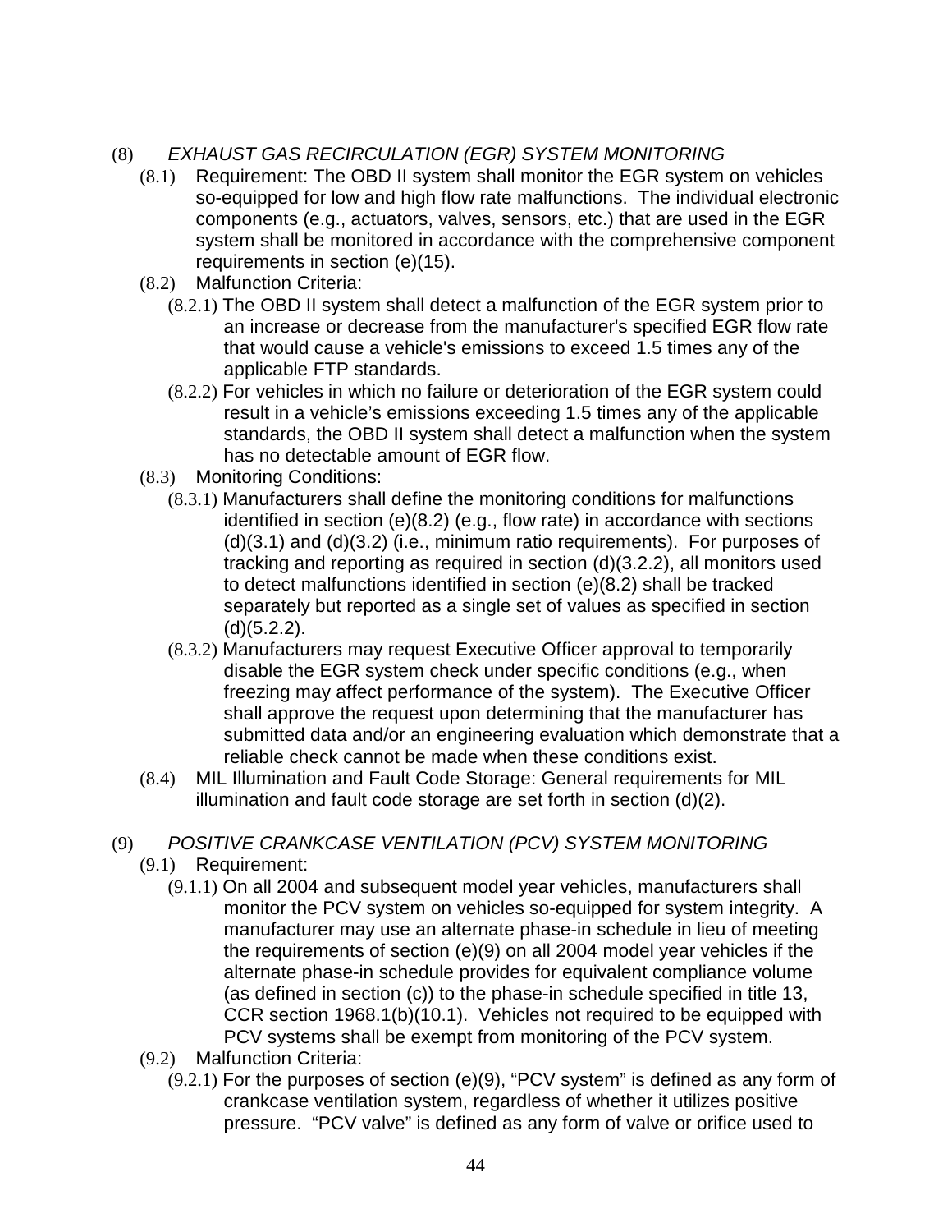(8) *EXHAUST GAS RECIRCULATION (EGR) SYSTEM MONITORING*

(8.1) Requirement: The OBD II system shall monitor the EGR system on vehicles so-equipped for low and high flow rate malfunctions. The individual electronic components (e.g., actuators, valves, sensors, etc.) that are used in the EGR system shall be monitored in accordance with the comprehensive component requirements in section (e)(15).

(8.2) Malfunction Criteria:

(8.2.1) The OBD II system shall detect a malfunction of the EGR system prior to an increase or decrease from the manufacturer's specified EGR flow rate that would cause a vehicle's emissions to exceed 1.5 times any of the applicable FTP standards.

(8.2.2) For vehicles in which no failure or deterioration of the EGR system could result in a vehicle's emissions exceeding 1.5 times any of the applicable standards, the OBD II system shall detect a malfunction when the system has no detectable amount of EGR flow.

(8.3) Monitoring Conditions:

(8.3.1) Manufacturers shall define the monitoring conditions for malfunctions identified in section (e)(8.2) (e.g., flow rate) in accordance with sections (d)(3.1) and (d)(3.2) (i.e., minimum ratio requirements). For purposes of tracking and reporting as required in section (d)(3.2.2), all monitors used to detect malfunctions identified in section (e)(8.2) shall be tracked separately but reported as a single set of values as specified in section (d)(5.2.2).

(8.3.2) Manufacturers may request Executive Officer approval to temporarily disable the EGR system check under specific conditions (e.g., when freezing may affect performance of the system). The Executive Officer shall approve the request upon determining that the manufacturer has submitted data and/or an engineering evaluation which demonstrate that a reliable check cannot be made when these conditions exist.

(8.4) MIL Illumination and Fault Code Storage: General requirements for MIL illumination and fault code storage are set forth in section (d)(2).

(9) *POSITIVE CRANKCASE VENTILATION (PCV) SYSTEM MONITORING*

(9.1) Requirement:

(9.1.1) On all 2004 and subsequent model year vehicles, manufacturers shall monitor the PCV system on vehicles so-equipped for system integrity. A manufacturer may use an alternate phase-in schedule in lieu of meeting the requirements of section (e)(9) on all 2004 model year vehicles if the alternate phase-in schedule provides for equivalent compliance volume (as defined in section (c)) to the phase-in schedule specified in title 13, CCR section 1968.1(b)(10.1). Vehicles not required to be equipped with PCV systems shall be exempt from monitoring of the PCV system.

(9.2) Malfunction Criteria:

(9.2.1) For the purposes of section (e)(9), "PCV system" is defined as any form of crankcase ventilation system, regardless of whether it utilizes positive pressure. "PCV valve" is defined as any form of valve or orifice used to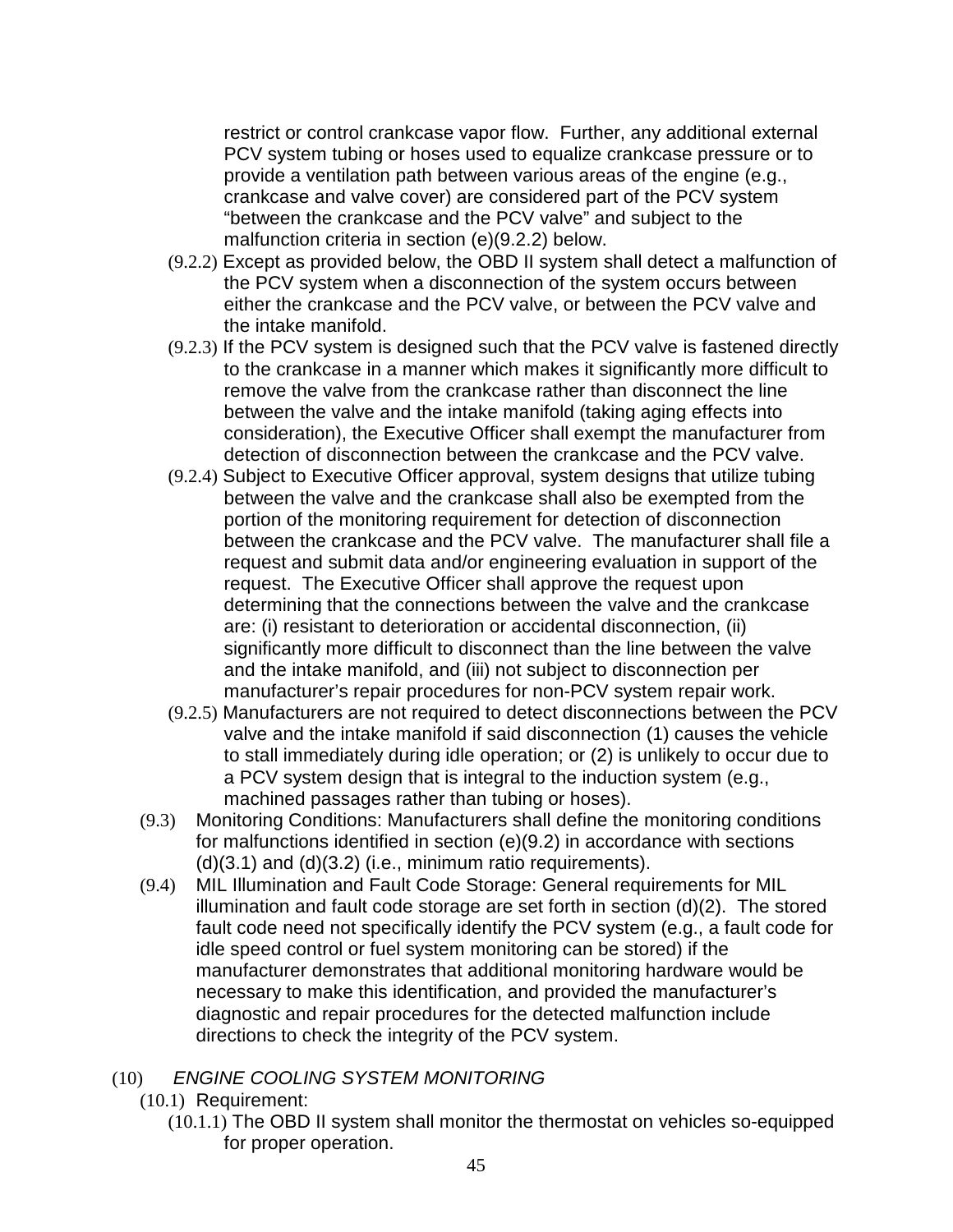restrict or control crankcase vapor flow. Further, any additional external PCV system tubing or hoses used to equalize crankcase pressure or to provide a ventilation path between various areas of the engine (e.g., crankcase and valve cover) are considered part of the PCV system "between the crankcase and the PCV valve" and subject to the malfunction criteria in section (e)(9.2.2) below.

(9.2.2) Except as provided below, the OBD II system shall detect a malfunction of the PCV system when a disconnection of the system occurs between either the crankcase and the PCV valve, or between the PCV valve and the intake manifold.

(9.2.3) If the PCV system is designed such that the PCV valve is fastened directly to the crankcase in a manner which makes it significantly more difficult to remove the valve from the crankcase rather than disconnect the line between the valve and the intake manifold (taking aging effects into consideration), the Executive Officer shall exempt the manufacturer from detection of disconnection between the crankcase and the PCV valve.

(9.2.4) Subject to Executive Officer approval, system designs that utilize tubing between the valve and the crankcase shall also be exempted from the portion of the monitoring requirement for detection of disconnection between the crankcase and the PCV valve. The manufacturer shall file a request and submit data and/or engineering evaluation in support of the request. The Executive Officer shall approve the request upon determining that the connections between the valve and the crankcase are: (i) resistant to deterioration or accidental disconnection, (ii) significantly more difficult to disconnect than the line between the valve and the intake manifold, and (iii) not subject to disconnection per manufacturer's repair procedures for non-PCV system repair work.

(9.2.5) Manufacturers are not required to detect disconnections between the PCV valve and the intake manifold if said disconnection (1) causes the vehicle to stall immediately during idle operation; or (2) is unlikely to occur due to a PCV system design that is integral to the induction system (e.g., machined passages rather than tubing or hoses).

(9.3) Monitoring Conditions: Manufacturers shall define the monitoring conditions for malfunctions identified in section (e)(9.2) in accordance with sections (d)(3.1) and (d)(3.2) (i.e., minimum ratio requirements).

(9.4) MIL Illumination and Fault Code Storage: General requirements for MIL illumination and fault code storage are set forth in section (d)(2). The stored fault code need not specifically identify the PCV system (e.g., a fault code for idle speed control or fuel system monitoring can be stored) if the manufacturer demonstrates that additional monitoring hardware would be necessary to make this identification, and provided the manufacturer's diagnostic and repair procedures for the detected malfunction include directions to check the integrity of the PCV system.

(10) *ENGINE COOLING SYSTEM MONITORING*

(10.1) Requirement:

(10.1.1) The OBD II system shall monitor the thermostat on vehicles so-equipped for proper operation.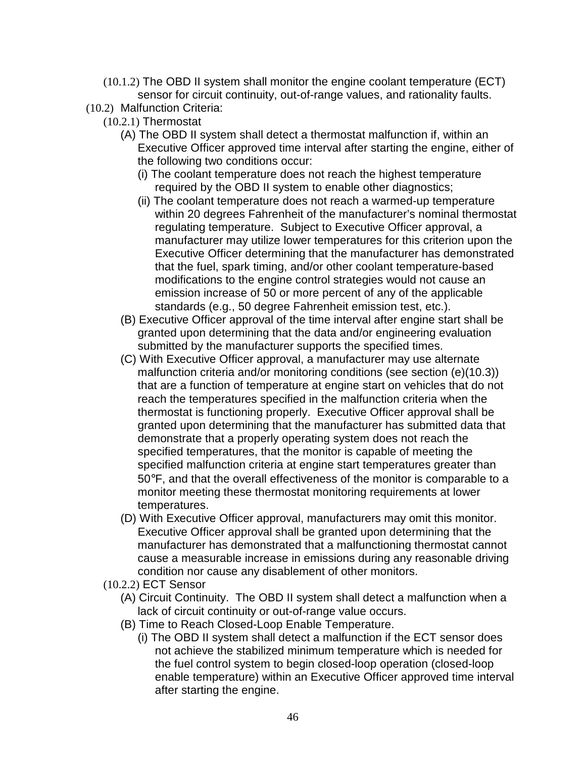(10.1.2) The OBD II system shall monitor the engine coolant temperature (ECT) sensor for circuit continuity, out-of-range values, and rationality faults.

(10.2) Malfunction Criteria:

(10.2.1) Thermostat

(A) The OBD II system shall detect a thermostat malfunction if, within an Executive Officer approved time interval after starting the engine, either of the following two conditions occur:

(i) The coolant temperature does not reach the highest temperature required by the OBD II system to enable other diagnostics;

(ii) The coolant temperature does not reach a warmed-up temperature within 20 degrees Fahrenheit of the manufacturer's nominal thermostat regulating temperature. Subject to Executive Officer approval, a manufacturer may utilize lower temperatures for this criterion upon the Executive Officer determining that the manufacturer has demonstrated that the fuel, spark timing, and/or other coolant temperature-based modifications to the engine control strategies would not cause an emission increase of 50 or more percent of any of the applicable standards (e.g., 50 degree Fahrenheit emission test, etc.).

(B) Executive Officer approval of the time interval after engine start shall be granted upon determining that the data and/or engineering evaluation submitted by the manufacturer supports the specified times.

(C) With Executive Officer approval, a manufacturer may use alternate malfunction criteria and/or monitoring conditions (see section (e)(10.3)) that are a function of temperature at engine start on vehicles that do not reach the temperatures specified in the malfunction criteria when the thermostat is functioning properly. Executive Officer approval shall be granted upon determining that the manufacturer has submitted data that demonstrate that a properly operating system does not reach the specified temperatures, that the monitor is capable of meeting the specified malfunction criteria at engine start temperatures greater than 50°F, and that the overall effectiveness of the monitor is comparable to a monitor meeting these thermostat monitoring requirements at lower temperatures.

(D) With Executive Officer approval, manufacturers may omit this monitor. Executive Officer approval shall be granted upon determining that the manufacturer has demonstrated that a malfunctioning thermostat cannot cause a measurable increase in emissions during any reasonable driving condition nor cause any disablement of other monitors.

(10.2.2) ECT Sensor

(A) Circuit Continuity. The OBD II system shall detect a malfunction when a lack of circuit continuity or out-of-range value occurs.

(B) Time to Reach Closed-Loop Enable Temperature.

(i) The OBD II system shall detect a malfunction if the ECT sensor does not achieve the stabilized minimum temperature which is needed for the fuel control system to begin closed-loop operation (closed-loop enable temperature) within an Executive Officer approved time interval after starting the engine.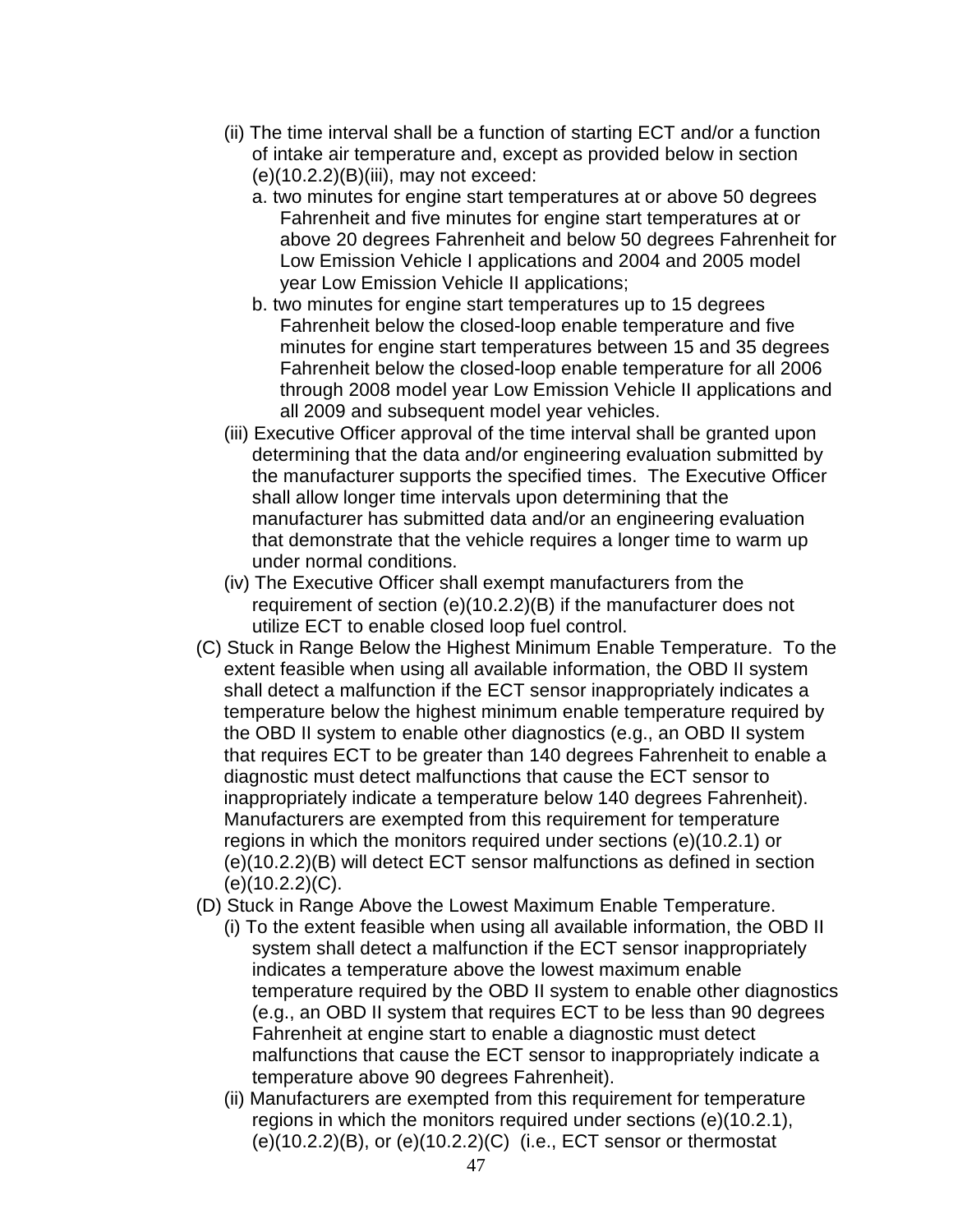(ii) The time interval shall be a function of starting ECT and/or a function of intake air temperature and, except as provided below in section (e)(10.2.2)(B)(iii), may not exceed:

a. two minutes for engine start temperatures at or above 50 degrees Fahrenheit and five minutes for engine start temperatures at or above 20 degrees Fahrenheit and below 50 degrees Fahrenheit for Low Emission Vehicle I applications and 2004 and 2005 model year Low Emission Vehicle II applications;

b. two minutes for engine start temperatures up to 15 degrees Fahrenheit below the closed-loop enable temperature and five minutes for engine start temperatures between 15 and 35 degrees Fahrenheit below the closed-loop enable temperature for all 2006 through 2008 model year Low Emission Vehicle II applications and all 2009 and subsequent model year vehicles.

(iii) Executive Officer approval of the time interval shall be granted upon determining that the data and/or engineering evaluation submitted by the manufacturer supports the specified times. The Executive Officer shall allow longer time intervals upon determining that the manufacturer has submitted data and/or an engineering evaluation that demonstrate that the vehicle requires a longer time to warm up under normal conditions.

(iv) The Executive Officer shall exempt manufacturers from the requirement of section (e)(10.2.2)(B) if the manufacturer does not utilize ECT to enable closed loop fuel control.

(C) Stuck in Range Below the Highest Minimum Enable Temperature. To the extent feasible when using all available information, the OBD II system shall detect a malfunction if the ECT sensor inappropriately indicates a temperature below the highest minimum enable temperature required by the OBD II system to enable other diagnostics (e.g., an OBD II system that requires ECT to be greater than 140 degrees Fahrenheit to enable a diagnostic must detect malfunctions that cause the ECT sensor to inappropriately indicate a temperature below 140 degrees Fahrenheit). Manufacturers are exempted from this requirement for temperature regions in which the monitors required under sections (e)(10.2.1) or (e)(10.2.2)(B) will detect ECT sensor malfunctions as defined in section (e)(10.2.2)(C).

(D) Stuck in Range Above the Lowest Maximum Enable Temperature.

(i) To the extent feasible when using all available information, the OBD II system shall detect a malfunction if the ECT sensor inappropriately indicates a temperature above the lowest maximum enable temperature required by the OBD II system to enable other diagnostics (e.g., an OBD II system that requires ECT to be less than 90 degrees Fahrenheit at engine start to enable a diagnostic must detect malfunctions that cause the ECT sensor to inappropriately indicate a temperature above 90 degrees Fahrenheit).

(ii) Manufacturers are exempted from this requirement for temperature regions in which the monitors required under sections (e)(10.2.1), (e)(10.2.2)(B), or (e)(10.2.2)(C) (i.e., ECT sensor or thermostat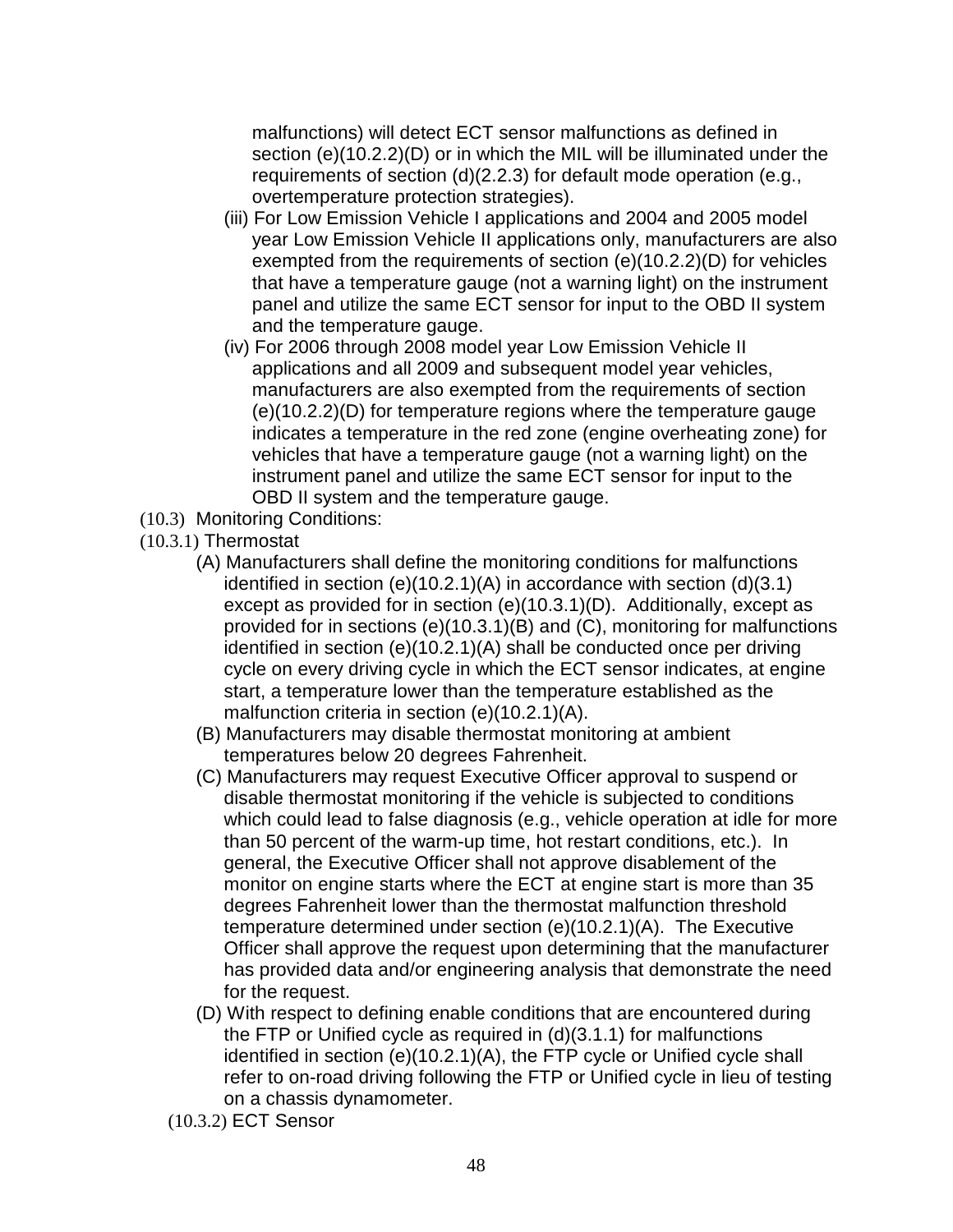malfunctions) will detect ECT sensor malfunctions as defined in section (e)(10.2.2)(D) or in which the MIL will be illuminated under the requirements of section (d)(2.2.3) for default mode operation (e.g., overtemperature protection strategies).

(iii) For Low Emission Vehicle I applications and 2004 and 2005 model year Low Emission Vehicle II applications only, manufacturers are also exempted from the requirements of section (e)(10.2.2)(D) for vehicles that have a temperature gauge (not a warning light) on the instrument panel and utilize the same ECT sensor for input to the OBD II system and the temperature gauge.

(iv) For 2006 through 2008 model year Low Emission Vehicle II applications and all 2009 and subsequent model year vehicles, manufacturers are also exempted from the requirements of section (e)(10.2.2)(D) for temperature regions where the temperature gauge indicates a temperature in the red zone (engine overheating zone) for vehicles that have a temperature gauge (not a warning light) on the instrument panel and utilize the same ECT sensor for input to the OBD II system and the temperature gauge.

(10.3) Monitoring Conditions:

(10.3.1) Thermostat

(A) Manufacturers shall define the monitoring conditions for malfunctions identified in section (e)(10.2.1)(A) in accordance with section (d)(3.1) except as provided for in section (e)(10.3.1)(D). Additionally, except as provided for in sections (e)(10.3.1)(B) and (C), monitoring for malfunctions identified in section (e)(10.2.1)(A) shall be conducted once per driving cycle on every driving cycle in which the ECT sensor indicates, at engine start, a temperature lower than the temperature established as the malfunction criteria in section (e)(10.2.1)(A).

(B) Manufacturers may disable thermostat monitoring at ambient temperatures below 20 degrees Fahrenheit.

(C) Manufacturers may request Executive Officer approval to suspend or disable thermostat monitoring if the vehicle is subjected to conditions which could lead to false diagnosis (e.g., vehicle operation at idle for more than 50 percent of the warm-up time, hot restart conditions, etc.). In general, the Executive Officer shall not approve disablement of the monitor on engine starts where the ECT at engine start is more than 35 degrees Fahrenheit lower than the thermostat malfunction threshold temperature determined under section (e)(10.2.1)(A). The Executive Officer shall approve the request upon determining that the manufacturer has provided data and/or engineering analysis that demonstrate the need for the request.

(D) With respect to defining enable conditions that are encountered during the FTP or Unified cycle as required in (d)(3.1.1) for malfunctions identified in section (e)(10.2.1)(A), the FTP cycle or Unified cycle shall refer to on-road driving following the FTP or Unified cycle in lieu of testing on a chassis dynamometer.

(10.3.2) ECT Sensor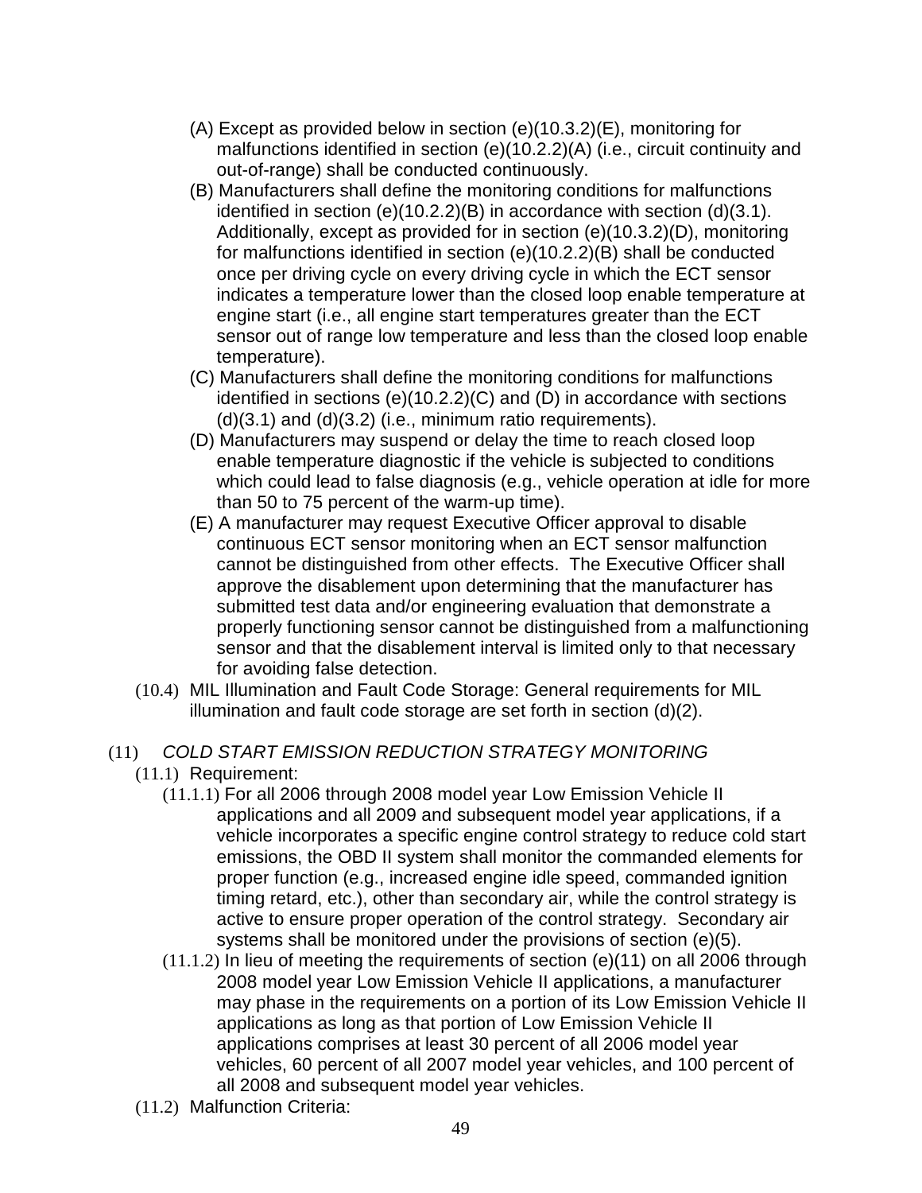(A) Except as provided below in section (e)(10.3.2)(E), monitoring for malfunctions identified in section (e)(10.2.2)(A) (i.e., circuit continuity and out-of-range) shall be conducted continuously.

(B) Manufacturers shall define the monitoring conditions for malfunctions identified in section (e)(10.2.2)(B) in accordance with section (d)(3.1). Additionally, except as provided for in section (e)(10.3.2)(D), monitoring for malfunctions identified in section (e)(10.2.2)(B) shall be conducted once per driving cycle on every driving cycle in which the ECT sensor indicates a temperature lower than the closed loop enable temperature at engine start (i.e., all engine start temperatures greater than the ECT sensor out of range low temperature and less than the closed loop enable temperature).

(C) Manufacturers shall define the monitoring conditions for malfunctions identified in sections (e)(10.2.2)(C) and (D) in accordance with sections (d)(3.1) and (d)(3.2) (i.e., minimum ratio requirements).

(D) Manufacturers may suspend or delay the time to reach closed loop enable temperature diagnostic if the vehicle is subjected to conditions which could lead to false diagnosis (e.g., vehicle operation at idle for more than 50 to 75 percent of the warm-up time).

(E) A manufacturer may request Executive Officer approval to disable continuous ECT sensor monitoring when an ECT sensor malfunction cannot be distinguished from other effects. The Executive Officer shall approve the disablement upon determining that the manufacturer has submitted test data and/or engineering evaluation that demonstrate a properly functioning sensor cannot be distinguished from a malfunctioning sensor and that the disablement interval is limited only to that necessary for avoiding false detection.

(10.4) MIL Illumination and Fault Code Storage: General requirements for MIL illumination and fault code storage are set forth in section (d)(2).

(11) *COLD START EMISSION REDUCTION STRATEGY MONITORING*

(11.1) Requirement:

(11.1.1) For all 2006 through 2008 model year Low Emission Vehicle II applications and all 2009 and subsequent model year applications, if a vehicle incorporates a specific engine control strategy to reduce cold start emissions, the OBD II system shall monitor the commanded elements for proper function (e.g., increased engine idle speed, commanded ignition timing retard, etc.), other than secondary air, while the control strategy is active to ensure proper operation of the control strategy. Secondary air systems shall be monitored under the provisions of section (e)(5).

(11.1.2) In lieu of meeting the requirements of section (e)(11) on all 2006 through 2008 model year Low Emission Vehicle II applications, a manufacturer may phase in the requirements on a portion of its Low Emission Vehicle II applications as long as that portion of Low Emission Vehicle II applications comprises at least 30 percent of all 2006 model year vehicles, 60 percent of all 2007 model year vehicles, and 100 percent of all 2008 and subsequent model year vehicles.

(11.2) Malfunction Criteria: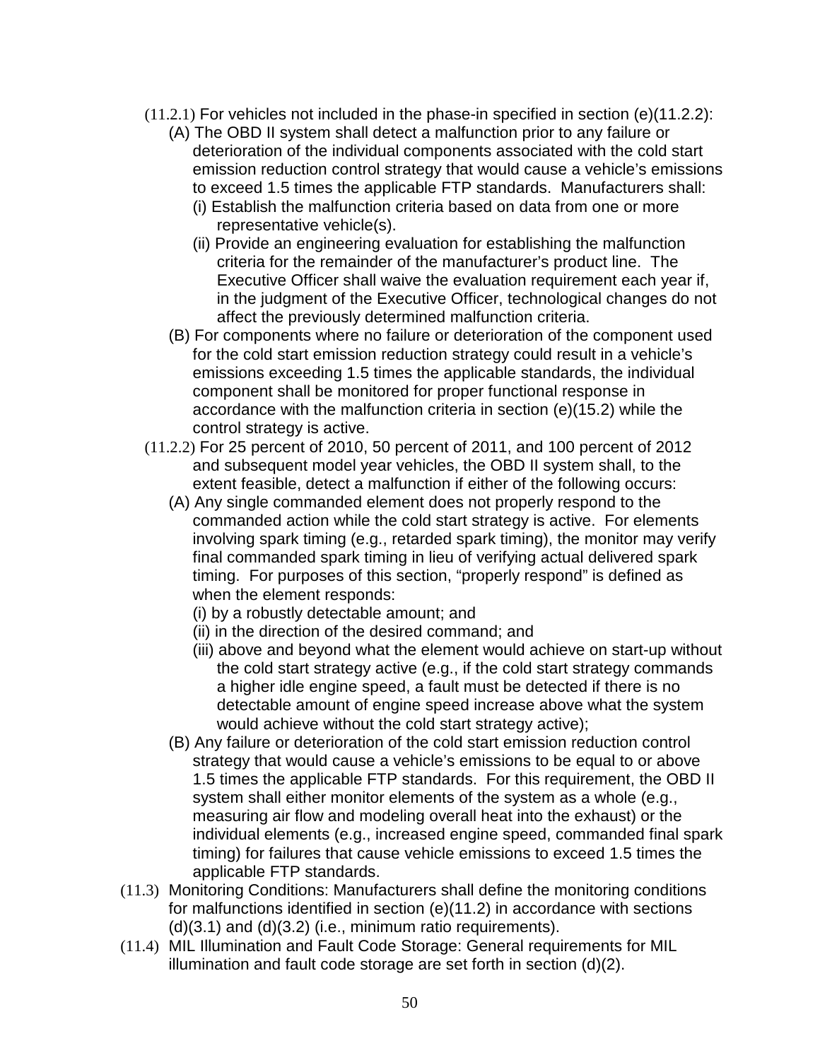(11.2.1) For vehicles not included in the phase-in specified in section (e)(11.2.2):

(A) The OBD II system shall detect a malfunction prior to any failure or deterioration of the individual components associated with the cold start emission reduction control strategy that would cause a vehicle's emissions to exceed 1.5 times the applicable FTP standards. Manufacturers shall:

(i) Establish the malfunction criteria based on data from one or more representative vehicle(s).

(ii) Provide an engineering evaluation for establishing the malfunction criteria for the remainder of the manufacturer's product line. The Executive Officer shall waive the evaluation requirement each year if, in the judgment of the Executive Officer, technological changes do not affect the previously determined malfunction criteria.

(B) For components where no failure or deterioration of the component used for the cold start emission reduction strategy could result in a vehicle's emissions exceeding 1.5 times the applicable standards, the individual component shall be monitored for proper functional response in accordance with the malfunction criteria in section (e)(15.2) while the control strategy is active.

(11.2.2) For 25 percent of 2010, 50 percent of 2011, and 100 percent of 2012 and subsequent model year vehicles, the OBD II system shall, to the extent feasible, detect a malfunction if either of the following occurs:

(A) Any single commanded element does not properly respond to the commanded action while the cold start strategy is active. For elements involving spark timing (e.g., retarded spark timing), the monitor may verify final commanded spark timing in lieu of verifying actual delivered spark timing. For purposes of this section, "properly respond" is defined as when the element responds:

(i) by a robustly detectable amount; and

(ii) in the direction of the desired command; and

(iii) above and beyond what the element would achieve on start-up without the cold start strategy active (e.g., if the cold start strategy commands a higher idle engine speed, a fault must be detected if there is no detectable amount of engine speed increase above what the system would achieve without the cold start strategy active);

(B) Any failure or deterioration of the cold start emission reduction control strategy that would cause a vehicle's emissions to be equal to or above 1.5 times the applicable FTP standards. For this requirement, the OBD II system shall either monitor elements of the system as a whole (e.g., measuring air flow and modeling overall heat into the exhaust) or the individual elements (e.g., increased engine speed, commanded final spark timing) for failures that cause vehicle emissions to exceed 1.5 times the applicable FTP standards.

(11.3) Monitoring Conditions: Manufacturers shall define the monitoring conditions for malfunctions identified in section (e)(11.2) in accordance with sections (d)(3.1) and (d)(3.2) (i.e., minimum ratio requirements).

(11.4) MIL Illumination and Fault Code Storage: General requirements for MIL illumination and fault code storage are set forth in section (d)(2).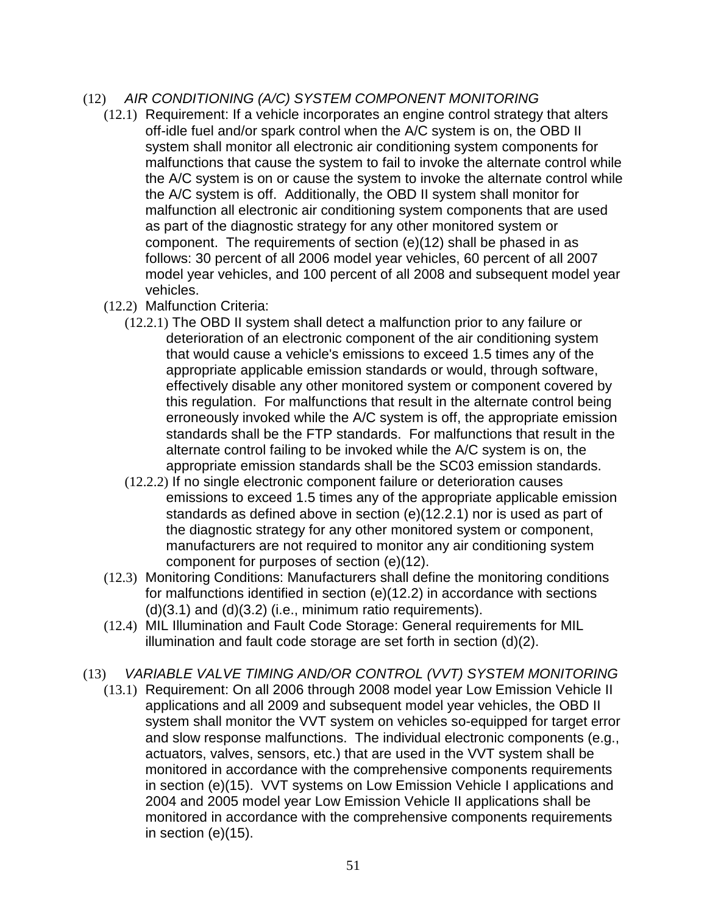(12) *AIR CONDITIONING (A/C) SYSTEM COMPONENT MONITORING*

(12.1) Requirement: If a vehicle incorporates an engine control strategy that alters off-idle fuel and/or spark control when the A/C system is on, the OBD II system shall monitor all electronic air conditioning system components for malfunctions that cause the system to fail to invoke the alternate control while the A/C system is on or cause the system to invoke the alternate control while the A/C system is off. Additionally, the OBD II system shall monitor for malfunction all electronic air conditioning system components that are used as part of the diagnostic strategy for any other monitored system or component. The requirements of section (e)(12) shall be phased in as follows: 30 percent of all 2006 model year vehicles, 60 percent of all 2007 model year vehicles, and 100 percent of all 2008 and subsequent model year vehicles.

(12.2) Malfunction Criteria:

(12.2.1) The OBD II system shall detect a malfunction prior to any failure or deterioration of an electronic component of the air conditioning system that would cause a vehicle's emissions to exceed 1.5 times any of the appropriate applicable emission standards or would, through software, effectively disable any other monitored system or component covered by this regulation. For malfunctions that result in the alternate control being erroneously invoked while the A/C system is off, the appropriate emission standards shall be the FTP standards. For malfunctions that result in the alternate control failing to be invoked while the A/C system is on, the appropriate emission standards shall be the SC03 emission standards.

(12.2.2) If no single electronic component failure or deterioration causes emissions to exceed 1.5 times any of the appropriate applicable emission standards as defined above in section (e)(12.2.1) nor is used as part of the diagnostic strategy for any other monitored system or component, manufacturers are not required to monitor any air conditioning system component for purposes of section (e)(12).

(12.3) Monitoring Conditions: Manufacturers shall define the monitoring conditions for malfunctions identified in section (e)(12.2) in accordance with sections (d)(3.1) and (d)(3.2) (i.e., minimum ratio requirements).

(12.4) MIL Illumination and Fault Code Storage: General requirements for MIL illumination and fault code storage are set forth in section (d)(2).

(13) *VARIABLE VALVE TIMING AND/OR CONTROL (VVT) SYSTEM MONITORING*

(13.1) Requirement: On all 2006 through 2008 model year Low Emission Vehicle II applications and all 2009 and subsequent model year vehicles, the OBD II system shall monitor the VVT system on vehicles so-equipped for target error and slow response malfunctions. The individual electronic components (e.g., actuators, valves, sensors, etc.) that are used in the VVT system shall be monitored in accordance with the comprehensive components requirements in section (e)(15). VVT systems on Low Emission Vehicle I applications and 2004 and 2005 model year Low Emission Vehicle II applications shall be monitored in accordance with the comprehensive components requirements in section (e)(15).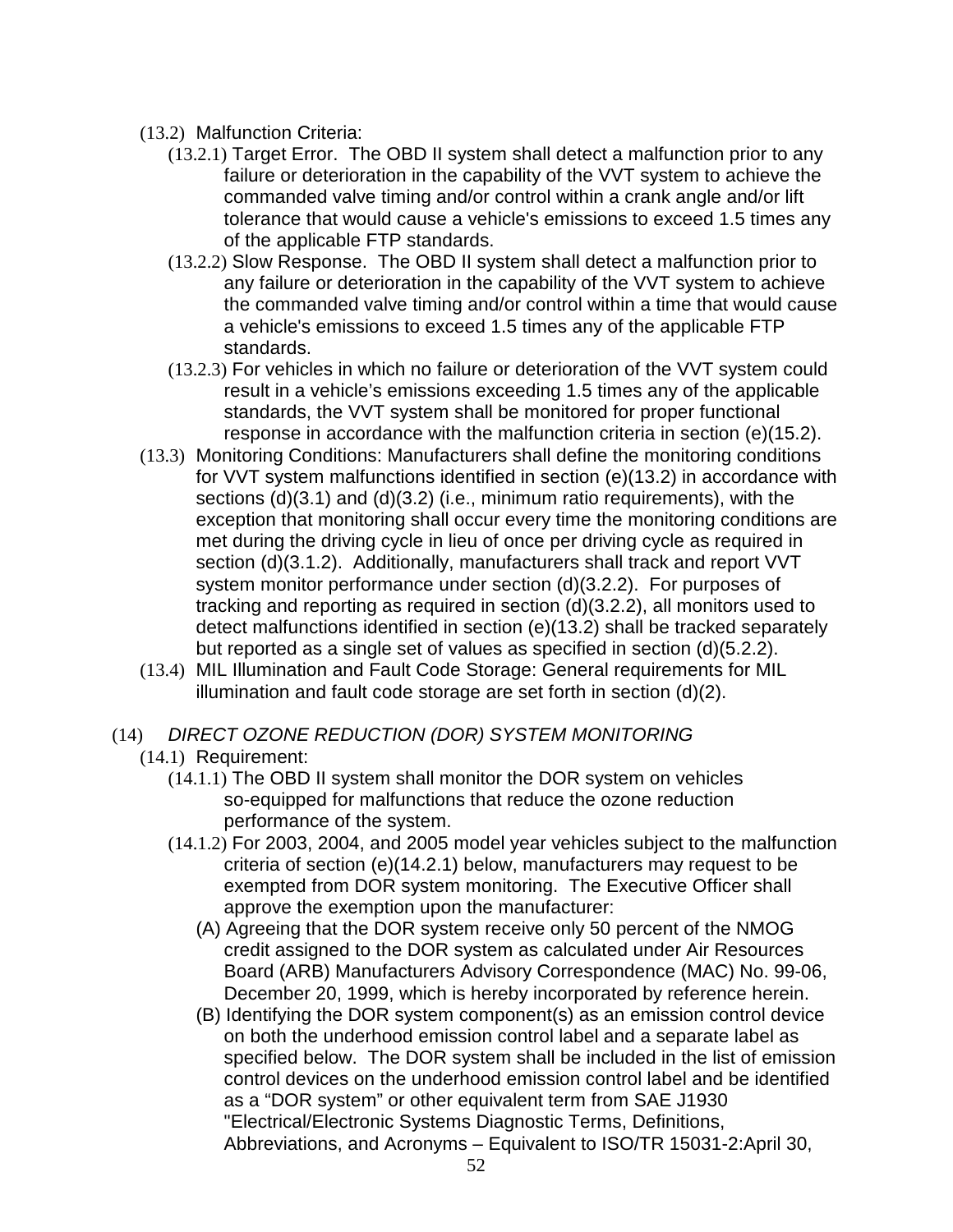(13.2) Malfunction Criteria:

(13.2.1) Target Error. The OBD II system shall detect a malfunction prior to any failure or deterioration in the capability of the VVT system to achieve the commanded valve timing and/or control within a crank angle and/or lift tolerance that would cause a vehicle's emissions to exceed 1.5 times any of the applicable FTP standards.

(13.2.2) Slow Response. The OBD II system shall detect a malfunction prior to any failure or deterioration in the capability of the VVT system to achieve the commanded valve timing and/or control within a time that would cause a vehicle's emissions to exceed 1.5 times any of the applicable FTP standards.

(13.2.3) For vehicles in which no failure or deterioration of the VVT system could result in a vehicle's emissions exceeding 1.5 times any of the applicable standards, the VVT system shall be monitored for proper functional response in accordance with the malfunction criteria in section (e)(15.2).

(13.3) Monitoring Conditions: Manufacturers shall define the monitoring conditions for VVT system malfunctions identified in section (e)(13.2) in accordance with sections (d)(3.1) and (d)(3.2) (i.e., minimum ratio requirements), with the exception that monitoring shall occur every time the monitoring conditions are met during the driving cycle in lieu of once per driving cycle as required in section (d)(3.1.2). Additionally, manufacturers shall track and report VVT system monitor performance under section (d)(3.2.2). For purposes of tracking and reporting as required in section (d)(3.2.2), all monitors used to detect malfunctions identified in section (e)(13.2) shall be tracked separately but reported as a single set of values as specified in section (d)(5.2.2).

(13.4) MIL Illumination and Fault Code Storage: General requirements for MIL illumination and fault code storage are set forth in section (d)(2).

(14) *DIRECT OZONE REDUCTION (DOR) SYSTEM MONITORING*

(14.1) Requirement:

(14.1.1) The OBD II system shall monitor the DOR system on vehicles so-equipped for malfunctions that reduce the ozone reduction performance of the system.

(14.1.2) For 2003, 2004, and 2005 model year vehicles subject to the malfunction criteria of section (e)(14.2.1) below, manufacturers may request to be exempted from DOR system monitoring. The Executive Officer shall approve the exemption upon the manufacturer:

(A) Agreeing that the DOR system receive only 50 percent of the NMOG credit assigned to the DOR system as calculated under Air Resources Board (ARB) Manufacturers Advisory Correspondence (MAC) No. 99-06, December 20, 1999, which is hereby incorporated by reference herein.

(B) Identifying the DOR system component(s) as an emission control device on both the underhood emission control label and a separate label as specified below. The DOR system shall be included in the list of emission control devices on the underhood emission control label and be identified as a "DOR system" or other equivalent term from SAE J1930 "Electrical/Electronic Systems Diagnostic Terms, Definitions, Abbreviations, and Acronyms – Equivalent to ISO/TR 15031-2:April 30,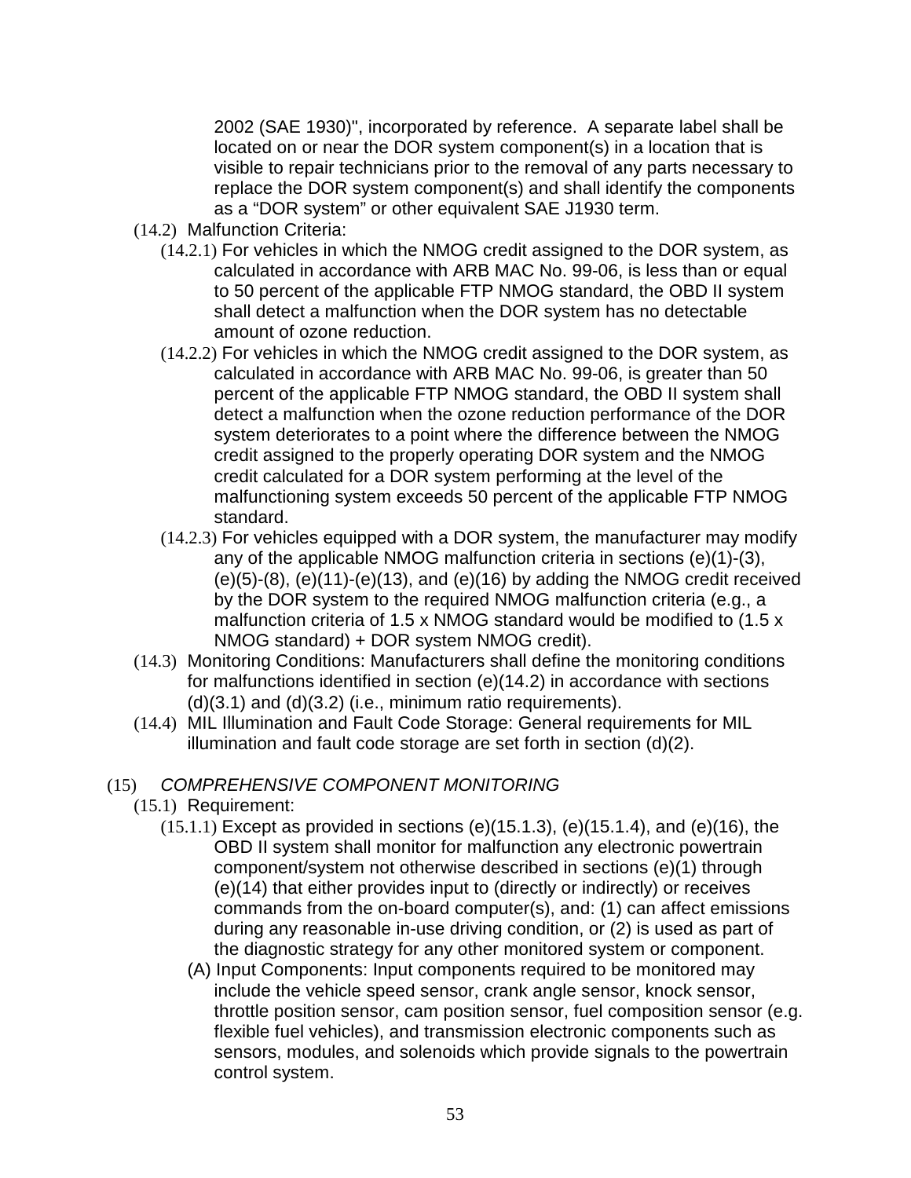2002 (SAE 1930)", incorporated by reference. A separate label shall be located on or near the DOR system component(s) in a location that is visible to repair technicians prior to the removal of any parts necessary to replace the DOR system component(s) and shall identify the components as a “DOR system” or other equivalent SAE J1930 term.

(14.2) Malfunction Criteria:

(14.2.1) For vehicles in which the NMOG credit assigned to the DOR system, as calculated in accordance with ARB MAC No. 99-06, is less than or equal to 50 percent of the applicable FTP NMOG standard, the OBD II system shall detect a malfunction when the DOR system has no detectable amount of ozone reduction.

(14.2.2) For vehicles in which the NMOG credit assigned to the DOR system, as calculated in accordance with ARB MAC No. 99-06, is greater than 50 percent of the applicable FTP NMOG standard, the OBD II system shall detect a malfunction when the ozone reduction performance of the DOR system deteriorates to a point where the difference between the NMOG credit assigned to the properly operating DOR system and the NMOG credit calculated for a DOR system performing at the level of the malfunctioning system exceeds 50 percent of the applicable FTP NMOG standard.

(14.2.3) For vehicles equipped with a DOR system, the manufacturer may modify any of the applicable NMOG malfunction criteria in sections (e)(1)-(3), (e)(5)-(8), (e)(11)-(e)(13), and (e)(16) by adding the NMOG credit received by the DOR system to the required NMOG malfunction criteria (e.g., a malfunction criteria of 1.5 x NMOG standard would be modified to (1.5 x NMOG standard) + DOR system NMOG credit).

(14.3) Monitoring Conditions: Manufacturers shall define the monitoring conditions for malfunctions identified in section (e)(14.2) in accordance with sections (d)(3.1) and (d)(3.2) (i.e., minimum ratio requirements).

(14.4) MIL Illumination and Fault Code Storage: General requirements for MIL illumination and fault code storage are set forth in section (d)(2).

(15) *COMPREHENSIVE COMPONENT MONITORING*

(15.1) Requirement:

(15.1.1) Except as provided in sections (e)(15.1.3), (e)(15.1.4), and (e)(16), the OBD II system shall monitor for malfunction any electronic powertrain component/system not otherwise described in sections (e)(1) through (e)(14) that either provides input to (directly or indirectly) or receives commands from the on-board computer(s), and: (1) can affect emissions during any reasonable in-use driving condition, or (2) is used as part of the diagnostic strategy for any other monitored system or component.

(A) Input Components: Input components required to be monitored may include the vehicle speed sensor, crank angle sensor, knock sensor, throttle position sensor, cam position sensor, fuel composition sensor (e.g. flexible fuel vehicles), and transmission electronic components such as sensors, modules, and solenoids which provide signals to the powertrain control system.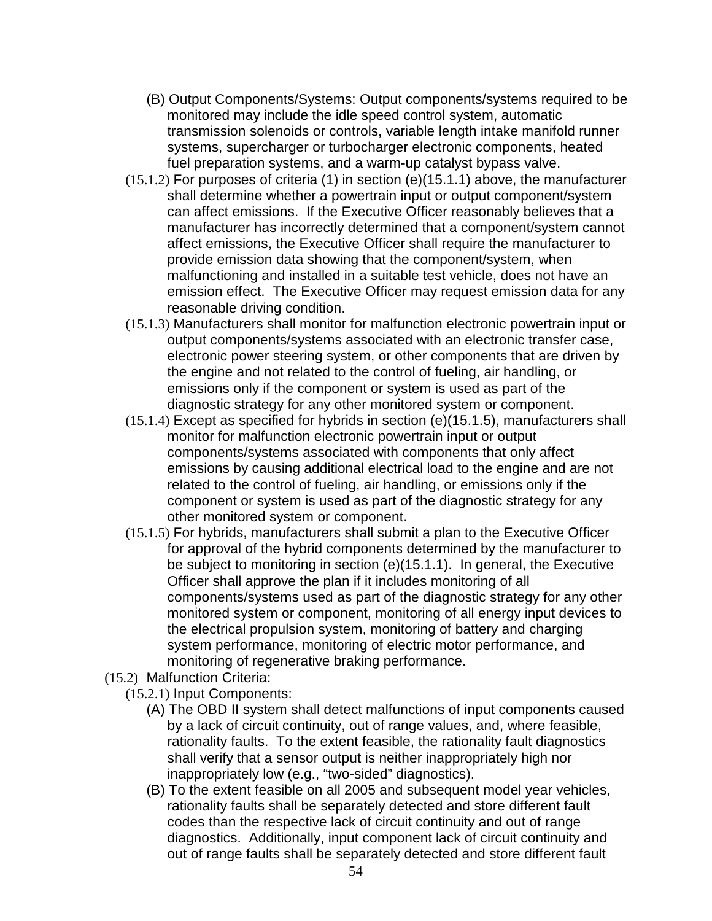(B) Output Components/Systems: Output components/systems required to be monitored may include the idle speed control system, automatic transmission solenoids or controls, variable length intake manifold runner systems, supercharger or turbocharger electronic components, heated fuel preparation systems, and a warm-up catalyst bypass valve.

(15.1.2) For purposes of criteria (1) in section (e)(15.1.1) above, the manufacturer shall determine whether a powertrain input or output component/system can affect emissions. If the Executive Officer reasonably believes that a manufacturer has incorrectly determined that a component/system cannot affect emissions, the Executive Officer shall require the manufacturer to provide emission data showing that the component/system, when malfunctioning and installed in a suitable test vehicle, does not have an emission effect. The Executive Officer may request emission data for any reasonable driving condition.

(15.1.3) Manufacturers shall monitor for malfunction electronic powertrain input or output components/systems associated with an electronic transfer case, electronic power steering system, or other components that are driven by the engine and not related to the control of fueling, air handling, or emissions only if the component or system is used as part of the diagnostic strategy for any other monitored system or component.

(15.1.4) Except as specified for hybrids in section (e)(15.1.5), manufacturers shall monitor for malfunction electronic powertrain input or output components/systems associated with components that only affect emissions by causing additional electrical load to the engine and are not related to the control of fueling, air handling, or emissions only if the component or system is used as part of the diagnostic strategy for any other monitored system or component.

(15.1.5) For hybrids, manufacturers shall submit a plan to the Executive Officer for approval of the hybrid components determined by the manufacturer to be subject to monitoring in section (e)(15.1.1). In general, the Executive Officer shall approve the plan if it includes monitoring of all components/systems used as part of the diagnostic strategy for any other monitored system or component, monitoring of all energy input devices to the electrical propulsion system, monitoring of battery and charging system performance, monitoring of electric motor performance, and monitoring of regenerative braking performance.

(15.2) Malfunction Criteria:

(15.2.1) Input Components:

(A) The OBD II system shall detect malfunctions of input components caused by a lack of circuit continuity, out of range values, and, where feasible, rationality faults. To the extent feasible, the rationality fault diagnostics shall verify that a sensor output is neither inappropriately high nor inappropriately low (e.g., "two-sided" diagnostics).

(B) To the extent feasible on all 2005 and subsequent model year vehicles, rationality faults shall be separately detected and store different fault codes than the respective lack of circuit continuity and out of range diagnostics. Additionally, input component lack of circuit continuity and out of range faults shall be separately detected and store different fault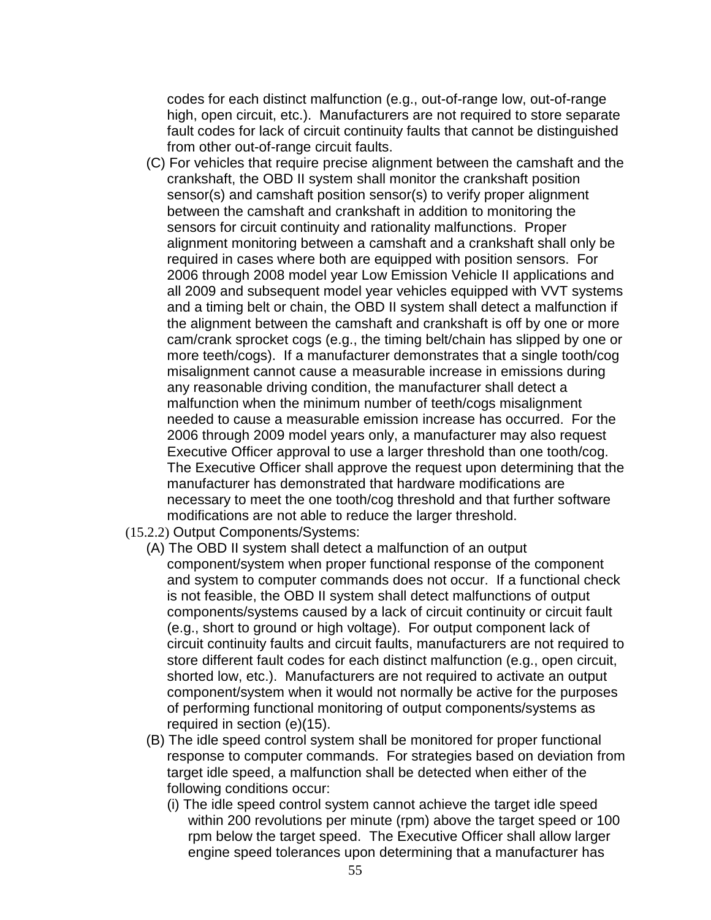codes for each distinct malfunction (e.g., out-of-range low, out-of-range high, open circuit, etc.). Manufacturers are not required to store separate fault codes for lack of circuit continuity faults that cannot be distinguished from other out-of-range circuit faults.

(C) For vehicles that require precise alignment between the camshaft and the crankshaft, the OBD II system shall monitor the crankshaft position sensor(s) and camshaft position sensor(s) to verify proper alignment between the camshaft and crankshaft in addition to monitoring the sensors for circuit continuity and rationality malfunctions. Proper alignment monitoring between a camshaft and a crankshaft shall only be required in cases where both are equipped with position sensors. For 2006 through 2008 model year Low Emission Vehicle II applications and all 2009 and subsequent model year vehicles equipped with VVT systems and a timing belt or chain, the OBD II system shall detect a malfunction if the alignment between the camshaft and crankshaft is off by one or more cam/crank sprocket cogs (e.g., the timing belt/chain has slipped by one or more teeth/cogs). If a manufacturer demonstrates that a single tooth/cog misalignment cannot cause a measurable increase in emissions during any reasonable driving condition, the manufacturer shall detect a malfunction when the minimum number of teeth/cogs misalignment needed to cause a measurable emission increase has occurred. For the 2006 through 2009 model years only, a manufacturer may also request Executive Officer approval to use a larger threshold than one tooth/cog. The Executive Officer shall approve the request upon determining that the manufacturer has demonstrated that hardware modifications are necessary to meet the one tooth/cog threshold and that further software modifications are not able to reduce the larger threshold.

(15.2.2) Output Components/Systems:

(A) The OBD II system shall detect a malfunction of an output component/system when proper functional response of the component and system to computer commands does not occur. If a functional check is not feasible, the OBD II system shall detect malfunctions of output components/systems caused by a lack of circuit continuity or circuit fault (e.g., short to ground or high voltage). For output component lack of circuit continuity faults and circuit faults, manufacturers are not required to store different fault codes for each distinct malfunction (e.g., open circuit, shorted low, etc.). Manufacturers are not required to activate an output component/system when it would not normally be active for the purposes of performing functional monitoring of output components/systems as required in section (e)(15).

(B) The idle speed control system shall be monitored for proper functional response to computer commands. For strategies based on deviation from target idle speed, a malfunction shall be detected when either of the following conditions occur:

(i) The idle speed control system cannot achieve the target idle speed within 200 revolutions per minute (rpm) above the target speed or 100 rpm below the target speed. The Executive Officer shall allow larger engine speed tolerances upon determining that a manufacturer has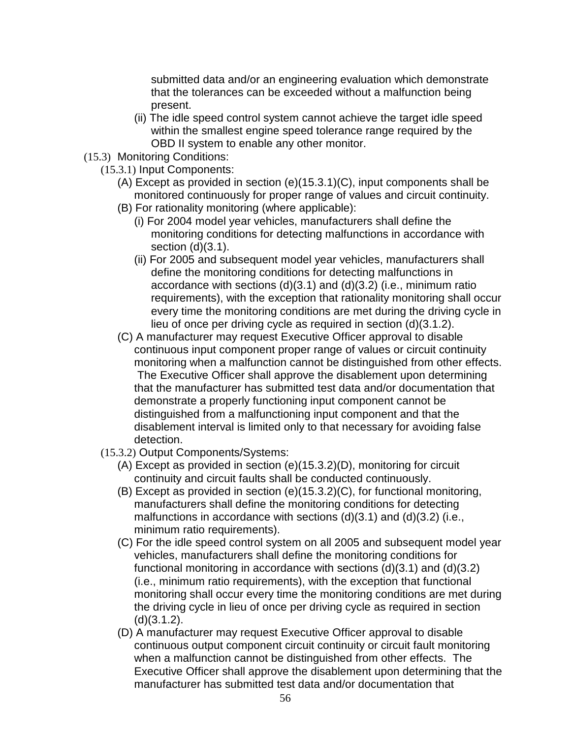submitted data and/or an engineering evaluation which demonstrate that the tolerances can be exceeded without a malfunction being present.

(ii) The idle speed control system cannot achieve the target idle speed within the smallest engine speed tolerance range required by the OBD II system to enable any other monitor.

(15.3) Monitoring Conditions:

(15.3.1) Input Components:

(A) Except as provided in section (e)(15.3.1)(C), input components shall be monitored continuously for proper range of values and circuit continuity.

(B) For rationality monitoring (where applicable):

(i) For 2004 model year vehicles, manufacturers shall define the monitoring conditions for detecting malfunctions in accordance with section (d)(3.1).

(ii) For 2005 and subsequent model year vehicles, manufacturers shall define the monitoring conditions for detecting malfunctions in accordance with sections (d)(3.1) and (d)(3.2) (i.e., minimum ratio requirements), with the exception that rationality monitoring shall occur every time the monitoring conditions are met during the driving cycle in lieu of once per driving cycle as required in section (d)(3.1.2).

(C) A manufacturer may request Executive Officer approval to disable continuous input component proper range of values or circuit continuity monitoring when a malfunction cannot be distinguished from other effects. The Executive Officer shall approve the disablement upon determining that the manufacturer has submitted test data and/or documentation that demonstrate a properly functioning input component cannot be distinguished from a malfunctioning input component and that the disablement interval is limited only to that necessary for avoiding false detection.

(15.3.2) Output Components/Systems:

(A) Except as provided in section (e)(15.3.2)(D), monitoring for circuit continuity and circuit faults shall be conducted continuously.

(B) Except as provided in section (e)(15.3.2)(C), for functional monitoring, manufacturers shall define the monitoring conditions for detecting malfunctions in accordance with sections (d)(3.1) and (d)(3.2) (i.e., minimum ratio requirements).

(C) For the idle speed control system on all 2005 and subsequent model year vehicles, manufacturers shall define the monitoring conditions for functional monitoring in accordance with sections (d)(3.1) and (d)(3.2) (i.e., minimum ratio requirements), with the exception that functional monitoring shall occur every time the monitoring conditions are met during the driving cycle in lieu of once per driving cycle as required in section (d)(3.1.2).

(D) A manufacturer may request Executive Officer approval to disable continuous output component circuit continuity or circuit fault monitoring when a malfunction cannot be distinguished from other effects. The Executive Officer shall approve the disablement upon determining that the manufacturer has submitted test data and/or documentation that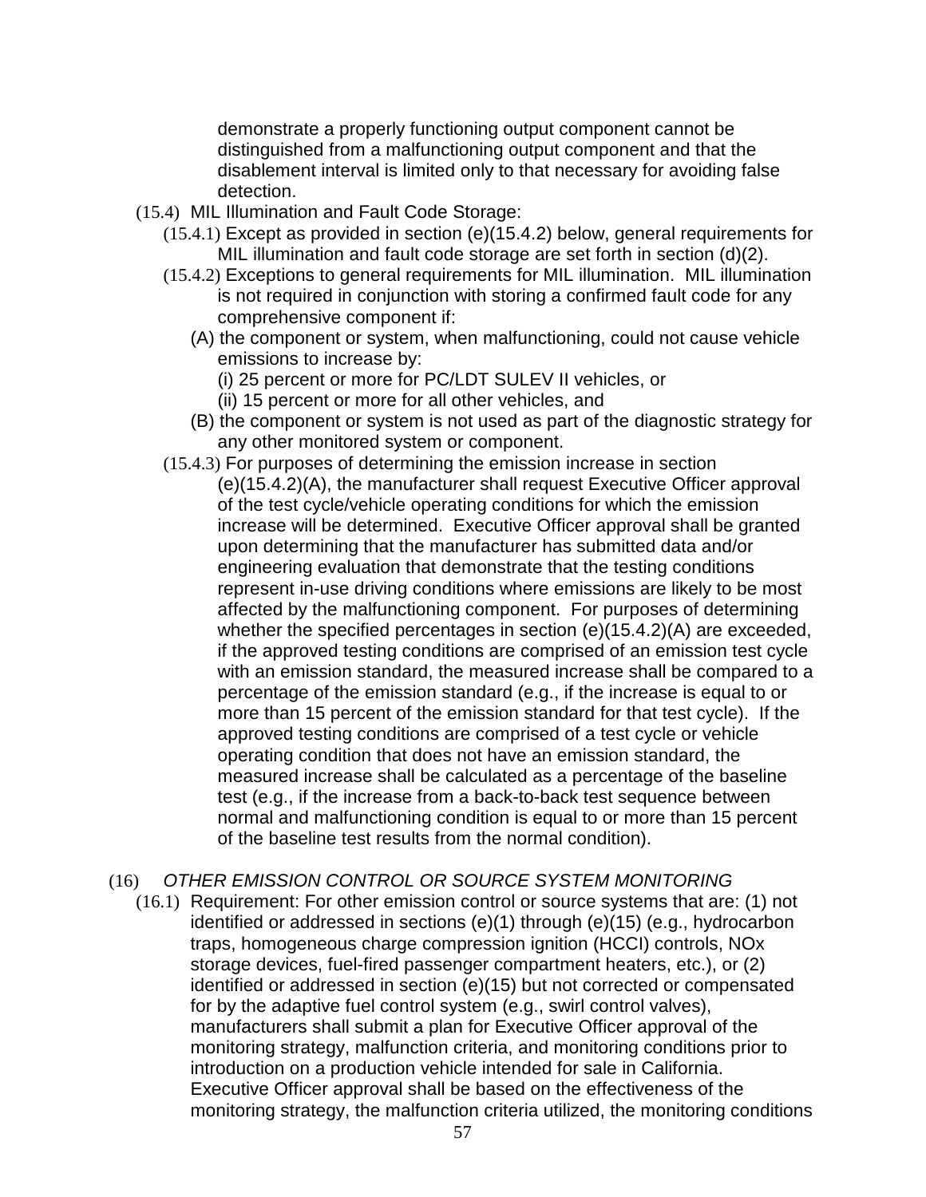demonstrate a properly functioning output component cannot be distinguished from a malfunctioning output component and that the disablement interval is limited only to that necessary for avoiding false detection.

(15.4) MIL Illumination and Fault Code Storage:

(15.4.1) Except as provided in section (e)(15.4.2) below, general requirements for MIL illumination and fault code storage are set forth in section (d)(2).

(15.4.2) Exceptions to general requirements for MIL illumination. MIL illumination is not required in conjunction with storing a confirmed fault code for any comprehensive component if:

(A) the component or system, when malfunctioning, could not cause vehicle emissions to increase by:

(i) 25 percent or more for PC/LDT SULEV II vehicles, or

(ii) 15 percent or more for all other vehicles, and

(B) the component or system is not used as part of the diagnostic strategy for any other monitored system or component.

(15.4.3) For purposes of determining the emission increase in section (e)(15.4.2)(A), the manufacturer shall request Executive Officer approval of the test cycle/vehicle operating conditions for which the emission increase will be determined. Executive Officer approval shall be granted upon determining that the manufacturer has submitted data and/or engineering evaluation that demonstrate that the testing conditions represent in-use driving conditions where emissions are likely to be most affected by the malfunctioning component. For purposes of determining whether the specified percentages in section (e)(15.4.2)(A) are exceeded, if the approved testing conditions are comprised of an emission test cycle with an emission standard, the measured increase shall be compared to a percentage of the emission standard (e.g., if the increase is equal to or more than 15 percent of the emission standard for that test cycle). If the approved testing conditions are comprised of a test cycle or vehicle operating condition that does not have an emission standard, the measured increase shall be calculated as a percentage of the baseline test (e.g., if the increase from a back-to-back test sequence between normal and malfunctioning condition is equal to or more than 15 percent of the baseline test results from the normal condition).

(16) *OTHER EMISSION CONTROL OR SOURCE SYSTEM MONITORING*

(16.1) Requirement: For other emission control or source systems that are: (1) not identified or addressed in sections (e)(1) through (e)(15) (e.g., hydrocarbon traps, homogeneous charge compression ignition (HCCI) controls, NOx storage devices, fuel-fired passenger compartment heaters, etc.), or (2) identified or addressed in section (e)(15) but not corrected or compensated for by the adaptive fuel control system (e.g., swirl control valves), manufacturers shall submit a plan for Executive Officer approval of the monitoring strategy, malfunction criteria, and monitoring conditions prior to introduction on a production vehicle intended for sale in California. Executive Officer approval shall be based on the effectiveness of the monitoring strategy, the malfunction criteria utilized, the monitoring conditions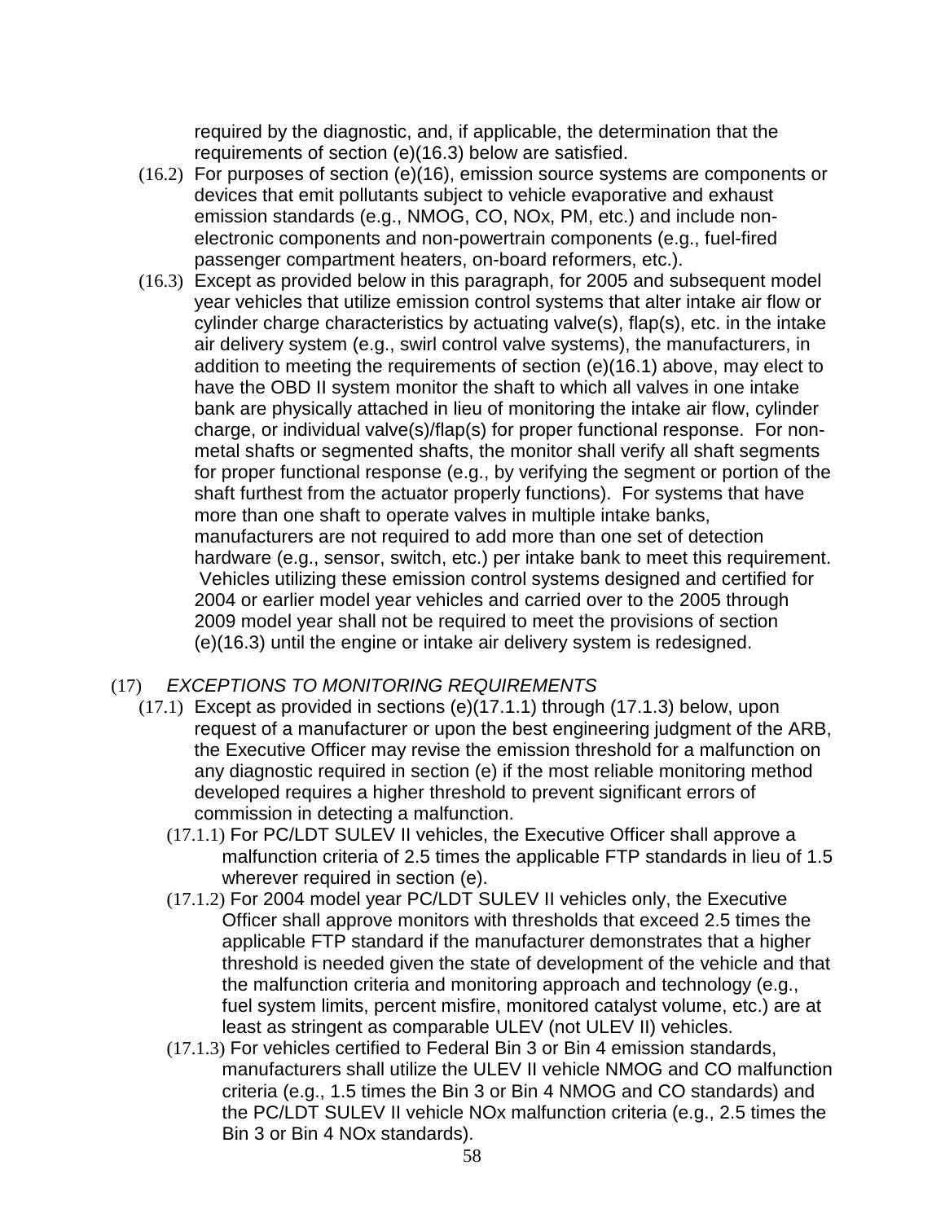required by the diagnostic, and, if applicable, the determination that the requirements of section (e)(16.3) below are satisfied.

(16.2) For purposes of section (e)(16), emission source systems are components or devices that emit pollutants subject to vehicle evaporative and exhaust emission standards (e.g., NMOG, CO, NOx, PM, etc.) and include non-electronic components and non-powertrain components (e.g., fuel-fired passenger compartment heaters, on-board reformers, etc.).

(16.3) Except as provided below in this paragraph, for 2005 and subsequent model year vehicles that utilize emission control systems that alter intake air flow or cylinder charge characteristics by actuating valve(s), flap(s), etc. in the intake air delivery system (e.g., swirl control valve systems), the manufacturers, in addition to meeting the requirements of section (e)(16.1) above, may elect to have the OBD II system monitor the shaft to which all valves in one intake bank are physically attached in lieu of monitoring the intake air flow, cylinder charge, or individual valve(s)/flap(s) for proper functional response. For non-metal shafts or segmented shafts, the monitor shall verify all shaft segments for proper functional response (e.g., by verifying the segment or portion of the shaft furthest from the actuator properly functions). For systems that have more than one shaft to operate valves in multiple intake banks, manufacturers are not required to add more than one set of detection hardware (e.g., sensor, switch, etc.) per intake bank to meet this requirement. Vehicles utilizing these emission control systems designed and certified for 2004 or earlier model year vehicles and carried over to the 2005 through 2009 model year shall not be required to meet the provisions of section (e)(16.3) until the engine or intake air delivery system is redesigned.

(17) *EXCEPTIONS TO MONITORING REQUIREMENTS*

(17.1) Except as provided in sections (e)(17.1.1) through (17.1.3) below, upon request of a manufacturer or upon the best engineering judgment of the ARB, the Executive Officer may revise the emission threshold for a malfunction on any diagnostic required in section (e) if the most reliable monitoring method developed requires a higher threshold to prevent significant errors of commission in detecting a malfunction.

(17.1.1) For PC/LDT SULEV II vehicles, the Executive Officer shall approve a malfunction criteria of 2.5 times the applicable FTP standards in lieu of 1.5 wherever required in section (e).

(17.1.2) For 2004 model year PC/LDT SULEV II vehicles only, the Executive Officer shall approve monitors with thresholds that exceed 2.5 times the applicable FTP standard if the manufacturer demonstrates that a higher threshold is needed given the state of development of the vehicle and that the malfunction criteria and monitoring approach and technology (e.g., fuel system limits, percent misfire, monitored catalyst volume, etc.) are at least as stringent as comparable ULEV (not ULEV II) vehicles.

(17.1.3) For vehicles certified to Federal Bin 3 or Bin 4 emission standards, manufacturers shall utilize the ULEV II vehicle NMOG and CO malfunction criteria (e.g., 1.5 times the Bin 3 or Bin 4 NMOG and CO standards) and the PC/LDT SULEV II vehicle NOx malfunction criteria (e.g., 2.5 times the Bin 3 or Bin 4 NOx standards).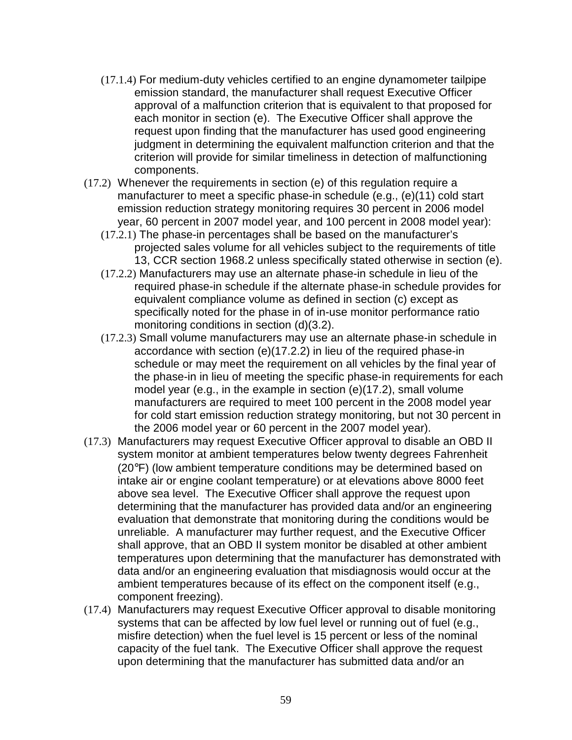(17.1.4) For medium-duty vehicles certified to an engine dynamometer tailpipe emission standard, the manufacturer shall request Executive Officer approval of a malfunction criterion that is equivalent to that proposed for each monitor in section (e). The Executive Officer shall approve the request upon finding that the manufacturer has used good engineering judgment in determining the equivalent malfunction criterion and that the criterion will provide for similar timeliness in detection of malfunctioning components.

(17.2) Whenever the requirements in section (e) of this regulation require a manufacturer to meet a specific phase-in schedule (e.g., (e)(11) cold start emission reduction strategy monitoring requires 30 percent in 2006 model year, 60 percent in 2007 model year, and 100 percent in 2008 model year):

(17.2.1) The phase-in percentages shall be based on the manufacturer's projected sales volume for all vehicles subject to the requirements of title 13, CCR section 1968.2 unless specifically stated otherwise in section (e).

(17.2.2) Manufacturers may use an alternate phase-in schedule in lieu of the required phase-in schedule if the alternate phase-in schedule provides for equivalent compliance volume as defined in section (c) except as specifically noted for the phase in of in-use monitor performance ratio monitoring conditions in section (d)(3.2).

(17.2.3) Small volume manufacturers may use an alternate phase-in schedule in accordance with section (e)(17.2.2) in lieu of the required phase-in schedule or may meet the requirement on all vehicles by the final year of the phase-in in lieu of meeting the specific phase-in requirements for each model year (e.g., in the example in section (e)(17.2), small volume manufacturers are required to meet 100 percent in the 2008 model year for cold start emission reduction strategy monitoring, but not 30 percent in the 2006 model year or 60 percent in the 2007 model year).

(17.3) Manufacturers may request Executive Officer approval to disable an OBD II system monitor at ambient temperatures below twenty degrees Fahrenheit (20°F) (low ambient temperature conditions may be determined based on intake air or engine coolant temperature) or at elevations above 8000 feet above sea level. The Executive Officer shall approve the request upon determining that the manufacturer has provided data and/or an engineering evaluation that demonstrate that monitoring during the conditions would be unreliable. A manufacturer may further request, and the Executive Officer shall approve, that an OBD II system monitor be disabled at other ambient temperatures upon determining that the manufacturer has demonstrated with data and/or an engineering evaluation that misdiagnosis would occur at the ambient temperatures because of its effect on the component itself (e.g., component freezing).

(17.4) Manufacturers may request Executive Officer approval to disable monitoring systems that can be affected by low fuel level or running out of fuel (e.g., misfire detection) when the fuel level is 15 percent or less of the nominal capacity of the fuel tank. The Executive Officer shall approve the request upon determining that the manufacturer has submitted data and/or an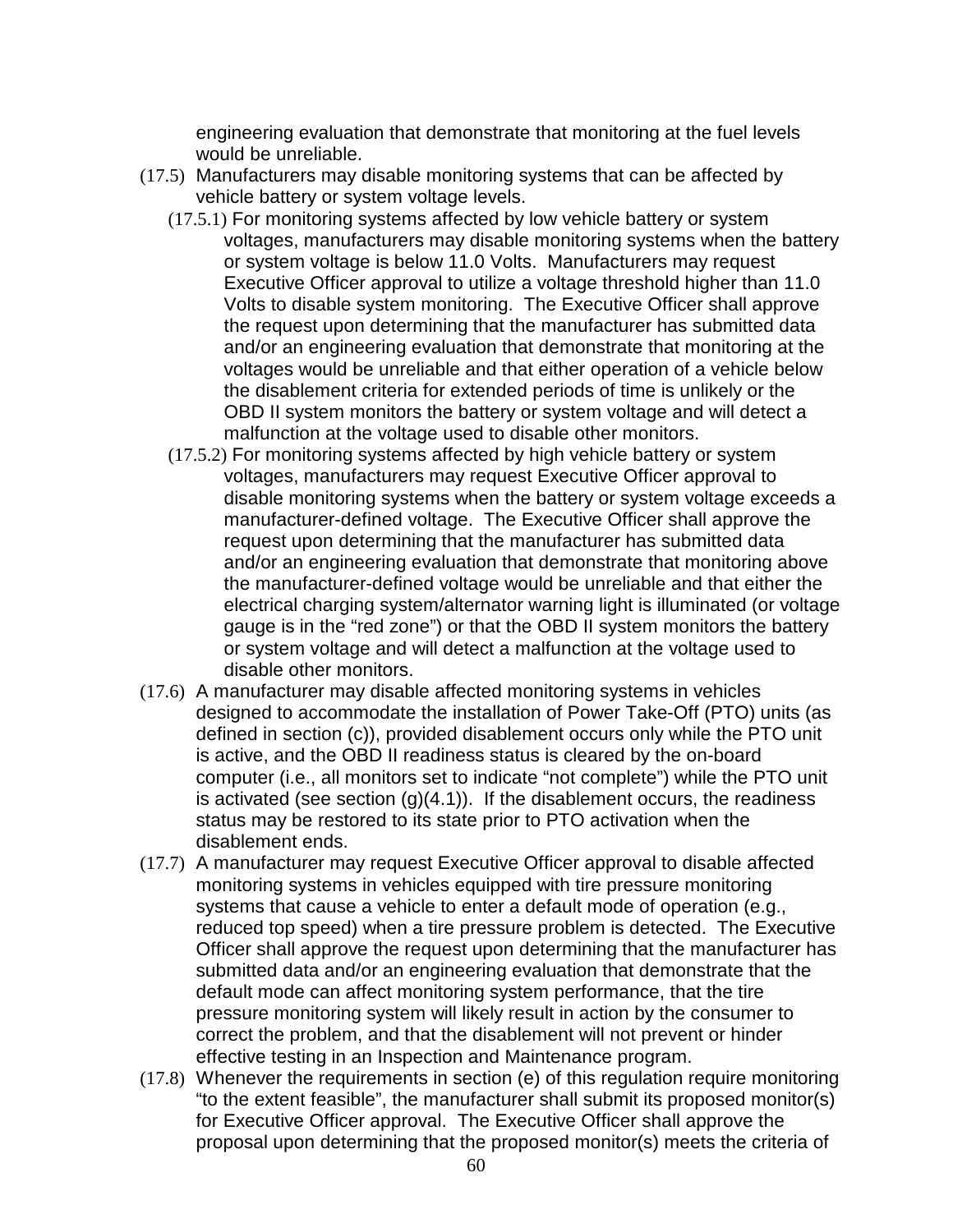engineering evaluation that demonstrate that monitoring at the fuel levels would be unreliable.

(17.5) Manufacturers may disable monitoring systems that can be affected by vehicle battery or system voltage levels.

(17.5.1) For monitoring systems affected by low vehicle battery or system voltages, manufacturers may disable monitoring systems when the battery or system voltage is below 11.0 Volts. Manufacturers may request Executive Officer approval to utilize a voltage threshold higher than 11.0 Volts to disable system monitoring. The Executive Officer shall approve the request upon determining that the manufacturer has submitted data and/or an engineering evaluation that demonstrate that monitoring at the voltages would be unreliable and that either operation of a vehicle below the disablement criteria for extended periods of time is unlikely or the OBD II system monitors the battery or system voltage and will detect a malfunction at the voltage used to disable other monitors.

(17.5.2) For monitoring systems affected by high vehicle battery or system voltages, manufacturers may request Executive Officer approval to disable monitoring systems when the battery or system voltage exceeds a manufacturer-defined voltage. The Executive Officer shall approve the request upon determining that the manufacturer has submitted data and/or an engineering evaluation that demonstrate that monitoring above the manufacturer-defined voltage would be unreliable and that either the electrical charging system/alternator warning light is illuminated (or voltage gauge is in the “red zone”) or that the OBD II system monitors the battery or system voltage and will detect a malfunction at the voltage used to disable other monitors.

(17.6) A manufacturer may disable affected monitoring systems in vehicles designed to accommodate the installation of Power Take-Off (PTO) units (as defined in section (c)), provided disablement occurs only while the PTO unit is active, and the OBD II readiness status is cleared by the on-board computer (i.e., all monitors set to indicate “not complete”) while the PTO unit is activated (see section (g)(4.1)). If the disablement occurs, the readiness status may be restored to its state prior to PTO activation when the disablement ends.

(17.7) A manufacturer may request Executive Officer approval to disable affected monitoring systems in vehicles equipped with tire pressure monitoring systems that cause a vehicle to enter a default mode of operation (e.g., reduced top speed) when a tire pressure problem is detected. The Executive Officer shall approve the request upon determining that the manufacturer has submitted data and/or an engineering evaluation that demonstrate that the default mode can affect monitoring system performance, that the tire pressure monitoring system will likely result in action by the consumer to correct the problem, and that the disablement will not prevent or hinder effective testing in an Inspection and Maintenance program.

(17.8) Whenever the requirements in section (e) of this regulation require monitoring “to the extent feasible”, the manufacturer shall submit its proposed monitor(s) for Executive Officer approval. The Executive Officer shall approve the proposal upon determining that the proposed monitor(s) meets the criteria of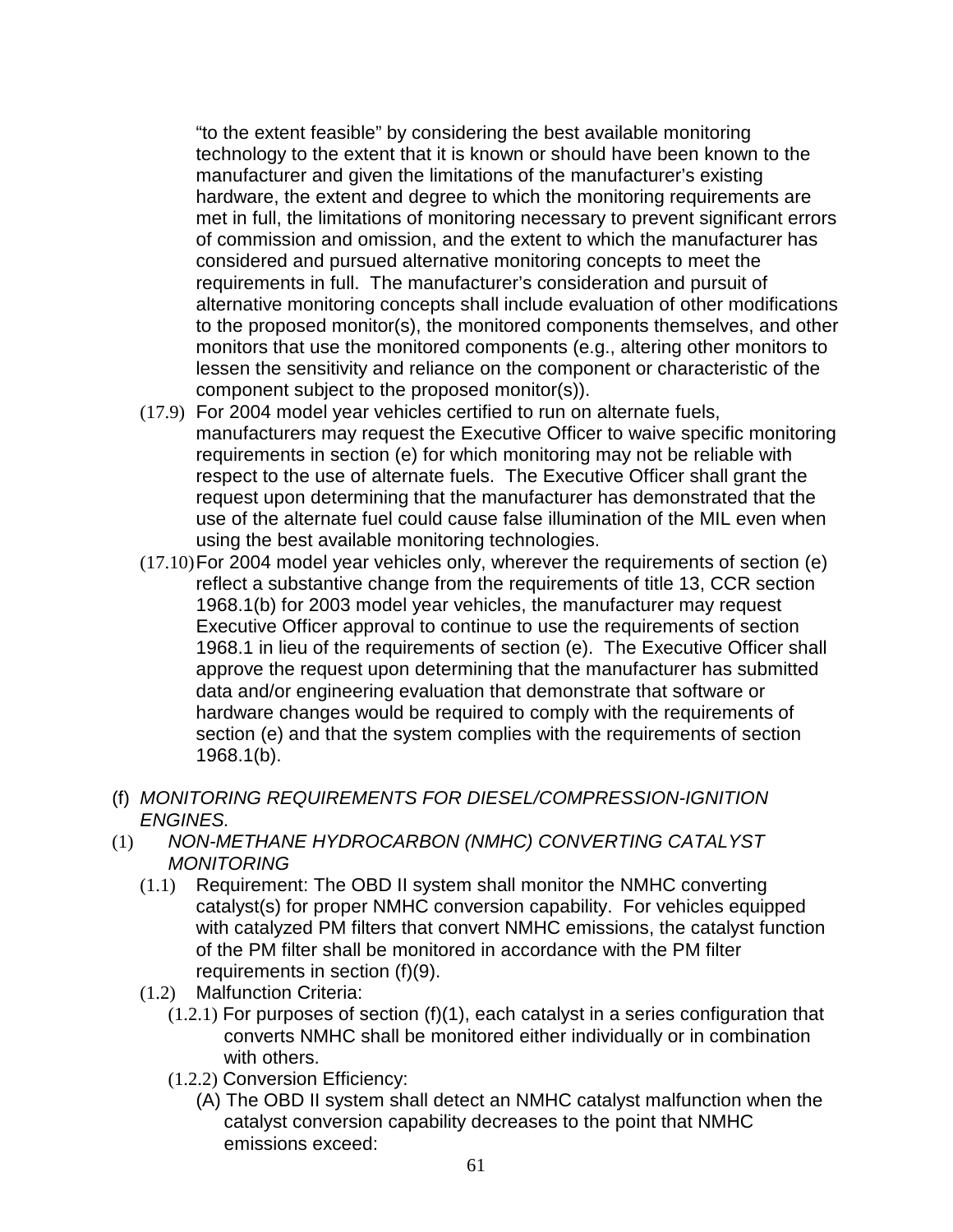"to the extent feasible" by considering the best available monitoring technology to the extent that it is known or should have been known to the manufacturer and given the limitations of the manufacturer's existing hardware, the extent and degree to which the monitoring requirements are met in full, the limitations of monitoring necessary to prevent significant errors of commission and omission, and the extent to which the manufacturer has considered and pursued alternative monitoring concepts to meet the requirements in full. The manufacturer's consideration and pursuit of alternative monitoring concepts shall include evaluation of other modifications to the proposed monitor(s), the monitored components themselves, and other monitors that use the monitored components (e.g., altering other monitors to lessen the sensitivity and reliance on the component or characteristic of the component subject to the proposed monitor(s)).

(17.9) For 2004 model year vehicles certified to run on alternate fuels, manufacturers may request the Executive Officer to waive specific monitoring requirements in section (e) for which monitoring may not be reliable with respect to the use of alternate fuels. The Executive Officer shall grant the request upon determining that the manufacturer has demonstrated that the use of the alternate fuel could cause false illumination of the MIL even when using the best available monitoring technologies.

(17.10) For 2004 model year vehicles only, wherever the requirements of section (e) reflect a substantive change from the requirements of title 13, CCR section 1968.1(b) for 2003 model year vehicles, the manufacturer may request Executive Officer approval to continue to use the requirements of section 1968.1 in lieu of the requirements of section (e). The Executive Officer shall approve the request upon determining that the manufacturer has submitted data and/or engineering evaluation that demonstrate that software or hardware changes would be required to comply with the requirements of section (e) and that the system complies with the requirements of section 1968.1(b).

(f) *MONITORING REQUIREMENTS FOR DIESEL/COMPRESSION-IGNITION ENGINES.*

(1) *NON-METHANE HYDROCARBON (NMHC) CONVERTING CATALYST MONITORING*

(1.1) Requirement: The OBD II system shall monitor the NMHC converting catalyst(s) for proper NMHC conversion capability. For vehicles equipped with catalyzed PM filters that convert NMHC emissions, the catalyst function of the PM filter shall be monitored in accordance with the PM filter requirements in section (f)(9).

(1.2) Malfunction Criteria:

(1.2.1) For purposes of section (f)(1), each catalyst in a series configuration that converts NMHC shall be monitored either individually or in combination with others.

(1.2.2) Conversion Efficiency:

(A) The OBD II system shall detect an NMHC catalyst malfunction when the catalyst conversion capability decreases to the point that NMHC emissions exceed: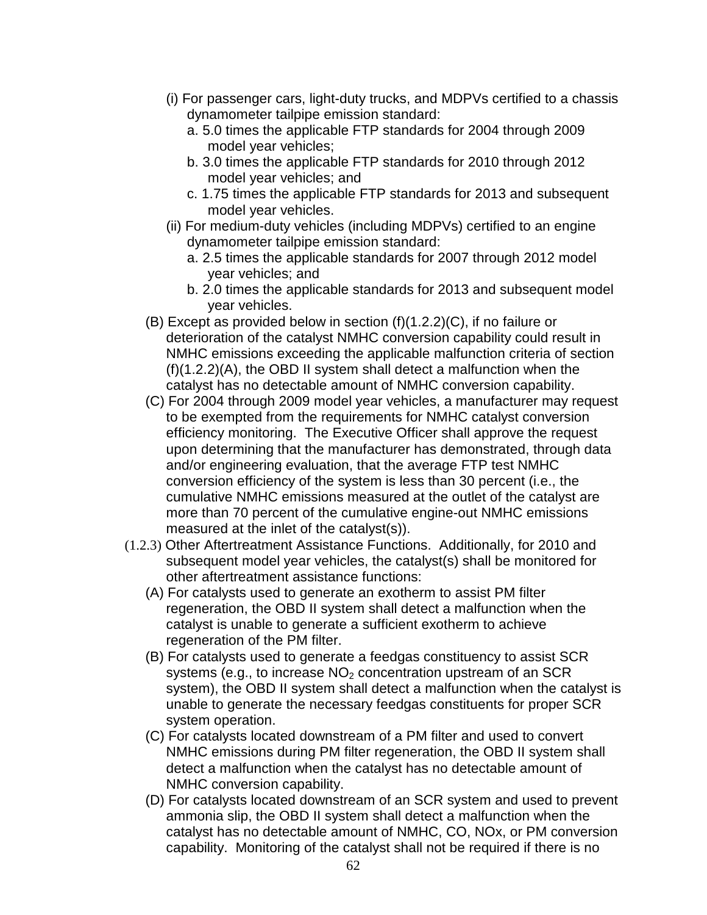(i) For passenger cars, light-duty trucks, and MDPVs certified to a chassis dynamometer tailpipe emission standard:

a. 5.0 times the applicable FTP standards for 2004 through 2009 model year vehicles;

b. 3.0 times the applicable FTP standards for 2010 through 2012 model year vehicles; and

c. 1.75 times the applicable FTP standards for 2013 and subsequent model year vehicles.

(ii) For medium-duty vehicles (including MDPVs) certified to an engine dynamometer tailpipe emission standard:

a. 2.5 times the applicable standards for 2007 through 2012 model year vehicles; and

b. 2.0 times the applicable standards for 2013 and subsequent model year vehicles.

(B) Except as provided below in section (f)(1.2.2)(C), if no failure or deterioration of the catalyst NMHC conversion capability could result in NMHC emissions exceeding the applicable malfunction criteria of section (f)(1.2.2)(A), the OBD II system shall detect a malfunction when the catalyst has no detectable amount of NMHC conversion capability.

(C) For 2004 through 2009 model year vehicles, a manufacturer may request to be exempted from the requirements for NMHC catalyst conversion efficiency monitoring. The Executive Officer shall approve the request upon determining that the manufacturer has demonstrated, through data and/or engineering evaluation, that the average FTP test NMHC conversion efficiency of the system is less than 30 percent (i.e., the cumulative NMHC emissions measured at the outlet of the catalyst are more than 70 percent of the cumulative engine-out NMHC emissions measured at the inlet of the catalyst(s)).

(1.2.3) Other Aftertreatment Assistance Functions. Additionally, for 2010 and subsequent model year vehicles, the catalyst(s) shall be monitored for other aftertreatment assistance functions:

(A) For catalysts used to generate an exotherm to assist PM filter regeneration, the OBD II system shall detect a malfunction when the catalyst is unable to generate a sufficient exotherm to achieve regeneration of the PM filter.

(B) For catalysts used to generate a feedgas constituency to assist SCR systems (e.g., to increase $NO_2$ concentration upstream of an SCR system), the OBD II system shall detect a malfunction when the catalyst is unable to generate the necessary feedgas constituents for proper SCR system operation.

(C) For catalysts located downstream of a PM filter and used to convert NMHC emissions during PM filter regeneration, the OBD II system shall detect a malfunction when the catalyst has no detectable amount of NMHC conversion capability.

(D) For catalysts located downstream of an SCR system and used to prevent ammonia slip, the OBD II system shall detect a malfunction when the catalyst has no detectable amount of NMHC, CO, NOx, or PM conversion capability. Monitoring of the catalyst shall not be required if there is no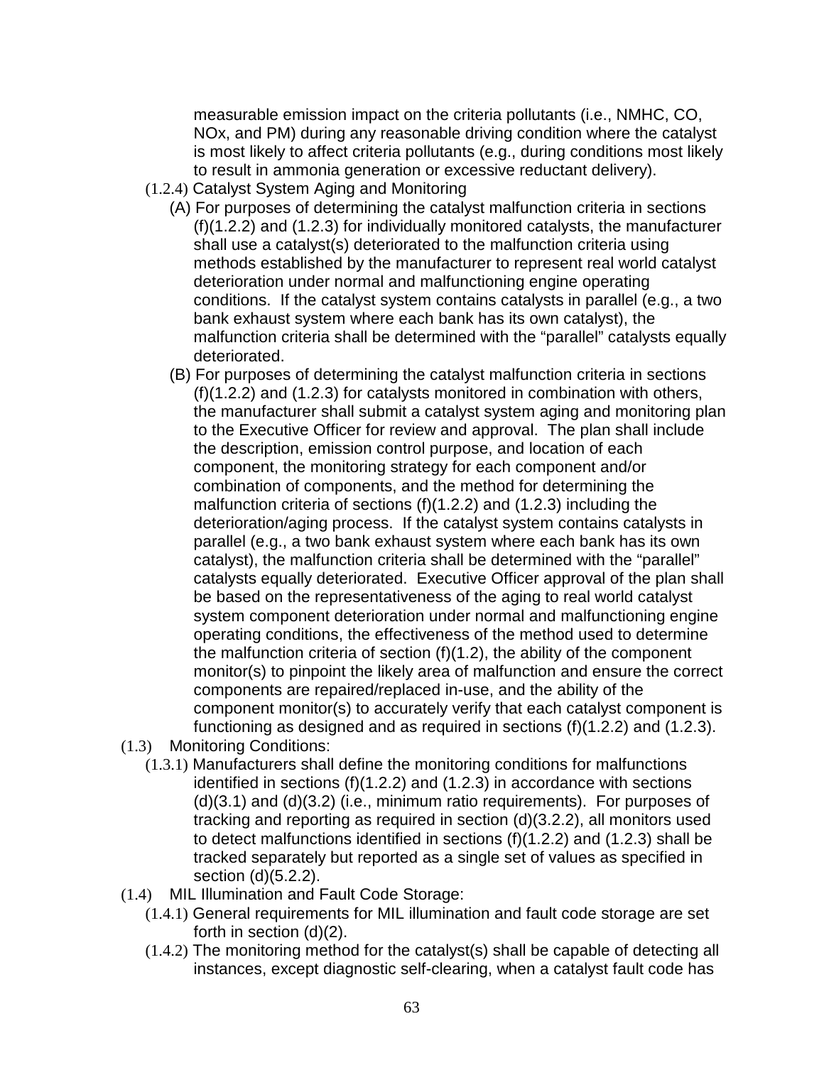measurable emission impact on the criteria pollutants (i.e., NMHC, CO, NOx, and PM) during any reasonable driving condition where the catalyst is most likely to affect criteria pollutants (e.g., during conditions most likely to result in ammonia generation or excessive reductant delivery).

(1.2.4) Catalyst System Aging and Monitoring

(A) For purposes of determining the catalyst malfunction criteria in sections (f)(1.2.2) and (1.2.3) for individually monitored catalysts, the manufacturer shall use a catalyst(s) deteriorated to the malfunction criteria using methods established by the manufacturer to represent real world catalyst deterioration under normal and malfunctioning engine operating conditions. If the catalyst system contains catalysts in parallel (e.g., a two bank exhaust system where each bank has its own catalyst), the malfunction criteria shall be determined with the "parallel" catalysts equally deteriorated.

(B) For purposes of determining the catalyst malfunction criteria in sections (f)(1.2.2) and (1.2.3) for catalysts monitored in combination with others, the manufacturer shall submit a catalyst system aging and monitoring plan to the Executive Officer for review and approval. The plan shall include the description, emission control purpose, and location of each component, the monitoring strategy for each component and/or combination of components, and the method for determining the malfunction criteria of sections (f)(1.2.2) and (1.2.3) including the deterioration/aging process. If the catalyst system contains catalysts in parallel (e.g., a two bank exhaust system where each bank has its own catalyst), the malfunction criteria shall be determined with the "parallel" catalysts equally deteriorated. Executive Officer approval of the plan shall be based on the representativeness of the aging to real world catalyst system component deterioration under normal and malfunctioning engine operating conditions, the effectiveness of the method used to determine the malfunction criteria of section (f)(1.2), the ability of the component monitor(s) to pinpoint the likely area of malfunction and ensure the correct components are repaired/replaced in-use, and the ability of the component monitor(s) to accurately verify that each catalyst component is functioning as designed and as required in sections (f)(1.2.2) and (1.2.3).

(1.3) Monitoring Conditions:

(1.3.1) Manufacturers shall define the monitoring conditions for malfunctions identified in sections (f)(1.2.2) and (1.2.3) in accordance with sections (d)(3.1) and (d)(3.2) (i.e., minimum ratio requirements). For purposes of tracking and reporting as required in section (d)(3.2.2), all monitors used to detect malfunctions identified in sections (f)(1.2.2) and (1.2.3) shall be tracked separately but reported as a single set of values as specified in section (d)(5.2.2).

(1.4) MIL Illumination and Fault Code Storage:

(1.4.1) General requirements for MIL illumination and fault code storage are set forth in section (d)(2).

(1.4.2) The monitoring method for the catalyst(s) shall be capable of detecting all instances, except diagnostic self-clearing, when a catalyst fault code has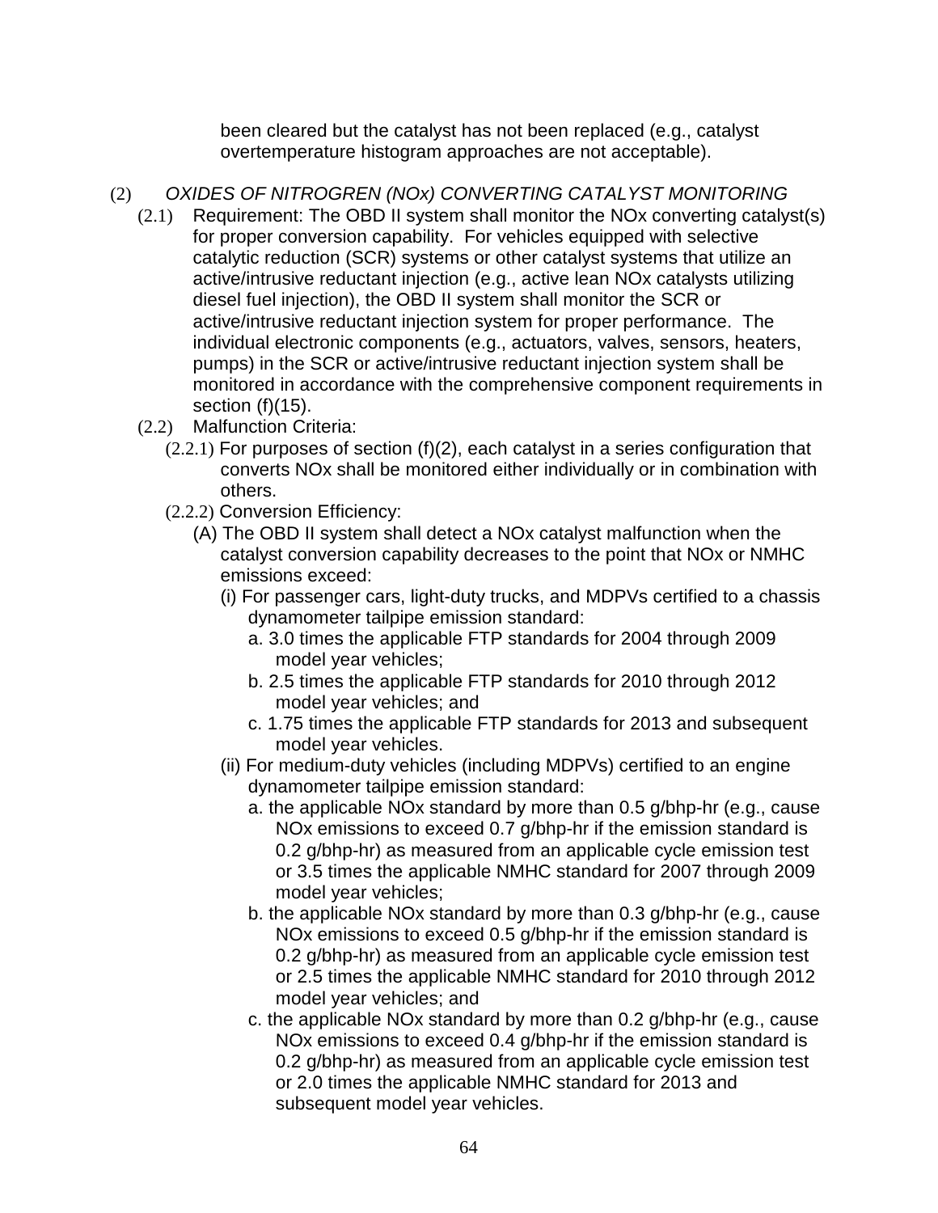been cleared but the catalyst has not been replaced (e.g., catalyst overtemperature histogram approaches are not acceptable).

(2) *OXIDES OF NITROGREN (NOx) CONVERTING CATALYST MONITORING*

(2.1) Requirement: The OBD II system shall monitor the NOx converting catalyst(s) for proper conversion capability. For vehicles equipped with selective catalytic reduction (SCR) systems or other catalyst systems that utilize an active/intrusive reductant injection (e.g., active lean NOx catalysts utilizing diesel fuel injection), the OBD II system shall monitor the SCR or active/intrusive reductant injection system for proper performance. The individual electronic components (e.g., actuators, valves, sensors, heaters, pumps) in the SCR or active/intrusive reductant injection system shall be monitored in accordance with the comprehensive component requirements in section (f)(15).

(2.2) Malfunction Criteria:

(2.2.1) For purposes of section (f)(2), each catalyst in a series configuration that converts NOx shall be monitored either individually or in combination with others.

(2.2.2) Conversion Efficiency:

(A) The OBD II system shall detect a NOx catalyst malfunction when the catalyst conversion capability decreases to the point that NOx or NMHC emissions exceed:

(i) For passenger cars, light-duty trucks, and MDPVs certified to a chassis dynamometer tailpipe emission standard:

a. 3.0 times the applicable FTP standards for 2004 through 2009 model year vehicles;

b. 2.5 times the applicable FTP standards for 2010 through 2012 model year vehicles; and

c. 1.75 times the applicable FTP standards for 2013 and subsequent model year vehicles.

(ii) For medium-duty vehicles (including MDPVs) certified to an engine dynamometer tailpipe emission standard:

a. the applicable NOx standard by more than 0.5 g/bhp-hr (e.g., cause NOx emissions to exceed 0.7 g/bhp-hr if the emission standard is 0.2 g/bhp-hr) as measured from an applicable cycle emission test or 3.5 times the applicable NMHC standard for 2007 through 2009 model year vehicles;

b. the applicable NOx standard by more than 0.3 g/bhp-hr (e.g., cause NOx emissions to exceed 0.5 g/bhp-hr if the emission standard is 0.2 g/bhp-hr) as measured from an applicable cycle emission test or 2.5 times the applicable NMHC standard for 2010 through 2012 model year vehicles; and

c. the applicable NOx standard by more than 0.2 g/bhp-hr (e.g., cause NOx emissions to exceed 0.4 g/bhp-hr if the emission standard is 0.2 g/bhp-hr) as measured from an applicable cycle emission test or 2.0 times the applicable NMHC standard for 2013 and subsequent model year vehicles.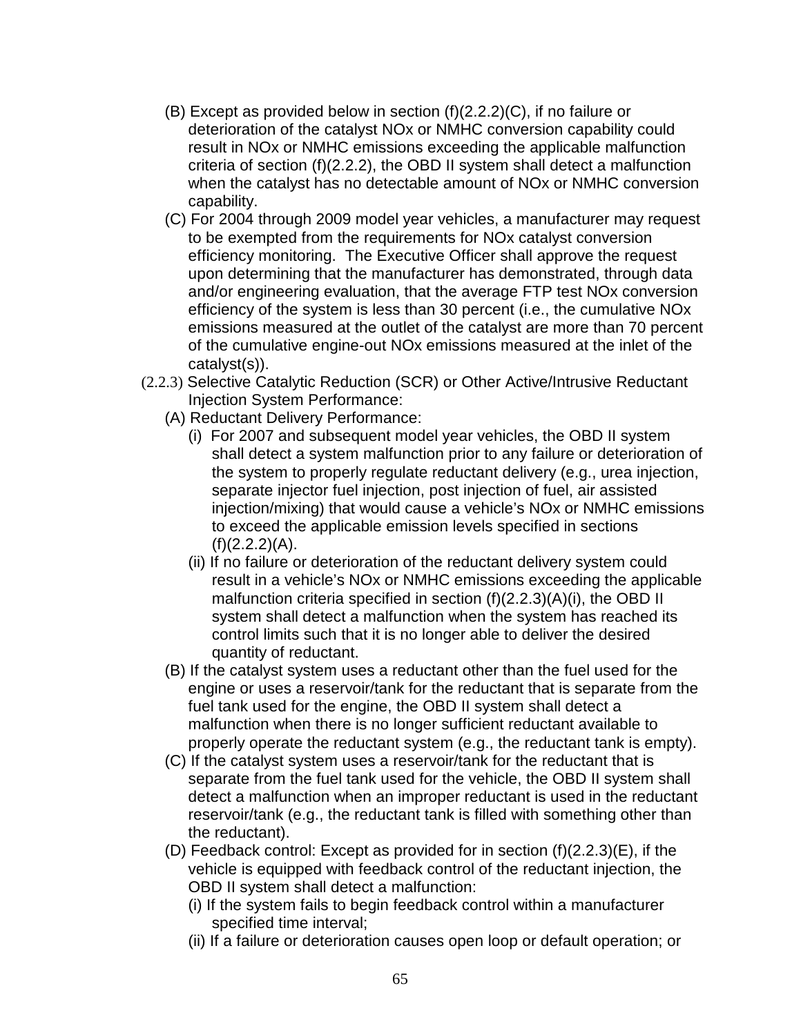(B) Except as provided below in section (f)(2.2.2)(C), if no failure or deterioration of the catalyst NOx or NMHC conversion capability could result in NOx or NMHC emissions exceeding the applicable malfunction criteria of section (f)(2.2.2), the OBD II system shall detect a malfunction when the catalyst has no detectable amount of NOx or NMHC conversion capability.

(C) For 2004 through 2009 model year vehicles, a manufacturer may request to be exempted from the requirements for NOx catalyst conversion efficiency monitoring. The Executive Officer shall approve the request upon determining that the manufacturer has demonstrated, through data and/or engineering evaluation, that the average FTP test NOx conversion efficiency of the system is less than 30 percent (i.e., the cumulative NOx emissions measured at the outlet of the catalyst are more than 70 percent of the cumulative engine-out NOx emissions measured at the inlet of the catalyst(s)).

(2.2.3) Selective Catalytic Reduction (SCR) or Other Active/Intrusive Reductant Injection System Performance:

(A) Reductant Delivery Performance:

(i) For 2007 and subsequent model year vehicles, the OBD II system shall detect a system malfunction prior to any failure or deterioration of the system to properly regulate reductant delivery (e.g., urea injection, separate injector fuel injection, post injection of fuel, air assisted injection/mixing) that would cause a vehicle’s NOx or NMHC emissions to exceed the applicable emission levels specified in sections (f)(2.2.2)(A).

(ii) If no failure or deterioration of the reductant delivery system could result in a vehicle’s NOx or NMHC emissions exceeding the applicable malfunction criteria specified in section (f)(2.2.3)(A)(i), the OBD II system shall detect a malfunction when the system has reached its control limits such that it is no longer able to deliver the desired quantity of reductant.

(B) If the catalyst system uses a reductant other than the fuel used for the engine or uses a reservoir/tank for the reductant that is separate from the fuel tank used for the engine, the OBD II system shall detect a malfunction when there is no longer sufficient reductant available to properly operate the reductant system (e.g., the reductant tank is empty).

(C) If the catalyst system uses a reservoir/tank for the reductant that is separate from the fuel tank used for the vehicle, the OBD II system shall detect a malfunction when an improper reductant is used in the reductant reservoir/tank (e.g., the reductant tank is filled with something other than the reductant).

(D) Feedback control: Except as provided for in section (f)(2.2.3)(E), if the vehicle is equipped with feedback control of the reductant injection, the OBD II system shall detect a malfunction:

(i) If the system fails to begin feedback control within a manufacturer specified time interval;

(ii) If a failure or deterioration causes open loop or default operation; or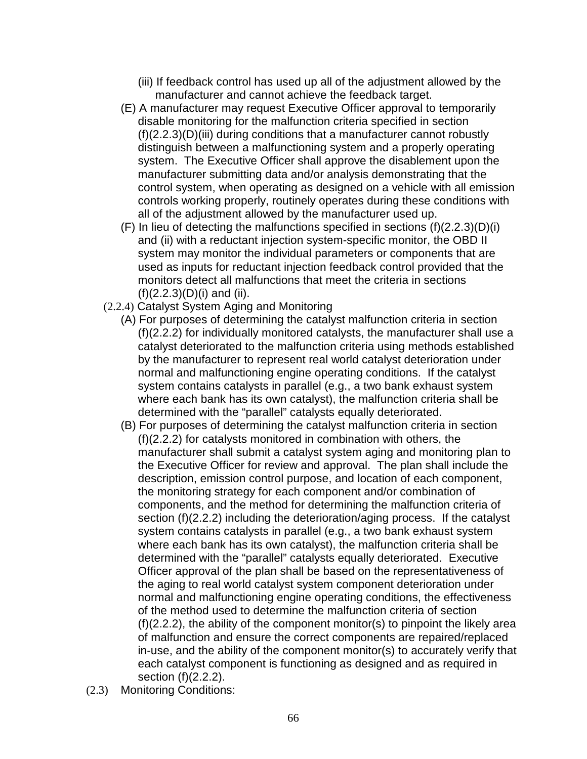(iii) If feedback control has used up all of the adjustment allowed by the manufacturer and cannot achieve the feedback target.

(E) A manufacturer may request Executive Officer approval to temporarily disable monitoring for the malfunction criteria specified in section (f)(2.2.3)(D)(iii) during conditions that a manufacturer cannot robustly distinguish between a malfunctioning system and a properly operating system. The Executive Officer shall approve the disablement upon the manufacturer submitting data and/or analysis demonstrating that the control system, when operating as designed on a vehicle with all emission controls working properly, routinely operates during these conditions with all of the adjustment allowed by the manufacturer used up.

(F) In lieu of detecting the malfunctions specified in sections (f)(2.2.3)(D)(i) and (ii) with a reductant injection system-specific monitor, the OBD II system may monitor the individual parameters or components that are used as inputs for reductant injection feedback control provided that the monitors detect all malfunctions that meet the criteria in sections (f)(2.2.3)(D)(i) and (ii).

(2.2.4) Catalyst System Aging and Monitoring

(A) For purposes of determining the catalyst malfunction criteria in section (f)(2.2.2) for individually monitored catalysts, the manufacturer shall use a catalyst deteriorated to the malfunction criteria using methods established by the manufacturer to represent real world catalyst deterioration under normal and malfunctioning engine operating conditions. If the catalyst system contains catalysts in parallel (e.g., a two bank exhaust system where each bank has its own catalyst), the malfunction criteria shall be determined with the "parallel" catalysts equally deteriorated.

(B) For purposes of determining the catalyst malfunction criteria in section (f)(2.2.2) for catalysts monitored in combination with others, the manufacturer shall submit a catalyst system aging and monitoring plan to the Executive Officer for review and approval. The plan shall include the description, emission control purpose, and location of each component, the monitoring strategy for each component and/or combination of components, and the method for determining the malfunction criteria of section (f)(2.2.2) including the deterioration/aging process. If the catalyst system contains catalysts in parallel (e.g., a two bank exhaust system where each bank has its own catalyst), the malfunction criteria shall be determined with the "parallel" catalysts equally deteriorated. Executive Officer approval of the plan shall be based on the representativeness of the aging to real world catalyst system component deterioration under normal and malfunctioning engine operating conditions, the effectiveness of the method used to determine the malfunction criteria of section (f)(2.2.2), the ability of the component monitor(s) to pinpoint the likely area of malfunction and ensure the correct components are repaired/replaced in-use, and the ability of the component monitor(s) to accurately verify that each catalyst component is functioning as designed and as required in section (f)(2.2.2).

(2.3) Monitoring Conditions: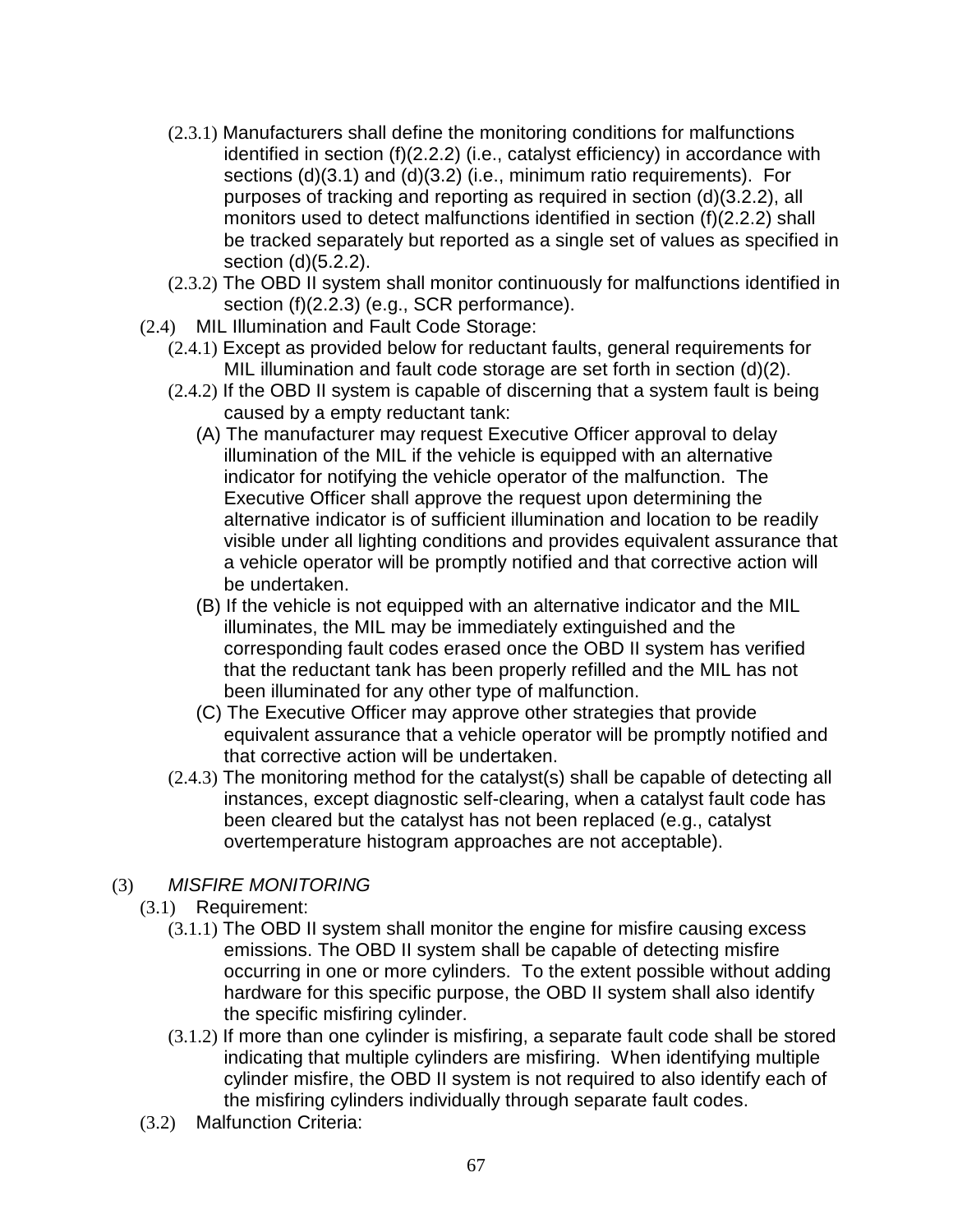(2.3.1) Manufacturers shall define the monitoring conditions for malfunctions identified in section (f)(2.2.2) (i.e., catalyst efficiency) in accordance with sections (d)(3.1) and (d)(3.2) (i.e., minimum ratio requirements). For purposes of tracking and reporting as required in section (d)(3.2.2), all monitors used to detect malfunctions identified in section (f)(2.2.2) shall be tracked separately but reported as a single set of values as specified in section (d)(5.2.2).

(2.3.2) The OBD II system shall monitor continuously for malfunctions identified in section (f)(2.2.3) (e.g., SCR performance).

(2.4) MIL Illumination and Fault Code Storage:

(2.4.1) Except as provided below for reductant faults, general requirements for MIL illumination and fault code storage are set forth in section (d)(2).

(2.4.2) If the OBD II system is capable of discerning that a system fault is being caused by a empty reductant tank:

(A) The manufacturer may request Executive Officer approval to delay illumination of the MIL if the vehicle is equipped with an alternative indicator for notifying the vehicle operator of the malfunction. The Executive Officer shall approve the request upon determining the alternative indicator is of sufficient illumination and location to be readily visible under all lighting conditions and provides equivalent assurance that a vehicle operator will be promptly notified and that corrective action will be undertaken.

(B) If the vehicle is not equipped with an alternative indicator and the MIL illuminates, the MIL may be immediately extinguished and the corresponding fault codes erased once the OBD II system has verified that the reductant tank has been properly refilled and the MIL has not been illuminated for any other type of malfunction.

(C) The Executive Officer may approve other strategies that provide equivalent assurance that a vehicle operator will be promptly notified and that corrective action will be undertaken.

(2.4.3) The monitoring method for the catalyst(s) shall be capable of detecting all instances, except diagnostic self-clearing, when a catalyst fault code has been cleared but the catalyst has not been replaced (e.g., catalyst overtemperature histogram approaches are not acceptable).

(3) *MISFIRE MONITORING*

(3.1) Requirement:

(3.1.1) The OBD II system shall monitor the engine for misfire causing excess emissions. The OBD II system shall be capable of detecting misfire occurring in one or more cylinders. To the extent possible without adding hardware for this specific purpose, the OBD II system shall also identify the specific misfiring cylinder.

(3.1.2) If more than one cylinder is misfiring, a separate fault code shall be stored indicating that multiple cylinders are misfiring. When identifying multiple cylinder misfire, the OBD II system is not required to also identify each of the misfiring cylinders individually through separate fault codes.

(3.2) Malfunction Criteria: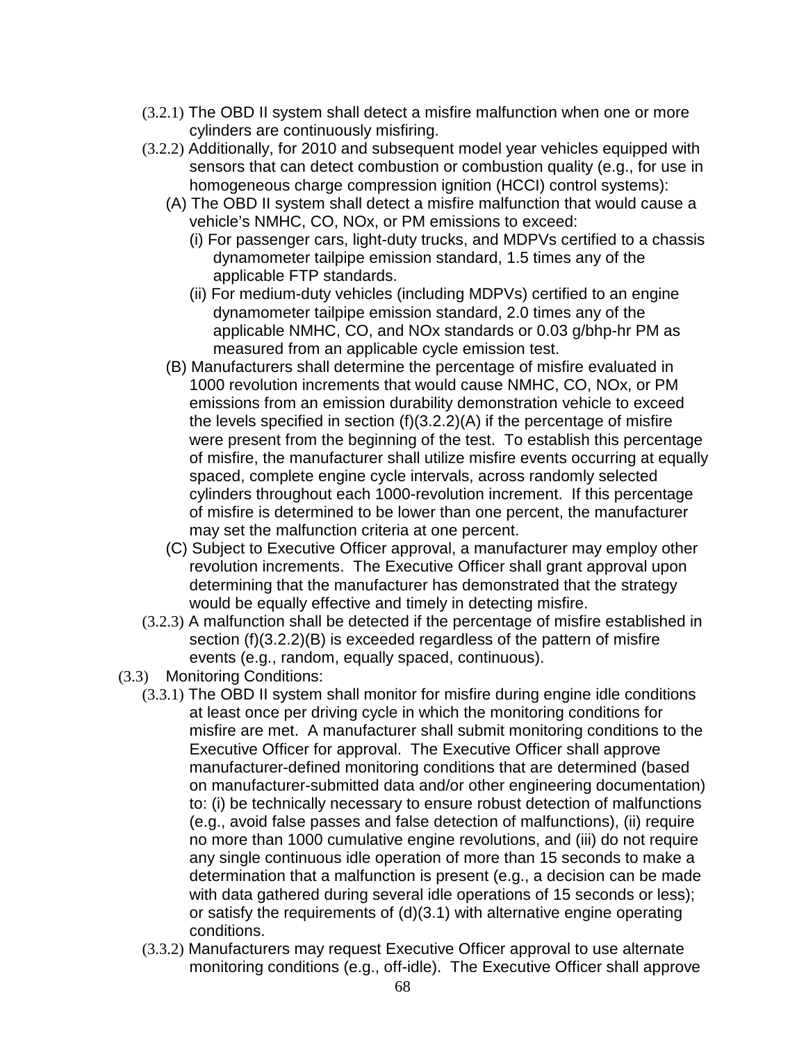(3.2.1) The OBD II system shall detect a misfire malfunction when one or more cylinders are continuously misfiring.

(3.2.2) Additionally, for 2010 and subsequent model year vehicles equipped with sensors that can detect combustion or combustion quality (e.g., for use in homogeneous charge compression ignition (HCCI) control systems):

(A) The OBD II system shall detect a misfire malfunction that would cause a vehicle's NMHC, CO, NOx, or PM emissions to exceed:

(i) For passenger cars, light-duty trucks, and MDPVs certified to a chassis dynamometer tailpipe emission standard, 1.5 times any of the applicable FTP standards.

(ii) For medium-duty vehicles (including MDPVs) certified to an engine dynamometer tailpipe emission standard, 2.0 times any of the applicable NMHC, CO, and NOx standards or 0.03 g/bhp-hr PM as measured from an applicable cycle emission test.

(B) Manufacturers shall determine the percentage of misfire evaluated in 1000 revolution increments that would cause NMHC, CO, NOx, or PM emissions from an emission durability demonstration vehicle to exceed the levels specified in section (f)(3.2.2)(A) if the percentage of misfire were present from the beginning of the test. To establish this percentage of misfire, the manufacturer shall utilize misfire events occurring at equally spaced, complete engine cycle intervals, across randomly selected cylinders throughout each 1000-revolution increment. If this percentage of misfire is determined to be lower than one percent, the manufacturer may set the malfunction criteria at one percent.

(C) Subject to Executive Officer approval, a manufacturer may employ other revolution increments. The Executive Officer shall grant approval upon determining that the manufacturer has demonstrated that the strategy would be equally effective and timely in detecting misfire.

(3.2.3) A malfunction shall be detected if the percentage of misfire established in section (f)(3.2.2)(B) is exceeded regardless of the pattern of misfire events (e.g., random, equally spaced, continuous).

(3.3) Monitoring Conditions:

(3.3.1) The OBD II system shall monitor for misfire during engine idle conditions at least once per driving cycle in which the monitoring conditions for misfire are met. A manufacturer shall submit monitoring conditions to the Executive Officer for approval. The Executive Officer shall approve manufacturer-defined monitoring conditions that are determined (based on manufacturer-submitted data and/or other engineering documentation) to: (i) be technically necessary to ensure robust detection of malfunctions (e.g., avoid false passes and false detection of malfunctions), (ii) require no more than 1000 cumulative engine revolutions, and (iii) do not require any single continuous idle operation of more than 15 seconds to make a determination that a malfunction is present (e.g., a decision can be made with data gathered during several idle operations of 15 seconds or less); or satisfy the requirements of (d)(3.1) with alternative engine operating conditions.

(3.3.2) Manufacturers may request Executive Officer approval to use alternate monitoring conditions (e.g., off-idle). The Executive Officer shall approve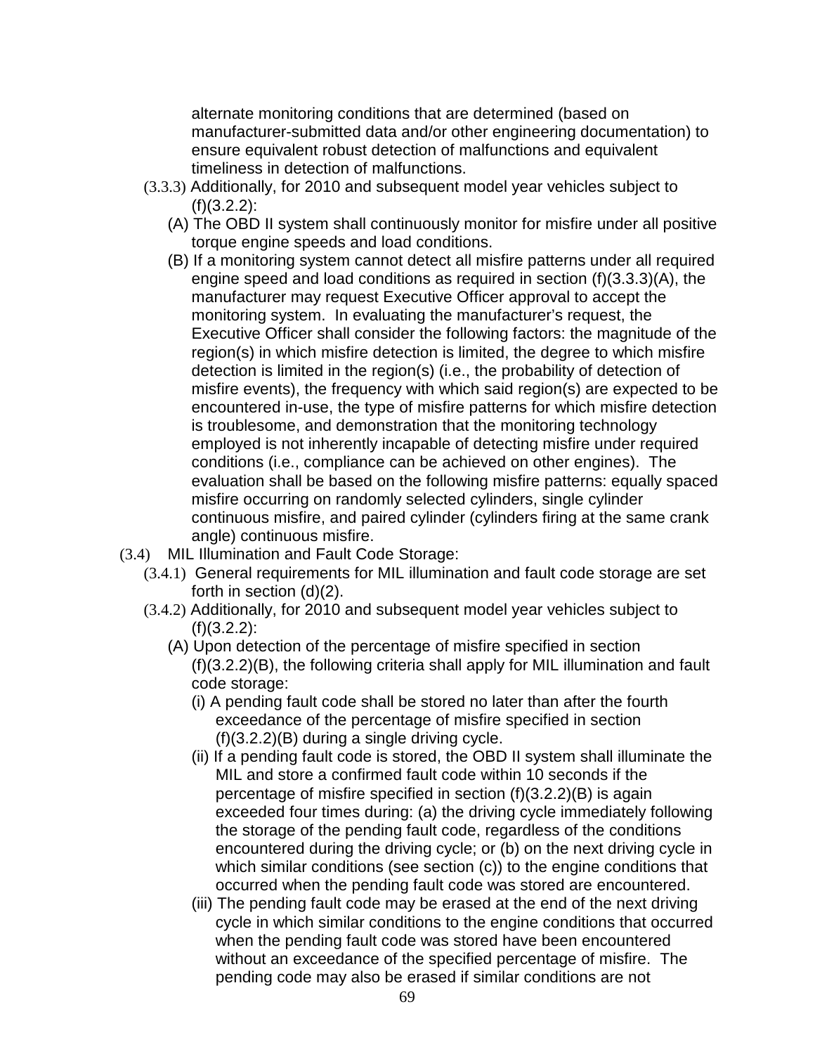alternate monitoring conditions that are determined (based on manufacturer-submitted data and/or other engineering documentation) to ensure equivalent robust detection of malfunctions and equivalent timeliness in detection of malfunctions.

(3.3.3) Additionally, for 2010 and subsequent model year vehicles subject to (f)(3.2.2):

(A) The OBD II system shall continuously monitor for misfire under all positive torque engine speeds and load conditions.

(B) If a monitoring system cannot detect all misfire patterns under all required engine speed and load conditions as required in section (f)(3.3.3)(A), the manufacturer may request Executive Officer approval to accept the monitoring system. In evaluating the manufacturer's request, the Executive Officer shall consider the following factors: the magnitude of the region(s) in which misfire detection is limited, the degree to which misfire detection is limited in the region(s) (i.e., the probability of detection of misfire events), the frequency with which said region(s) are expected to be encountered in-use, the type of misfire patterns for which misfire detection is troublesome, and demonstration that the monitoring technology employed is not inherently incapable of detecting misfire under required conditions (i.e., compliance can be achieved on other engines). The evaluation shall be based on the following misfire patterns: equally spaced misfire occurring on randomly selected cylinders, single cylinder continuous misfire, and paired cylinder (cylinders firing at the same crank angle) continuous misfire.

(3.4) MIL Illumination and Fault Code Storage:

(3.4.1) General requirements for MIL illumination and fault code storage are set forth in section (d)(2).

(3.4.2) Additionally, for 2010 and subsequent model year vehicles subject to (f)(3.2.2):

(A) Upon detection of the percentage of misfire specified in section (f)(3.2.2)(B), the following criteria shall apply for MIL illumination and fault code storage:

(i) A pending fault code shall be stored no later than after the fourth exceedance of the percentage of misfire specified in section (f)(3.2.2)(B) during a single driving cycle.

(ii) If a pending fault code is stored, the OBD II system shall illuminate the MIL and store a confirmed fault code within 10 seconds if the percentage of misfire specified in section (f)(3.2.2)(B) is again exceeded four times during: (a) the driving cycle immediately following the storage of the pending fault code, regardless of the conditions encountered during the driving cycle; or (b) on the next driving cycle in which similar conditions (see section (c)) to the engine conditions that occurred when the pending fault code was stored are encountered.

(iii) The pending fault code may be erased at the end of the next driving cycle in which similar conditions to the engine conditions that occurred when the pending fault code was stored have been encountered without an exceedance of the specified percentage of misfire. The pending code may also be erased if similar conditions are not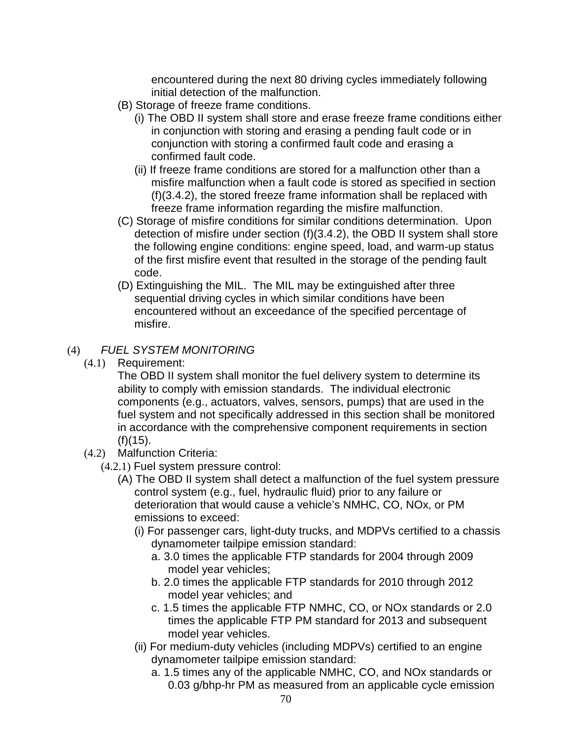encountered during the next 80 driving cycles immediately following initial detection of the malfunction.

(B) Storage of freeze frame conditions.

(i) The OBD II system shall store and erase freeze frame conditions either in conjunction with storing and erasing a pending fault code or in conjunction with storing a confirmed fault code and erasing a confirmed fault code.

(ii) If freeze frame conditions are stored for a malfunction other than a misfire malfunction when a fault code is stored as specified in section (f)(3.4.2), the stored freeze frame information shall be replaced with freeze frame information regarding the misfire malfunction.

(C) Storage of misfire conditions for similar conditions determination. Upon detection of misfire under section (f)(3.4.2), the OBD II system shall store the following engine conditions: engine speed, load, and warm-up status of the first misfire event that resulted in the storage of the pending fault code.

(D) Extinguishing the MIL. The MIL may be extinguished after three sequential driving cycles in which similar conditions have been encountered without an exceedance of the specified percentage of misfire.

(4) *FUEL SYSTEM MONITORING*

(4.1) Requirement:

The OBD II system shall monitor the fuel delivery system to determine its ability to comply with emission standards. The individual electronic components (e.g., actuators, valves, sensors, pumps) that are used in the fuel system and not specifically addressed in this section shall be monitored in accordance with the comprehensive component requirements in section (f)(15).

(4.2) Malfunction Criteria:

(4.2.1) Fuel system pressure control:

(A) The OBD II system shall detect a malfunction of the fuel system pressure control system (e.g., fuel, hydraulic fluid) prior to any failure or deterioration that would cause a vehicle's NMHC, CO, NOx, or PM emissions to exceed:

(i) For passenger cars, light-duty trucks, and MDPVs certified to a chassis dynamometer tailpipe emission standard:

a. 3.0 times the applicable FTP standards for 2004 through 2009 model year vehicles;

b. 2.0 times the applicable FTP standards for 2010 through 2012 model year vehicles; and

c. 1.5 times the applicable FTP NMHC, CO, or NOx standards or 2.0 times the applicable FTP PM standard for 2013 and subsequent model year vehicles.

(ii) For medium-duty vehicles (including MDPVs) certified to an engine dynamometer tailpipe emission standard:

a. 1.5 times any of the applicable NMHC, CO, and NOx standards or 0.03 g/bhp-hr PM as measured from an applicable cycle emission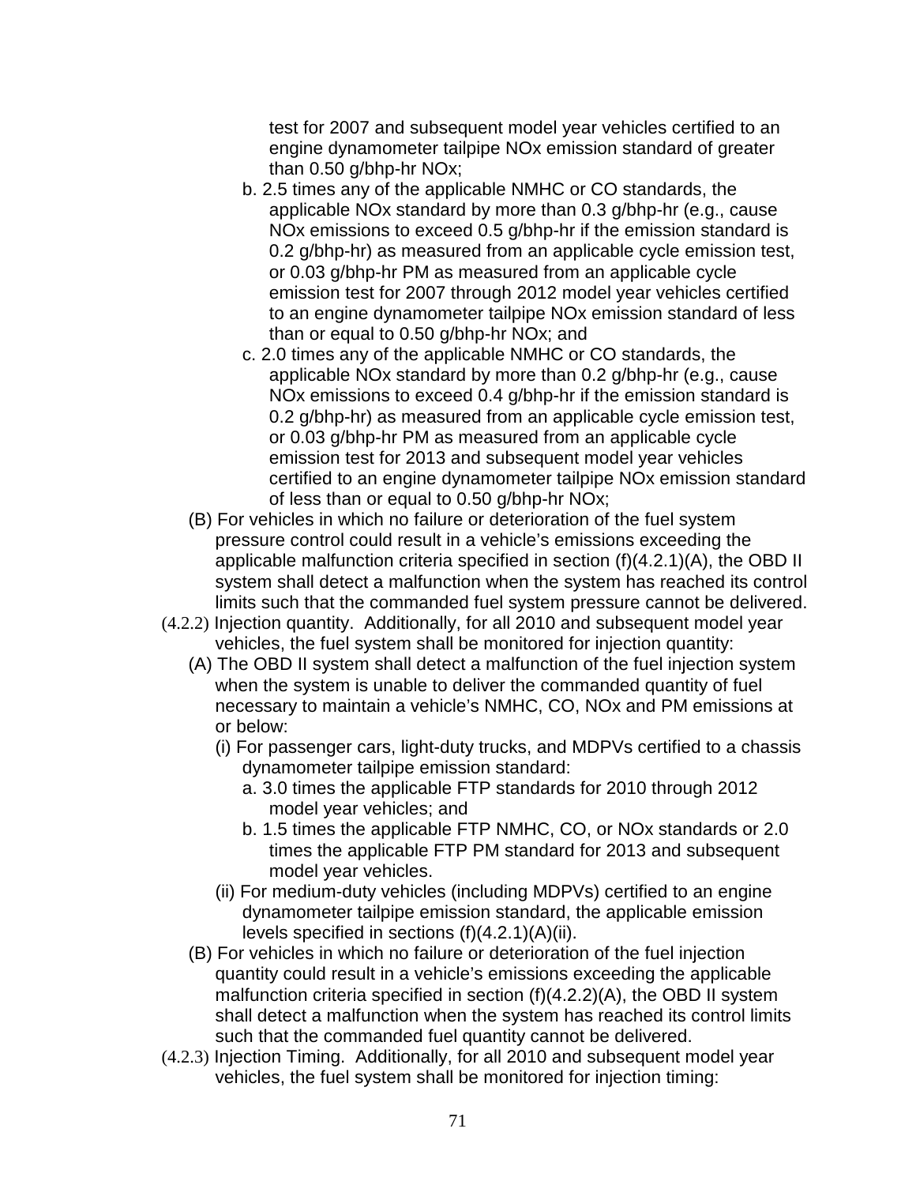test for 2007 and subsequent model year vehicles certified to an engine dynamometer tailpipe NOx emission standard of greater than 0.50 g/bhp-hr NOx;

b. 2.5 times any of the applicable NMHC or CO standards, the applicable NOx standard by more than 0.3 g/bhp-hr (e.g., cause NOx emissions to exceed 0.5 g/bhp-hr if the emission standard is 0.2 g/bhp-hr) as measured from an applicable cycle emission test, or 0.03 g/bhp-hr PM as measured from an applicable cycle emission test for 2007 through 2012 model year vehicles certified to an engine dynamometer tailpipe NOx emission standard of less than or equal to 0.50 g/bhp-hr NOx; and

c. 2.0 times any of the applicable NMHC or CO standards, the applicable NOx standard by more than 0.2 g/bhp-hr (e.g., cause NOx emissions to exceed 0.4 g/bhp-hr if the emission standard is 0.2 g/bhp-hr) as measured from an applicable cycle emission test, or 0.03 g/bhp-hr PM as measured from an applicable cycle emission test for 2013 and subsequent model year vehicles certified to an engine dynamometer tailpipe NOx emission standard of less than or equal to 0.50 g/bhp-hr NOx;

(B) For vehicles in which no failure or deterioration of the fuel system pressure control could result in a vehicle's emissions exceeding the applicable malfunction criteria specified in section (f)(4.2.1)(A), the OBD II system shall detect a malfunction when the system has reached its control limits such that the commanded fuel system pressure cannot be delivered.

(4.2.2) Injection quantity. Additionally, for all 2010 and subsequent model year vehicles, the fuel system shall be monitored for injection quantity:

(A) The OBD II system shall detect a malfunction of the fuel injection system when the system is unable to deliver the commanded quantity of fuel necessary to maintain a vehicle's NMHC, CO, NOx and PM emissions at or below:

(i) For passenger cars, light-duty trucks, and MDPVs certified to a chassis dynamometer tailpipe emission standard:

a. 3.0 times the applicable FTP standards for 2010 through 2012 model year vehicles; and

b. 1.5 times the applicable FTP NMHC, CO, or NOx standards or 2.0 times the applicable FTP PM standard for 2013 and subsequent model year vehicles.

(ii) For medium-duty vehicles (including MDPVs) certified to an engine dynamometer tailpipe emission standard, the applicable emission levels specified in sections (f)(4.2.1)(A)(ii).

(B) For vehicles in which no failure or deterioration of the fuel injection quantity could result in a vehicle's emissions exceeding the applicable malfunction criteria specified in section (f)(4.2.2)(A), the OBD II system shall detect a malfunction when the system has reached its control limits such that the commanded fuel quantity cannot be delivered.

(4.2.3) Injection Timing. Additionally, for all 2010 and subsequent model year vehicles, the fuel system shall be monitored for injection timing: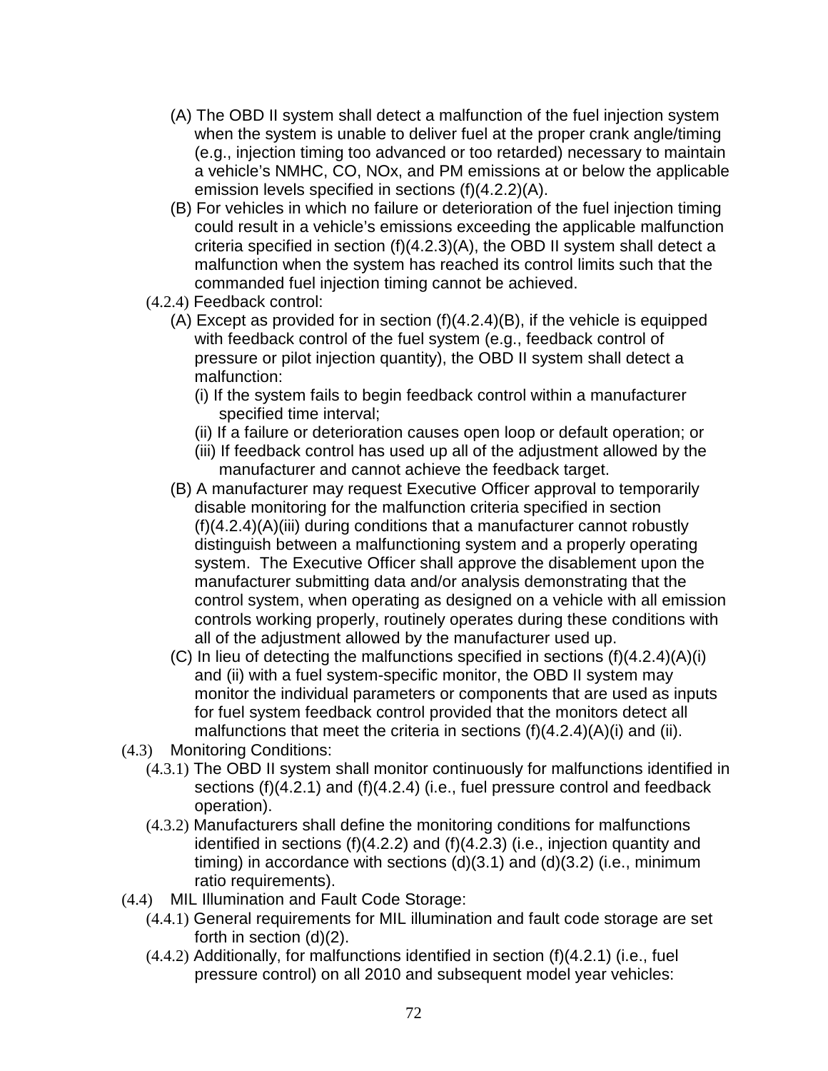(A) The OBD II system shall detect a malfunction of the fuel injection system when the system is unable to deliver fuel at the proper crank angle/timing (e.g., injection timing too advanced or too retarded) necessary to maintain a vehicle's NMHC, CO, NOx, and PM emissions at or below the applicable emission levels specified in sections (f)(4.2.2)(A).

(B) For vehicles in which no failure or deterioration of the fuel injection timing could result in a vehicle's emissions exceeding the applicable malfunction criteria specified in section (f)(4.2.3)(A), the OBD II system shall detect a malfunction when the system has reached its control limits such that the commanded fuel injection timing cannot be achieved.

(4.2.4) Feedback control:

(A) Except as provided for in section (f)(4.2.4)(B), if the vehicle is equipped with feedback control of the fuel system (e.g., feedback control of pressure or pilot injection quantity), the OBD II system shall detect a malfunction:

(i) If the system fails to begin feedback control within a manufacturer specified time interval;

(ii) If a failure or deterioration causes open loop or default operation; or

(iii) If feedback control has used up all of the adjustment allowed by the manufacturer and cannot achieve the feedback target.

(B) A manufacturer may request Executive Officer approval to temporarily disable monitoring for the malfunction criteria specified in section (f)(4.2.4)(A)(iii) during conditions that a manufacturer cannot robustly distinguish between a malfunctioning system and a properly operating system. The Executive Officer shall approve the disablement upon the manufacturer submitting data and/or analysis demonstrating that the control system, when operating as designed on a vehicle with all emission controls working properly, routinely operates during these conditions with all of the adjustment allowed by the manufacturer used up.

(C) In lieu of detecting the malfunctions specified in sections (f)(4.2.4)(A)(i) and (ii) with a fuel system-specific monitor, the OBD II system may monitor the individual parameters or components that are used as inputs for fuel system feedback control provided that the monitors detect all malfunctions that meet the criteria in sections (f)(4.2.4)(A)(i) and (ii).

(4.3) Monitoring Conditions:

(4.3.1) The OBD II system shall monitor continuously for malfunctions identified in sections (f)(4.2.1) and (f)(4.2.4) (i.e., fuel pressure control and feedback operation).

(4.3.2) Manufacturers shall define the monitoring conditions for malfunctions identified in sections (f)(4.2.2) and (f)(4.2.3) (i.e., injection quantity and timing) in accordance with sections (d)(3.1) and (d)(3.2) (i.e., minimum ratio requirements).

(4.4) MIL Illumination and Fault Code Storage:

(4.4.1) General requirements for MIL illumination and fault code storage are set forth in section (d)(2).

(4.4.2) Additionally, for malfunctions identified in section (f)(4.2.1) (i.e., fuel pressure control) on all 2010 and subsequent model year vehicles: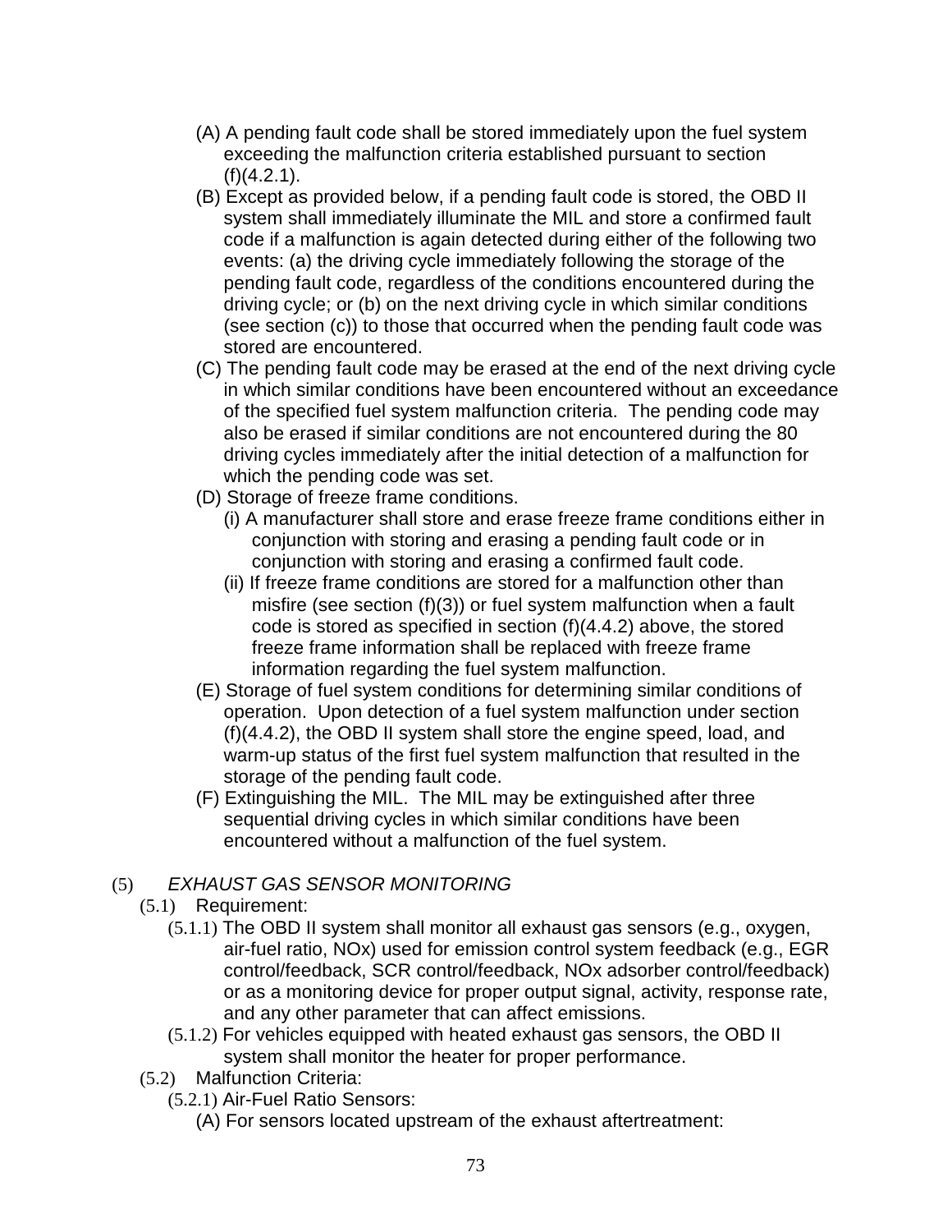(A) A pending fault code shall be stored immediately upon the fuel system exceeding the malfunction criteria established pursuant to section (f)(4.2.1).

(B) Except as provided below, if a pending fault code is stored, the OBD II system shall immediately illuminate the MIL and store a confirmed fault code if a malfunction is again detected during either of the following two events: (a) the driving cycle immediately following the storage of the pending fault code, regardless of the conditions encountered during the driving cycle; or (b) on the next driving cycle in which similar conditions (see section (c)) to those that occurred when the pending fault code was stored are encountered.

(C) The pending fault code may be erased at the end of the next driving cycle in which similar conditions have been encountered without an exceedance of the specified fuel system malfunction criteria. The pending code may also be erased if similar conditions are not encountered during the 80 driving cycles immediately after the initial detection of a malfunction for which the pending code was set.

(D) Storage of freeze frame conditions.

(i) A manufacturer shall store and erase freeze frame conditions either in conjunction with storing and erasing a pending fault code or in conjunction with storing and erasing a confirmed fault code.

(ii) If freeze frame conditions are stored for a malfunction other than misfire (see section (f)(3)) or fuel system malfunction when a fault code is stored as specified in section (f)(4.4.2) above, the stored freeze frame information shall be replaced with freeze frame information regarding the fuel system malfunction.

(E) Storage of fuel system conditions for determining similar conditions of operation. Upon detection of a fuel system malfunction under section (f)(4.4.2), the OBD II system shall store the engine speed, load, and warm-up status of the first fuel system malfunction that resulted in the storage of the pending fault code.

(F) Extinguishing the MIL. The MIL may be extinguished after three sequential driving cycles in which similar conditions have been encountered without a malfunction of the fuel system.

(5) *EXHAUST GAS SENSOR MONITORING*

(5.1) Requirement:

(5.1.1) The OBD II system shall monitor all exhaust gas sensors (e.g., oxygen, air-fuel ratio, NOx) used for emission control system feedback (e.g., EGR control/feedback, SCR control/feedback, NOx adsorber control/feedback) or as a monitoring device for proper output signal, activity, response rate, and any other parameter that can affect emissions.

(5.1.2) For vehicles equipped with heated exhaust gas sensors, the OBD II system shall monitor the heater for proper performance.

(5.2) Malfunction Criteria:

(5.2.1) Air-Fuel Ratio Sensors:

(A) For sensors located upstream of the exhaust aftertreatment: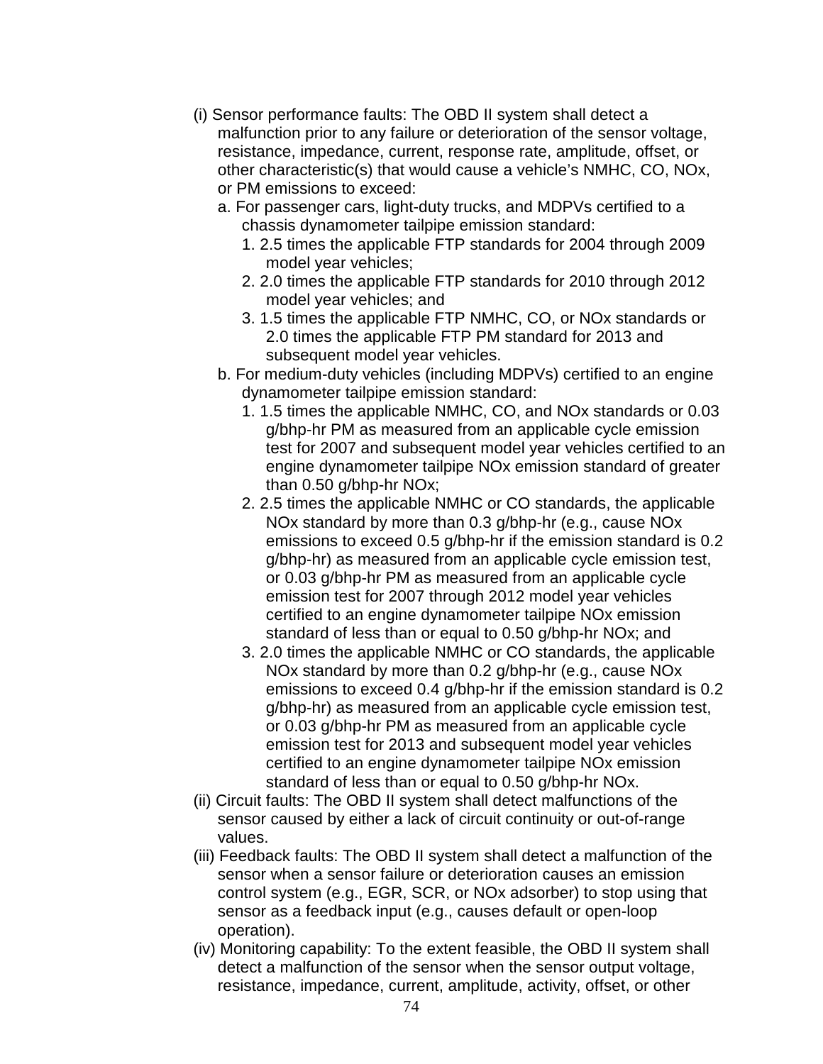(i) Sensor performance faults: The OBD II system shall detect a malfunction prior to any failure or deterioration of the sensor voltage, resistance, impedance, current, response rate, amplitude, offset, or other characteristic(s) that would cause a vehicle's NMHC, CO, NOx, or PM emissions to exceed:

   a. For passenger cars, light-duty trucks, and MDPVs certified to a chassis dynamometer tailpipe emission standard:

      1. 2.5 times the applicable FTP standards for 2004 through 2009 model year vehicles;
      2. 2.0 times the applicable FTP standards for 2010 through 2012 model year vehicles; and
      3. 1.5 times the applicable FTP NMHC, CO, or NOx standards or 2.0 times the applicable FTP PM standard for 2013 and subsequent model year vehicles.

   b. For medium-duty vehicles (including MDPVs) certified to an engine dynamometer tailpipe emission standard:

      1. 1.5 times the applicable NMHC, CO, and NOx standards or 0.03 g/bhp-hr PM as measured from an applicable cycle emission test for 2007 and subsequent model year vehicles certified to an engine dynamometer tailpipe NOx emission standard of greater than 0.50 g/bhp-hr NOx;
      2. 2.5 times the applicable NMHC or CO standards, the applicable NOx standard by more than 0.3 g/bhp-hr (e.g., cause NOx emissions to exceed 0.5 g/bhp-hr if the emission standard is 0.2 g/bhp-hr) as measured from an applicable cycle emission test, or 0.03 g/bhp-hr PM as measured from an applicable cycle emission test for 2007 through 2012 model year vehicles certified to an engine dynamometer tailpipe NOx emission standard of less than or equal to 0.50 g/bhp-hr NOx; and
      3. 2.0 times the applicable NMHC or CO standards, the applicable NOx standard by more than 0.2 g/bhp-hr (e.g., cause NOx emissions to exceed 0.4 g/bhp-hr if the emission standard is 0.2 g/bhp-hr) as measured from an applicable cycle emission test, or 0.03 g/bhp-hr PM as measured from an applicable cycle emission test for 2013 and subsequent model year vehicles certified to an engine dynamometer tailpipe NOx emission standard of less than or equal to 0.50 g/bhp-hr NOx.

(ii) Circuit faults: The OBD II system shall detect malfunctions of the sensor caused by either a lack of circuit continuity or out-of-range values.

(iii) Feedback faults: The OBD II system shall detect a malfunction of the sensor when a sensor failure or deterioration causes an emission control system (e.g., EGR, SCR, or NOx adsorber) to stop using that sensor as a feedback input (e.g., causes default or open-loop operation).

(iv) Monitoring capability: To the extent feasible, the OBD II system shall detect a malfunction of the sensor when the sensor output voltage, resistance, impedance, current, amplitude, activity, offset, or other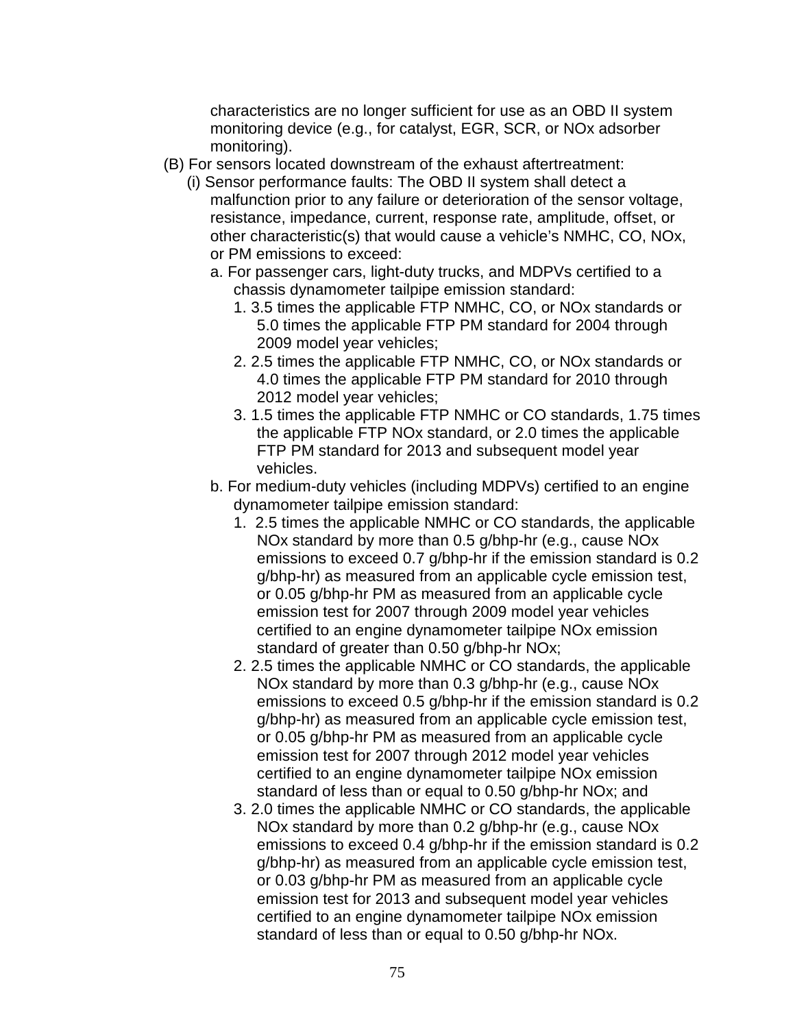characteristics are no longer sufficient for use as an OBD II system monitoring device (e.g., for catalyst, EGR, SCR, or NOx adsorber monitoring).

(B) For sensors located downstream of the exhaust aftertreatment:

(i) Sensor performance faults: The OBD II system shall detect a malfunction prior to any failure or deterioration of the sensor voltage, resistance, impedance, current, response rate, amplitude, offset, or other characteristic(s) that would cause a vehicle's NMHC, CO, NOx, or PM emissions to exceed:

a. For passenger cars, light-duty trucks, and MDPVs certified to a chassis dynamometer tailpipe emission standard:

1. 3.5 times the applicable FTP NMHC, CO, or NOx standards or 5.0 times the applicable FTP PM standard for 2004 through 2009 model year vehicles;

2. 2.5 times the applicable FTP NMHC, CO, or NOx standards or 4.0 times the applicable FTP PM standard for 2010 through 2012 model year vehicles;

3. 1.5 times the applicable FTP NMHC or CO standards, 1.75 times the applicable FTP NOx standard, or 2.0 times the applicable FTP PM standard for 2013 and subsequent model year vehicles.

b. For medium-duty vehicles (including MDPVs) certified to an engine dynamometer tailpipe emission standard:

1. 2.5 times the applicable NMHC or CO standards, the applicable NOx standard by more than 0.5 g/bhp-hr (e.g., cause NOx emissions to exceed 0.7 g/bhp-hr if the emission standard is 0.2 g/bhp-hr) as measured from an applicable cycle emission test, or 0.05 g/bhp-hr PM as measured from an applicable cycle emission test for 2007 through 2009 model year vehicles certified to an engine dynamometer tailpipe NOx emission standard of greater than 0.50 g/bhp-hr NOx;

2. 2.5 times the applicable NMHC or CO standards, the applicable NOx standard by more than 0.3 g/bhp-hr (e.g., cause NOx emissions to exceed 0.5 g/bhp-hr if the emission standard is 0.2 g/bhp-hr) as measured from an applicable cycle emission test, or 0.05 g/bhp-hr PM as measured from an applicable cycle emission test for 2007 through 2012 model year vehicles certified to an engine dynamometer tailpipe NOx emission standard of less than or equal to 0.50 g/bhp-hr NOx; and

3. 2.0 times the applicable NMHC or CO standards, the applicable NOx standard by more than 0.2 g/bhp-hr (e.g., cause NOx emissions to exceed 0.4 g/bhp-hr if the emission standard is 0.2 g/bhp-hr) as measured from an applicable cycle emission test, or 0.03 g/bhp-hr PM as measured from an applicable cycle emission test for 2013 and subsequent model year vehicles certified to an engine dynamometer tailpipe NOx emission standard of less than or equal to 0.50 g/bhp-hr NOx.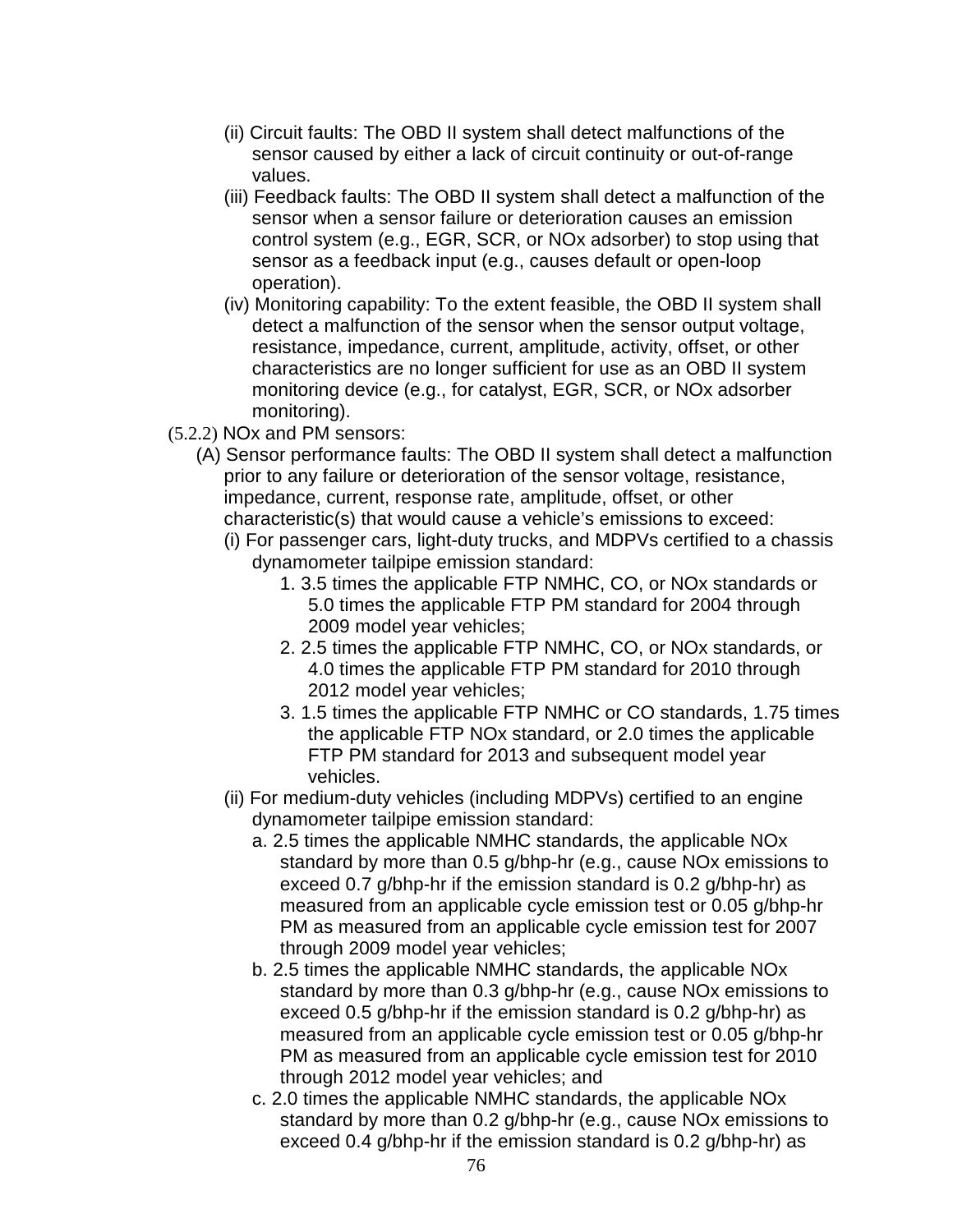(ii) Circuit faults: The OBD II system shall detect malfunctions of the sensor caused by either a lack of circuit continuity or out-of-range values.

(iii) Feedback faults: The OBD II system shall detect a malfunction of the sensor when a sensor failure or deterioration causes an emission control system (e.g., EGR, SCR, or NOx adsorber) to stop using that sensor as a feedback input (e.g., causes default or open-loop operation).

(iv) Monitoring capability: To the extent feasible, the OBD II system shall detect a malfunction of the sensor when the sensor output voltage, resistance, impedance, current, amplitude, activity, offset, or other characteristics are no longer sufficient for use as an OBD II system monitoring device (e.g., for catalyst, EGR, SCR, or NOx adsorber monitoring).

(5.2.2) NOx and PM sensors:

(A) Sensor performance faults: The OBD II system shall detect a malfunction prior to any failure or deterioration of the sensor voltage, resistance, impedance, current, response rate, amplitude, offset, or other characteristic(s) that would cause a vehicle's emissions to exceed:

(i) For passenger cars, light-duty trucks, and MDPVs certified to a chassis dynamometer tailpipe emission standard:

1. 3.5 times the applicable FTP NMHC, CO, or NOx standards or 5.0 times the applicable FTP PM standard for 2004 through 2009 model year vehicles;
2. 2.5 times the applicable FTP NMHC, CO, or NOx standards, or 4.0 times the applicable FTP PM standard for 2010 through 2012 model year vehicles;
3. 1.5 times the applicable FTP NMHC or CO standards, 1.75 times the applicable FTP NOx standard, or 2.0 times the applicable FTP PM standard for 2013 and subsequent model year vehicles.

(ii) For medium-duty vehicles (including MDPVs) certified to an engine dynamometer tailpipe emission standard:

a. 2.5 times the applicable NMHC standards, the applicable NOx standard by more than 0.5 g/bhp-hr (e.g., cause NOx emissions to exceed 0.7 g/bhp-hr if the emission standard is 0.2 g/bhp-hr) as measured from an applicable cycle emission test or 0.05 g/bhp-hr PM as measured from an applicable cycle emission test for 2007 through 2009 model year vehicles;

b. 2.5 times the applicable NMHC standards, the applicable NOx standard by more than 0.3 g/bhp-hr (e.g., cause NOx emissions to exceed 0.5 g/bhp-hr if the emission standard is 0.2 g/bhp-hr) as measured from an applicable cycle emission test or 0.05 g/bhp-hr PM as measured from an applicable cycle emission test for 2010 through 2012 model year vehicles; and

c. 2.0 times the applicable NMHC standards, the applicable NOx standard by more than 0.2 g/bhp-hr (e.g., cause NOx emissions to exceed 0.4 g/bhp-hr if the emission standard is 0.2 g/bhp-hr) as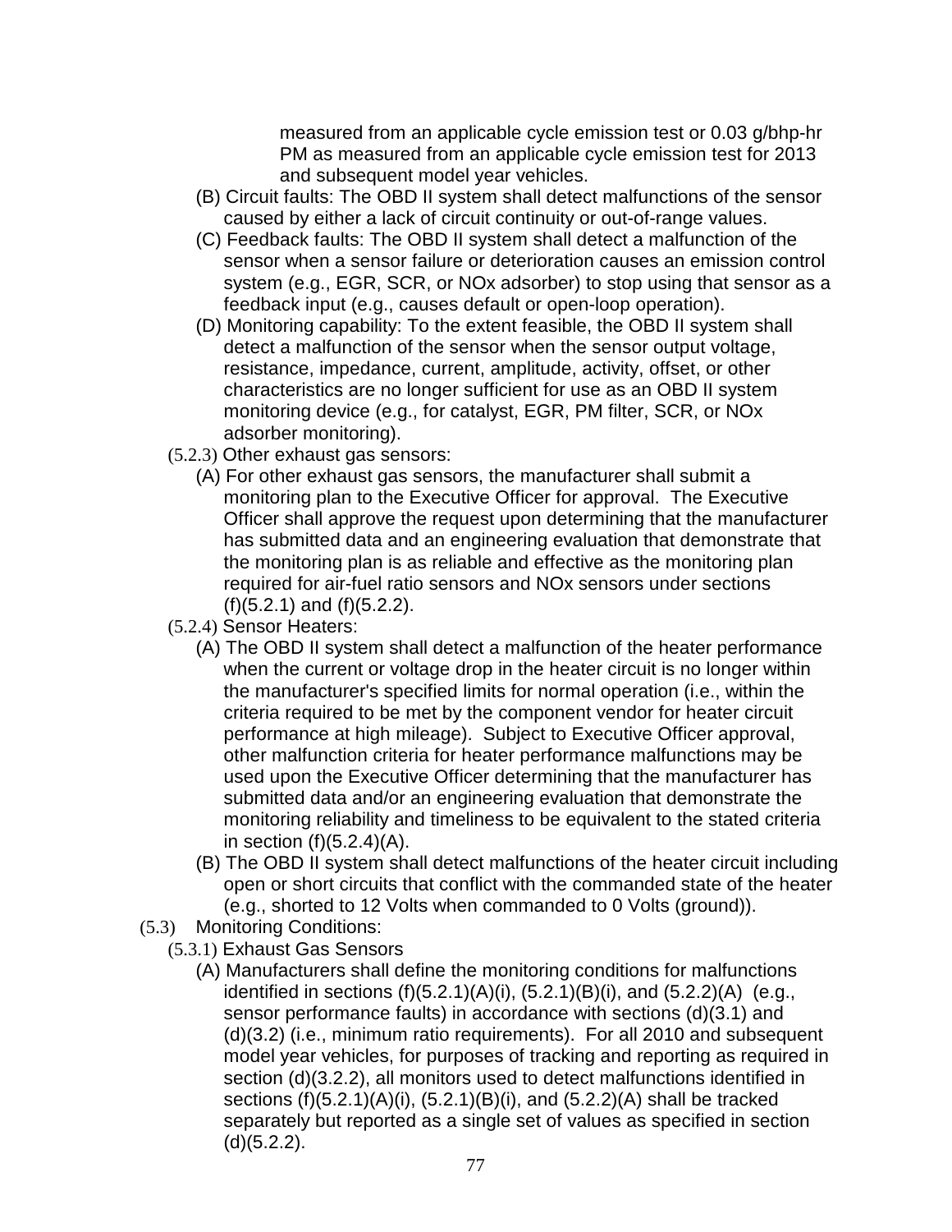measured from an applicable cycle emission test or 0.03 g/bhp-hr PM as measured from an applicable cycle emission test for 2013 and subsequent model year vehicles.

(B) Circuit faults: The OBD II system shall detect malfunctions of the sensor caused by either a lack of circuit continuity or out-of-range values.

(C) Feedback faults: The OBD II system shall detect a malfunction of the sensor when a sensor failure or deterioration causes an emission control system (e.g., EGR, SCR, or NOx adsorber) to stop using that sensor as a feedback input (e.g., causes default or open-loop operation).

(D) Monitoring capability: To the extent feasible, the OBD II system shall detect a malfunction of the sensor when the sensor output voltage, resistance, impedance, current, amplitude, activity, offset, or other characteristics are no longer sufficient for use as an OBD II system monitoring device (e.g., for catalyst, EGR, PM filter, SCR, or NOx adsorber monitoring).

(5.2.3) Other exhaust gas sensors:

(A) For other exhaust gas sensors, the manufacturer shall submit a monitoring plan to the Executive Officer for approval. The Executive Officer shall approve the request upon determining that the manufacturer has submitted data and an engineering evaluation that demonstrate that the monitoring plan is as reliable and effective as the monitoring plan required for air-fuel ratio sensors and NOx sensors under sections (f)(5.2.1) and (f)(5.2.2).

(5.2.4) Sensor Heaters:

(A) The OBD II system shall detect a malfunction of the heater performance when the current or voltage drop in the heater circuit is no longer within the manufacturer's specified limits for normal operation (i.e., within the criteria required to be met by the component vendor for heater circuit performance at high mileage). Subject to Executive Officer approval, other malfunction criteria for heater performance malfunctions may be used upon the Executive Officer determining that the manufacturer has submitted data and/or an engineering evaluation that demonstrate the monitoring reliability and timeliness to be equivalent to the stated criteria in section (f)(5.2.4)(A).

(B) The OBD II system shall detect malfunctions of the heater circuit including open or short circuits that conflict with the commanded state of the heater (e.g., shorted to 12 Volts when commanded to 0 Volts (ground)).

(5.3) Monitoring Conditions:

(5.3.1) Exhaust Gas Sensors

(A) Manufacturers shall define the monitoring conditions for malfunctions identified in sections (f)(5.2.1)(A)(i), (5.2.1)(B)(i), and (5.2.2)(A) (e.g., sensor performance faults) in accordance with sections (d)(3.1) and (d)(3.2) (i.e., minimum ratio requirements). For all 2010 and subsequent model year vehicles, for purposes of tracking and reporting as required in section (d)(3.2.2), all monitors used to detect malfunctions identified in sections (f)(5.2.1)(A)(i), (5.2.1)(B)(i), and (5.2.2)(A) shall be tracked separately but reported as a single set of values as specified in section (d)(5.2.2).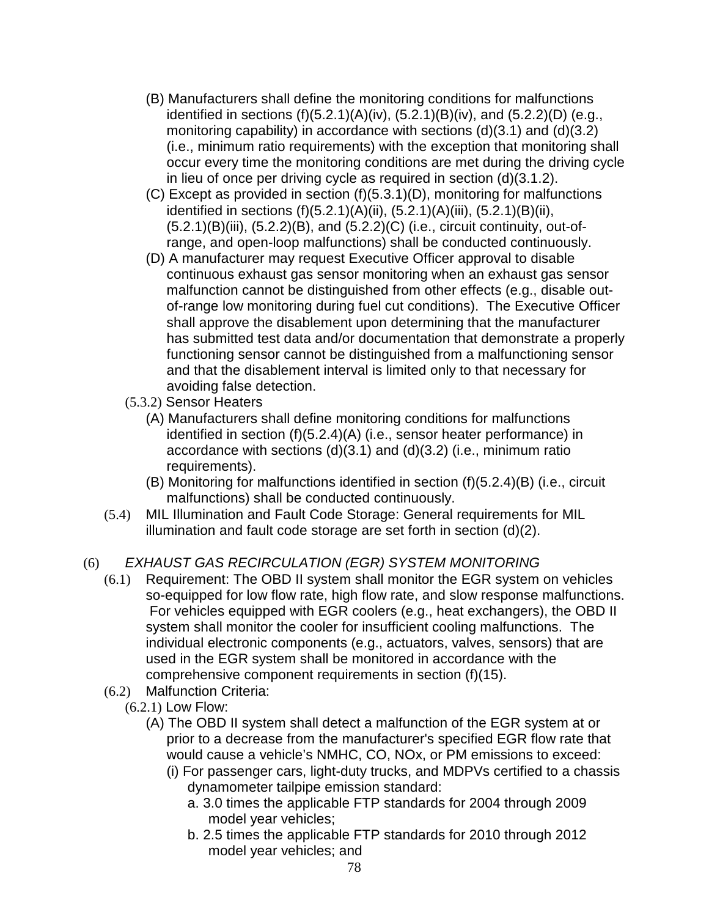(B) Manufacturers shall define the monitoring conditions for malfunctions identified in sections (f)(5.2.1)(A)(iv), (5.2.1)(B)(iv), and (5.2.2)(D) (e.g., monitoring capability) in accordance with sections (d)(3.1) and (d)(3.2) (i.e., minimum ratio requirements) with the exception that monitoring shall occur every time the monitoring conditions are met during the driving cycle in lieu of once per driving cycle as required in section (d)(3.1.2).

(C) Except as provided in section (f)(5.3.1)(D), monitoring for malfunctions identified in sections (f)(5.2.1)(A)(ii), (5.2.1)(A)(iii), (5.2.1)(B)(ii), (5.2.1)(B)(iii), (5.2.2)(B), and (5.2.2)(C) (i.e., circuit continuity, out-of-range, and open-loop malfunctions) shall be conducted continuously.

(D) A manufacturer may request Executive Officer approval to disable continuous exhaust gas sensor monitoring when an exhaust gas sensor malfunction cannot be distinguished from other effects (e.g., disable out-of-range low monitoring during fuel cut conditions). The Executive Officer shall approve the disablement upon determining that the manufacturer has submitted test data and/or documentation that demonstrate a properly functioning sensor cannot be distinguished from a malfunctioning sensor and that the disablement interval is limited only to that necessary for avoiding false detection.

(5.3.2) Sensor Heaters

(A) Manufacturers shall define monitoring conditions for malfunctions identified in section (f)(5.2.4)(A) (i.e., sensor heater performance) in accordance with sections (d)(3.1) and (d)(3.2) (i.e., minimum ratio requirements).

(B) Monitoring for malfunctions identified in section (f)(5.2.4)(B) (i.e., circuit malfunctions) shall be conducted continuously.

(5.4) MIL Illumination and Fault Code Storage: General requirements for MIL illumination and fault code storage are set forth in section (d)(2).

(6) *EXHAUST GAS RECIRCULATION (EGR) SYSTEM MONITORING*

(6.1) Requirement: The OBD II system shall monitor the EGR system on vehicles so-equipped for low flow rate, high flow rate, and slow response malfunctions. For vehicles equipped with EGR coolers (e.g., heat exchangers), the OBD II system shall monitor the cooler for insufficient cooling malfunctions. The individual electronic components (e.g., actuators, valves, sensors) that are used in the EGR system shall be monitored in accordance with the comprehensive component requirements in section (f)(15).

(6.2) Malfunction Criteria:

(6.2.1) Low Flow:

(A) The OBD II system shall detect a malfunction of the EGR system at or prior to a decrease from the manufacturer's specified EGR flow rate that would cause a vehicle's NMHC, CO, NOx, or PM emissions to exceed:

(i) For passenger cars, light-duty trucks, and MDPVs certified to a chassis dynamometer tailpipe emission standard:

a. 3.0 times the applicable FTP standards for 2004 through 2009 model year vehicles;

b. 2.5 times the applicable FTP standards for 2010 through 2012 model year vehicles; and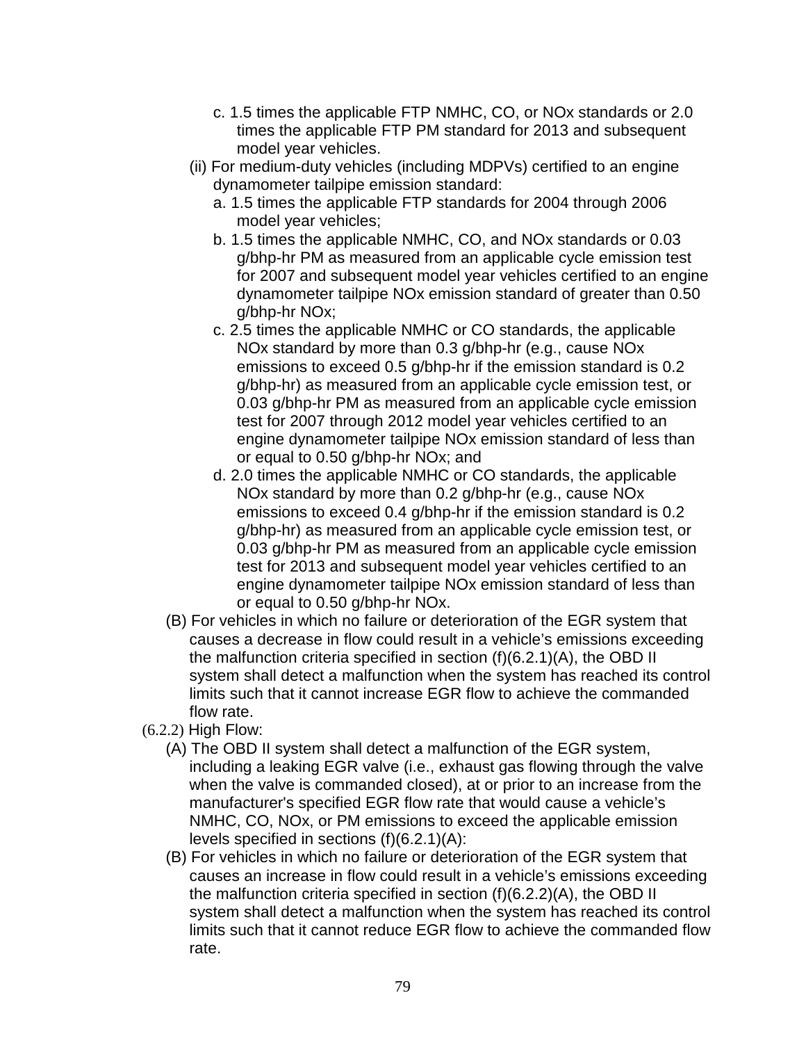c. 1.5 times the applicable FTP NMHC, CO, or NOx standards or 2.0 times the applicable FTP PM standard for 2013 and subsequent model year vehicles.

(ii) For medium-duty vehicles (including MDPVs) certified to an engine dynamometer tailpipe emission standard:

a. 1.5 times the applicable FTP standards for 2004 through 2006 model year vehicles;

b. 1.5 times the applicable NMHC, CO, and NOx standards or 0.03 g/bhp-hr PM as measured from an applicable cycle emission test for 2007 and subsequent model year vehicles certified to an engine dynamometer tailpipe NOx emission standard of greater than 0.50 g/bhp-hr NOx;

c. 2.5 times the applicable NMHC or CO standards, the applicable NOx standard by more than 0.3 g/bhp-hr (e.g., cause NOx emissions to exceed 0.5 g/bhp-hr if the emission standard is 0.2 g/bhp-hr) as measured from an applicable cycle emission test, or 0.03 g/bhp-hr PM as measured from an applicable cycle emission test for 2007 through 2012 model year vehicles certified to an engine dynamometer tailpipe NOx emission standard of less than or equal to 0.50 g/bhp-hr NOx; and

d. 2.0 times the applicable NMHC or CO standards, the applicable NOx standard by more than 0.2 g/bhp-hr (e.g., cause NOx emissions to exceed 0.4 g/bhp-hr if the emission standard is 0.2 g/bhp-hr) as measured from an applicable cycle emission test, or 0.03 g/bhp-hr PM as measured from an applicable cycle emission test for 2013 and subsequent model year vehicles certified to an engine dynamometer tailpipe NOx emission standard of less than or equal to 0.50 g/bhp-hr NOx.

(B) For vehicles in which no failure or deterioration of the EGR system that causes a decrease in flow could result in a vehicle's emissions exceeding the malfunction criteria specified in section (f)(6.2.1)(A), the OBD II system shall detect a malfunction when the system has reached its control limits such that it cannot increase EGR flow to achieve the commanded flow rate.

(6.2.2) High Flow:

(A) The OBD II system shall detect a malfunction of the EGR system, including a leaking EGR valve (i.e., exhaust gas flowing through the valve when the valve is commanded closed), at or prior to an increase from the manufacturer's specified EGR flow rate that would cause a vehicle's NMHC, CO, NOx, or PM emissions to exceed the applicable emission levels specified in sections (f)(6.2.1)(A):

(B) For vehicles in which no failure or deterioration of the EGR system that causes an increase in flow could result in a vehicle's emissions exceeding the malfunction criteria specified in section (f)(6.2.2)(A), the OBD II system shall detect a malfunction when the system has reached its control limits such that it cannot reduce EGR flow to achieve the commanded flow rate.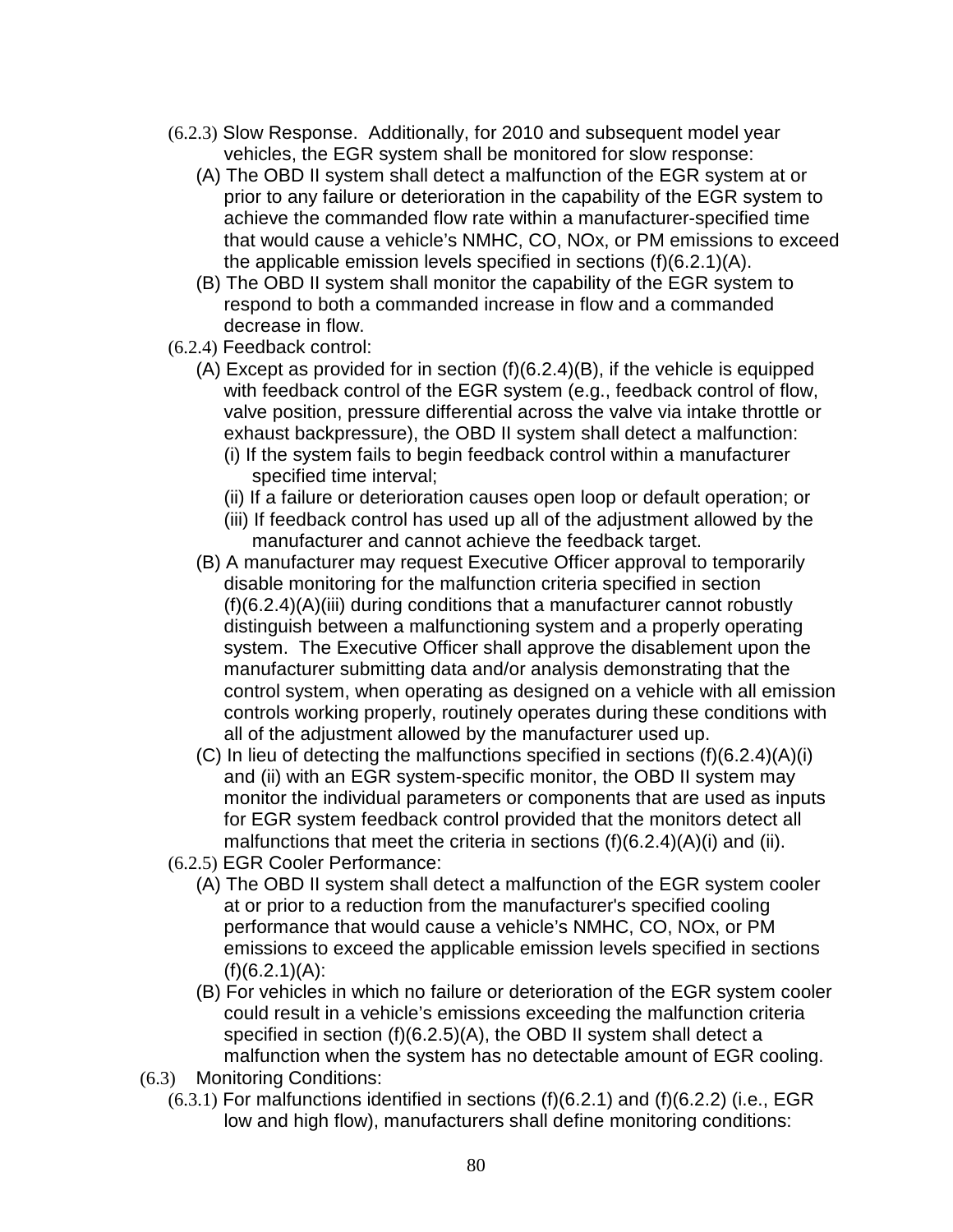(6.2.3) Slow Response. Additionally, for 2010 and subsequent model year vehicles, the EGR system shall be monitored for slow response:

(A) The OBD II system shall detect a malfunction of the EGR system at or prior to any failure or deterioration in the capability of the EGR system to achieve the commanded flow rate within a manufacturer-specified time that would cause a vehicle's NMHC, CO, NOx, or PM emissions to exceed the applicable emission levels specified in sections (f)(6.2.1)(A).

(B) The OBD II system shall monitor the capability of the EGR system to respond to both a commanded increase in flow and a commanded decrease in flow.

(6.2.4) Feedback control:

(A) Except as provided for in section (f)(6.2.4)(B), if the vehicle is equipped with feedback control of the EGR system (e.g., feedback control of flow, valve position, pressure differential across the valve via intake throttle or exhaust backpressure), the OBD II system shall detect a malfunction:

(i) If the system fails to begin feedback control within a manufacturer specified time interval;

(ii) If a failure or deterioration causes open loop or default operation; or

(iii) If feedback control has used up all of the adjustment allowed by the manufacturer and cannot achieve the feedback target.

(B) A manufacturer may request Executive Officer approval to temporarily disable monitoring for the malfunction criteria specified in section (f)(6.2.4)(A)(iii) during conditions that a manufacturer cannot robustly distinguish between a malfunctioning system and a properly operating system. The Executive Officer shall approve the disablement upon the manufacturer submitting data and/or analysis demonstrating that the control system, when operating as designed on a vehicle with all emission controls working properly, routinely operates during these conditions with all of the adjustment allowed by the manufacturer used up.

(C) In lieu of detecting the malfunctions specified in sections (f)(6.2.4)(A)(i) and (ii) with an EGR system-specific monitor, the OBD II system may monitor the individual parameters or components that are used as inputs for EGR system feedback control provided that the monitors detect all malfunctions that meet the criteria in sections (f)(6.2.4)(A)(i) and (ii).

(6.2.5) EGR Cooler Performance:

(A) The OBD II system shall detect a malfunction of the EGR system cooler at or prior to a reduction from the manufacturer's specified cooling performance that would cause a vehicle's NMHC, CO, NOx, or PM emissions to exceed the applicable emission levels specified in sections (f)(6.2.1)(A):

(B) For vehicles in which no failure or deterioration of the EGR system cooler could result in a vehicle's emissions exceeding the malfunction criteria specified in section (f)(6.2.5)(A), the OBD II system shall detect a malfunction when the system has no detectable amount of EGR cooling.

(6.3) Monitoring Conditions:

(6.3.1) For malfunctions identified in sections (f)(6.2.1) and (f)(6.2.2) (i.e., EGR low and high flow), manufacturers shall define monitoring conditions: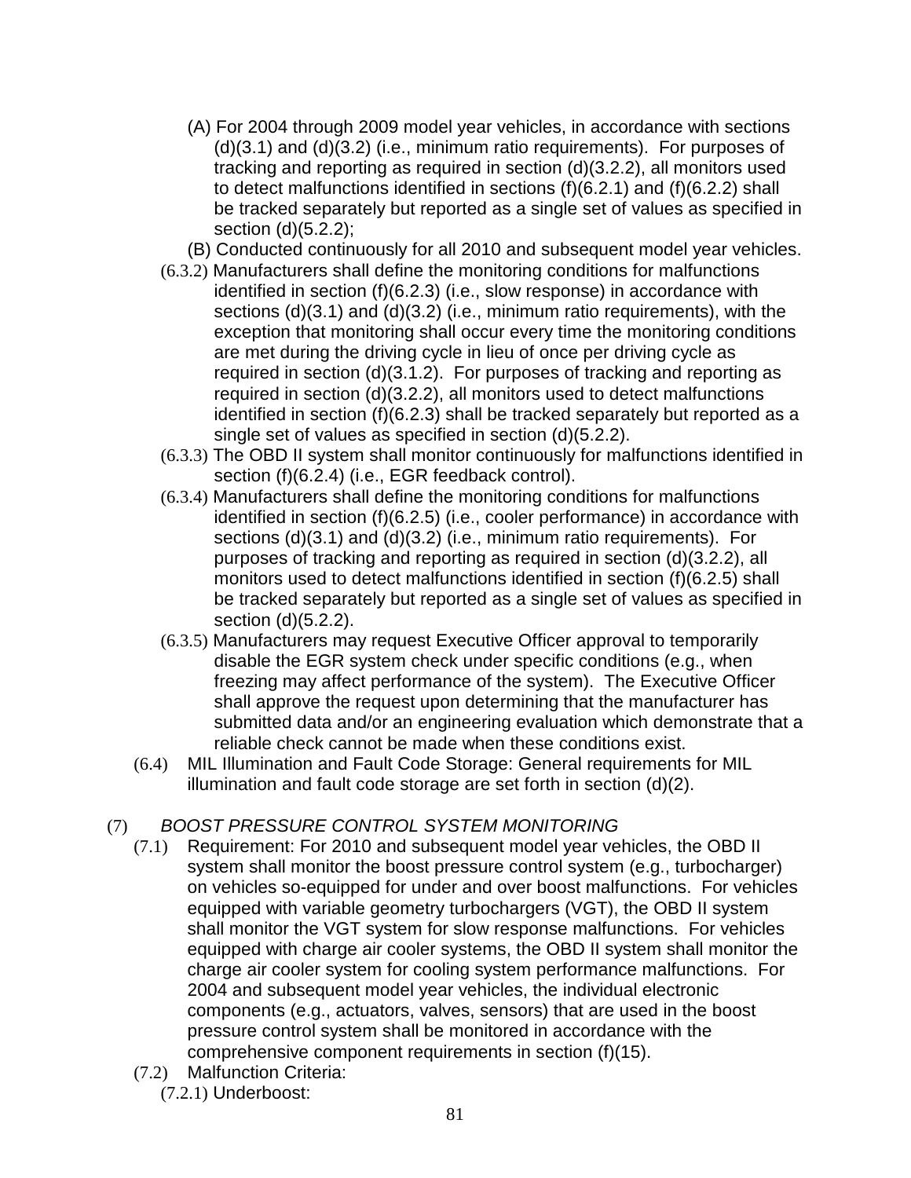(A) For 2004 through 2009 model year vehicles, in accordance with sections (d)(3.1) and (d)(3.2) (i.e., minimum ratio requirements). For purposes of tracking and reporting as required in section (d)(3.2.2), all monitors used to detect malfunctions identified in sections (f)(6.2.1) and (f)(6.2.2) shall be tracked separately but reported as a single set of values as specified in section (d)(5.2.2);

(B) Conducted continuously for all 2010 and subsequent model year vehicles.

(6.3.2) Manufacturers shall define the monitoring conditions for malfunctions identified in section (f)(6.2.3) (i.e., slow response) in accordance with sections (d)(3.1) and (d)(3.2) (i.e., minimum ratio requirements), with the exception that monitoring shall occur every time the monitoring conditions are met during the driving cycle in lieu of once per driving cycle as required in section (d)(3.1.2). For purposes of tracking and reporting as required in section (d)(3.2.2), all monitors used to detect malfunctions identified in section (f)(6.2.3) shall be tracked separately but reported as a single set of values as specified in section (d)(5.2.2).

(6.3.3) The OBD II system shall monitor continuously for malfunctions identified in section (f)(6.2.4) (i.e., EGR feedback control).

(6.3.4) Manufacturers shall define the monitoring conditions for malfunctions identified in section (f)(6.2.5) (i.e., cooler performance) in accordance with sections (d)(3.1) and (d)(3.2) (i.e., minimum ratio requirements). For purposes of tracking and reporting as required in section (d)(3.2.2), all monitors used to detect malfunctions identified in section (f)(6.2.5) shall be tracked separately but reported as a single set of values as specified in section (d)(5.2.2).

(6.3.5) Manufacturers may request Executive Officer approval to temporarily disable the EGR system check under specific conditions (e.g., when freezing may affect performance of the system). The Executive Officer shall approve the request upon determining that the manufacturer has submitted data and/or an engineering evaluation which demonstrate that a reliable check cannot be made when these conditions exist.

(6.4) MIL Illumination and Fault Code Storage: General requirements for MIL illumination and fault code storage are set forth in section (d)(2).

(7) *BOOST PRESSURE CONTROL SYSTEM MONITORING*

(7.1) Requirement: For 2010 and subsequent model year vehicles, the OBD II system shall monitor the boost pressure control system (e.g., turbocharger) on vehicles so-equipped for under and over boost malfunctions. For vehicles equipped with variable geometry turbochargers (VGT), the OBD II system shall monitor the VGT system for slow response malfunctions. For vehicles equipped with charge air cooler systems, the OBD II system shall monitor the charge air cooler system for cooling system performance malfunctions. For 2004 and subsequent model year vehicles, the individual electronic components (e.g., actuators, valves, sensors) that are used in the boost pressure control system shall be monitored in accordance with the comprehensive component requirements in section (f)(15).

(7.2) Malfunction Criteria:

(7.2.1) Underboost: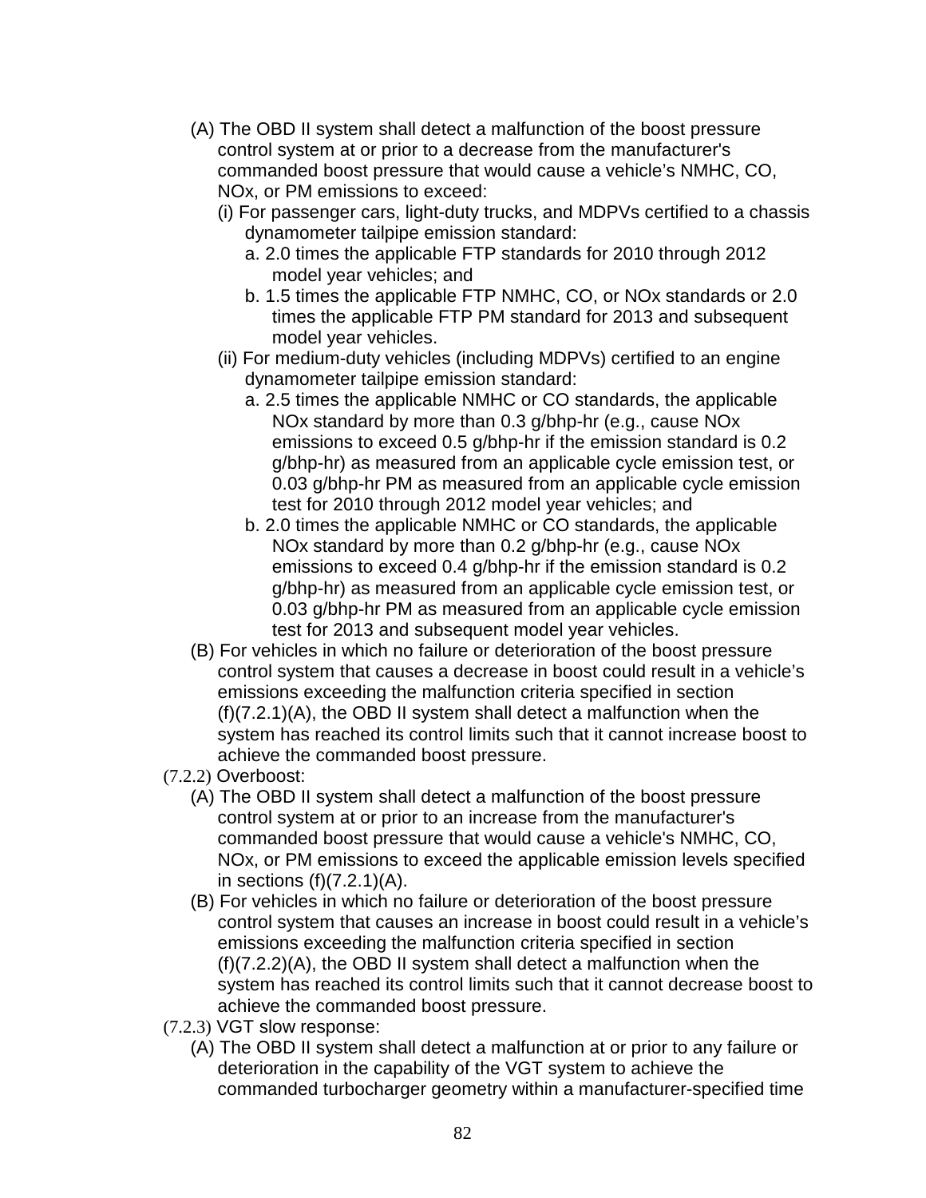(A) The OBD II system shall detect a malfunction of the boost pressure control system at or prior to a decrease from the manufacturer's commanded boost pressure that would cause a vehicle's NMHC, CO, NOx, or PM emissions to exceed:

(i) For passenger cars, light-duty trucks, and MDPVs certified to a chassis dynamometer tailpipe emission standard:

a. 2.0 times the applicable FTP standards for 2010 through 2012 model year vehicles; and

b. 1.5 times the applicable FTP NMHC, CO, or NOx standards or 2.0 times the applicable FTP PM standard for 2013 and subsequent model year vehicles.

(ii) For medium-duty vehicles (including MDPVs) certified to an engine dynamometer tailpipe emission standard:

a. 2.5 times the applicable NMHC or CO standards, the applicable NOx standard by more than 0.3 g/bhp-hr (e.g., cause NOx emissions to exceed 0.5 g/bhp-hr if the emission standard is 0.2 g/bhp-hr) as measured from an applicable cycle emission test, or 0.03 g/bhp-hr PM as measured from an applicable cycle emission test for 2010 through 2012 model year vehicles; and

b. 2.0 times the applicable NMHC or CO standards, the applicable NOx standard by more than 0.2 g/bhp-hr (e.g., cause NOx emissions to exceed 0.4 g/bhp-hr if the emission standard is 0.2 g/bhp-hr) as measured from an applicable cycle emission test, or 0.03 g/bhp-hr PM as measured from an applicable cycle emission test for 2013 and subsequent model year vehicles.

(B) For vehicles in which no failure or deterioration of the boost pressure control system that causes a decrease in boost could result in a vehicle's emissions exceeding the malfunction criteria specified in section (f)(7.2.1)(A), the OBD II system shall detect a malfunction when the system has reached its control limits such that it cannot increase boost to achieve the commanded boost pressure.

(7.2.2) Overboost:

(A) The OBD II system shall detect a malfunction of the boost pressure control system at or prior to an increase from the manufacturer's commanded boost pressure that would cause a vehicle's NMHC, CO, NOx, or PM emissions to exceed the applicable emission levels specified in sections (f)(7.2.1)(A).

(B) For vehicles in which no failure or deterioration of the boost pressure control system that causes an increase in boost could result in a vehicle's emissions exceeding the malfunction criteria specified in section (f)(7.2.2)(A), the OBD II system shall detect a malfunction when the system has reached its control limits such that it cannot decrease boost to achieve the commanded boost pressure.

(7.2.3) VGT slow response:

(A) The OBD II system shall detect a malfunction at or prior to any failure or deterioration in the capability of the VGT system to achieve the commanded turbocharger geometry within a manufacturer-specified time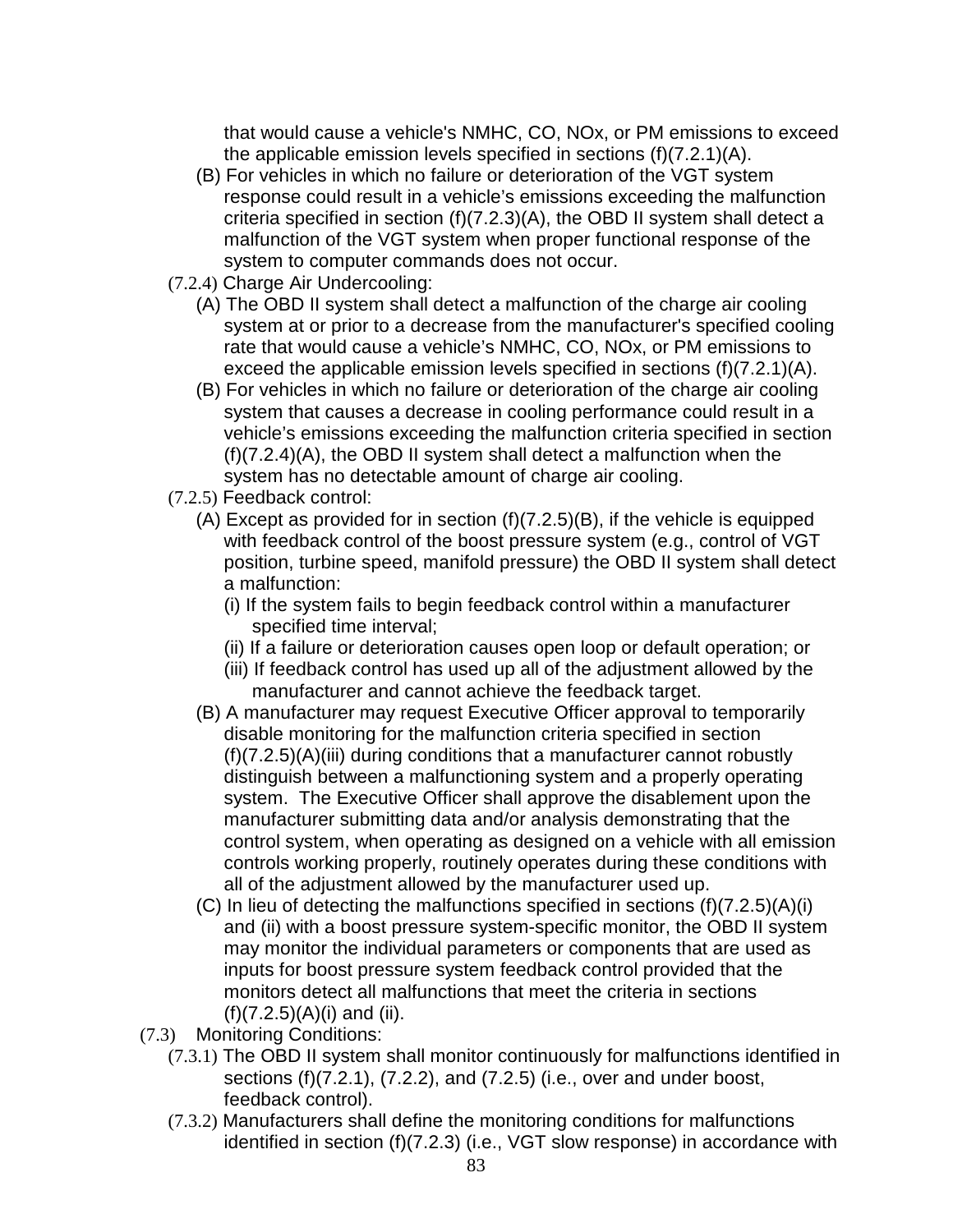that would cause a vehicle's NMHC, CO, NOx, or PM emissions to exceed the applicable emission levels specified in sections (f)(7.2.1)(A).

(B) For vehicles in which no failure or deterioration of the VGT system response could result in a vehicle's emissions exceeding the malfunction criteria specified in section (f)(7.2.3)(A), the OBD II system shall detect a malfunction of the VGT system when proper functional response of the system to computer commands does not occur.

(7.2.4) Charge Air Undercooling:

(A) The OBD II system shall detect a malfunction of the charge air cooling system at or prior to a decrease from the manufacturer's specified cooling rate that would cause a vehicle's NMHC, CO, NOx, or PM emissions to exceed the applicable emission levels specified in sections (f)(7.2.1)(A).

(B) For vehicles in which no failure or deterioration of the charge air cooling system that causes a decrease in cooling performance could result in a vehicle's emissions exceeding the malfunction criteria specified in section (f)(7.2.4)(A), the OBD II system shall detect a malfunction when the system has no detectable amount of charge air cooling.

(7.2.5) Feedback control:

(A) Except as provided for in section (f)(7.2.5)(B), if the vehicle is equipped with feedback control of the boost pressure system (e.g., control of VGT position, turbine speed, manifold pressure) the OBD II system shall detect a malfunction:

(i) If the system fails to begin feedback control within a manufacturer specified time interval;

(ii) If a failure or deterioration causes open loop or default operation; or

(iii) If feedback control has used up all of the adjustment allowed by the manufacturer and cannot achieve the feedback target.

(B) A manufacturer may request Executive Officer approval to temporarily disable monitoring for the malfunction criteria specified in section (f)(7.2.5)(A)(iii) during conditions that a manufacturer cannot robustly distinguish between a malfunctioning system and a properly operating system. The Executive Officer shall approve the disablement upon the manufacturer submitting data and/or analysis demonstrating that the control system, when operating as designed on a vehicle with all emission controls working properly, routinely operates during these conditions with all of the adjustment allowed by the manufacturer used up.

(C) In lieu of detecting the malfunctions specified in sections (f)(7.2.5)(A)(i) and (ii) with a boost pressure system-specific monitor, the OBD II system may monitor the individual parameters or components that are used as inputs for boost pressure system feedback control provided that the monitors detect all malfunctions that meet the criteria in sections (f)(7.2.5)(A)(i) and (ii).

(7.3) Monitoring Conditions:

(7.3.1) The OBD II system shall monitor continuously for malfunctions identified in sections (f)(7.2.1), (7.2.2), and (7.2.5) (i.e., over and under boost, feedback control).

(7.3.2) Manufacturers shall define the monitoring conditions for malfunctions identified in section (f)(7.2.3) (i.e., VGT slow response) in accordance with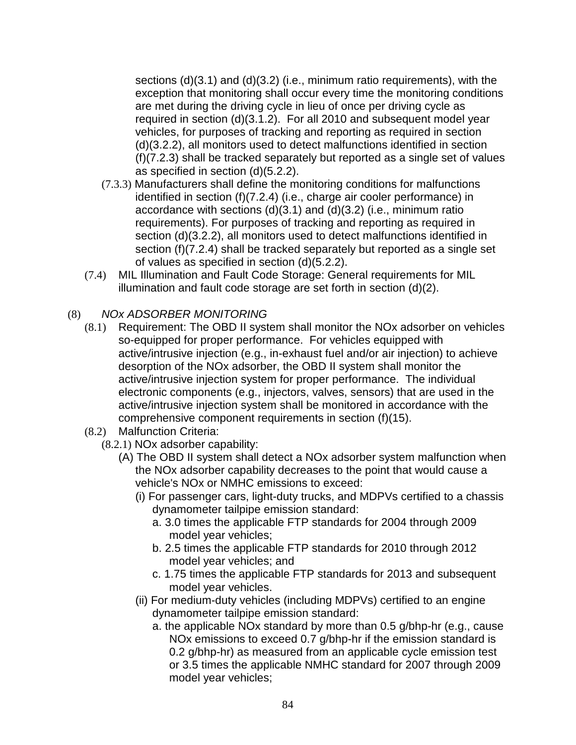sections (d)(3.1) and (d)(3.2) (i.e., minimum ratio requirements), with the exception that monitoring shall occur every time the monitoring conditions are met during the driving cycle in lieu of once per driving cycle as required in section (d)(3.1.2). For all 2010 and subsequent model year vehicles, for purposes of tracking and reporting as required in section (d)(3.2.2), all monitors used to detect malfunctions identified in section (f)(7.2.3) shall be tracked separately but reported as a single set of values as specified in section (d)(5.2.2).

(7.3.3) Manufacturers shall define the monitoring conditions for malfunctions identified in section (f)(7.2.4) (i.e., charge air cooler performance) in accordance with sections (d)(3.1) and (d)(3.2) (i.e., minimum ratio requirements). For purposes of tracking and reporting as required in section (d)(3.2.2), all monitors used to detect malfunctions identified in section (f)(7.2.4) shall be tracked separately but reported as a single set of values as specified in section (d)(5.2.2).

(7.4) MIL Illumination and Fault Code Storage: General requirements for MIL illumination and fault code storage are set forth in section (d)(2).

(8) *NOx ADSORBER MONITORING*

(8.1) Requirement: The OBD II system shall monitor the NOx adsorber on vehicles so-equipped for proper performance. For vehicles equipped with active/intrusive injection (e.g., in-exhaust fuel and/or air injection) to achieve desorption of the NOx adsorber, the OBD II system shall monitor the active/intrusive injection system for proper performance. The individual electronic components (e.g., injectors, valves, sensors) that are used in the active/intrusive injection system shall be monitored in accordance with the comprehensive component requirements in section (f)(15).

(8.2) Malfunction Criteria:

(8.2.1) NOx adsorber capability:

(A) The OBD II system shall detect a NOx adsorber system malfunction when the NOx adsorber capability decreases to the point that would cause a vehicle's NOx or NMHC emissions to exceed:

(i) For passenger cars, light-duty trucks, and MDPVs certified to a chassis dynamometer tailpipe emission standard:

a. 3.0 times the applicable FTP standards for 2004 through 2009 model year vehicles;

b. 2.5 times the applicable FTP standards for 2010 through 2012 model year vehicles; and

c. 1.75 times the applicable FTP standards for 2013 and subsequent model year vehicles.

(ii) For medium-duty vehicles (including MDPVs) certified to an engine dynamometer tailpipe emission standard:

a. the applicable NOx standard by more than 0.5 g/bhp-hr (e.g., cause NOx emissions to exceed 0.7 g/bhp-hr if the emission standard is 0.2 g/bhp-hr) as measured from an applicable cycle emission test or 3.5 times the applicable NMHC standard for 2007 through 2009 model year vehicles;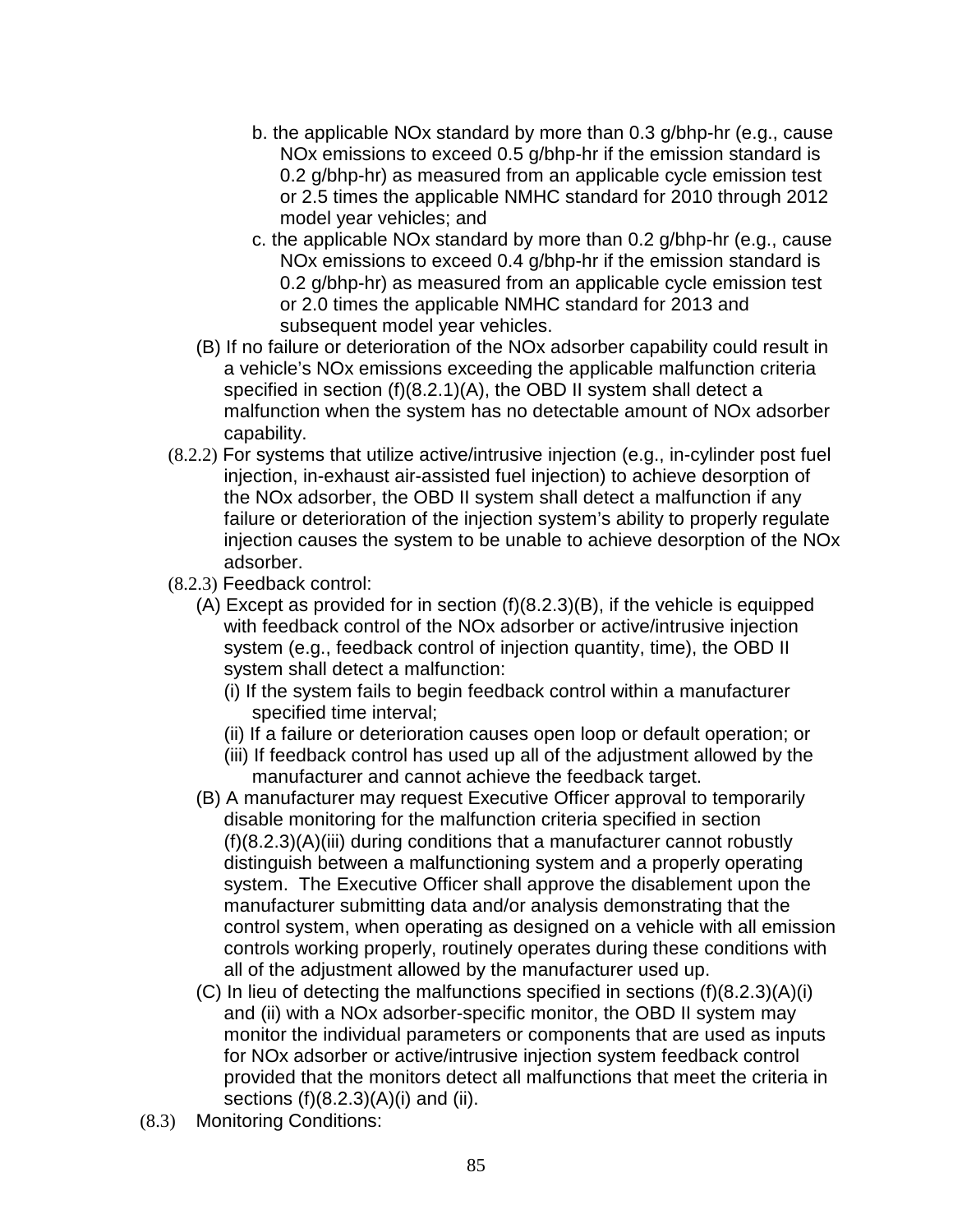b. the applicable NOx standard by more than 0.3 g/bhp-hr (e.g., cause NOx emissions to exceed 0.5 g/bhp-hr if the emission standard is 0.2 g/bhp-hr) as measured from an applicable cycle emission test or 2.5 times the applicable NMHC standard for 2010 through 2012 model year vehicles; and

c. the applicable NOx standard by more than 0.2 g/bhp-hr (e.g., cause NOx emissions to exceed 0.4 g/bhp-hr if the emission standard is 0.2 g/bhp-hr) as measured from an applicable cycle emission test or 2.0 times the applicable NMHC standard for 2013 and subsequent model year vehicles.

(B) If no failure or deterioration of the NOx adsorber capability could result in a vehicle's NOx emissions exceeding the applicable malfunction criteria specified in section (f)(8.2.1)(A), the OBD II system shall detect a malfunction when the system has no detectable amount of NOx adsorber capability.

(8.2.2) For systems that utilize active/intrusive injection (e.g., in-cylinder post fuel injection, in-exhaust air-assisted fuel injection) to achieve desorption of the NOx adsorber, the OBD II system shall detect a malfunction if any failure or deterioration of the injection system's ability to properly regulate injection causes the system to be unable to achieve desorption of the NOx adsorber.

(8.2.3) Feedback control:

(A) Except as provided for in section (f)(8.2.3)(B), if the vehicle is equipped with feedback control of the NOx adsorber or active/intrusive injection system (e.g., feedback control of injection quantity, time), the OBD II system shall detect a malfunction:

(i) If the system fails to begin feedback control within a manufacturer specified time interval;

(ii) If a failure or deterioration causes open loop or default operation; or

(iii) If feedback control has used up all of the adjustment allowed by the manufacturer and cannot achieve the feedback target.

(B) A manufacturer may request Executive Officer approval to temporarily disable monitoring for the malfunction criteria specified in section (f)(8.2.3)(A)(iii) during conditions that a manufacturer cannot robustly distinguish between a malfunctioning system and a properly operating system. The Executive Officer shall approve the disablement upon the manufacturer submitting data and/or analysis demonstrating that the control system, when operating as designed on a vehicle with all emission controls working properly, routinely operates during these conditions with all of the adjustment allowed by the manufacturer used up.

(C) In lieu of detecting the malfunctions specified in sections (f)(8.2.3)(A)(i) and (ii) with a NOx adsorber-specific monitor, the OBD II system may monitor the individual parameters or components that are used as inputs for NOx adsorber or active/intrusive injection system feedback control provided that the monitors detect all malfunctions that meet the criteria in sections (f)(8.2.3)(A)(i) and (ii).

(8.3) Monitoring Conditions: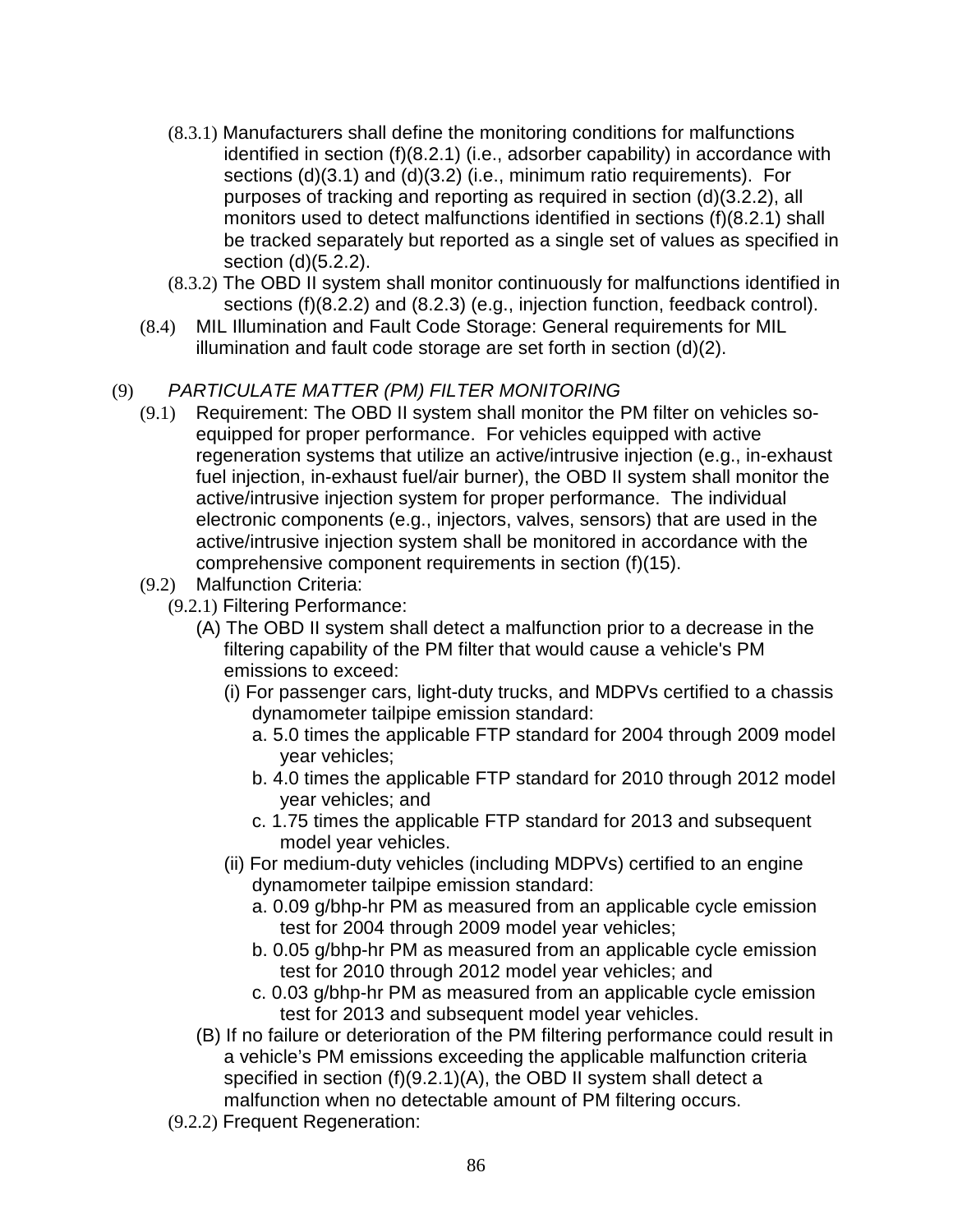(8.3.1) Manufacturers shall define the monitoring conditions for malfunctions identified in section (f)(8.2.1) (i.e., adsorber capability) in accordance with sections (d)(3.1) and (d)(3.2) (i.e., minimum ratio requirements). For purposes of tracking and reporting as required in section (d)(3.2.2), all monitors used to detect malfunctions identified in sections (f)(8.2.1) shall be tracked separately but reported as a single set of values as specified in section (d)(5.2.2).

(8.3.2) The OBD II system shall monitor continuously for malfunctions identified in sections (f)(8.2.2) and (8.2.3) (e.g., injection function, feedback control).

(8.4) MIL Illumination and Fault Code Storage: General requirements for MIL illumination and fault code storage are set forth in section (d)(2).

(9) *PARTICULATE MATTER (PM) FILTER MONITORING*

(9.1) Requirement: The OBD II system shall monitor the PM filter on vehicles so-equipped for proper performance. For vehicles equipped with active regeneration systems that utilize an active/intrusive injection (e.g., in-exhaust fuel injection, in-exhaust fuel/air burner), the OBD II system shall monitor the active/intrusive injection system for proper performance. The individual electronic components (e.g., injectors, valves, sensors) that are used in the active/intrusive injection system shall be monitored in accordance with the comprehensive component requirements in section (f)(15).

(9.2) Malfunction Criteria:

(9.2.1) Filtering Performance:

(A) The OBD II system shall detect a malfunction prior to a decrease in the filtering capability of the PM filter that would cause a vehicle's PM emissions to exceed:

(i) For passenger cars, light-duty trucks, and MDPVs certified to a chassis dynamometer tailpipe emission standard:

a. 5.0 times the applicable FTP standard for 2004 through 2009 model year vehicles;

b. 4.0 times the applicable FTP standard for 2010 through 2012 model year vehicles; and

c. 1.75 times the applicable FTP standard for 2013 and subsequent model year vehicles.

(ii) For medium-duty vehicles (including MDPVs) certified to an engine dynamometer tailpipe emission standard:

a. 0.09 g/bhp-hr PM as measured from an applicable cycle emission test for 2004 through 2009 model year vehicles;

b. 0.05 g/bhp-hr PM as measured from an applicable cycle emission test for 2010 through 2012 model year vehicles; and

c. 0.03 g/bhp-hr PM as measured from an applicable cycle emission test for 2013 and subsequent model year vehicles.

(B) If no failure or deterioration of the PM filtering performance could result in a vehicle's PM emissions exceeding the applicable malfunction criteria specified in section (f)(9.2.1)(A), the OBD II system shall detect a malfunction when no detectable amount of PM filtering occurs.

(9.2.2) Frequent Regeneration: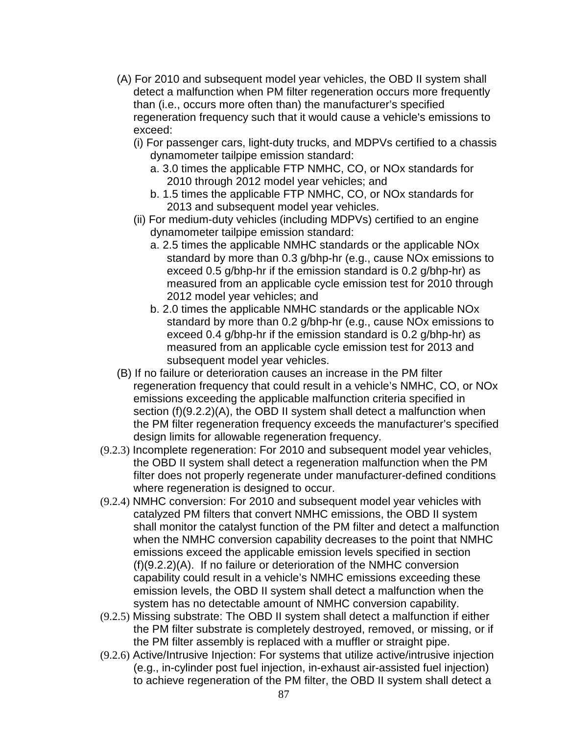(A) For 2010 and subsequent model year vehicles, the OBD II system shall detect a malfunction when PM filter regeneration occurs more frequently than (i.e., occurs more often than) the manufacturer's specified regeneration frequency such that it would cause a vehicle's emissions to exceed:

(i) For passenger cars, light-duty trucks, and MDPVs certified to a chassis dynamometer tailpipe emission standard:

a. 3.0 times the applicable FTP NMHC, CO, or NOx standards for 2010 through 2012 model year vehicles; and

b. 1.5 times the applicable FTP NMHC, CO, or NOx standards for 2013 and subsequent model year vehicles.

(ii) For medium-duty vehicles (including MDPVs) certified to an engine dynamometer tailpipe emission standard:

a. 2.5 times the applicable NMHC standards or the applicable NOx standard by more than 0.3 g/bhp-hr (e.g., cause NOx emissions to exceed 0.5 g/bhp-hr if the emission standard is 0.2 g/bhp-hr) as measured from an applicable cycle emission test for 2010 through 2012 model year vehicles; and

b. 2.0 times the applicable NMHC standards or the applicable NOx standard by more than 0.2 g/bhp-hr (e.g., cause NOx emissions to exceed 0.4 g/bhp-hr if the emission standard is 0.2 g/bhp-hr) as measured from an applicable cycle emission test for 2013 and subsequent model year vehicles.

(B) If no failure or deterioration causes an increase in the PM filter regeneration frequency that could result in a vehicle's NMHC, CO, or NOx emissions exceeding the applicable malfunction criteria specified in section (f)(9.2.2)(A), the OBD II system shall detect a malfunction when the PM filter regeneration frequency exceeds the manufacturer's specified design limits for allowable regeneration frequency.

(9.2.3) Incomplete regeneration: For 2010 and subsequent model year vehicles, the OBD II system shall detect a regeneration malfunction when the PM filter does not properly regenerate under manufacturer-defined conditions where regeneration is designed to occur.

(9.2.4) NMHC conversion: For 2010 and subsequent model year vehicles with catalyzed PM filters that convert NMHC emissions, the OBD II system shall monitor the catalyst function of the PM filter and detect a malfunction when the NMHC conversion capability decreases to the point that NMHC emissions exceed the applicable emission levels specified in section (f)(9.2.2)(A). If no failure or deterioration of the NMHC conversion capability could result in a vehicle's NMHC emissions exceeding these emission levels, the OBD II system shall detect a malfunction when the system has no detectable amount of NMHC conversion capability.

(9.2.5) Missing substrate: The OBD II system shall detect a malfunction if either the PM filter substrate is completely destroyed, removed, or missing, or if the PM filter assembly is replaced with a muffler or straight pipe.

(9.2.6) Active/Intrusive Injection: For systems that utilize active/intrusive injection (e.g., in-cylinder post fuel injection, in-exhaust air-assisted fuel injection) to achieve regeneration of the PM filter, the OBD II system shall detect a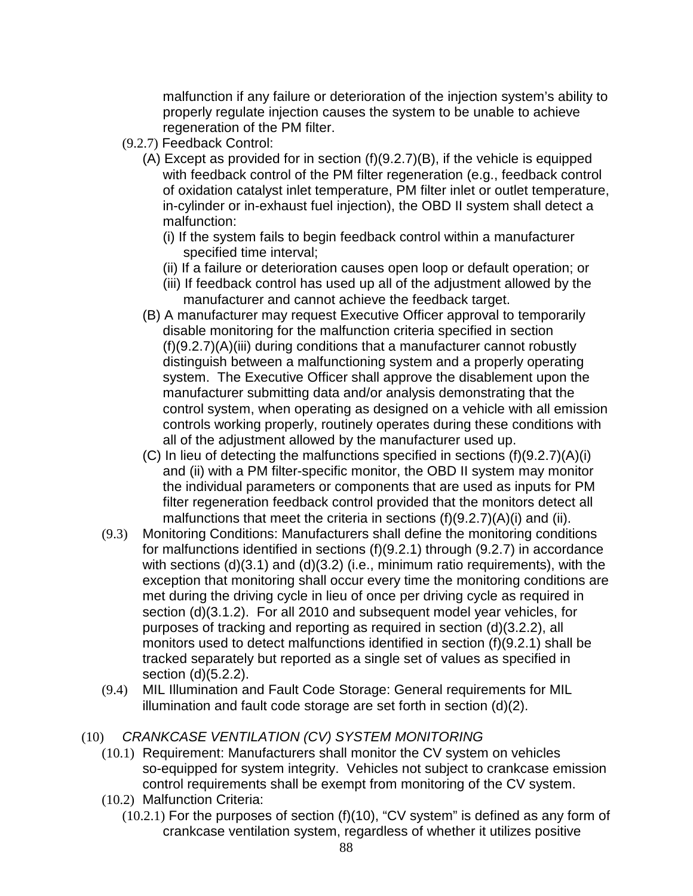malfunction if any failure or deterioration of the injection system's ability to properly regulate injection causes the system to be unable to achieve regeneration of the PM filter.

(9.2.7) Feedback Control:

(A) Except as provided for in section (f)(9.2.7)(B), if the vehicle is equipped with feedback control of the PM filter regeneration (e.g., feedback control of oxidation catalyst inlet temperature, PM filter inlet or outlet temperature, in-cylinder or in-exhaust fuel injection), the OBD II system shall detect a malfunction:

(i) If the system fails to begin feedback control within a manufacturer specified time interval;

(ii) If a failure or deterioration causes open loop or default operation; or

(iii) If feedback control has used up all of the adjustment allowed by the manufacturer and cannot achieve the feedback target.

(B) A manufacturer may request Executive Officer approval to temporarily disable monitoring for the malfunction criteria specified in section (f)(9.2.7)(A)(iii) during conditions that a manufacturer cannot robustly distinguish between a malfunctioning system and a properly operating system. The Executive Officer shall approve the disablement upon the manufacturer submitting data and/or analysis demonstrating that the control system, when operating as designed on a vehicle with all emission controls working properly, routinely operates during these conditions with all of the adjustment allowed by the manufacturer used up.

(C) In lieu of detecting the malfunctions specified in sections (f)(9.2.7)(A)(i) and (ii) with a PM filter-specific monitor, the OBD II system may monitor the individual parameters or components that are used as inputs for PM filter regeneration feedback control provided that the monitors detect all malfunctions that meet the criteria in sections (f)(9.2.7)(A)(i) and (ii).

(9.3) Monitoring Conditions: Manufacturers shall define the monitoring conditions for malfunctions identified in sections (f)(9.2.1) through (9.2.7) in accordance with sections (d)(3.1) and (d)(3.2) (i.e., minimum ratio requirements), with the exception that monitoring shall occur every time the monitoring conditions are met during the driving cycle in lieu of once per driving cycle as required in section (d)(3.1.2). For all 2010 and subsequent model year vehicles, for purposes of tracking and reporting as required in section (d)(3.2.2), all monitors used to detect malfunctions identified in section (f)(9.2.1) shall be tracked separately but reported as a single set of values as specified in section (d)(5.2.2).

(9.4) MIL Illumination and Fault Code Storage: General requirements for MIL illumination and fault code storage are set forth in section (d)(2).

(10) *CRANKCASE VENTILATION (CV) SYSTEM MONITORING*

(10.1) Requirement: Manufacturers shall monitor the CV system on vehicles so-equipped for system integrity. Vehicles not subject to crankcase emission control requirements shall be exempt from monitoring of the CV system.

(10.2) Malfunction Criteria:

(10.2.1) For the purposes of section (f)(10), "CV system" is defined as any form of crankcase ventilation system, regardless of whether it utilizes positive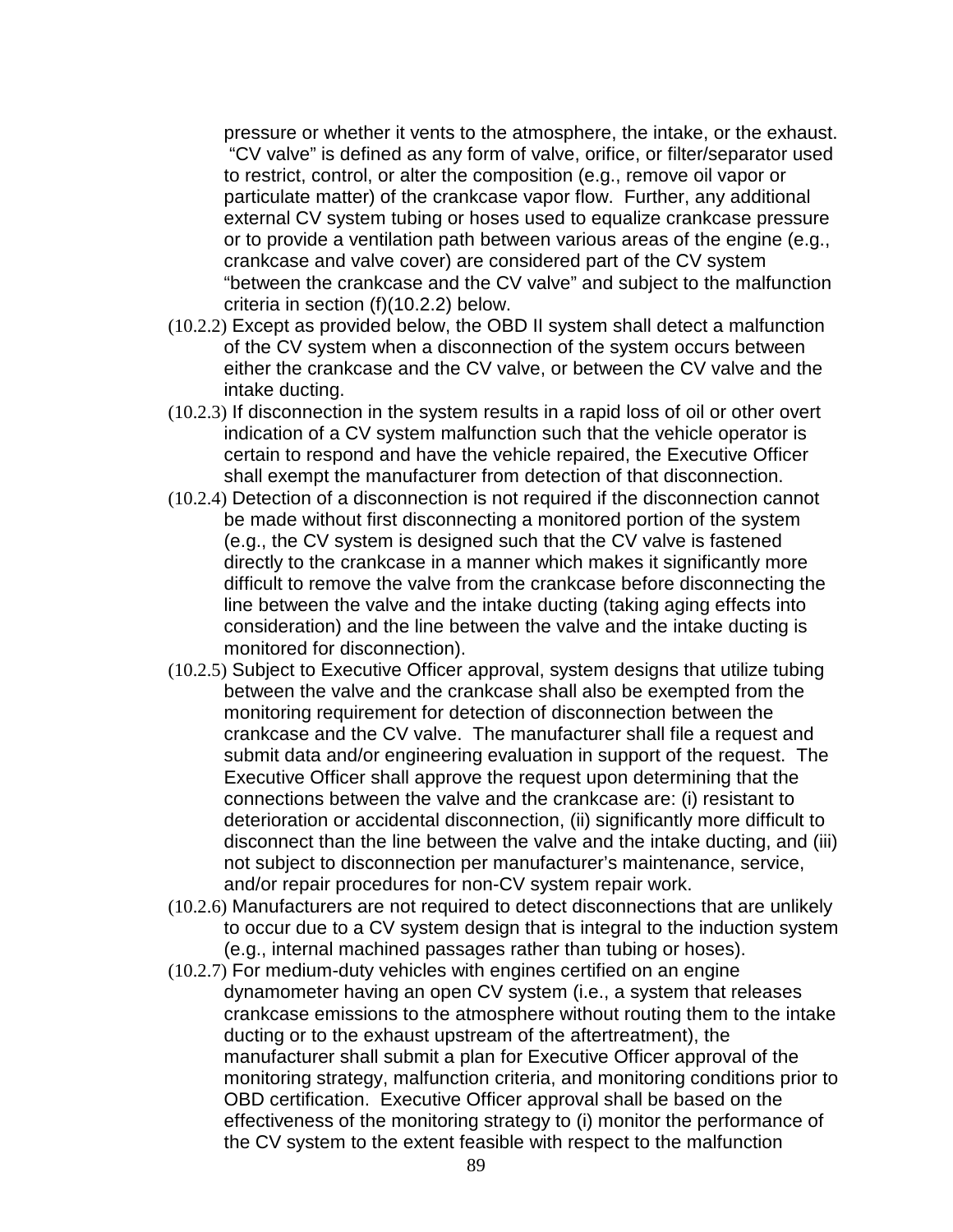pressure or whether it vents to the atmosphere, the intake, or the exhaust. "CV valve" is defined as any form of valve, orifice, or filter/separator used to restrict, control, or alter the composition (e.g., remove oil vapor or particulate matter) of the crankcase vapor flow. Further, any additional external CV system tubing or hoses used to equalize crankcase pressure or to provide a ventilation path between various areas of the engine (e.g., crankcase and valve cover) are considered part of the CV system "between the crankcase and the CV valve" and subject to the malfunction criteria in section (f)(10.2.2) below.

(10.2.2) Except as provided below, the OBD II system shall detect a malfunction of the CV system when a disconnection of the system occurs between either the crankcase and the CV valve, or between the CV valve and the intake ducting.

(10.2.3) If disconnection in the system results in a rapid loss of oil or other overt indication of a CV system malfunction such that the vehicle operator is certain to respond and have the vehicle repaired, the Executive Officer shall exempt the manufacturer from detection of that disconnection.

(10.2.4) Detection of a disconnection is not required if the disconnection cannot be made without first disconnecting a monitored portion of the system (e.g., the CV system is designed such that the CV valve is fastened directly to the crankcase in a manner which makes it significantly more difficult to remove the valve from the crankcase before disconnecting the line between the valve and the intake ducting (taking aging effects into consideration) and the line between the valve and the intake ducting is monitored for disconnection).

(10.2.5) Subject to Executive Officer approval, system designs that utilize tubing between the valve and the crankcase shall also be exempted from the monitoring requirement for detection of disconnection between the crankcase and the CV valve. The manufacturer shall file a request and submit data and/or engineering evaluation in support of the request. The Executive Officer shall approve the request upon determining that the connections between the valve and the crankcase are: (i) resistant to deterioration or accidental disconnection, (ii) significantly more difficult to disconnect than the line between the valve and the intake ducting, and (iii) not subject to disconnection per manufacturer's maintenance, service, and/or repair procedures for non-CV system repair work.

(10.2.6) Manufacturers are not required to detect disconnections that are unlikely to occur due to a CV system design that is integral to the induction system (e.g., internal machined passages rather than tubing or hoses).

(10.2.7) For medium-duty vehicles with engines certified on an engine dynamometer having an open CV system (i.e., a system that releases crankcase emissions to the atmosphere without routing them to the intake ducting or to the exhaust upstream of the aftertreatment), the manufacturer shall submit a plan for Executive Officer approval of the monitoring strategy, malfunction criteria, and monitoring conditions prior to OBD certification. Executive Officer approval shall be based on the effectiveness of the monitoring strategy to (i) monitor the performance of the CV system to the extent feasible with respect to the malfunction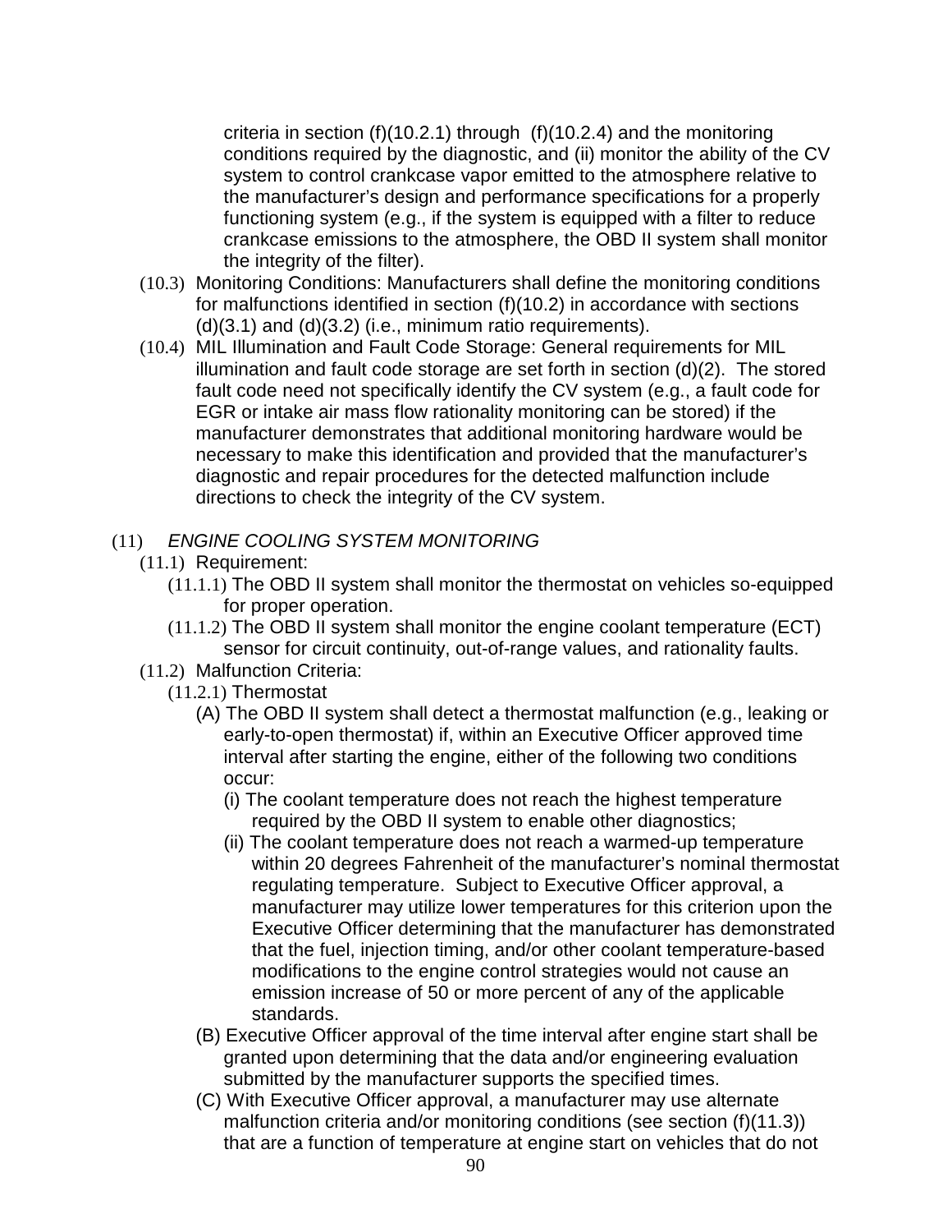criteria in section (f)(10.2.1) through (f)(10.2.4) and the monitoring conditions required by the diagnostic, and (ii) monitor the ability of the CV system to control crankcase vapor emitted to the atmosphere relative to the manufacturer's design and performance specifications for a properly functioning system (e.g., if the system is equipped with a filter to reduce crankcase emissions to the atmosphere, the OBD II system shall monitor the integrity of the filter).

(10.3) Monitoring Conditions: Manufacturers shall define the monitoring conditions for malfunctions identified in section (f)(10.2) in accordance with sections (d)(3.1) and (d)(3.2) (i.e., minimum ratio requirements).

(10.4) MIL Illumination and Fault Code Storage: General requirements for MIL illumination and fault code storage are set forth in section (d)(2). The stored fault code need not specifically identify the CV system (e.g., a fault code for EGR or intake air mass flow rationality monitoring can be stored) if the manufacturer demonstrates that additional monitoring hardware would be necessary to make this identification and provided that the manufacturer's diagnostic and repair procedures for the detected malfunction include directions to check the integrity of the CV system.

(11) *ENGINE COOLING SYSTEM MONITORING*

(11.1) Requirement:

(11.1.1) The OBD II system shall monitor the thermostat on vehicles so-equipped for proper operation.

(11.1.2) The OBD II system shall monitor the engine coolant temperature (ECT) sensor for circuit continuity, out-of-range values, and rationality faults.

(11.2) Malfunction Criteria:

(11.2.1) Thermostat

(A) The OBD II system shall detect a thermostat malfunction (e.g., leaking or early-to-open thermostat) if, within an Executive Officer approved time interval after starting the engine, either of the following two conditions occur:

(i) The coolant temperature does not reach the highest temperature required by the OBD II system to enable other diagnostics;

(ii) The coolant temperature does not reach a warmed-up temperature within 20 degrees Fahrenheit of the manufacturer's nominal thermostat regulating temperature. Subject to Executive Officer approval, a manufacturer may utilize lower temperatures for this criterion upon the Executive Officer determining that the manufacturer has demonstrated that the fuel, injection timing, and/or other coolant temperature-based modifications to the engine control strategies would not cause an emission increase of 50 or more percent of any of the applicable standards.

(B) Executive Officer approval of the time interval after engine start shall be granted upon determining that the data and/or engineering evaluation submitted by the manufacturer supports the specified times.

(C) With Executive Officer approval, a manufacturer may use alternate malfunction criteria and/or monitoring conditions (see section (f)(11.3)) that are a function of temperature at engine start on vehicles that do not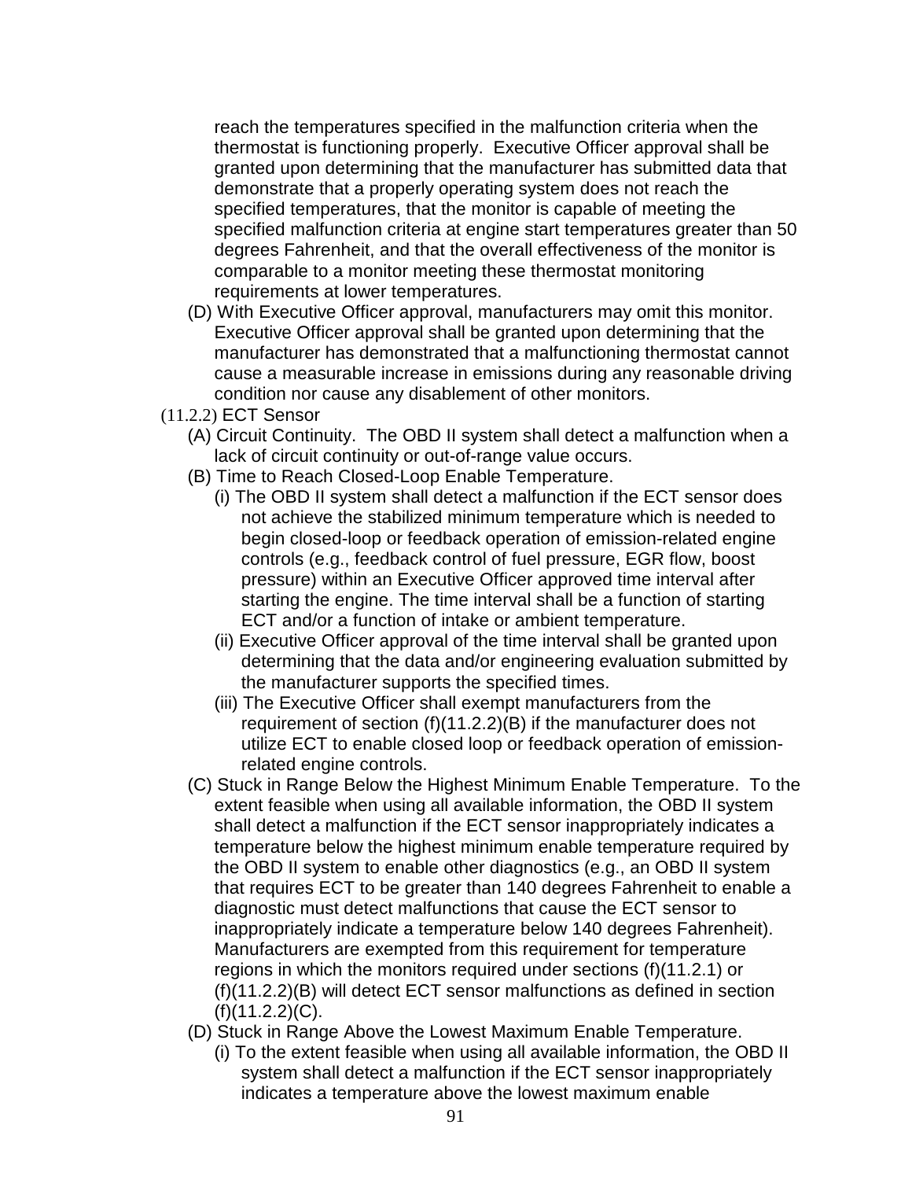reach the temperatures specified in the malfunction criteria when the thermostat is functioning properly. Executive Officer approval shall be granted upon determining that the manufacturer has submitted data that demonstrate that a properly operating system does not reach the specified temperatures, that the monitor is capable of meeting the specified malfunction criteria at engine start temperatures greater than 50 degrees Fahrenheit, and that the overall effectiveness of the monitor is comparable to a monitor meeting these thermostat monitoring requirements at lower temperatures.

(D) With Executive Officer approval, manufacturers may omit this monitor. Executive Officer approval shall be granted upon determining that the manufacturer has demonstrated that a malfunctioning thermostat cannot cause a measurable increase in emissions during any reasonable driving condition nor cause any disablement of other monitors.

(11.2.2) ECT Sensor

(A) Circuit Continuity. The OBD II system shall detect a malfunction when a lack of circuit continuity or out-of-range value occurs.

(B) Time to Reach Closed-Loop Enable Temperature.

(i) The OBD II system shall detect a malfunction if the ECT sensor does not achieve the stabilized minimum temperature which is needed to begin closed-loop or feedback operation of emission-related engine controls (e.g., feedback control of fuel pressure, EGR flow, boost pressure) within an Executive Officer approved time interval after starting the engine. The time interval shall be a function of starting ECT and/or a function of intake or ambient temperature.

(ii) Executive Officer approval of the time interval shall be granted upon determining that the data and/or engineering evaluation submitted by the manufacturer supports the specified times.

(iii) The Executive Officer shall exempt manufacturers from the requirement of section (f)(11.2.2)(B) if the manufacturer does not utilize ECT to enable closed loop or feedback operation of emission-related engine controls.

(C) Stuck in Range Below the Highest Minimum Enable Temperature. To the extent feasible when using all available information, the OBD II system shall detect a malfunction if the ECT sensor inappropriately indicates a temperature below the highest minimum enable temperature required by the OBD II system to enable other diagnostics (e.g., an OBD II system that requires ECT to be greater than 140 degrees Fahrenheit to enable a diagnostic must detect malfunctions that cause the ECT sensor to inappropriately indicate a temperature below 140 degrees Fahrenheit). Manufacturers are exempted from this requirement for temperature regions in which the monitors required under sections (f)(11.2.1) or (f)(11.2.2)(B) will detect ECT sensor malfunctions as defined in section (f)(11.2.2)(C).

(D) Stuck in Range Above the Lowest Maximum Enable Temperature.

(i) To the extent feasible when using all available information, the OBD II system shall detect a malfunction if the ECT sensor inappropriately indicates a temperature above the lowest maximum enable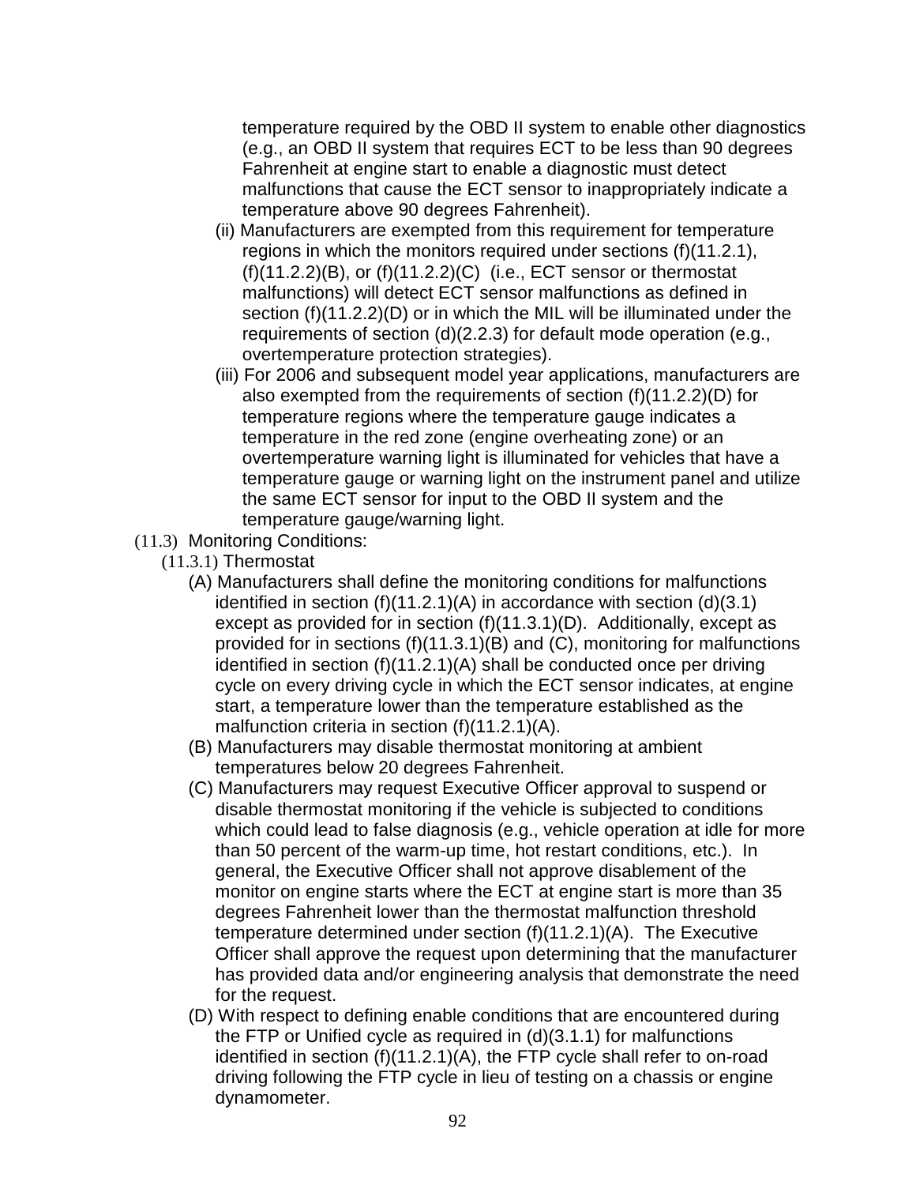temperature required by the OBD II system to enable other diagnostics (e.g., an OBD II system that requires ECT to be less than 90 degrees Fahrenheit at engine start to enable a diagnostic must detect malfunctions that cause the ECT sensor to inappropriately indicate a temperature above 90 degrees Fahrenheit).

(ii) Manufacturers are exempted from this requirement for temperature regions in which the monitors required under sections (f)(11.2.1), (f)(11.2.2)(B), or (f)(11.2.2)(C) (i.e., ECT sensor or thermostat malfunctions) will detect ECT sensor malfunctions as defined in section (f)(11.2.2)(D) or in which the MIL will be illuminated under the requirements of section (d)(2.2.3) for default mode operation (e.g., overtemperature protection strategies).

(iii) For 2006 and subsequent model year applications, manufacturers are also exempted from the requirements of section (f)(11.2.2)(D) for temperature regions where the temperature gauge indicates a temperature in the red zone (engine overheating zone) or an overtemperature warning light is illuminated for vehicles that have a temperature gauge or warning light on the instrument panel and utilize the same ECT sensor for input to the OBD II system and the temperature gauge/warning light.

(11.3) Monitoring Conditions:

(11.3.1) Thermostat

(A) Manufacturers shall define the monitoring conditions for malfunctions identified in section (f)(11.2.1)(A) in accordance with section (d)(3.1) except as provided for in section (f)(11.3.1)(D). Additionally, except as provided for in sections (f)(11.3.1)(B) and (C), monitoring for malfunctions identified in section (f)(11.2.1)(A) shall be conducted once per driving cycle on every driving cycle in which the ECT sensor indicates, at engine start, a temperature lower than the temperature established as the malfunction criteria in section (f)(11.2.1)(A).

(B) Manufacturers may disable thermostat monitoring at ambient temperatures below 20 degrees Fahrenheit.

(C) Manufacturers may request Executive Officer approval to suspend or disable thermostat monitoring if the vehicle is subjected to conditions which could lead to false diagnosis (e.g., vehicle operation at idle for more than 50 percent of the warm-up time, hot restart conditions, etc.). In general, the Executive Officer shall not approve disablement of the monitor on engine starts where the ECT at engine start is more than 35 degrees Fahrenheit lower than the thermostat malfunction threshold temperature determined under section (f)(11.2.1)(A). The Executive Officer shall approve the request upon determining that the manufacturer has provided data and/or engineering analysis that demonstrate the need for the request.

(D) With respect to defining enable conditions that are encountered during the FTP or Unified cycle as required in (d)(3.1.1) for malfunctions identified in section (f)(11.2.1)(A), the FTP cycle shall refer to on-road driving following the FTP cycle in lieu of testing on a chassis or engine dynamometer.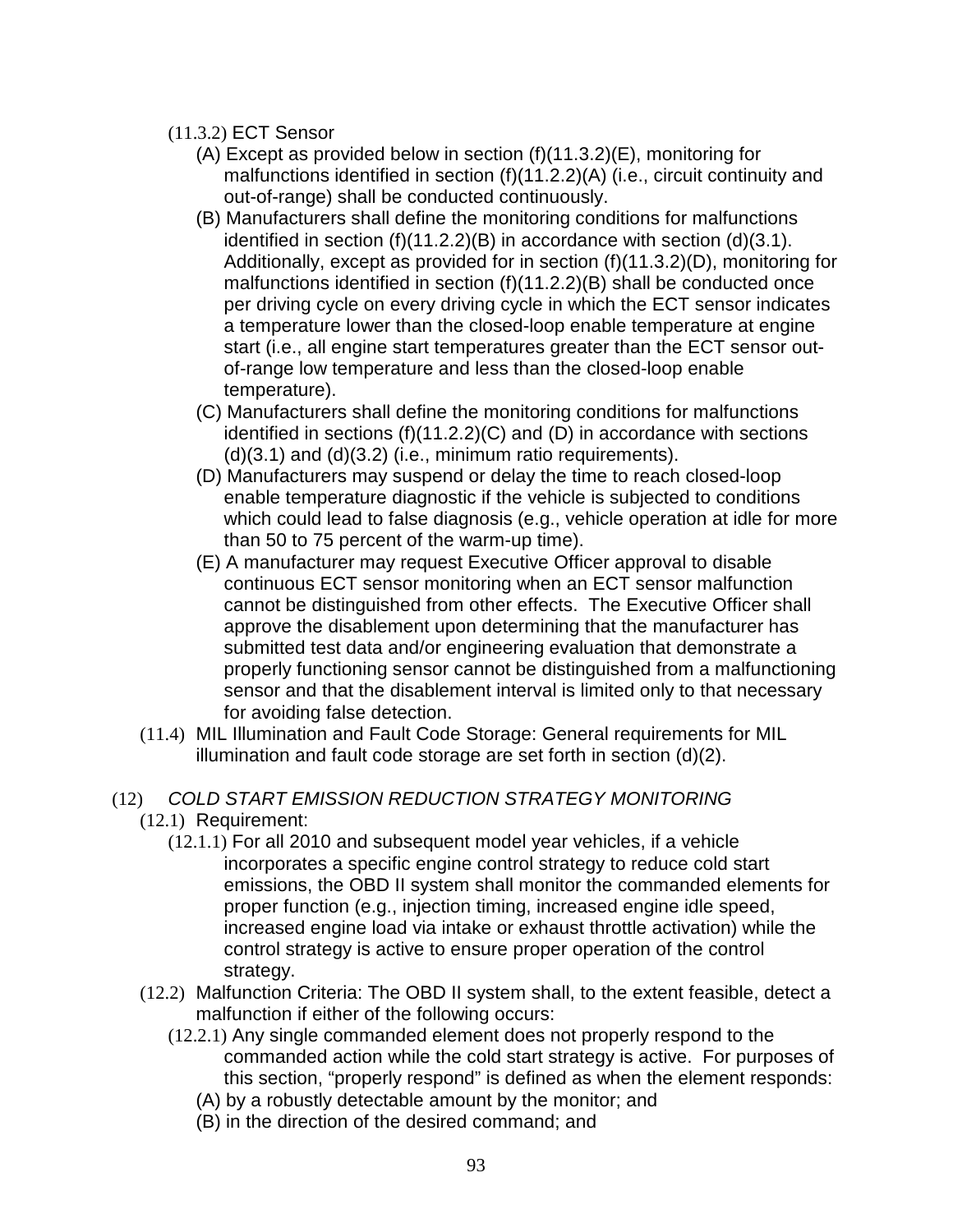(11.3.2) ECT Sensor

(A) Except as provided below in section (f)(11.3.2)(E), monitoring for malfunctions identified in section (f)(11.2.2)(A) (i.e., circuit continuity and out-of-range) shall be conducted continuously.

(B) Manufacturers shall define the monitoring conditions for malfunctions identified in section (f)(11.2.2)(B) in accordance with section (d)(3.1). Additionally, except as provided for in section (f)(11.3.2)(D), monitoring for malfunctions identified in section (f)(11.2.2)(B) shall be conducted once per driving cycle on every driving cycle in which the ECT sensor indicates a temperature lower than the closed-loop enable temperature at engine start (i.e., all engine start temperatures greater than the ECT sensor out-of-range low temperature and less than the closed-loop enable temperature).

(C) Manufacturers shall define the monitoring conditions for malfunctions identified in sections (f)(11.2.2)(C) and (D) in accordance with sections (d)(3.1) and (d)(3.2) (i.e., minimum ratio requirements).

(D) Manufacturers may suspend or delay the time to reach closed-loop enable temperature diagnostic if the vehicle is subjected to conditions which could lead to false diagnosis (e.g., vehicle operation at idle for more than 50 to 75 percent of the warm-up time).

(E) A manufacturer may request Executive Officer approval to disable continuous ECT sensor monitoring when an ECT sensor malfunction cannot be distinguished from other effects. The Executive Officer shall approve the disablement upon determining that the manufacturer has submitted test data and/or engineering evaluation that demonstrate a properly functioning sensor cannot be distinguished from a malfunctioning sensor and that the disablement interval is limited only to that necessary for avoiding false detection.

(11.4) MIL Illumination and Fault Code Storage: General requirements for MIL illumination and fault code storage are set forth in section (d)(2).

(12) *COLD START EMISSION REDUCTION STRATEGY MONITORING*

(12.1) Requirement:

(12.1.1) For all 2010 and subsequent model year vehicles, if a vehicle incorporates a specific engine control strategy to reduce cold start emissions, the OBD II system shall monitor the commanded elements for proper function (e.g., injection timing, increased engine idle speed, increased engine load via intake or exhaust throttle activation) while the control strategy is active to ensure proper operation of the control strategy.

(12.2) Malfunction Criteria: The OBD II system shall, to the extent feasible, detect a malfunction if either of the following occurs:

(12.2.1) Any single commanded element does not properly respond to the commanded action while the cold start strategy is active. For purposes of this section, "properly respond" is defined as when the element responds:

(A) by a robustly detectable amount by the monitor; and

(B) in the direction of the desired command; and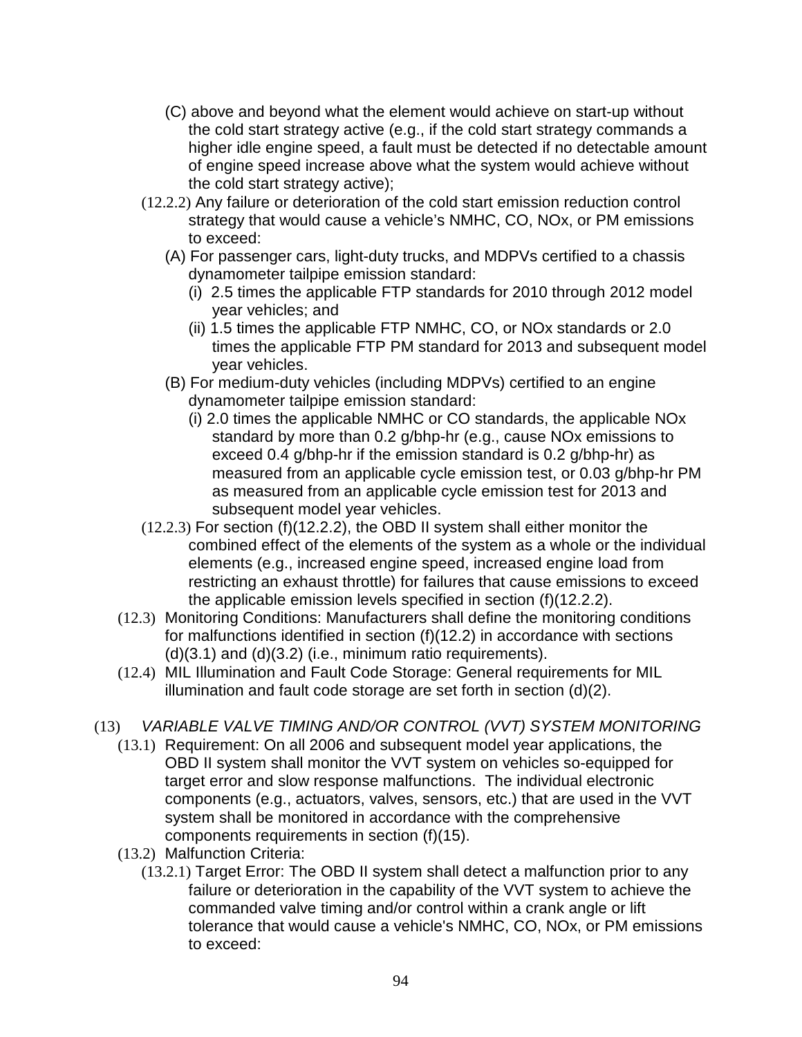(C) above and beyond what the element would achieve on start-up without the cold start strategy active (e.g., if the cold start strategy commands a higher idle engine speed, a fault must be detected if no detectable amount of engine speed increase above what the system would achieve without the cold start strategy active);

(12.2.2) Any failure or deterioration of the cold start emission reduction control strategy that would cause a vehicle's NMHC, CO, NOx, or PM emissions to exceed:

(A) For passenger cars, light-duty trucks, and MDPVs certified to a chassis dynamometer tailpipe emission standard:

(i) 2.5 times the applicable FTP standards for 2010 through 2012 model year vehicles; and

(ii) 1.5 times the applicable FTP NMHC, CO, or NOx standards or 2.0 times the applicable FTP PM standard for 2013 and subsequent model year vehicles.

(B) For medium-duty vehicles (including MDPVs) certified to an engine dynamometer tailpipe emission standard:

(i) 2.0 times the applicable NMHC or CO standards, the applicable NOx standard by more than 0.2 g/bhp-hr (e.g., cause NOx emissions to exceed 0.4 g/bhp-hr if the emission standard is 0.2 g/bhp-hr) as measured from an applicable cycle emission test, or 0.03 g/bhp-hr PM as measured from an applicable cycle emission test for 2013 and subsequent model year vehicles.

(12.2.3) For section (f)(12.2.2), the OBD II system shall either monitor the combined effect of the elements of the system as a whole or the individual elements (e.g., increased engine speed, increased engine load from restricting an exhaust throttle) for failures that cause emissions to exceed the applicable emission levels specified in section (f)(12.2.2).

(12.3) Monitoring Conditions: Manufacturers shall define the monitoring conditions for malfunctions identified in section (f)(12.2) in accordance with sections (d)(3.1) and (d)(3.2) (i.e., minimum ratio requirements).

(12.4) MIL Illumination and Fault Code Storage: General requirements for MIL illumination and fault code storage are set forth in section (d)(2).

(13) *VARIABLE VALVE TIMING AND/OR CONTROL (VVT) SYSTEM MONITORING*

(13.1) Requirement: On all 2006 and subsequent model year applications, the OBD II system shall monitor the VVT system on vehicles so-equipped for target error and slow response malfunctions. The individual electronic components (e.g., actuators, valves, sensors, etc.) that are used in the VVT system shall be monitored in accordance with the comprehensive components requirements in section (f)(15).

(13.2) Malfunction Criteria:

(13.2.1) Target Error: The OBD II system shall detect a malfunction prior to any failure or deterioration in the capability of the VVT system to achieve the commanded valve timing and/or control within a crank angle or lift tolerance that would cause a vehicle's NMHC, CO, NOx, or PM emissions to exceed: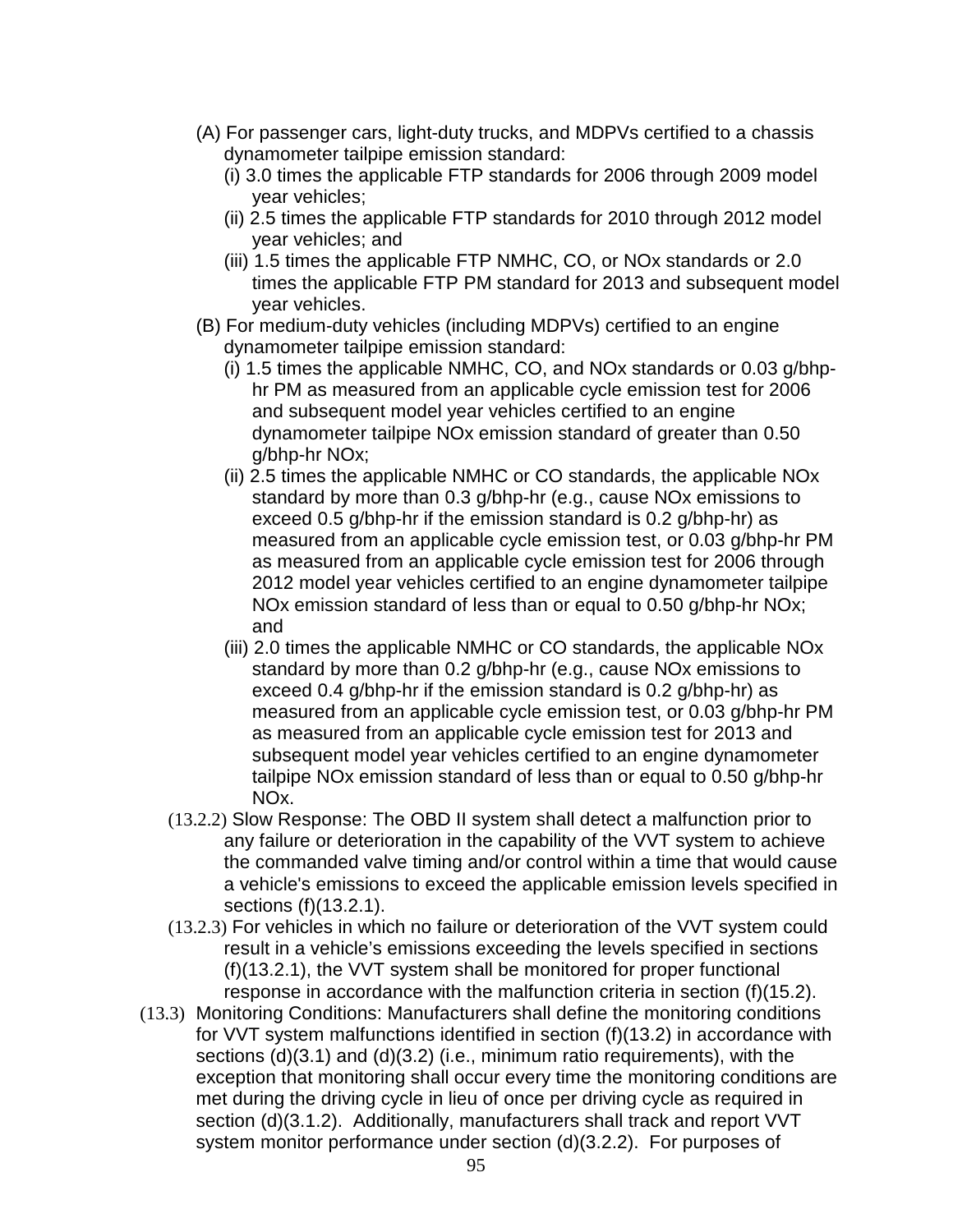- (A) For passenger cars, light-duty trucks, and MDPVs certified to a chassis dynamometer tailpipe emission standard:
  - (i) 3.0 times the applicable FTP standards for 2006 through 2009 model year vehicles;
  - (ii) 2.5 times the applicable FTP standards for 2010 through 2012 model year vehicles; and
  - (iii) 1.5 times the applicable FTP NMHC, CO, or NOx standards or 2.0 times the applicable FTP PM standard for 2013 and subsequent model year vehicles.
- (B) For medium-duty vehicles (including MDPVs) certified to an engine dynamometer tailpipe emission standard:
  - (i) 1.5 times the applicable NMHC, CO, and NOx standards or 0.03 g/bhp-hr PM as measured from an applicable cycle emission test for 2006 and subsequent model year vehicles certified to an engine dynamometer tailpipe NOx emission standard of greater than 0.50 g/bhp-hr NOx;
  - (ii) 2.5 times the applicable NMHC or CO standards, the applicable NOx standard by more than 0.3 g/bhp-hr (e.g., cause NOx emissions to exceed 0.5 g/bhp-hr if the emission standard is 0.2 g/bhp-hr) as measured from an applicable cycle emission test, or 0.03 g/bhp-hr PM as measured from an applicable cycle emission test for 2006 through 2012 model year vehicles certified to an engine dynamometer tailpipe NOx emission standard of less than or equal to 0.50 g/bhp-hr NOx; and
  - (iii) 2.0 times the applicable NMHC or CO standards, the applicable NOx standard by more than 0.2 g/bhp-hr (e.g., cause NOx emissions to exceed 0.4 g/bhp-hr if the emission standard is 0.2 g/bhp-hr) as measured from an applicable cycle emission test, or 0.03 g/bhp-hr PM as measured from an applicable cycle emission test for 2013 and subsequent model year vehicles certified to an engine dynamometer tailpipe NOx emission standard of less than or equal to 0.50 g/bhp-hr NOx.

(13.2.2) Slow Response: The OBD II system shall detect a malfunction prior to any failure or deterioration in the capability of the VVT system to achieve the commanded valve timing and/or control within a time that would cause a vehicle's emissions to exceed the applicable emission levels specified in sections (f)(13.2.1).

(13.2.3) For vehicles in which no failure or deterioration of the VVT system could result in a vehicle's emissions exceeding the levels specified in sections (f)(13.2.1), the VVT system shall be monitored for proper functional response in accordance with the malfunction criteria in section (f)(15.2).

(13.3) Monitoring Conditions: Manufacturers shall define the monitoring conditions for VVT system malfunctions identified in section (f)(13.2) in accordance with sections (d)(3.1) and (d)(3.2) (i.e., minimum ratio requirements), with the exception that monitoring shall occur every time the monitoring conditions are met during the driving cycle in lieu of once per driving cycle as required in section (d)(3.1.2). Additionally, manufacturers shall track and report VVT system monitor performance under section (d)(3.2.2). For purposes of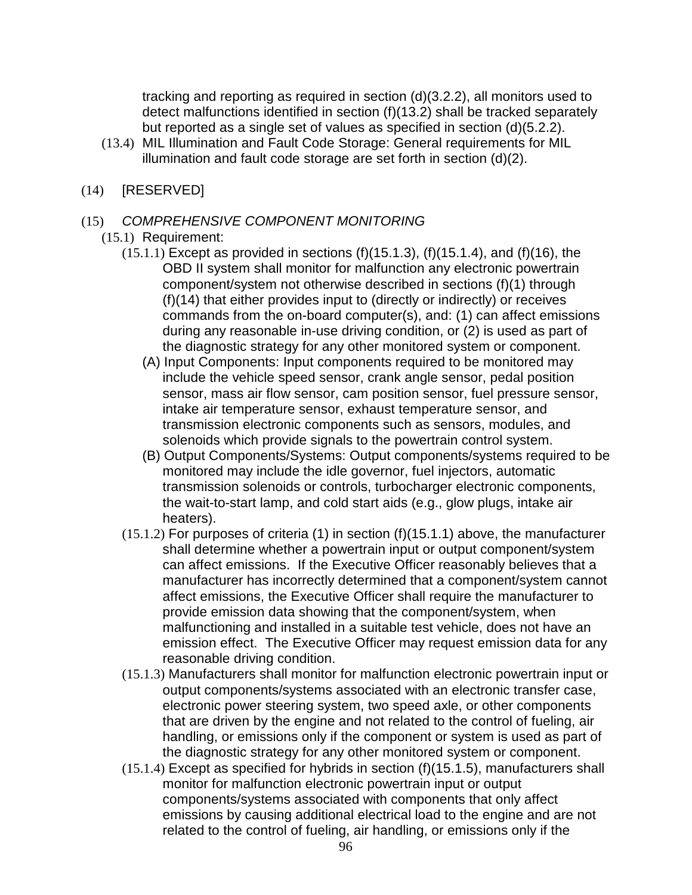tracking and reporting as required in section (d)(3.2.2), all monitors used to detect malfunctions identified in section (f)(13.2) shall be tracked separately but reported as a single set of values as specified in section (d)(5.2.2).

(13.4) MIL Illumination and Fault Code Storage: General requirements for MIL illumination and fault code storage are set forth in section (d)(2).

(14) [RESERVED]

(15) *COMPREHENSIVE COMPONENT MONITORING*

(15.1) Requirement:

(15.1.1) Except as provided in sections (f)(15.1.3), (f)(15.1.4), and (f)(16), the OBD II system shall monitor for malfunction any electronic powertrain component/system not otherwise described in sections (f)(1) through (f)(14) that either provides input to (directly or indirectly) or receives commands from the on-board computer(s), and: (1) can affect emissions during any reasonable in-use driving condition, or (2) is used as part of the diagnostic strategy for any other monitored system or component.

(A) Input Components: Input components required to be monitored may include the vehicle speed sensor, crank angle sensor, pedal position sensor, mass air flow sensor, cam position sensor, fuel pressure sensor, intake air temperature sensor, exhaust temperature sensor, and transmission electronic components such as sensors, modules, and solenoids which provide signals to the powertrain control system.

(B) Output Components/Systems: Output components/systems required to be monitored may include the idle governor, fuel injectors, automatic transmission solenoids or controls, turbocharger electronic components, the wait-to-start lamp, and cold start aids (e.g., glow plugs, intake air heaters).

(15.1.2) For purposes of criteria (1) in section (f)(15.1.1) above, the manufacturer shall determine whether a powertrain input or output component/system can affect emissions. If the Executive Officer reasonably believes that a manufacturer has incorrectly determined that a component/system cannot affect emissions, the Executive Officer shall require the manufacturer to provide emission data showing that the component/system, when malfunctioning and installed in a suitable test vehicle, does not have an emission effect. The Executive Officer may request emission data for any reasonable driving condition.

(15.1.3) Manufacturers shall monitor for malfunction electronic powertrain input or output components/systems associated with an electronic transfer case, electronic power steering system, two speed axle, or other components that are driven by the engine and not related to the control of fueling, air handling, or emissions only if the component or system is used as part of the diagnostic strategy for any other monitored system or component.

(15.1.4) Except as specified for hybrids in section (f)(15.1.5), manufacturers shall monitor for malfunction electronic powertrain input or output components/systems associated with components that only affect emissions by causing additional electrical load to the engine and are not related to the control of fueling, air handling, or emissions only if the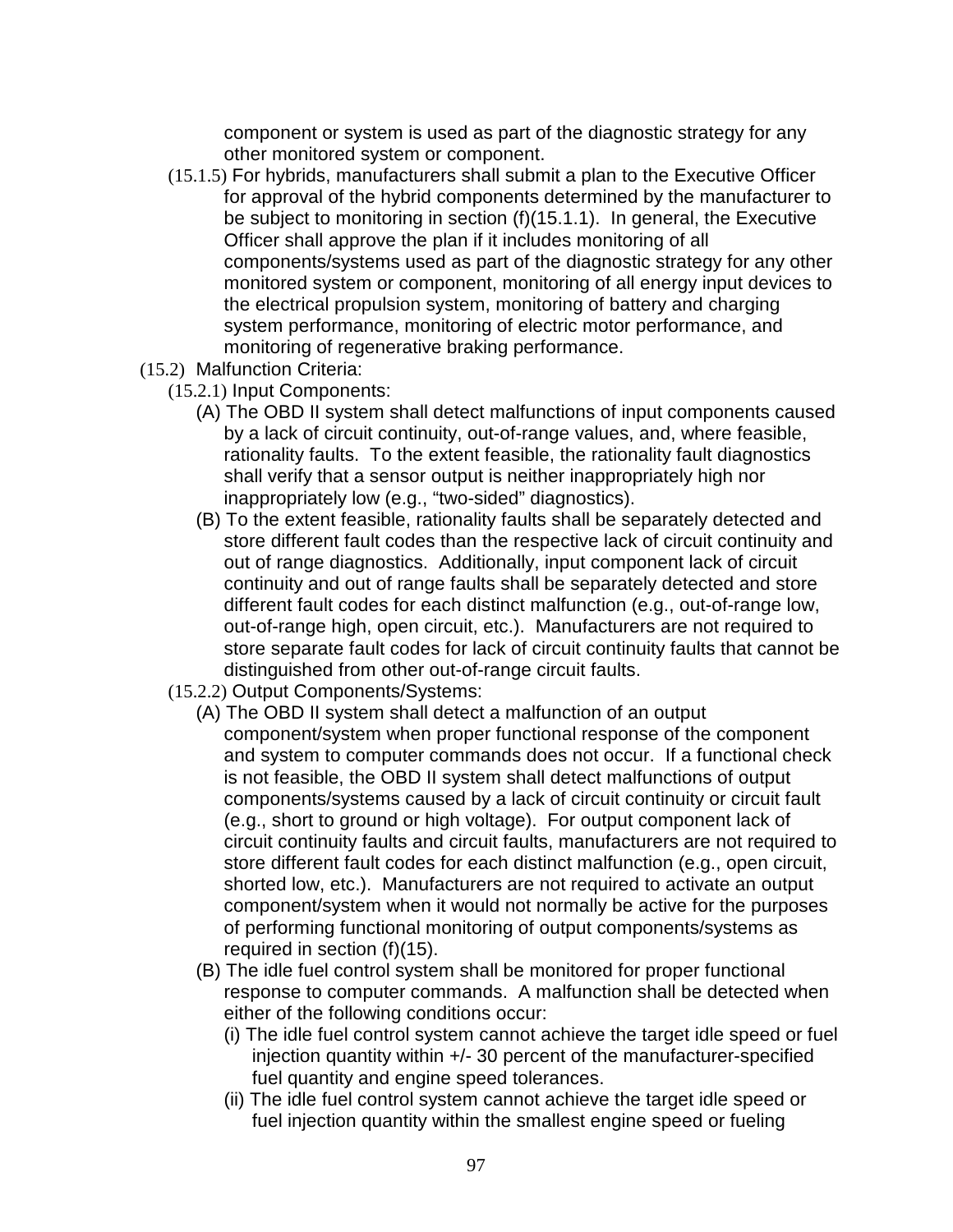component or system is used as part of the diagnostic strategy for any other monitored system or component.

(15.1.5) For hybrids, manufacturers shall submit a plan to the Executive Officer for approval of the hybrid components determined by the manufacturer to be subject to monitoring in section (f)(15.1.1). In general, the Executive Officer shall approve the plan if it includes monitoring of all components/systems used as part of the diagnostic strategy for any other monitored system or component, monitoring of all energy input devices to the electrical propulsion system, monitoring of battery and charging system performance, monitoring of electric motor performance, and monitoring of regenerative braking performance.

(15.2) Malfunction Criteria:

(15.2.1) Input Components:

(A) The OBD II system shall detect malfunctions of input components caused by a lack of circuit continuity, out-of-range values, and, where feasible, rationality faults. To the extent feasible, the rationality fault diagnostics shall verify that a sensor output is neither inappropriately high nor inappropriately low (e.g., "two-sided" diagnostics).

(B) To the extent feasible, rationality faults shall be separately detected and store different fault codes than the respective lack of circuit continuity and out of range diagnostics. Additionally, input component lack of circuit continuity and out of range faults shall be separately detected and store different fault codes for each distinct malfunction (e.g., out-of-range low, out-of-range high, open circuit, etc.). Manufacturers are not required to store separate fault codes for lack of circuit continuity faults that cannot be distinguished from other out-of-range circuit faults.

(15.2.2) Output Components/Systems:

(A) The OBD II system shall detect a malfunction of an output component/system when proper functional response of the component and system to computer commands does not occur. If a functional check is not feasible, the OBD II system shall detect malfunctions of output components/systems caused by a lack of circuit continuity or circuit fault (e.g., short to ground or high voltage). For output component lack of circuit continuity faults and circuit faults, manufacturers are not required to store different fault codes for each distinct malfunction (e.g., open circuit, shorted low, etc.). Manufacturers are not required to activate an output component/system when it would not normally be active for the purposes of performing functional monitoring of output components/systems as required in section (f)(15).

(B) The idle fuel control system shall be monitored for proper functional response to computer commands. A malfunction shall be detected when either of the following conditions occur:

(i) The idle fuel control system cannot achieve the target idle speed or fuel injection quantity within +/- 30 percent of the manufacturer-specified fuel quantity and engine speed tolerances.

(ii) The idle fuel control system cannot achieve the target idle speed or fuel injection quantity within the smallest engine speed or fueling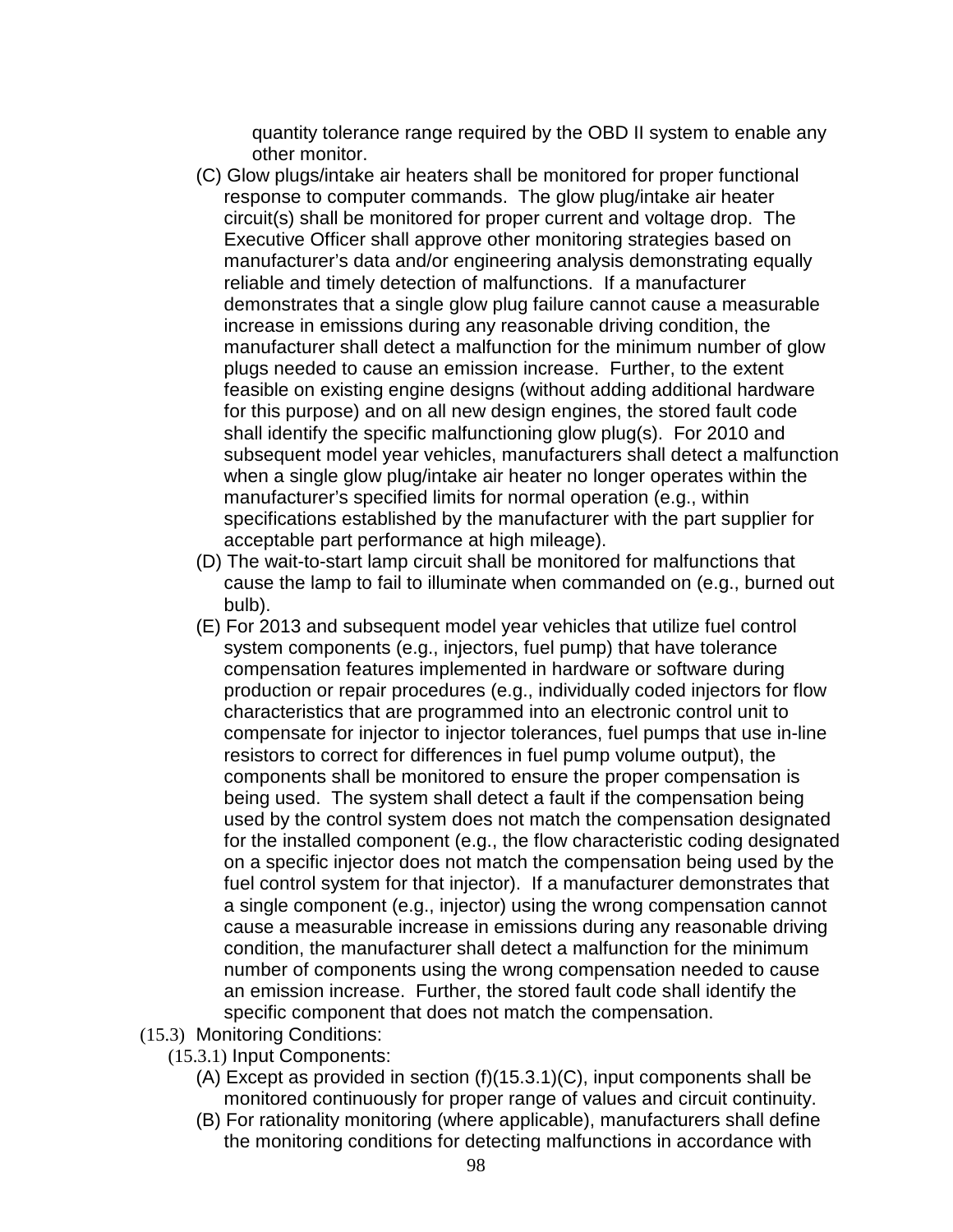quantity tolerance range required by the OBD II system to enable any other monitor.

(C) Glow plugs/intake air heaters shall be monitored for proper functional response to computer commands. The glow plug/intake air heater circuit(s) shall be monitored for proper current and voltage drop. The Executive Officer shall approve other monitoring strategies based on manufacturer's data and/or engineering analysis demonstrating equally reliable and timely detection of malfunctions. If a manufacturer demonstrates that a single glow plug failure cannot cause a measurable increase in emissions during any reasonable driving condition, the manufacturer shall detect a malfunction for the minimum number of glow plugs needed to cause an emission increase. Further, to the extent feasible on existing engine designs (without adding additional hardware for this purpose) and on all new design engines, the stored fault code shall identify the specific malfunctioning glow plug(s). For 2010 and subsequent model year vehicles, manufacturers shall detect a malfunction when a single glow plug/intake air heater no longer operates within the manufacturer's specified limits for normal operation (e.g., within specifications established by the manufacturer with the part supplier for acceptable part performance at high mileage).

(D) The wait-to-start lamp circuit shall be monitored for malfunctions that cause the lamp to fail to illuminate when commanded on (e.g., burned out bulb).

(E) For 2013 and subsequent model year vehicles that utilize fuel control system components (e.g., injectors, fuel pump) that have tolerance compensation features implemented in hardware or software during production or repair procedures (e.g., individually coded injectors for flow characteristics that are programmed into an electronic control unit to compensate for injector to injector tolerances, fuel pumps that use in-line resistors to correct for differences in fuel pump volume output), the components shall be monitored to ensure the proper compensation is being used. The system shall detect a fault if the compensation being used by the control system does not match the compensation designated for the installed component (e.g., the flow characteristic coding designated on a specific injector does not match the compensation being used by the fuel control system for that injector). If a manufacturer demonstrates that a single component (e.g., injector) using the wrong compensation cannot cause a measurable increase in emissions during any reasonable driving condition, the manufacturer shall detect a malfunction for the minimum number of components using the wrong compensation needed to cause an emission increase. Further, the stored fault code shall identify the specific component that does not match the compensation.

(15.3) Monitoring Conditions:

(15.3.1) Input Components:

(A) Except as provided in section (f)(15.3.1)(C), input components shall be monitored continuously for proper range of values and circuit continuity.

(B) For rationality monitoring (where applicable), manufacturers shall define the monitoring conditions for detecting malfunctions in accordance with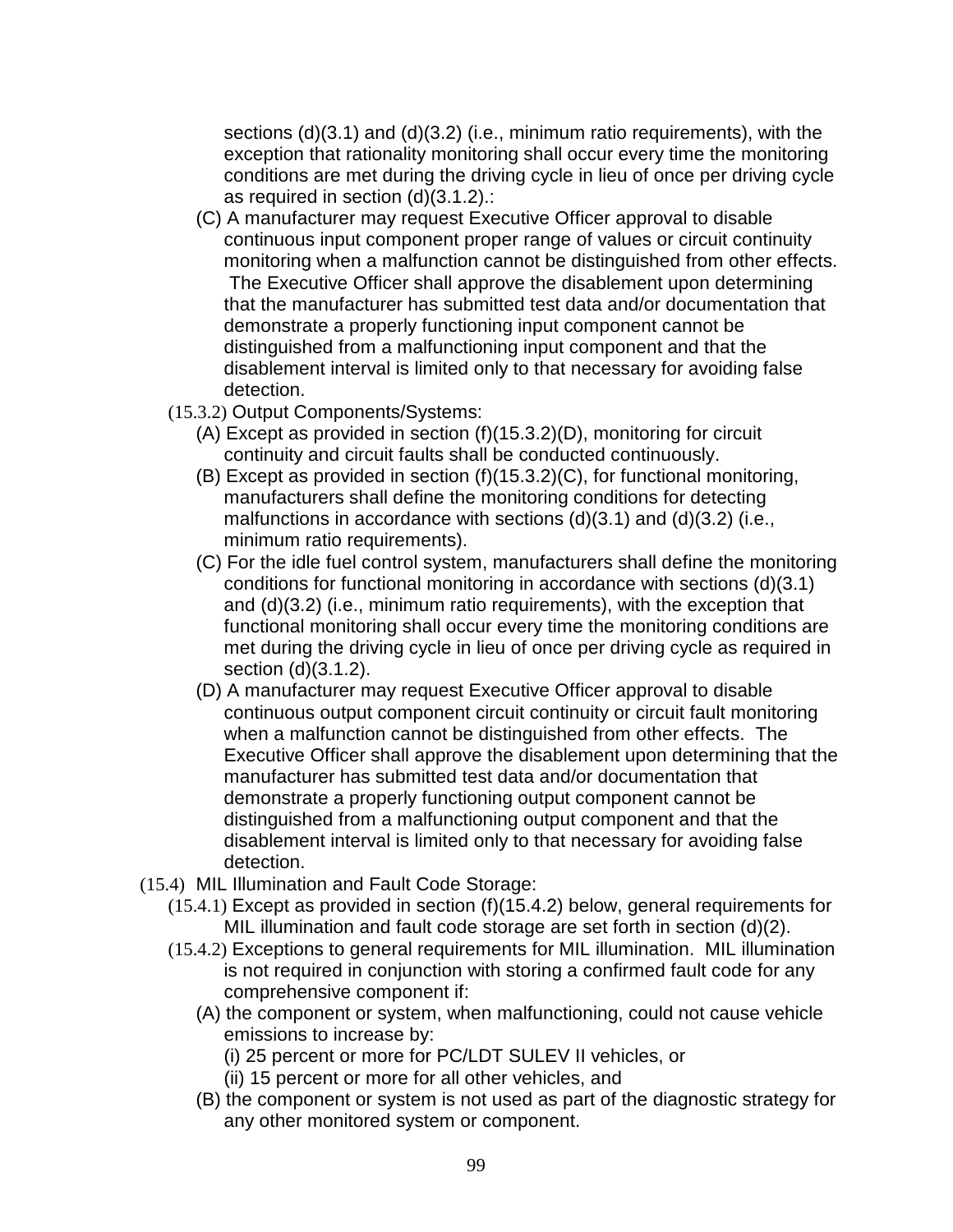sections (d)(3.1) and (d)(3.2) (i.e., minimum ratio requirements), with the exception that rationality monitoring shall occur every time the monitoring conditions are met during the driving cycle in lieu of once per driving cycle as required in section (d)(3.1.2).:

(C) A manufacturer may request Executive Officer approval to disable continuous input component proper range of values or circuit continuity monitoring when a malfunction cannot be distinguished from other effects. The Executive Officer shall approve the disablement upon determining that the manufacturer has submitted test data and/or documentation that demonstrate a properly functioning input component cannot be distinguished from a malfunctioning input component and that the disablement interval is limited only to that necessary for avoiding false detection.

(15.3.2) Output Components/Systems:

(A) Except as provided in section (f)(15.3.2)(D), monitoring for circuit continuity and circuit faults shall be conducted continuously.

(B) Except as provided in section (f)(15.3.2)(C), for functional monitoring, manufacturers shall define the monitoring conditions for detecting malfunctions in accordance with sections (d)(3.1) and (d)(3.2) (i.e., minimum ratio requirements).

(C) For the idle fuel control system, manufacturers shall define the monitoring conditions for functional monitoring in accordance with sections (d)(3.1) and (d)(3.2) (i.e., minimum ratio requirements), with the exception that functional monitoring shall occur every time the monitoring conditions are met during the driving cycle in lieu of once per driving cycle as required in section (d)(3.1.2).

(D) A manufacturer may request Executive Officer approval to disable continuous output component circuit continuity or circuit fault monitoring when a malfunction cannot be distinguished from other effects. The Executive Officer shall approve the disablement upon determining that the manufacturer has submitted test data and/or documentation that demonstrate a properly functioning output component cannot be distinguished from a malfunctioning output component and that the disablement interval is limited only to that necessary for avoiding false detection.

(15.4) MIL Illumination and Fault Code Storage:

(15.4.1) Except as provided in section (f)(15.4.2) below, general requirements for MIL illumination and fault code storage are set forth in section (d)(2).

(15.4.2) Exceptions to general requirements for MIL illumination. MIL illumination is not required in conjunction with storing a confirmed fault code for any comprehensive component if:

(A) the component or system, when malfunctioning, could not cause vehicle emissions to increase by:

(i) 25 percent or more for PC/LDT SULEV II vehicles, or

(ii) 15 percent or more for all other vehicles, and

(B) the component or system is not used as part of the diagnostic strategy for any other monitored system or component.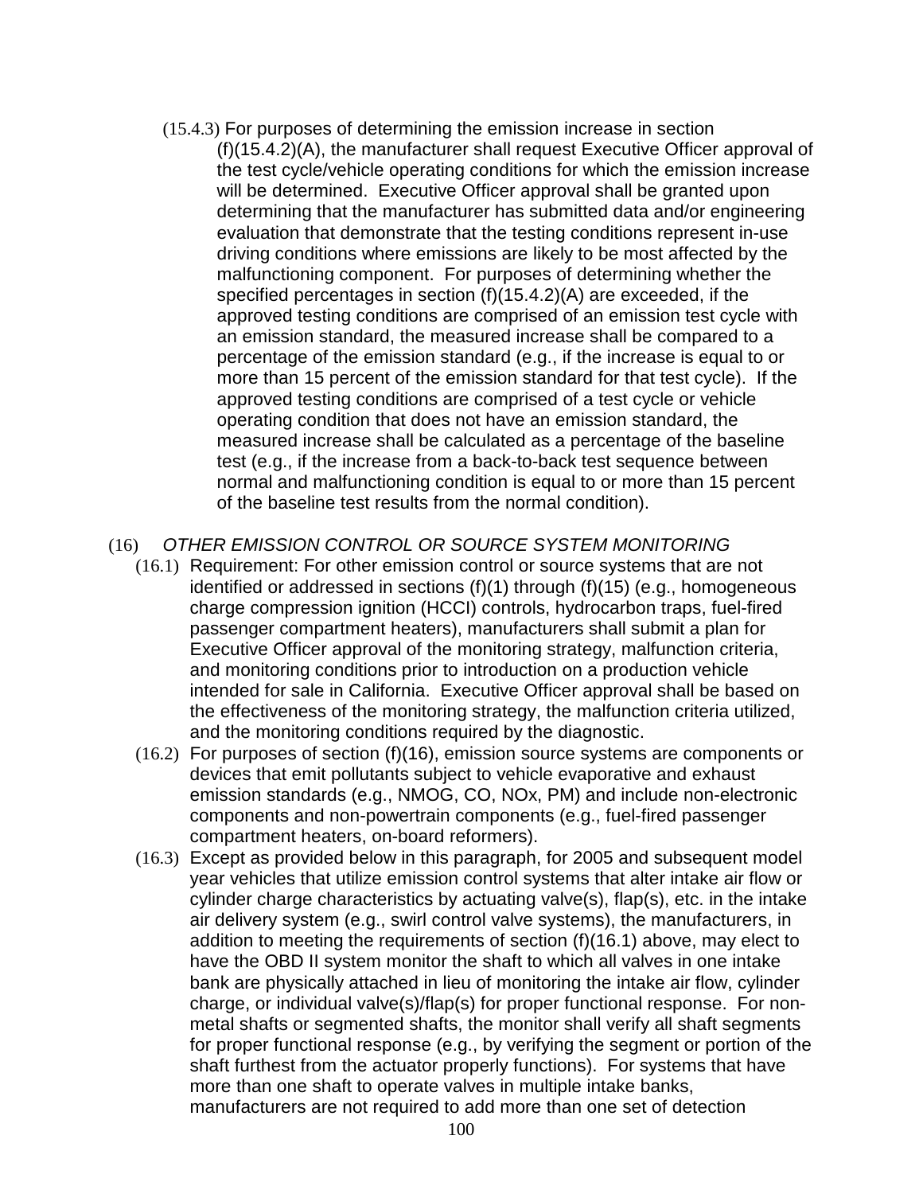(15.4.3) For purposes of determining the emission increase in section (f)(15.4.2)(A), the manufacturer shall request Executive Officer approval of the test cycle/vehicle operating conditions for which the emission increase will be determined. Executive Officer approval shall be granted upon determining that the manufacturer has submitted data and/or engineering evaluation that demonstrate that the testing conditions represent in-use driving conditions where emissions are likely to be most affected by the malfunctioning component. For purposes of determining whether the specified percentages in section (f)(15.4.2)(A) are exceeded, if the approved testing conditions are comprised of an emission test cycle with an emission standard, the measured increase shall be compared to a percentage of the emission standard (e.g., if the increase is equal to or more than 15 percent of the emission standard for that test cycle). If the approved testing conditions are comprised of a test cycle or vehicle operating condition that does not have an emission standard, the measured increase shall be calculated as a percentage of the baseline test (e.g., if the increase from a back-to-back test sequence between normal and malfunctioning condition is equal to or more than 15 percent of the baseline test results from the normal condition).

(16) *OTHER EMISSION CONTROL OR SOURCE SYSTEM MONITORING*

(16.1) Requirement: For other emission control or source systems that are not identified or addressed in sections (f)(1) through (f)(15) (e.g., homogeneous charge compression ignition (HCCI) controls, hydrocarbon traps, fuel-fired passenger compartment heaters), manufacturers shall submit a plan for Executive Officer approval of the monitoring strategy, malfunction criteria, and monitoring conditions prior to introduction on a production vehicle intended for sale in California. Executive Officer approval shall be based on the effectiveness of the monitoring strategy, the malfunction criteria utilized, and the monitoring conditions required by the diagnostic.

(16.2) For purposes of section (f)(16), emission source systems are components or devices that emit pollutants subject to vehicle evaporative and exhaust emission standards (e.g., NMOG, CO, NOx, PM) and include non-electronic components and non-powertrain components (e.g., fuel-fired passenger compartment heaters, on-board reformers).

(16.3) Except as provided below in this paragraph, for 2005 and subsequent model year vehicles that utilize emission control systems that alter intake air flow or cylinder charge characteristics by actuating valve(s), flap(s), etc. in the intake air delivery system (e.g., swirl control valve systems), the manufacturers, in addition to meeting the requirements of section (f)(16.1) above, may elect to have the OBD II system monitor the shaft to which all valves in one intake bank are physically attached in lieu of monitoring the intake air flow, cylinder charge, or individual valve(s)/flap(s) for proper functional response. For non-metal shafts or segmented shafts, the monitor shall verify all shaft segments for proper functional response (e.g., by verifying the segment or portion of the shaft furthest from the actuator properly functions). For systems that have more than one shaft to operate valves in multiple intake banks, manufacturers are not required to add more than one set of detection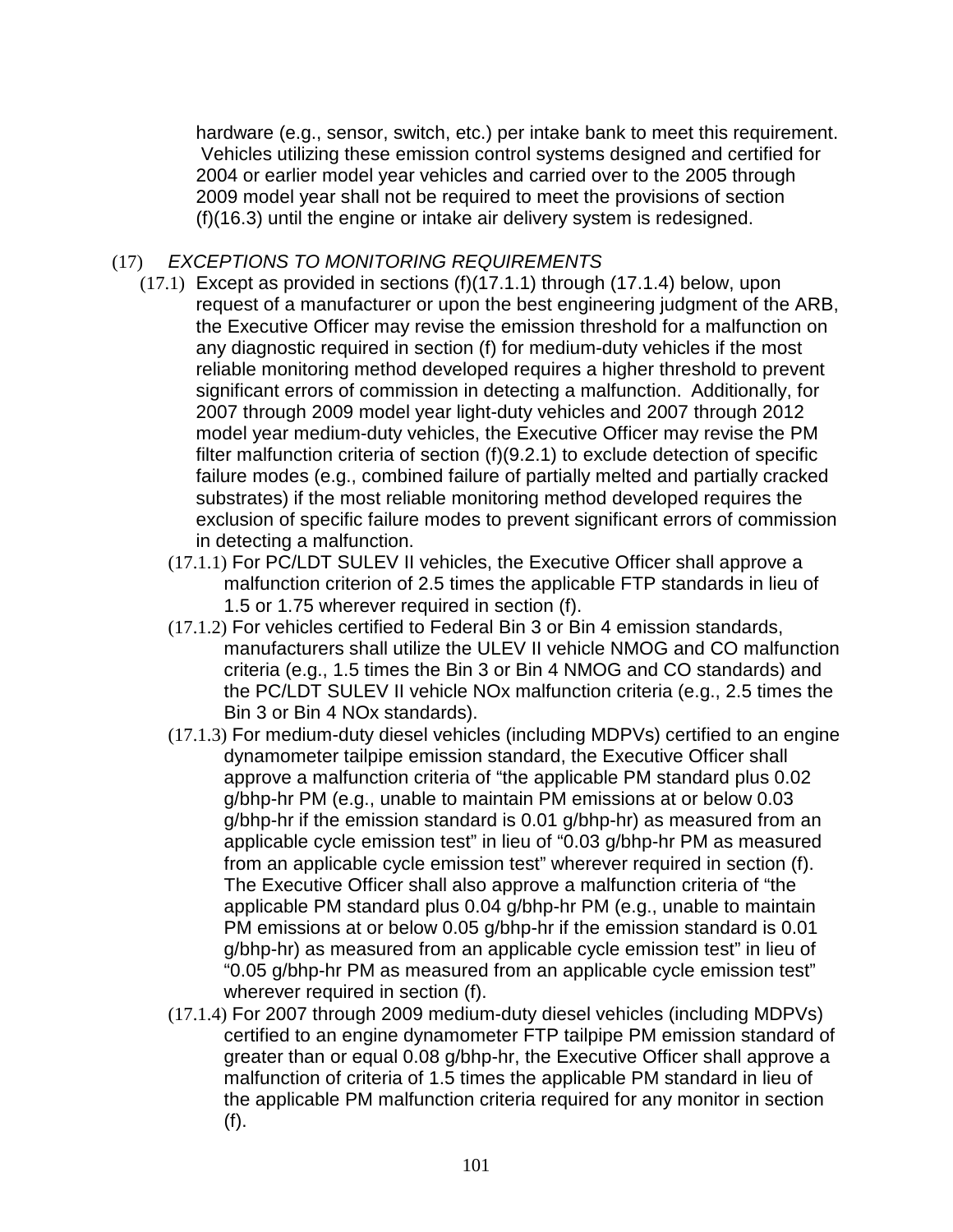hardware (e.g., sensor, switch, etc.) per intake bank to meet this requirement. Vehicles utilizing these emission control systems designed and certified for 2004 or earlier model year vehicles and carried over to the 2005 through 2009 model year shall not be required to meet the provisions of section (f)(16.3) until the engine or intake air delivery system is redesigned.

(17) *EXCEPTIONS TO MONITORING REQUIREMENTS*

(17.1) Except as provided in sections (f)(17.1.1) through (17.1.4) below, upon request of a manufacturer or upon the best engineering judgment of the ARB, the Executive Officer may revise the emission threshold for a malfunction on any diagnostic required in section (f) for medium-duty vehicles if the most reliable monitoring method developed requires a higher threshold to prevent significant errors of commission in detecting a malfunction. Additionally, for 2007 through 2009 model year light-duty vehicles and 2007 through 2012 model year medium-duty vehicles, the Executive Officer may revise the PM filter malfunction criteria of section (f)(9.2.1) to exclude detection of specific failure modes (e.g., combined failure of partially melted and partially cracked substrates) if the most reliable monitoring method developed requires the exclusion of specific failure modes to prevent significant errors of commission in detecting a malfunction.

(17.1.1) For PC/LDT SULEV II vehicles, the Executive Officer shall approve a malfunction criterion of 2.5 times the applicable FTP standards in lieu of 1.5 or 1.75 wherever required in section (f).

(17.1.2) For vehicles certified to Federal Bin 3 or Bin 4 emission standards, manufacturers shall utilize the ULEV II vehicle NMOG and CO malfunction criteria (e.g., 1.5 times the Bin 3 or Bin 4 NMOG and CO standards) and the PC/LDT SULEV II vehicle NOx malfunction criteria (e.g., 2.5 times the Bin 3 or Bin 4 NOx standards).

(17.1.3) For medium-duty diesel vehicles (including MDPVs) certified to an engine dynamometer tailpipe emission standard, the Executive Officer shall approve a malfunction criteria of “the applicable PM standard plus 0.02 g/bhp-hr PM (e.g., unable to maintain PM emissions at or below 0.03 g/bhp-hr if the emission standard is 0.01 g/bhp-hr) as measured from an applicable cycle emission test” in lieu of “0.03 g/bhp-hr PM as measured from an applicable cycle emission test” wherever required in section (f). The Executive Officer shall also approve a malfunction criteria of “the applicable PM standard plus 0.04 g/bhp-hr PM (e.g., unable to maintain PM emissions at or below 0.05 g/bhp-hr if the emission standard is 0.01 g/bhp-hr) as measured from an applicable cycle emission test” in lieu of “0.05 g/bhp-hr PM as measured from an applicable cycle emission test” wherever required in section (f).

(17.1.4) For 2007 through 2009 medium-duty diesel vehicles (including MDPVs) certified to an engine dynamometer FTP tailpipe PM emission standard of greater than or equal 0.08 g/bhp-hr, the Executive Officer shall approve a malfunction of criteria of 1.5 times the applicable PM standard in lieu of the applicable PM malfunction criteria required for any monitor in section (f).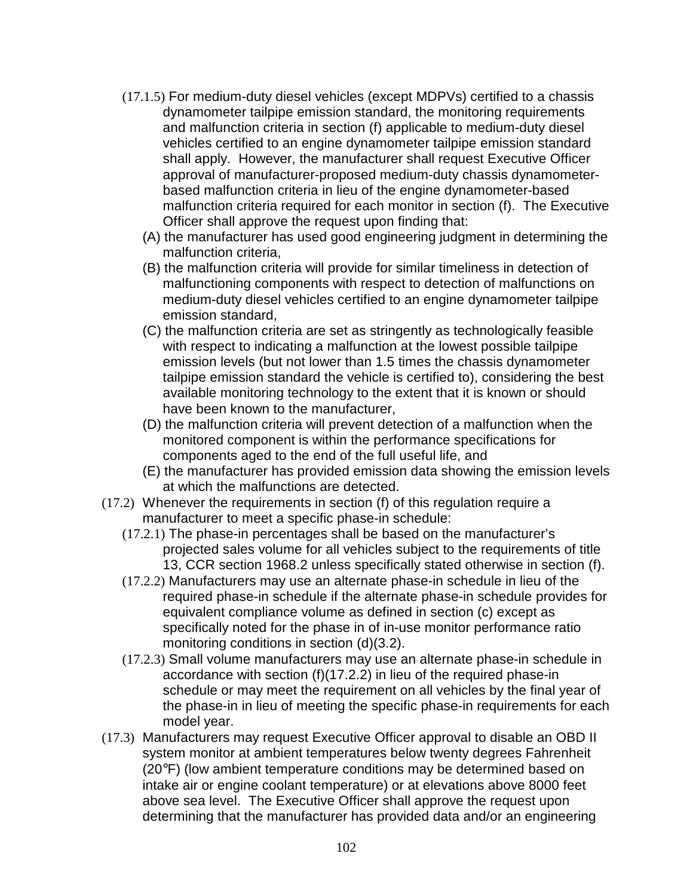(17.1.5) For medium-duty diesel vehicles (except MDPVs) certified to a chassis dynamometer tailpipe emission standard, the monitoring requirements and malfunction criteria in section (f) applicable to medium-duty diesel vehicles certified to an engine dynamometer tailpipe emission standard shall apply. However, the manufacturer shall request Executive Officer approval of manufacturer-proposed medium-duty chassis dynamometer-based malfunction criteria in lieu of the engine dynamometer-based malfunction criteria required for each monitor in section (f). The Executive Officer shall approve the request upon finding that:

(A) the manufacturer has used good engineering judgment in determining the malfunction criteria,

(B) the malfunction criteria will provide for similar timeliness in detection of malfunctioning components with respect to detection of malfunctions on medium-duty diesel vehicles certified to an engine dynamometer tailpipe emission standard,

(C) the malfunction criteria are set as stringently as technologically feasible with respect to indicating a malfunction at the lowest possible tailpipe emission levels (but not lower than 1.5 times the chassis dynamometer tailpipe emission standard the vehicle is certified to), considering the best available monitoring technology to the extent that it is known or should have been known to the manufacturer,

(D) the malfunction criteria will prevent detection of a malfunction when the monitored component is within the performance specifications for components aged to the end of the full useful life, and

(E) the manufacturer has provided emission data showing the emission levels at which the malfunctions are detected.

(17.2) Whenever the requirements in section (f) of this regulation require a manufacturer to meet a specific phase-in schedule:

(17.2.1) The phase-in percentages shall be based on the manufacturer's projected sales volume for all vehicles subject to the requirements of title 13, CCR section 1968.2 unless specifically stated otherwise in section (f).

(17.2.2) Manufacturers may use an alternate phase-in schedule in lieu of the required phase-in schedule if the alternate phase-in schedule provides for equivalent compliance volume as defined in section (c) except as specifically noted for the phase in of in-use monitor performance ratio monitoring conditions in section (d)(3.2).

(17.2.3) Small volume manufacturers may use an alternate phase-in schedule in accordance with section (f)(17.2.2) in lieu of the required phase-in schedule or may meet the requirement on all vehicles by the final year of the phase-in in lieu of meeting the specific phase-in requirements for each model year.

(17.3) Manufacturers may request Executive Officer approval to disable an OBD II system monitor at ambient temperatures below twenty degrees Fahrenheit (20°F) (low ambient temperature conditions may be determined based on intake air or engine coolant temperature) or at elevations above 8000 feet above sea level. The Executive Officer shall approve the request upon determining that the manufacturer has provided data and/or an engineering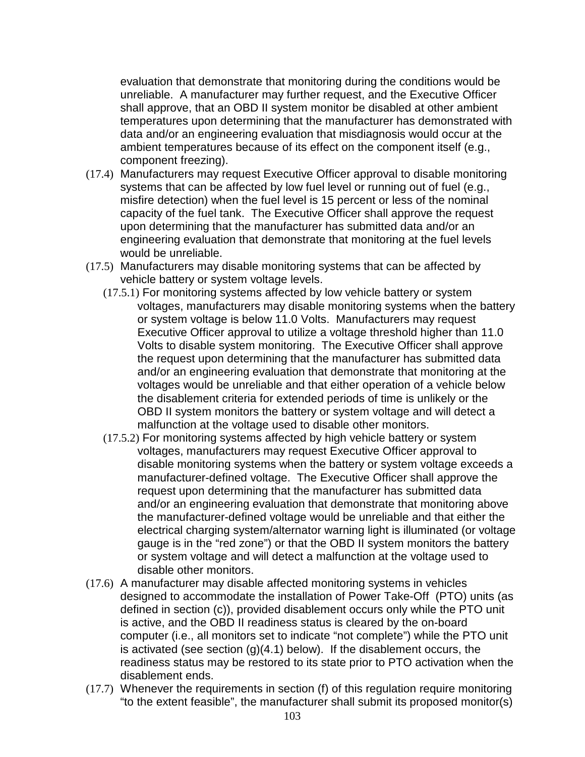evaluation that demonstrate that monitoring during the conditions would be unreliable. A manufacturer may further request, and the Executive Officer shall approve, that an OBD II system monitor be disabled at other ambient temperatures upon determining that the manufacturer has demonstrated with data and/or an engineering evaluation that misdiagnosis would occur at the ambient temperatures because of its effect on the component itself (e.g., component freezing).

(17.4) Manufacturers may request Executive Officer approval to disable monitoring systems that can be affected by low fuel level or running out of fuel (e.g., misfire detection) when the fuel level is 15 percent or less of the nominal capacity of the fuel tank. The Executive Officer shall approve the request upon determining that the manufacturer has submitted data and/or an engineering evaluation that demonstrate that monitoring at the fuel levels would be unreliable.

(17.5) Manufacturers may disable monitoring systems that can be affected by vehicle battery or system voltage levels.

(17.5.1) For monitoring systems affected by low vehicle battery or system voltages, manufacturers may disable monitoring systems when the battery or system voltage is below 11.0 Volts. Manufacturers may request Executive Officer approval to utilize a voltage threshold higher than 11.0 Volts to disable system monitoring. The Executive Officer shall approve the request upon determining that the manufacturer has submitted data and/or an engineering evaluation that demonstrate that monitoring at the voltages would be unreliable and that either operation of a vehicle below the disablement criteria for extended periods of time is unlikely or the OBD II system monitors the battery or system voltage and will detect a malfunction at the voltage used to disable other monitors.

(17.5.2) For monitoring systems affected by high vehicle battery or system voltages, manufacturers may request Executive Officer approval to disable monitoring systems when the battery or system voltage exceeds a manufacturer-defined voltage. The Executive Officer shall approve the request upon determining that the manufacturer has submitted data and/or an engineering evaluation that demonstrate that monitoring above the manufacturer-defined voltage would be unreliable and that either the electrical charging system/alternator warning light is illuminated (or voltage gauge is in the "red zone") or that the OBD II system monitors the battery or system voltage and will detect a malfunction at the voltage used to disable other monitors.

(17.6) A manufacturer may disable affected monitoring systems in vehicles designed to accommodate the installation of Power Take-Off (PTO) units (as defined in section (c)), provided disablement occurs only while the PTO unit is active, and the OBD II readiness status is cleared by the on-board computer (i.e., all monitors set to indicate "not complete") while the PTO unit is activated (see section (g)(4.1) below). If the disablement occurs, the readiness status may be restored to its state prior to PTO activation when the disablement ends.

(17.7) Whenever the requirements in section (f) of this regulation require monitoring "to the extent feasible", the manufacturer shall submit its proposed monitor(s)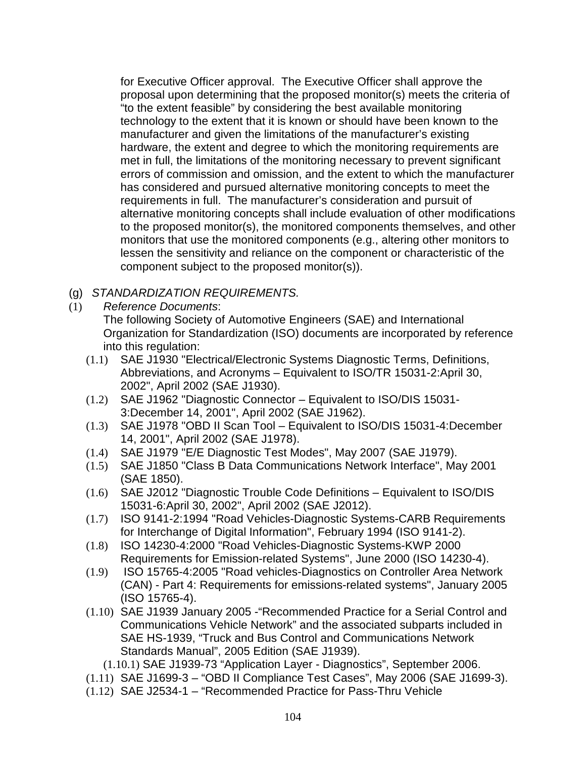for Executive Officer approval. The Executive Officer shall approve the proposal upon determining that the proposed monitor(s) meets the criteria of "to the extent feasible" by considering the best available monitoring technology to the extent that it is known or should have been known to the manufacturer and given the limitations of the manufacturer's existing hardware, the extent and degree to which the monitoring requirements are met in full, the limitations of the monitoring necessary to prevent significant errors of commission and omission, and the extent to which the manufacturer has considered and pursued alternative monitoring concepts to meet the requirements in full. The manufacturer's consideration and pursuit of alternative monitoring concepts shall include evaluation of other modifications to the proposed monitor(s), the monitored components themselves, and other monitors that use the monitored components (e.g., altering other monitors to lessen the sensitivity and reliance on the component or characteristic of the component subject to the proposed monitor(s)).

(g) *STANDARDIZATION REQUIREMENTS.*

(1) *Reference Documents*:
The following Society of Automotive Engineers (SAE) and International Organization for Standardization (ISO) documents are incorporated by reference into this regulation:

(1.1) SAE J1930 "Electrical/Electronic Systems Diagnostic Terms, Definitions, Abbreviations, and Acronyms – Equivalent to ISO/TR 15031-2:April 30, 2002", April 2002 (SAE J1930).

(1.2) SAE J1962 "Diagnostic Connector – Equivalent to ISO/DIS 15031-3:December 14, 2001", April 2002 (SAE J1962).

(1.3) SAE J1978 "OBD II Scan Tool – Equivalent to ISO/DIS 15031-4:December 14, 2001", April 2002 (SAE J1978).

(1.4) SAE J1979 "E/E Diagnostic Test Modes", May 2007 (SAE J1979).

(1.5) SAE J1850 "Class B Data Communications Network Interface", May 2001 (SAE 1850).

(1.6) SAE J2012 "Diagnostic Trouble Code Definitions – Equivalent to ISO/DIS 15031-6:April 30, 2002", April 2002 (SAE J2012).

(1.7) ISO 9141-2:1994 "Road Vehicles-Diagnostic Systems-CARB Requirements for Interchange of Digital Information", February 1994 (ISO 9141-2).

(1.8) ISO 14230-4:2000 "Road Vehicles-Diagnostic Systems-KWP 2000 Requirements for Emission-related Systems", June 2000 (ISO 14230-4).

(1.9) ISO 15765-4:2005 "Road vehicles-Diagnostics on Controller Area Network (CAN) - Part 4: Requirements for emissions-related systems", January 2005 (ISO 15765-4).

(1.10) SAE J1939 January 2005 -"Recommended Practice for a Serial Control and Communications Vehicle Network" and the associated subparts included in SAE HS-1939, "Truck and Bus Control and Communications Network Standards Manual", 2005 Edition (SAE J1939).

(1.10.1) SAE J1939-73 "Application Layer - Diagnostics", September 2006.

(1.11) SAE J1699-3 – "OBD II Compliance Test Cases", May 2006 (SAE J1699-3).

(1.12) SAE J2534-1 – "Recommended Practice for Pass-Thru Vehicle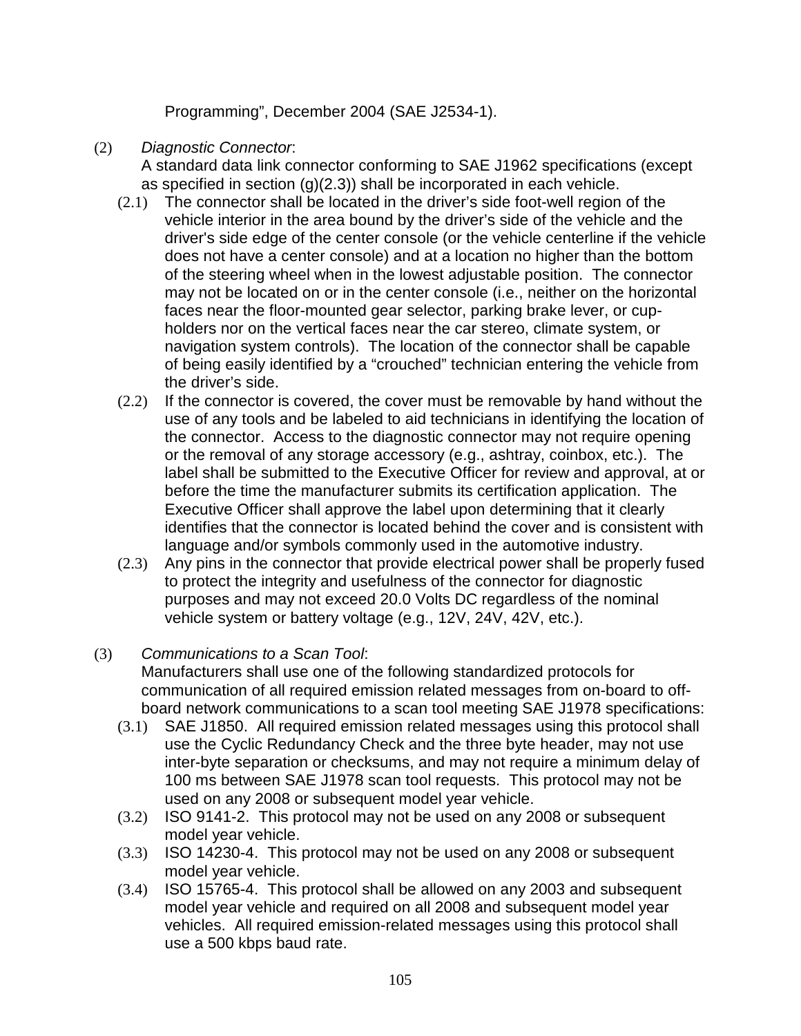Programming", December 2004 (SAE J2534-1).

(2) *Diagnostic Connector*:
A standard data link connector conforming to SAE J1962 specifications (except as specified in section (g)(2.3)) shall be incorporated in each vehicle.

(2.1) The connector shall be located in the driver's side foot-well region of the vehicle interior in the area bound by the driver's side of the vehicle and the driver's side edge of the center console (or the vehicle centerline if the vehicle does not have a center console) and at a location no higher than the bottom of the steering wheel when in the lowest adjustable position. The connector may not be located on or in the center console (i.e., neither on the horizontal faces near the floor-mounted gear selector, parking brake lever, or cup-holders nor on the vertical faces near the car stereo, climate system, or navigation system controls). The location of the connector shall be capable of being easily identified by a "crouched" technician entering the vehicle from the driver's side.

(2.2) If the connector is covered, the cover must be removable by hand without the use of any tools and be labeled to aid technicians in identifying the location of the connector. Access to the diagnostic connector may not require opening or the removal of any storage accessory (e.g., ashtray, coinbox, etc.). The label shall be submitted to the Executive Officer for review and approval, at or before the time the manufacturer submits its certification application. The Executive Officer shall approve the label upon determining that it clearly identifies that the connector is located behind the cover and is consistent with language and/or symbols commonly used in the automotive industry.

(2.3) Any pins in the connector that provide electrical power shall be properly fused to protect the integrity and usefulness of the connector for diagnostic purposes and may not exceed 20.0 Volts DC regardless of the nominal vehicle system or battery voltage (e.g., 12V, 24V, 42V, etc.).

(3) *Communications to a Scan Tool*:
Manufacturers shall use one of the following standardized protocols for communication of all required emission related messages from on-board to off-board network communications to a scan tool meeting SAE J1978 specifications:

(3.1) SAE J1850. All required emission related messages using this protocol shall use the Cyclic Redundancy Check and the three byte header, may not use inter-byte separation or checksums, and may not require a minimum delay of 100 ms between SAE J1978 scan tool requests. This protocol may not be used on any 2008 or subsequent model year vehicle.

(3.2) ISO 9141-2. This protocol may not be used on any 2008 or subsequent model year vehicle.

(3.3) ISO 14230-4. This protocol may not be used on any 2008 or subsequent model year vehicle.

(3.4) ISO 15765-4. This protocol shall be allowed on any 2003 and subsequent model year vehicle and required on all 2008 and subsequent model year vehicles. All required emission-related messages using this protocol shall use a 500 kbps baud rate.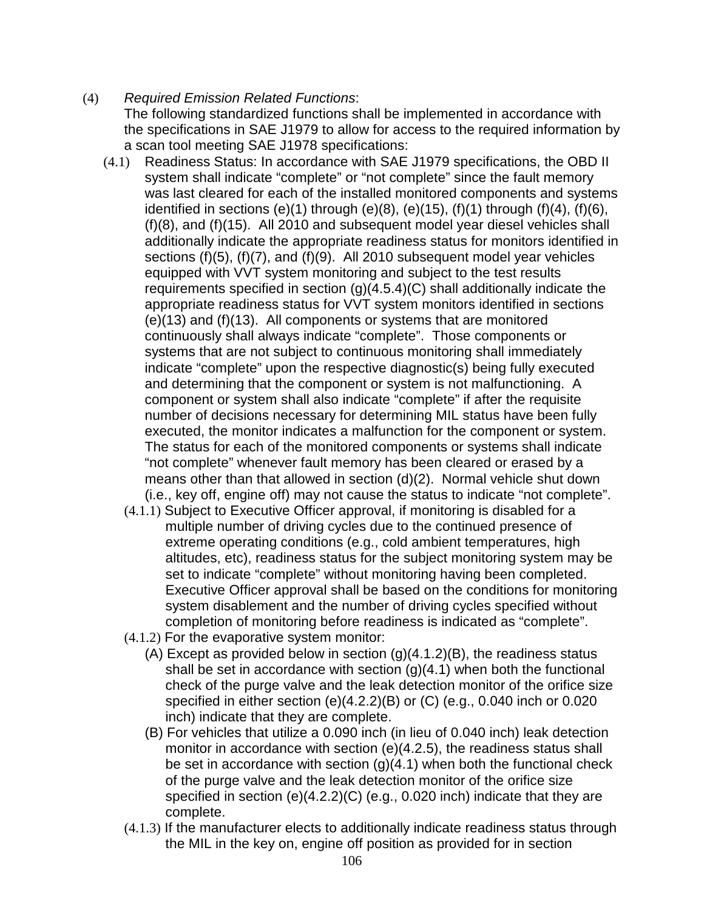(4) *Required Emission Related Functions*:
The following standardized functions shall be implemented in accordance with the specifications in SAE J1979 to allow for access to the required information by a scan tool meeting SAE J1978 specifications:

(4.1) Readiness Status: In accordance with SAE J1979 specifications, the OBD II system shall indicate “complete” or “not complete” since the fault memory was last cleared for each of the installed monitored components and systems identified in sections (e)(1) through (e)(8), (e)(15), (f)(1) through (f)(4), (f)(6), (f)(8), and (f)(15). All 2010 and subsequent model year diesel vehicles shall additionally indicate the appropriate readiness status for monitors identified in sections (f)(5), (f)(7), and (f)(9). All 2010 subsequent model year vehicles equipped with VVT system monitoring and subject to the test results requirements specified in section (g)(4.5.4)(C) shall additionally indicate the appropriate readiness status for VVT system monitors identified in sections (e)(13) and (f)(13). All components or systems that are monitored continuously shall always indicate “complete”. Those components or systems that are not subject to continuous monitoring shall immediately indicate “complete” upon the respective diagnostic(s) being fully executed and determining that the component or system is not malfunctioning. A component or system shall also indicate “complete” if after the requisite number of decisions necessary for determining MIL status have been fully executed, the monitor indicates a malfunction for the component or system. The status for each of the monitored components or systems shall indicate “not complete” whenever fault memory has been cleared or erased by a means other than that allowed in section (d)(2). Normal vehicle shut down (i.e., key off, engine off) may not cause the status to indicate “not complete”.

(4.1.1) Subject to Executive Officer approval, if monitoring is disabled for a multiple number of driving cycles due to the continued presence of extreme operating conditions (e.g., cold ambient temperatures, high altitudes, etc), readiness status for the subject monitoring system may be set to indicate “complete” without monitoring having been completed. Executive Officer approval shall be based on the conditions for monitoring system disablement and the number of driving cycles specified without completion of monitoring before readiness is indicated as “complete”.

(4.1.2) For the evaporative system monitor:

(A) Except as provided below in section (g)(4.1.2)(B), the readiness status shall be set in accordance with section (g)(4.1) when both the functional check of the purge valve and the leak detection monitor of the orifice size specified in either section (e)(4.2.2)(B) or (C) (e.g., 0.040 inch or 0.020 inch) indicate that they are complete.

(B) For vehicles that utilize a 0.090 inch (in lieu of 0.040 inch) leak detection monitor in accordance with section (e)(4.2.5), the readiness status shall be set in accordance with section (g)(4.1) when both the functional check of the purge valve and the leak detection monitor of the orifice size specified in section (e)(4.2.2)(C) (e.g., 0.020 inch) indicate that they are complete.

(4.1.3) If the manufacturer elects to additionally indicate readiness status through the MIL in the key on, engine off position as provided for in section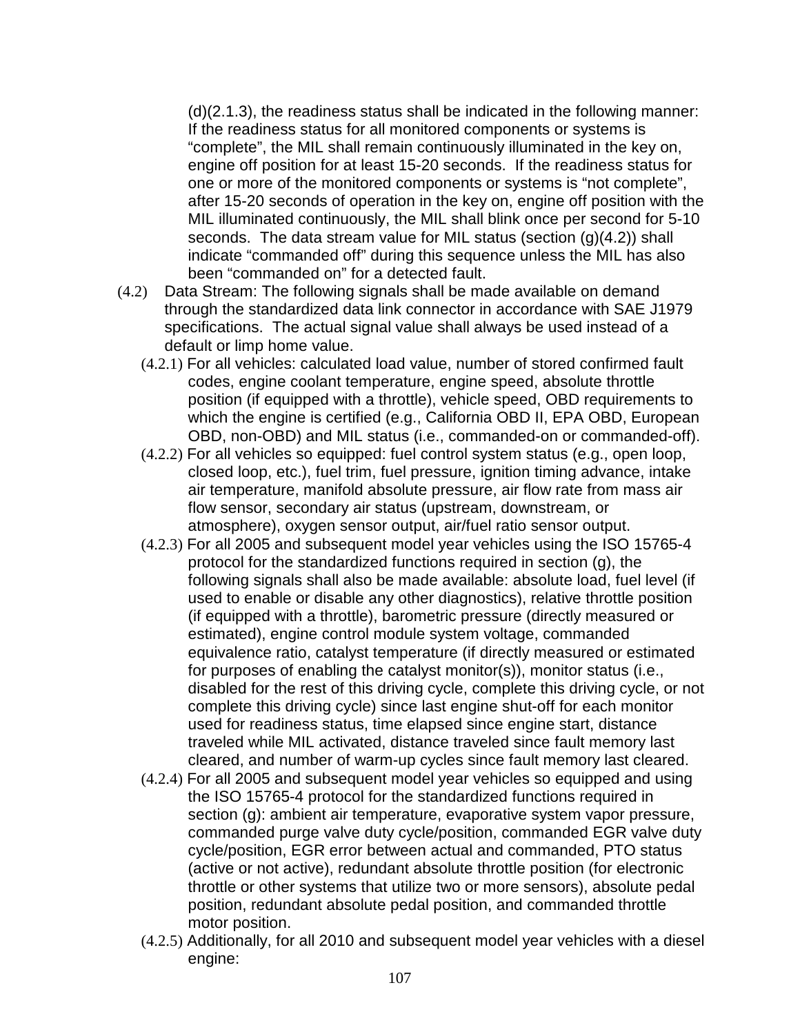(d)(2.1.3), the readiness status shall be indicated in the following manner: If the readiness status for all monitored components or systems is "complete", the MIL shall remain continuously illuminated in the key on, engine off position for at least 15-20 seconds. If the readiness status for one or more of the monitored components or systems is "not complete", after 15-20 seconds of operation in the key on, engine off position with the MIL illuminated continuously, the MIL shall blink once per second for 5-10 seconds. The data stream value for MIL status (section (g)(4.2)) shall indicate "commanded off" during this sequence unless the MIL has also been "commanded on" for a detected fault.

(4.2) Data Stream: The following signals shall be made available on demand through the standardized data link connector in accordance with SAE J1979 specifications. The actual signal value shall always be used instead of a default or limp home value.

(4.2.1) For all vehicles: calculated load value, number of stored confirmed fault codes, engine coolant temperature, engine speed, absolute throttle position (if equipped with a throttle), vehicle speed, OBD requirements to which the engine is certified (e.g., California OBD II, EPA OBD, European OBD, non-OBD) and MIL status (i.e., commanded-on or commanded-off).

(4.2.2) For all vehicles so equipped: fuel control system status (e.g., open loop, closed loop, etc.), fuel trim, fuel pressure, ignition timing advance, intake air temperature, manifold absolute pressure, air flow rate from mass air flow sensor, secondary air status (upstream, downstream, or atmosphere), oxygen sensor output, air/fuel ratio sensor output.

(4.2.3) For all 2005 and subsequent model year vehicles using the ISO 15765-4 protocol for the standardized functions required in section (g), the following signals shall also be made available: absolute load, fuel level (if used to enable or disable any other diagnostics), relative throttle position (if equipped with a throttle), barometric pressure (directly measured or estimated), engine control module system voltage, commanded equivalence ratio, catalyst temperature (if directly measured or estimated for purposes of enabling the catalyst monitor(s)), monitor status (i.e., disabled for the rest of this driving cycle, complete this driving cycle, or not complete this driving cycle) since last engine shut-off for each monitor used for readiness status, time elapsed since engine start, distance traveled while MIL activated, distance traveled since fault memory last cleared, and number of warm-up cycles since fault memory last cleared.

(4.2.4) For all 2005 and subsequent model year vehicles so equipped and using the ISO 15765-4 protocol for the standardized functions required in section (g): ambient air temperature, evaporative system vapor pressure, commanded purge valve duty cycle/position, commanded EGR valve duty cycle/position, EGR error between actual and commanded, PTO status (active or not active), redundant absolute throttle position (for electronic throttle or other systems that utilize two or more sensors), absolute pedal position, redundant absolute pedal position, and commanded throttle motor position.

(4.2.5) Additionally, for all 2010 and subsequent model year vehicles with a diesel engine: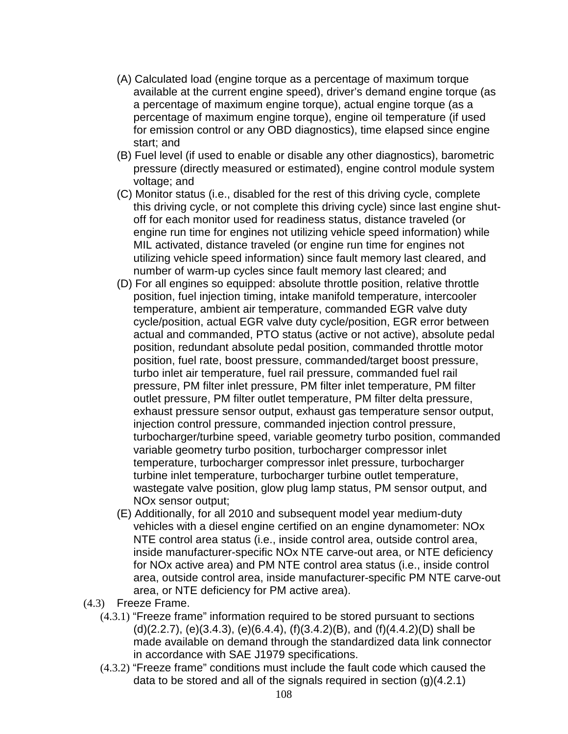(A) Calculated load (engine torque as a percentage of maximum torque available at the current engine speed), driver's demand engine torque (as a percentage of maximum engine torque), actual engine torque (as a percentage of maximum engine torque), engine oil temperature (if used for emission control or any OBD diagnostics), time elapsed since engine start; and

(B) Fuel level (if used to enable or disable any other diagnostics), barometric pressure (directly measured or estimated), engine control module system voltage; and

(C) Monitor status (i.e., disabled for the rest of this driving cycle, complete this driving cycle, or not complete this driving cycle) since last engine shut-off for each monitor used for readiness status, distance traveled (or engine run time for engines not utilizing vehicle speed information) while MIL activated, distance traveled (or engine run time for engines not utilizing vehicle speed information) since fault memory last cleared, and number of warm-up cycles since fault memory last cleared; and

(D) For all engines so equipped: absolute throttle position, relative throttle position, fuel injection timing, intake manifold temperature, intercooler temperature, ambient air temperature, commanded EGR valve duty cycle/position, actual EGR valve duty cycle/position, EGR error between actual and commanded, PTO status (active or not active), absolute pedal position, redundant absolute pedal position, commanded throttle motor position, fuel rate, boost pressure, commanded/target boost pressure, turbo inlet air temperature, fuel rail pressure, commanded fuel rail pressure, PM filter inlet pressure, PM filter inlet temperature, PM filter outlet pressure, PM filter outlet temperature, PM filter delta pressure, exhaust pressure sensor output, exhaust gas temperature sensor output, injection control pressure, commanded injection control pressure, turbocharger/turbine speed, variable geometry turbo position, commanded variable geometry turbo position, turbocharger compressor inlet temperature, turbocharger compressor inlet pressure, turbocharger turbine inlet temperature, turbocharger turbine outlet temperature, wastegate valve position, glow plug lamp status, PM sensor output, and NOx sensor output;

(E) Additionally, for all 2010 and subsequent model year medium-duty vehicles with a diesel engine certified on an engine dynamometer: NOx NTE control area status (i.e., inside control area, outside control area, inside manufacturer-specific NOx NTE carve-out area, or NTE deficiency for NOx active area) and PM NTE control area status (i.e., inside control area, outside control area, inside manufacturer-specific PM NTE carve-out area, or NTE deficiency for PM active area).

(4.3) Freeze Frame.

(4.3.1) "Freeze frame" information required to be stored pursuant to sections (d)(2.2.7), (e)(3.4.3), (e)(6.4.4), (f)(3.4.2)(B), and (f)(4.4.2)(D) shall be made available on demand through the standardized data link connector in accordance with SAE J1979 specifications.

(4.3.2) "Freeze frame" conditions must include the fault code which caused the data to be stored and all of the signals required in section (g)(4.2.1)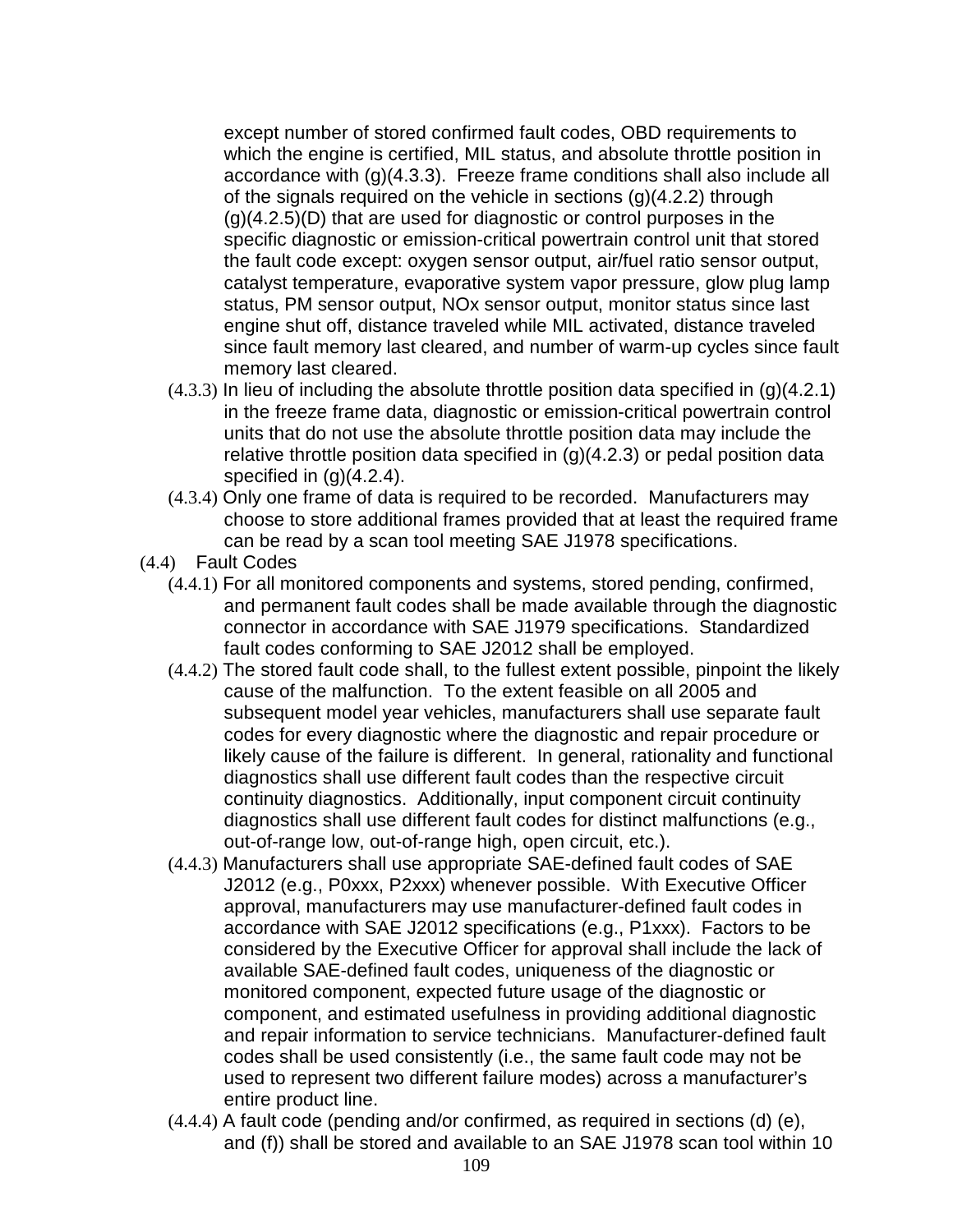except number of stored confirmed fault codes, OBD requirements to which the engine is certified, MIL status, and absolute throttle position in accordance with (g)(4.3.3). Freeze frame conditions shall also include all of the signals required on the vehicle in sections (g)(4.2.2) through (g)(4.2.5)(D) that are used for diagnostic or control purposes in the specific diagnostic or emission-critical powertrain control unit that stored the fault code except: oxygen sensor output, air/fuel ratio sensor output, catalyst temperature, evaporative system vapor pressure, glow plug lamp status, PM sensor output, NOx sensor output, monitor status since last engine shut off, distance traveled while MIL activated, distance traveled since fault memory last cleared, and number of warm-up cycles since fault memory last cleared.

(4.3.3) In lieu of including the absolute throttle position data specified in (g)(4.2.1) in the freeze frame data, diagnostic or emission-critical powertrain control units that do not use the absolute throttle position data may include the relative throttle position data specified in (g)(4.2.3) or pedal position data specified in (g)(4.2.4).

(4.3.4) Only one frame of data is required to be recorded. Manufacturers may choose to store additional frames provided that at least the required frame can be read by a scan tool meeting SAE J1978 specifications.

(4.4) Fault Codes

(4.4.1) For all monitored components and systems, stored pending, confirmed, and permanent fault codes shall be made available through the diagnostic connector in accordance with SAE J1979 specifications. Standardized fault codes conforming to SAE J2012 shall be employed.

(4.4.2) The stored fault code shall, to the fullest extent possible, pinpoint the likely cause of the malfunction. To the extent feasible on all 2005 and subsequent model year vehicles, manufacturers shall use separate fault codes for every diagnostic where the diagnostic and repair procedure or likely cause of the failure is different. In general, rationality and functional diagnostics shall use different fault codes than the respective circuit continuity diagnostics. Additionally, input component circuit continuity diagnostics shall use different fault codes for distinct malfunctions (e.g., out-of-range low, out-of-range high, open circuit, etc.).

(4.4.3) Manufacturers shall use appropriate SAE-defined fault codes of SAE J2012 (e.g., P0xxx, P2xxx) whenever possible. With Executive Officer approval, manufacturers may use manufacturer-defined fault codes in accordance with SAE J2012 specifications (e.g., P1xxx). Factors to be considered by the Executive Officer for approval shall include the lack of available SAE-defined fault codes, uniqueness of the diagnostic or monitored component, expected future usage of the diagnostic or component, and estimated usefulness in providing additional diagnostic and repair information to service technicians. Manufacturer-defined fault codes shall be used consistently (i.e., the same fault code may not be used to represent two different failure modes) across a manufacturer's entire product line.

(4.4.4) A fault code (pending and/or confirmed, as required in sections (d) (e), and (f)) shall be stored and available to an SAE J1978 scan tool within 10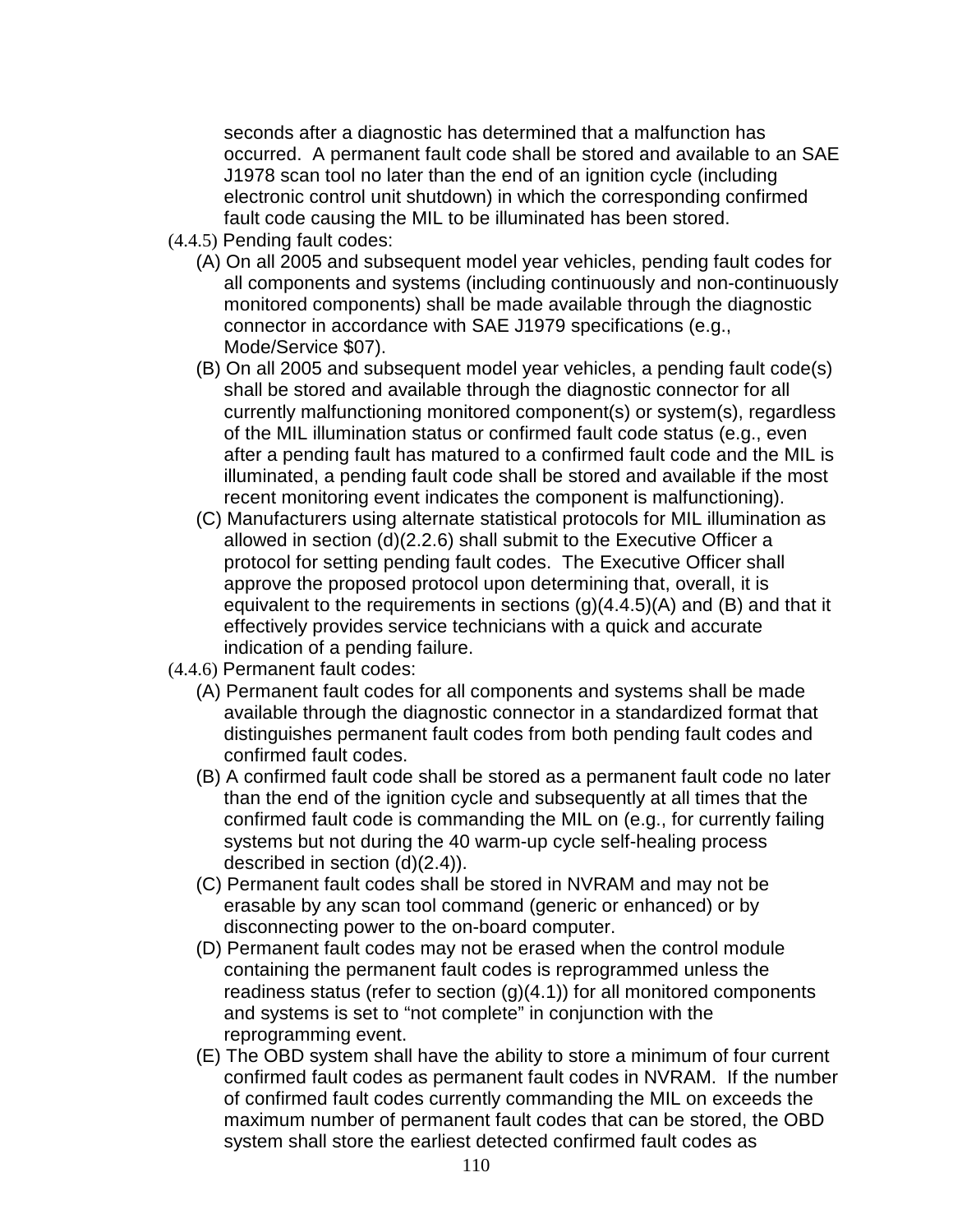seconds after a diagnostic has determined that a malfunction has occurred. A permanent fault code shall be stored and available to an SAE J1978 scan tool no later than the end of an ignition cycle (including electronic control unit shutdown) in which the corresponding confirmed fault code causing the MIL to be illuminated has been stored.

(4.4.5) Pending fault codes:

(A) On all 2005 and subsequent model year vehicles, pending fault codes for all components and systems (including continuously and non-continuously monitored components) shall be made available through the diagnostic connector in accordance with SAE J1979 specifications (e.g., Mode/Service $07).

(B) On all 2005 and subsequent model year vehicles, a pending fault code(s) shall be stored and available through the diagnostic connector for all currently malfunctioning monitored component(s) or system(s), regardless of the MIL illumination status or confirmed fault code status (e.g., even after a pending fault has matured to a confirmed fault code and the MIL is illuminated, a pending fault code shall be stored and available if the most recent monitoring event indicates the component is malfunctioning).

(C) Manufacturers using alternate statistical protocols for MIL illumination as allowed in section (d)(2.2.6) shall submit to the Executive Officer a protocol for setting pending fault codes. The Executive Officer shall approve the proposed protocol upon determining that, overall, it is equivalent to the requirements in sections (g)(4.4.5)(A) and (B) and that it effectively provides service technicians with a quick and accurate indication of a pending failure.

(4.4.6) Permanent fault codes:

(A) Permanent fault codes for all components and systems shall be made available through the diagnostic connector in a standardized format that distinguishes permanent fault codes from both pending fault codes and confirmed fault codes.

(B) A confirmed fault code shall be stored as a permanent fault code no later than the end of the ignition cycle and subsequently at all times that the confirmed fault code is commanding the MIL on (e.g., for currently failing systems but not during the 40 warm-up cycle self-healing process described in section (d)(2.4)).

(C) Permanent fault codes shall be stored in NVRAM and may not be erasable by any scan tool command (generic or enhanced) or by disconnecting power to the on-board computer.

(D) Permanent fault codes may not be erased when the control module containing the permanent fault codes is reprogrammed unless the readiness status (refer to section (g)(4.1)) for all monitored components and systems is set to "not complete" in conjunction with the reprogramming event.

(E) The OBD system shall have the ability to store a minimum of four current confirmed fault codes as permanent fault codes in NVRAM. If the number of confirmed fault codes currently commanding the MIL on exceeds the maximum number of permanent fault codes that can be stored, the OBD system shall store the earliest detected confirmed fault codes as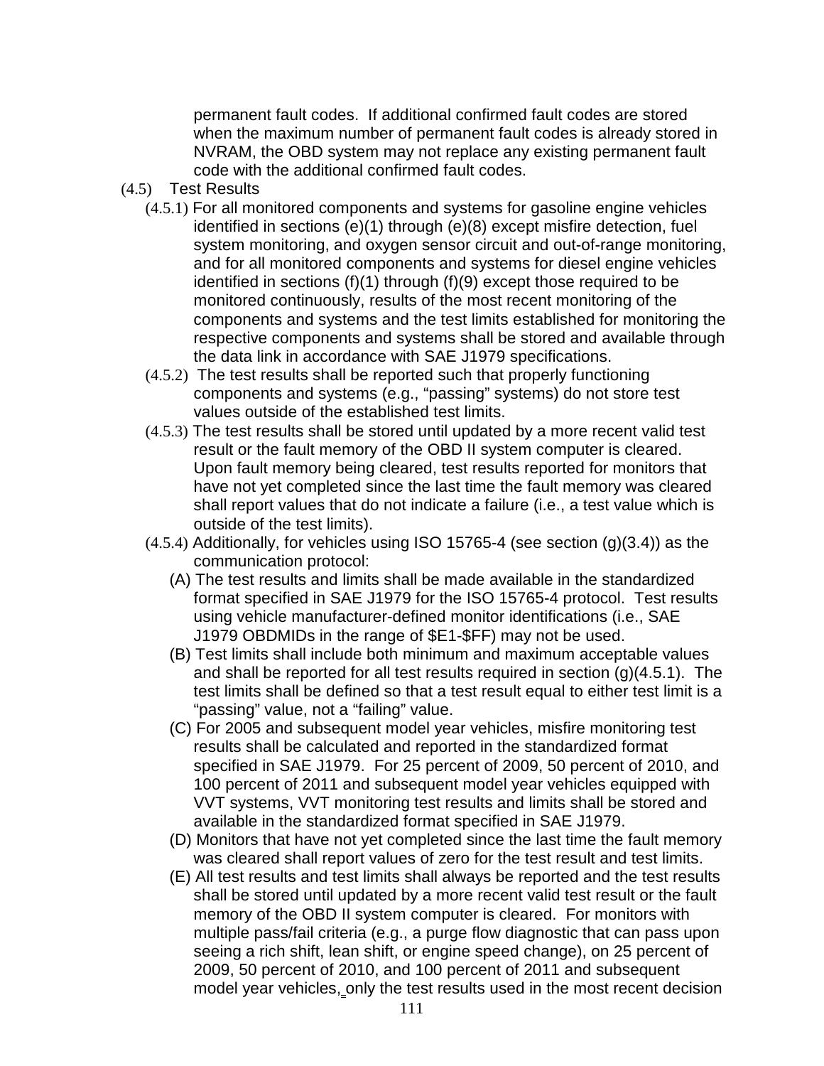permanent fault codes. If additional confirmed fault codes are stored when the maximum number of permanent fault codes is already stored in NVRAM, the OBD system may not replace any existing permanent fault code with the additional confirmed fault codes.

(4.5) Test Results

(4.5.1) For all monitored components and systems for gasoline engine vehicles identified in sections (e)(1) through (e)(8) except misfire detection, fuel system monitoring, and oxygen sensor circuit and out-of-range monitoring, and for all monitored components and systems for diesel engine vehicles identified in sections (f)(1) through (f)(9) except those required to be monitored continuously, results of the most recent monitoring of the components and systems and the test limits established for monitoring the respective components and systems shall be stored and available through the data link in accordance with SAE J1979 specifications.

(4.5.2) The test results shall be reported such that properly functioning components and systems (e.g., "passing" systems) do not store test values outside of the established test limits.

(4.5.3) The test results shall be stored until updated by a more recent valid test result or the fault memory of the OBD II system computer is cleared. Upon fault memory being cleared, test results reported for monitors that have not yet completed since the last time the fault memory was cleared shall report values that do not indicate a failure (i.e., a test value which is outside of the test limits).

(4.5.4) Additionally, for vehicles using ISO 15765-4 (see section (g)(3.4)) as the communication protocol:

(A) The test results and limits shall be made available in the standardized format specified in SAE J1979 for the ISO 15765-4 protocol. Test results using vehicle manufacturer-defined monitor identifications (i.e., SAE J1979 OBDMIDs in the range of $E1-$FF) may not be used.

(B) Test limits shall include both minimum and maximum acceptable values and shall be reported for all test results required in section (g)(4.5.1). The test limits shall be defined so that a test result equal to either test limit is a "passing" value, not a "failing" value.

(C) For 2005 and subsequent model year vehicles, misfire monitoring test results shall be calculated and reported in the standardized format specified in SAE J1979. For 25 percent of 2009, 50 percent of 2010, and 100 percent of 2011 and subsequent model year vehicles equipped with VVT systems, VVT monitoring test results and limits shall be stored and available in the standardized format specified in SAE J1979.

(D) Monitors that have not yet completed since the last time the fault memory was cleared shall report values of zero for the test result and test limits.

(E) All test results and test limits shall always be reported and the test results shall be stored until updated by a more recent valid test result or the fault memory of the OBD II system computer is cleared. For monitors with multiple pass/fail criteria (e.g., a purge flow diagnostic that can pass upon seeing a rich shift, lean shift, or engine speed change), on 25 percent of 2009, 50 percent of 2010, and 100 percent of 2011 and subsequent model year vehicles, only the test results used in the most recent decision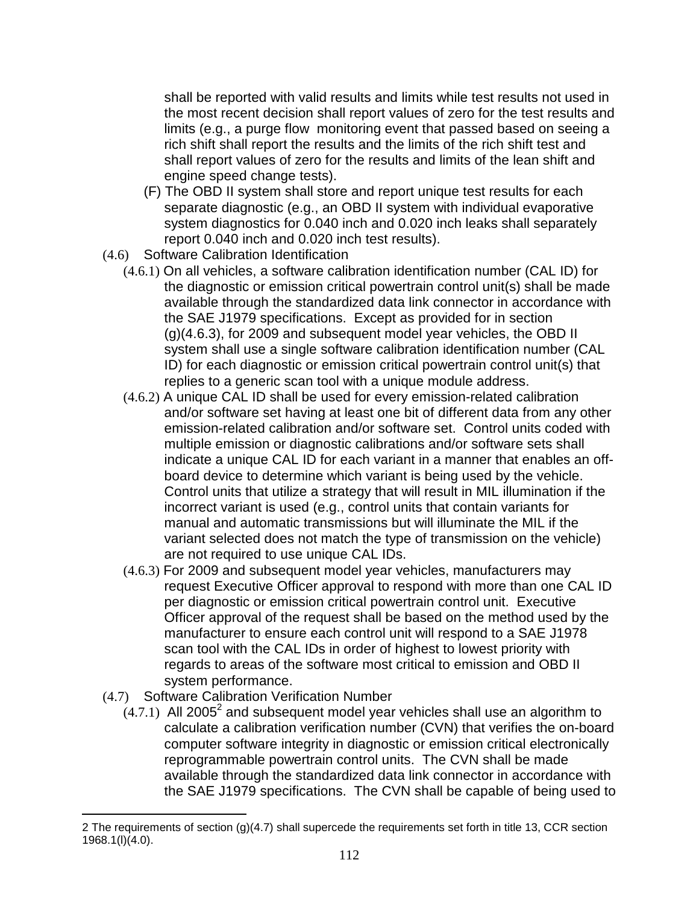shall be reported with valid results and limits while test results not used in the most recent decision shall report values of zero for the test results and limits (e.g., a purge flow monitoring event that passed based on seeing a rich shift shall report the results and the limits of the rich shift test and shall report values of zero for the results and limits of the lean shift and engine speed change tests).

(F) The OBD II system shall store and report unique test results for each separate diagnostic (e.g., an OBD II system with individual evaporative system diagnostics for 0.040 inch and 0.020 inch leaks shall separately report 0.040 inch and 0.020 inch test results).

(4.6) Software Calibration Identification

(4.6.1) On all vehicles, a software calibration identification number (CAL ID) for the diagnostic or emission critical powertrain control unit(s) shall be made available through the standardized data link connector in accordance with the SAE J1979 specifications. Except as provided for in section (g)(4.6.3), for 2009 and subsequent model year vehicles, the OBD II system shall use a single software calibration identification number (CAL ID) for each diagnostic or emission critical powertrain control unit(s) that replies to a generic scan tool with a unique module address.

(4.6.2) A unique CAL ID shall be used for every emission-related calibration and/or software set having at least one bit of different data from any other emission-related calibration and/or software set. Control units coded with multiple emission or diagnostic calibrations and/or software sets shall indicate a unique CAL ID for each variant in a manner that enables an off-board device to determine which variant is being used by the vehicle. Control units that utilize a strategy that will result in MIL illumination if the incorrect variant is used (e.g., control units that contain variants for manual and automatic transmissions but will illuminate the MIL if the variant selected does not match the type of transmission on the vehicle) are not required to use unique CAL IDs.

(4.6.3) For 2009 and subsequent model year vehicles, manufacturers may request Executive Officer approval to respond with more than one CAL ID per diagnostic or emission critical powertrain control unit. Executive Officer approval of the request shall be based on the method used by the manufacturer to ensure each control unit will respond to a SAE J1978 scan tool with the CAL IDs in order of highest to lowest priority with regards to areas of the software most critical to emission and OBD II system performance.

(4.7) Software Calibration Verification Number

(4.7.1) All 2005[2] and subsequent model year vehicles shall use an algorithm to calculate a calibration verification number (CVN) that verifies the on-board computer software integrity in diagnostic or emission critical electronically reprogrammable powertrain control units. The CVN shall be made available through the standardized data link connector in accordance with the SAE J1979 specifications. The CVN shall be capable of being used to

---

2 The requirements of section (g)(4.7) shall supercede the requirements set forth in title 13, CCR section 1968.1(l)(4.0).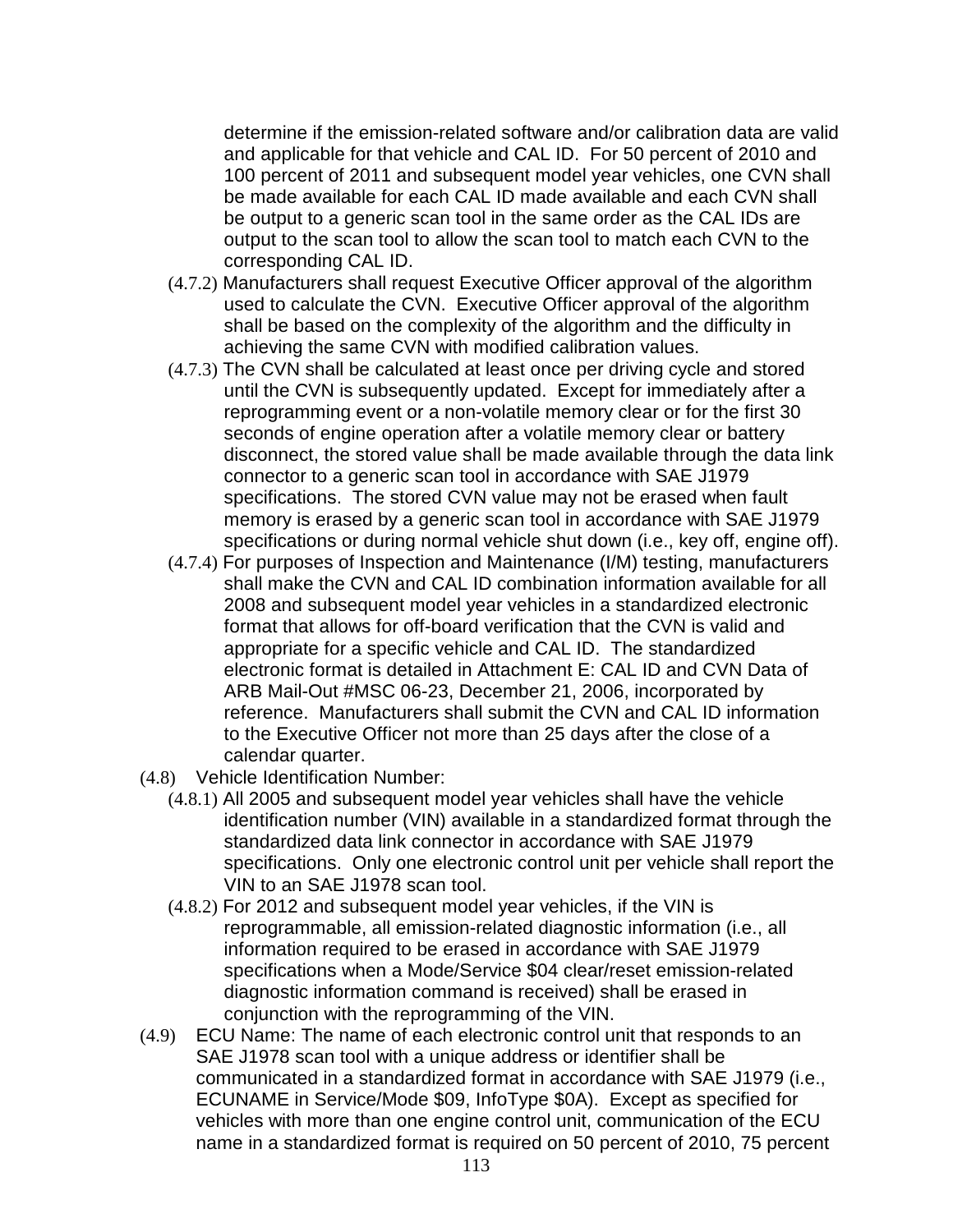determine if the emission-related software and/or calibration data are valid and applicable for that vehicle and CAL ID. For 50 percent of 2010 and 100 percent of 2011 and subsequent model year vehicles, one CVN shall be made available for each CAL ID made available and each CVN shall be output to a generic scan tool in the same order as the CAL IDs are output to the scan tool to allow the scan tool to match each CVN to the corresponding CAL ID.

(4.7.2) Manufacturers shall request Executive Officer approval of the algorithm used to calculate the CVN. Executive Officer approval of the algorithm shall be based on the complexity of the algorithm and the difficulty in achieving the same CVN with modified calibration values.

(4.7.3) The CVN shall be calculated at least once per driving cycle and stored until the CVN is subsequently updated. Except for immediately after a reprogramming event or a non-volatile memory clear or for the first 30 seconds of engine operation after a volatile memory clear or battery disconnect, the stored value shall be made available through the data link connector to a generic scan tool in accordance with SAE J1979 specifications. The stored CVN value may not be erased when fault memory is erased by a generic scan tool in accordance with SAE J1979 specifications or during normal vehicle shut down (i.e., key off, engine off).

(4.7.4) For purposes of Inspection and Maintenance (I/M) testing, manufacturers shall make the CVN and CAL ID combination information available for all 2008 and subsequent model year vehicles in a standardized electronic format that allows for off-board verification that the CVN is valid and appropriate for a specific vehicle and CAL ID. The standardized electronic format is detailed in Attachment E: CAL ID and CVN Data of ARB Mail-Out #MSC 06-23, December 21, 2006, incorporated by reference. Manufacturers shall submit the CVN and CAL ID information to the Executive Officer not more than 25 days after the close of a calendar quarter.

(4.8) Vehicle Identification Number:

(4.8.1) All 2005 and subsequent model year vehicles shall have the vehicle identification number (VIN) available in a standardized format through the standardized data link connector in accordance with SAE J1979 specifications. Only one electronic control unit per vehicle shall report the VIN to an SAE J1978 scan tool.

(4.8.2) For 2012 and subsequent model year vehicles, if the VIN is reprogrammable, all emission-related diagnostic information (i.e., all information required to be erased in accordance with SAE J1979 specifications when a Mode/Service $04 clear/reset emission-related diagnostic information command is received) shall be erased in conjunction with the reprogramming of the VIN.

(4.9) ECU Name: The name of each electronic control unit that responds to an SAE J1978 scan tool with a unique address or identifier shall be communicated in a standardized format in accordance with SAE J1979 (i.e., ECUNAME in Service/Mode $09, InfoType $0A). Except as specified for vehicles with more than one engine control unit, communication of the ECU name in a standardized format is required on 50 percent of 2010, 75 percent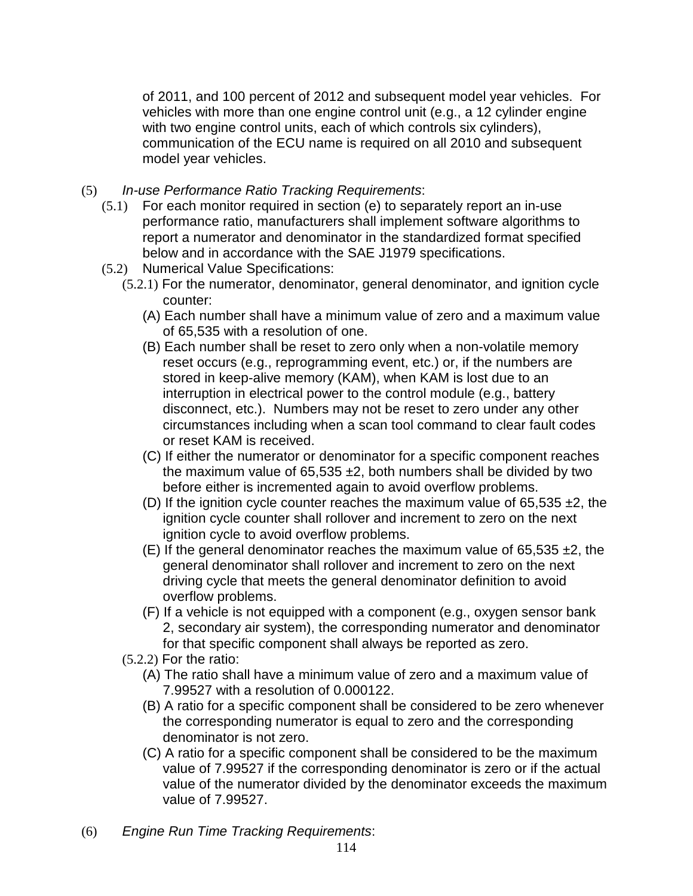of 2011, and 100 percent of 2012 and subsequent model year vehicles. For vehicles with more than one engine control unit (e.g., a 12 cylinder engine with two engine control units, each of which controls six cylinders), communication of the ECU name is required on all 2010 and subsequent model year vehicles.

(5) *In-use Performance Ratio Tracking Requirements*:

(5.1) For each monitor required in section (e) to separately report an in-use performance ratio, manufacturers shall implement software algorithms to report a numerator and denominator in the standardized format specified below and in accordance with the SAE J1979 specifications.

(5.2) Numerical Value Specifications:

(5.2.1) For the numerator, denominator, general denominator, and ignition cycle counter:

(A) Each number shall have a minimum value of zero and a maximum value of 65,535 with a resolution of one.

(B) Each number shall be reset to zero only when a non-volatile memory reset occurs (e.g., reprogramming event, etc.) or, if the numbers are stored in keep-alive memory (KAM), when KAM is lost due to an interruption in electrical power to the control module (e.g., battery disconnect, etc.). Numbers may not be reset to zero under any other circumstances including when a scan tool command to clear fault codes or reset KAM is received.

(C) If either the numerator or denominator for a specific component reaches the maximum value of 65,535 ±2, both numbers shall be divided by two before either is incremented again to avoid overflow problems.

(D) If the ignition cycle counter reaches the maximum value of 65,535 ±2, the ignition cycle counter shall rollover and increment to zero on the next ignition cycle to avoid overflow problems.

(E) If the general denominator reaches the maximum value of 65,535 ±2, the general denominator shall rollover and increment to zero on the next driving cycle that meets the general denominator definition to avoid overflow problems.

(F) If a vehicle is not equipped with a component (e.g., oxygen sensor bank 2, secondary air system), the corresponding numerator and denominator for that specific component shall always be reported as zero.

(5.2.2) For the ratio:

(A) The ratio shall have a minimum value of zero and a maximum value of 7.99527 with a resolution of 0.000122.

(B) A ratio for a specific component shall be considered to be zero whenever the corresponding numerator is equal to zero and the corresponding denominator is not zero.

(C) A ratio for a specific component shall be considered to be the maximum value of 7.99527 if the corresponding denominator is zero or if the actual value of the numerator divided by the denominator exceeds the maximum value of 7.99527.

(6) *Engine Run Time Tracking Requirements*: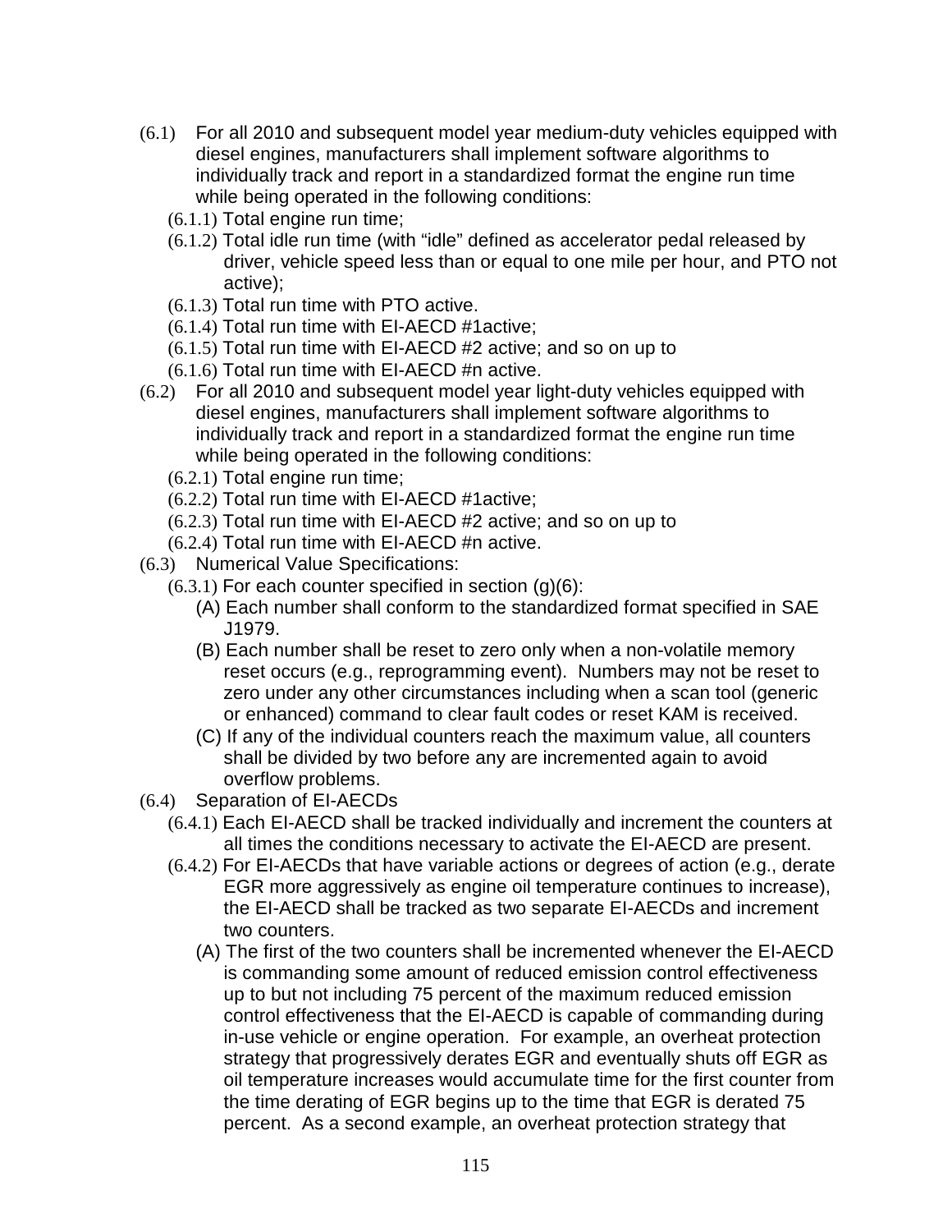(6.1) For all 2010 and subsequent model year medium-duty vehicles equipped with diesel engines, manufacturers shall implement software algorithms to individually track and report in a standardized format the engine run time while being operated in the following conditions:

- (6.1.1) Total engine run time;
- (6.1.2) Total idle run time (with "idle" defined as accelerator pedal released by driver, vehicle speed less than or equal to one mile per hour, and PTO not active);
- (6.1.3) Total run time with PTO active.
- (6.1.4) Total run time with EI-AECD #1active;
- (6.1.5) Total run time with EI-AECD #2 active; and so on up to
- (6.1.6) Total run time with EI-AECD #n active.

(6.2) For all 2010 and subsequent model year light-duty vehicles equipped with diesel engines, manufacturers shall implement software algorithms to individually track and report in a standardized format the engine run time while being operated in the following conditions:

- (6.2.1) Total engine run time;
- (6.2.2) Total run time with EI-AECD #1active;
- (6.2.3) Total run time with EI-AECD #2 active; and so on up to
- (6.2.4) Total run time with EI-AECD #n active.

(6.3) Numerical Value Specifications:

- (6.3.1) For each counter specified in section (g)(6):
  - (A) Each number shall conform to the standardized format specified in SAE J1979.
  - (B) Each number shall be reset to zero only when a non-volatile memory reset occurs (e.g., reprogramming event). Numbers may not be reset to zero under any other circumstances including when a scan tool (generic or enhanced) command to clear fault codes or reset KAM is received.
  - (C) If any of the individual counters reach the maximum value, all counters shall be divided by two before any are incremented again to avoid overflow problems.

(6.4) Separation of EI-AECDs

- (6.4.1) Each EI-AECD shall be tracked individually and increment the counters at all times the conditions necessary to activate the EI-AECD are present.
- (6.4.2) For EI-AECDs that have variable actions or degrees of action (e.g., derate EGR more aggressively as engine oil temperature continues to increase), the EI-AECD shall be tracked as two separate EI-AECDs and increment two counters.
  - (A) The first of the two counters shall be incremented whenever the EI-AECD is commanding some amount of reduced emission control effectiveness up to but not including 75 percent of the maximum reduced emission control effectiveness that the EI-AECD is capable of commanding during in-use vehicle or engine operation. For example, an overheat protection strategy that progressively derates EGR and eventually shuts off EGR as oil temperature increases would accumulate time for the first counter from the time derating of EGR begins up to the time that EGR is derated 75 percent. As a second example, an overheat protection strategy that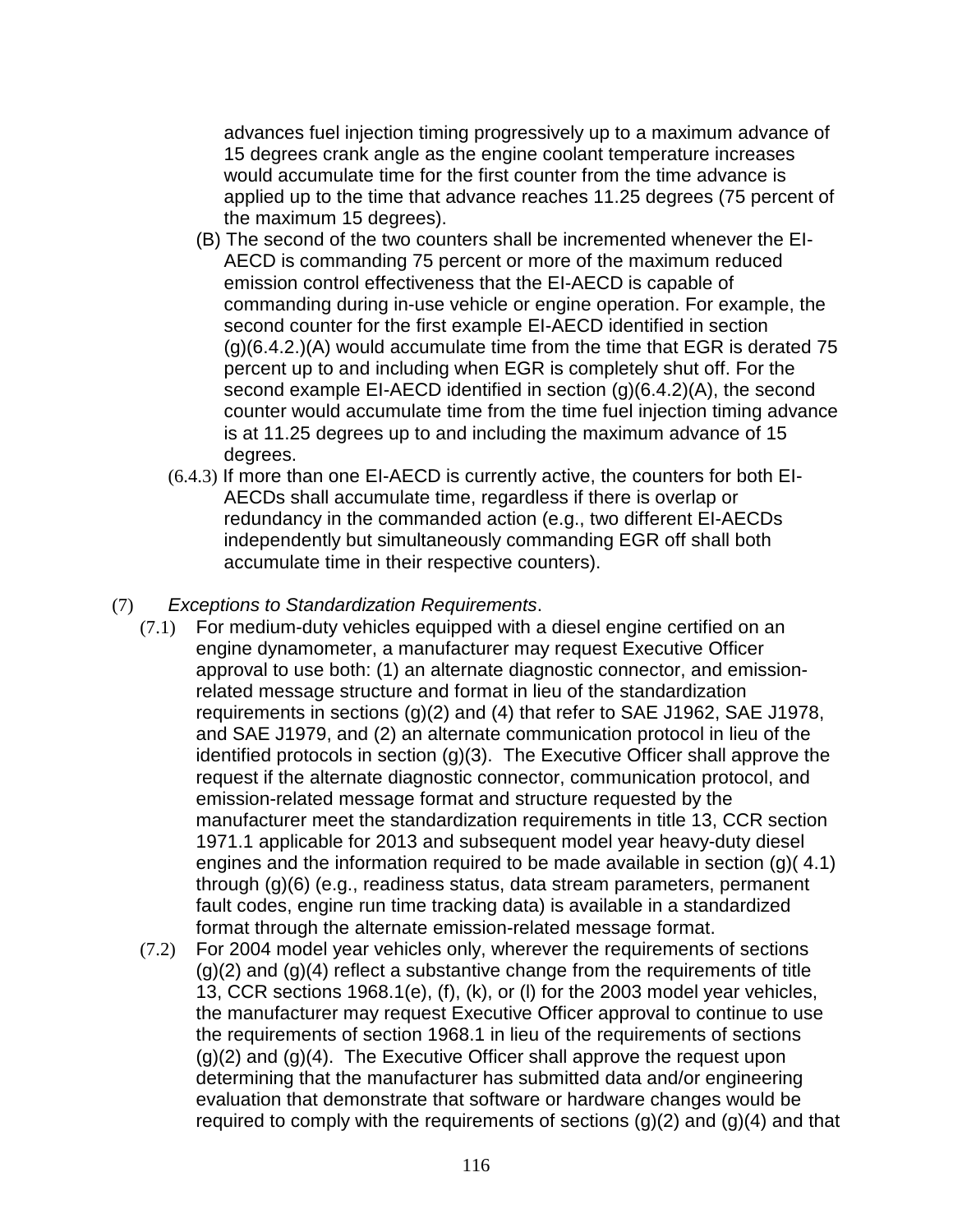advances fuel injection timing progressively up to a maximum advance of 15 degrees crank angle as the engine coolant temperature increases would accumulate time for the first counter from the time advance is applied up to the time that advance reaches 11.25 degrees (75 percent of the maximum 15 degrees).

(B) The second of the two counters shall be incremented whenever the EI-AECD is commanding 75 percent or more of the maximum reduced emission control effectiveness that the EI-AECD is capable of commanding during in-use vehicle or engine operation. For example, the second counter for the first example EI-AECD identified in section (g)(6.4.2.)(A) would accumulate time from the time that EGR is derated 75 percent up to and including when EGR is completely shut off. For the second example EI-AECD identified in section (g)(6.4.2)(A), the second counter would accumulate time from the time fuel injection timing advance is at 11.25 degrees up to and including the maximum advance of 15 degrees.

(6.4.3) If more than one EI-AECD is currently active, the counters for both EI-AECDs shall accumulate time, regardless if there is overlap or redundancy in the commanded action (e.g., two different EI-AECDs independently but simultaneously commanding EGR off shall both accumulate time in their respective counters).

(7) *Exceptions to Standardization Requirements*.

(7.1) For medium-duty vehicles equipped with a diesel engine certified on an engine dynamometer, a manufacturer may request Executive Officer approval to use both: (1) an alternate diagnostic connector, and emission-related message structure and format in lieu of the standardization requirements in sections (g)(2) and (4) that refer to SAE J1962, SAE J1978, and SAE J1979, and (2) an alternate communication protocol in lieu of the identified protocols in section (g)(3). The Executive Officer shall approve the request if the alternate diagnostic connector, communication protocol, and emission-related message format and structure requested by the manufacturer meet the standardization requirements in title 13, CCR section 1971.1 applicable for 2013 and subsequent model year heavy-duty diesel engines and the information required to be made available in section (g)( 4.1) through (g)(6) (e.g., readiness status, data stream parameters, permanent fault codes, engine run time tracking data) is available in a standardized format through the alternate emission-related message format.

(7.2) For 2004 model year vehicles only, wherever the requirements of sections (g)(2) and (g)(4) reflect a substantive change from the requirements of title 13, CCR sections 1968.1(e), (f), (k), or (l) for the 2003 model year vehicles, the manufacturer may request Executive Officer approval to continue to use the requirements of section 1968.1 in lieu of the requirements of sections (g)(2) and (g)(4). The Executive Officer shall approve the request upon determining that the manufacturer has submitted data and/or engineering evaluation that demonstrate that software or hardware changes would be required to comply with the requirements of sections (g)(2) and (g)(4) and that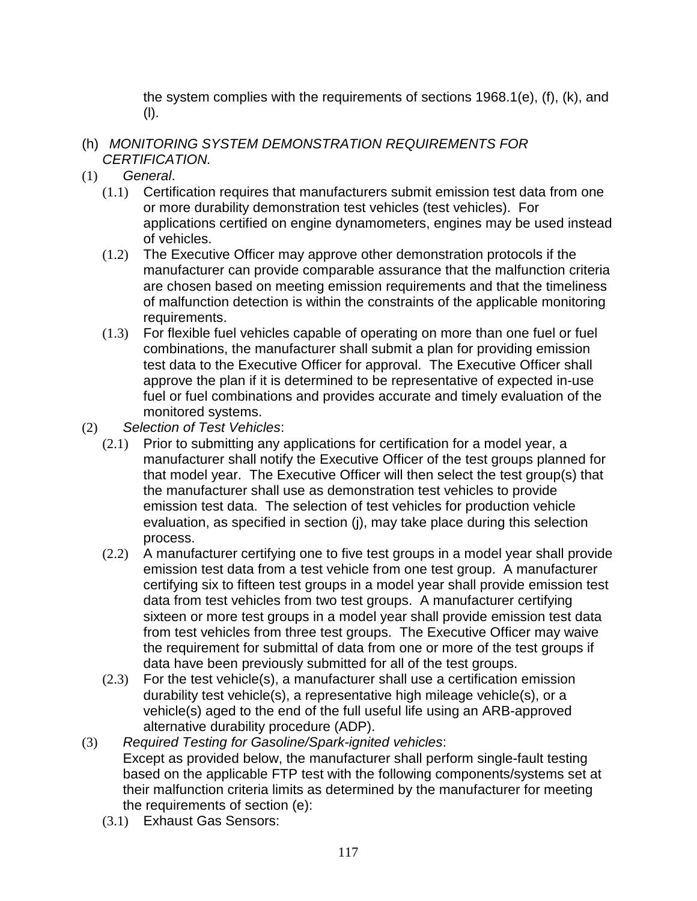the system complies with the requirements of sections 1968.1(e), (f), (k), and (l).

(h) *MONITORING SYSTEM DEMONSTRATION REQUIREMENTS FOR CERTIFICATION.*

(1) *General*.

(1.1) Certification requires that manufacturers submit emission test data from one or more durability demonstration test vehicles (test vehicles). For applications certified on engine dynamometers, engines may be used instead of vehicles.

(1.2) The Executive Officer may approve other demonstration protocols if the manufacturer can provide comparable assurance that the malfunction criteria are chosen based on meeting emission requirements and that the timeliness of malfunction detection is within the constraints of the applicable monitoring requirements.

(1.3) For flexible fuel vehicles capable of operating on more than one fuel or fuel combinations, the manufacturer shall submit a plan for providing emission test data to the Executive Officer for approval. The Executive Officer shall approve the plan if it is determined to be representative of expected in-use fuel or fuel combinations and provides accurate and timely evaluation of the monitored systems.

(2) *Selection of Test Vehicles*:

(2.1) Prior to submitting any applications for certification for a model year, a manufacturer shall notify the Executive Officer of the test groups planned for that model year. The Executive Officer will then select the test group(s) that the manufacturer shall use as demonstration test vehicles to provide emission test data. The selection of test vehicles for production vehicle evaluation, as specified in section (j), may take place during this selection process.

(2.2) A manufacturer certifying one to five test groups in a model year shall provide emission test data from a test vehicle from one test group. A manufacturer certifying six to fifteen test groups in a model year shall provide emission test data from test vehicles from two test groups. A manufacturer certifying sixteen or more test groups in a model year shall provide emission test data from test vehicles from three test groups. The Executive Officer may waive the requirement for submittal of data from one or more of the test groups if data have been previously submitted for all of the test groups.

(2.3) For the test vehicle(s), a manufacturer shall use a certification emission durability test vehicle(s), a representative high mileage vehicle(s), or a vehicle(s) aged to the end of the full useful life using an ARB-approved alternative durability procedure (ADP).

(3) *Required Testing for Gasoline/Spark-ignited vehicles*:
Except as provided below, the manufacturer shall perform single-fault testing based on the applicable FTP test with the following components/systems set at their malfunction criteria limits as determined by the manufacturer for meeting the requirements of section (e):

(3.1) Exhaust Gas Sensors: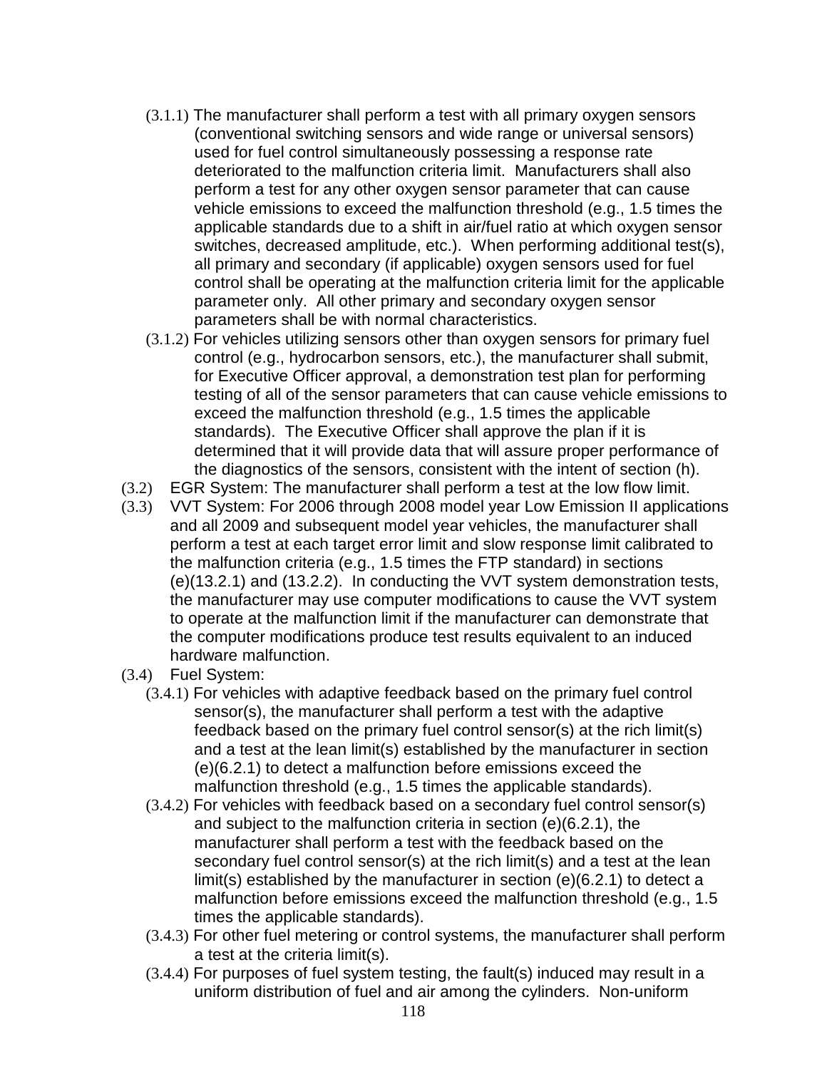(3.1.1) The manufacturer shall perform a test with all primary oxygen sensors (conventional switching sensors and wide range or universal sensors) used for fuel control simultaneously possessing a response rate deteriorated to the malfunction criteria limit. Manufacturers shall also perform a test for any other oxygen sensor parameter that can cause vehicle emissions to exceed the malfunction threshold (e.g., 1.5 times the applicable standards due to a shift in air/fuel ratio at which oxygen sensor switches, decreased amplitude, etc.). When performing additional test(s), all primary and secondary (if applicable) oxygen sensors used for fuel control shall be operating at the malfunction criteria limit for the applicable parameter only. All other primary and secondary oxygen sensor parameters shall be with normal characteristics.

(3.1.2) For vehicles utilizing sensors other than oxygen sensors for primary fuel control (e.g., hydrocarbon sensors, etc.), the manufacturer shall submit, for Executive Officer approval, a demonstration test plan for performing testing of all of the sensor parameters that can cause vehicle emissions to exceed the malfunction threshold (e.g., 1.5 times the applicable standards). The Executive Officer shall approve the plan if it is determined that it will provide data that will assure proper performance of the diagnostics of the sensors, consistent with the intent of section (h).

(3.2) EGR System: The manufacturer shall perform a test at the low flow limit.

(3.3) VVT System: For 2006 through 2008 model year Low Emission II applications and all 2009 and subsequent model year vehicles, the manufacturer shall perform a test at each target error limit and slow response limit calibrated to the malfunction criteria (e.g., 1.5 times the FTP standard) in sections (e)(13.2.1) and (13.2.2). In conducting the VVT system demonstration tests, the manufacturer may use computer modifications to cause the VVT system to operate at the malfunction limit if the manufacturer can demonstrate that the computer modifications produce test results equivalent to an induced hardware malfunction.

(3.4) Fuel System:

(3.4.1) For vehicles with adaptive feedback based on the primary fuel control sensor(s), the manufacturer shall perform a test with the adaptive feedback based on the primary fuel control sensor(s) at the rich limit(s) and a test at the lean limit(s) established by the manufacturer in section (e)(6.2.1) to detect a malfunction before emissions exceed the malfunction threshold (e.g., 1.5 times the applicable standards).

(3.4.2) For vehicles with feedback based on a secondary fuel control sensor(s) and subject to the malfunction criteria in section (e)(6.2.1), the manufacturer shall perform a test with the feedback based on the secondary fuel control sensor(s) at the rich limit(s) and a test at the lean limit(s) established by the manufacturer in section (e)(6.2.1) to detect a malfunction before emissions exceed the malfunction threshold (e.g., 1.5 times the applicable standards).

(3.4.3) For other fuel metering or control systems, the manufacturer shall perform a test at the criteria limit(s).

(3.4.4) For purposes of fuel system testing, the fault(s) induced may result in a uniform distribution of fuel and air among the cylinders. Non-uniform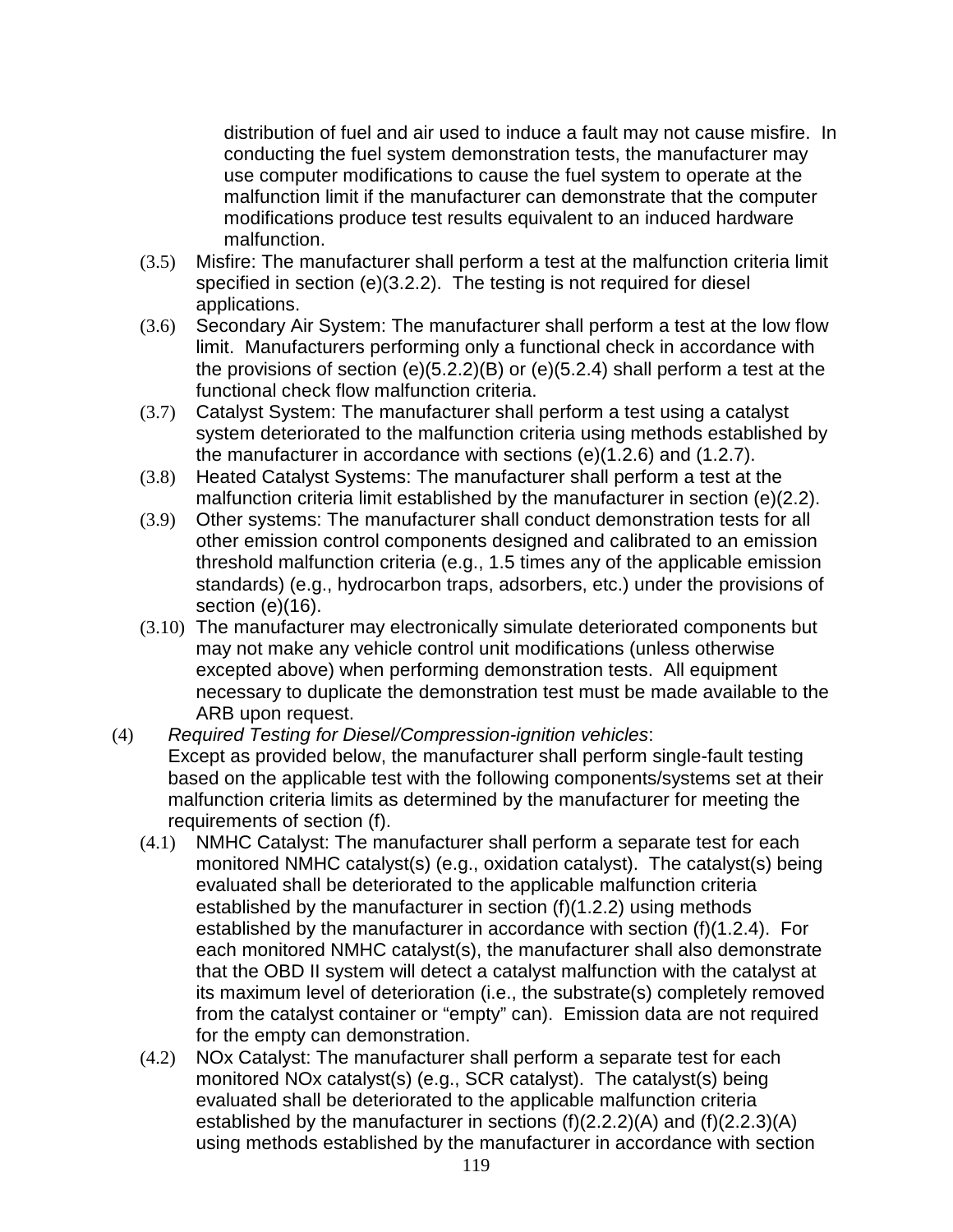distribution of fuel and air used to induce a fault may not cause misfire. In conducting the fuel system demonstration tests, the manufacturer may use computer modifications to cause the fuel system to operate at the malfunction limit if the manufacturer can demonstrate that the computer modifications produce test results equivalent to an induced hardware malfunction.

(3.5) Misfire: The manufacturer shall perform a test at the malfunction criteria limit specified in section (e)(3.2.2). The testing is not required for diesel applications.

(3.6) Secondary Air System: The manufacturer shall perform a test at the low flow limit. Manufacturers performing only a functional check in accordance with the provisions of section (e)(5.2.2)(B) or (e)(5.2.4) shall perform a test at the functional check flow malfunction criteria.

(3.7) Catalyst System: The manufacturer shall perform a test using a catalyst system deteriorated to the malfunction criteria using methods established by the manufacturer in accordance with sections (e)(1.2.6) and (1.2.7).

(3.8) Heated Catalyst Systems: The manufacturer shall perform a test at the malfunction criteria limit established by the manufacturer in section (e)(2.2).

(3.9) Other systems: The manufacturer shall conduct demonstration tests for all other emission control components designed and calibrated to an emission threshold malfunction criteria (e.g., 1.5 times any of the applicable emission standards) (e.g., hydrocarbon traps, adsorbers, etc.) under the provisions of section (e)(16).

(3.10) The manufacturer may electronically simulate deteriorated components but may not make any vehicle control unit modifications (unless otherwise excepted above) when performing demonstration tests. All equipment necessary to duplicate the demonstration test must be made available to the ARB upon request.

(4) *Required Testing for Diesel/Compression-ignition vehicles*:
Except as provided below, the manufacturer shall perform single-fault testing based on the applicable test with the following components/systems set at their malfunction criteria limits as determined by the manufacturer for meeting the requirements of section (f).

(4.1) NMHC Catalyst: The manufacturer shall perform a separate test for each monitored NMHC catalyst(s) (e.g., oxidation catalyst). The catalyst(s) being evaluated shall be deteriorated to the applicable malfunction criteria established by the manufacturer in section (f)(1.2.2) using methods established by the manufacturer in accordance with section (f)(1.2.4). For each monitored NMHC catalyst(s), the manufacturer shall also demonstrate that the OBD II system will detect a catalyst malfunction with the catalyst at its maximum level of deterioration (i.e., the substrate(s) completely removed from the catalyst container or "empty" can). Emission data are not required for the empty can demonstration.

(4.2) NOx Catalyst: The manufacturer shall perform a separate test for each monitored NOx catalyst(s) (e.g., SCR catalyst). The catalyst(s) being evaluated shall be deteriorated to the applicable malfunction criteria established by the manufacturer in sections (f)(2.2.2)(A) and (f)(2.2.3)(A) using methods established by the manufacturer in accordance with section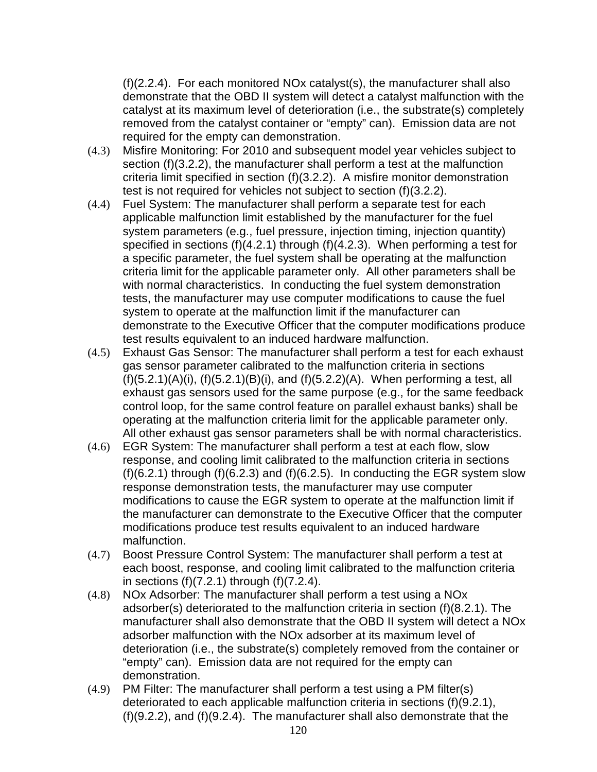(f)(2.2.4). For each monitored NOx catalyst(s), the manufacturer shall also demonstrate that the OBD II system will detect a catalyst malfunction with the catalyst at its maximum level of deterioration (i.e., the substrate(s) completely removed from the catalyst container or “empty” can). Emission data are not required for the empty can demonstration.

(4.3) Misfire Monitoring: For 2010 and subsequent model year vehicles subject to section (f)(3.2.2), the manufacturer shall perform a test at the malfunction criteria limit specified in section (f)(3.2.2). A misfire monitor demonstration test is not required for vehicles not subject to section (f)(3.2.2).

(4.4) Fuel System: The manufacturer shall perform a separate test for each applicable malfunction limit established by the manufacturer for the fuel system parameters (e.g., fuel pressure, injection timing, injection quantity) specified in sections (f)(4.2.1) through (f)(4.2.3). When performing a test for a specific parameter, the fuel system shall be operating at the malfunction criteria limit for the applicable parameter only. All other parameters shall be with normal characteristics. In conducting the fuel system demonstration tests, the manufacturer may use computer modifications to cause the fuel system to operate at the malfunction limit if the manufacturer can demonstrate to the Executive Officer that the computer modifications produce test results equivalent to an induced hardware malfunction.

(4.5) Exhaust Gas Sensor: The manufacturer shall perform a test for each exhaust gas sensor parameter calibrated to the malfunction criteria in sections (f)(5.2.1)(A)(i), (f)(5.2.1)(B)(i), and (f)(5.2.2)(A). When performing a test, all exhaust gas sensors used for the same purpose (e.g., for the same feedback control loop, for the same control feature on parallel exhaust banks) shall be operating at the malfunction criteria limit for the applicable parameter only. All other exhaust gas sensor parameters shall be with normal characteristics.

(4.6) EGR System: The manufacturer shall perform a test at each flow, slow response, and cooling limit calibrated to the malfunction criteria in sections (f)(6.2.1) through (f)(6.2.3) and (f)(6.2.5). In conducting the EGR system slow response demonstration tests, the manufacturer may use computer modifications to cause the EGR system to operate at the malfunction limit if the manufacturer can demonstrate to the Executive Officer that the computer modifications produce test results equivalent to an induced hardware malfunction.

(4.7) Boost Pressure Control System: The manufacturer shall perform a test at each boost, response, and cooling limit calibrated to the malfunction criteria in sections (f)(7.2.1) through (f)(7.2.4).

(4.8) NOx Adsorber: The manufacturer shall perform a test using a NOx adsorber(s) deteriorated to the malfunction criteria in section (f)(8.2.1). The manufacturer shall also demonstrate that the OBD II system will detect a NOx adsorber malfunction with the NOx adsorber at its maximum level of deterioration (i.e., the substrate(s) completely removed from the container or “empty” can). Emission data are not required for the empty can demonstration.

(4.9) PM Filter: The manufacturer shall perform a test using a PM filter(s) deteriorated to each applicable malfunction criteria in sections (f)(9.2.1), (f)(9.2.2), and (f)(9.2.4). The manufacturer shall also demonstrate that the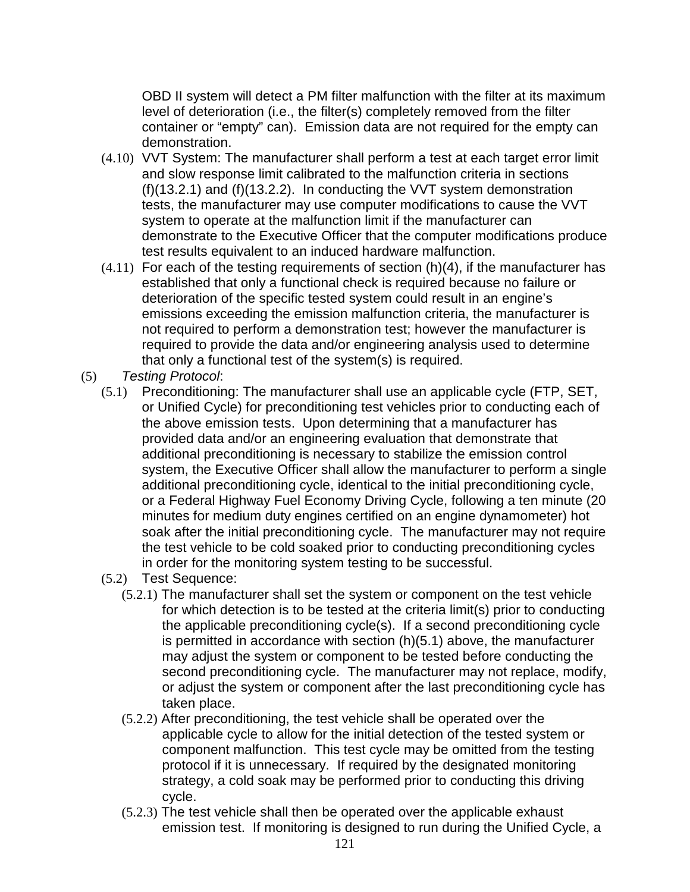OBD II system will detect a PM filter malfunction with the filter at its maximum level of deterioration (i.e., the filter(s) completely removed from the filter container or "empty" can). Emission data are not required for the empty can demonstration.

(4.10) VVT System: The manufacturer shall perform a test at each target error limit and slow response limit calibrated to the malfunction criteria in sections (f)(13.2.1) and (f)(13.2.2). In conducting the VVT system demonstration tests, the manufacturer may use computer modifications to cause the VVT system to operate at the malfunction limit if the manufacturer can demonstrate to the Executive Officer that the computer modifications produce test results equivalent to an induced hardware malfunction.

(4.11) For each of the testing requirements of section (h)(4), if the manufacturer has established that only a functional check is required because no failure or deterioration of the specific tested system could result in an engine's emissions exceeding the emission malfunction criteria, the manufacturer is not required to perform a demonstration test; however the manufacturer is required to provide the data and/or engineering analysis used to determine that only a functional test of the system(s) is required.

(5) *Testing Protocol*:

(5.1) Preconditioning: The manufacturer shall use an applicable cycle (FTP, SET, or Unified Cycle) for preconditioning test vehicles prior to conducting each of the above emission tests. Upon determining that a manufacturer has provided data and/or an engineering evaluation that demonstrate that additional preconditioning is necessary to stabilize the emission control system, the Executive Officer shall allow the manufacturer to perform a single additional preconditioning cycle, identical to the initial preconditioning cycle, or a Federal Highway Fuel Economy Driving Cycle, following a ten minute (20 minutes for medium duty engines certified on an engine dynamometer) hot soak after the initial preconditioning cycle. The manufacturer may not require the test vehicle to be cold soaked prior to conducting preconditioning cycles in order for the monitoring system testing to be successful.

(5.2) Test Sequence:

(5.2.1) The manufacturer shall set the system or component on the test vehicle for which detection is to be tested at the criteria limit(s) prior to conducting the applicable preconditioning cycle(s). If a second preconditioning cycle is permitted in accordance with section (h)(5.1) above, the manufacturer may adjust the system or component to be tested before conducting the second preconditioning cycle. The manufacturer may not replace, modify, or adjust the system or component after the last preconditioning cycle has taken place.

(5.2.2) After preconditioning, the test vehicle shall be operated over the applicable cycle to allow for the initial detection of the tested system or component malfunction. This test cycle may be omitted from the testing protocol if it is unnecessary. If required by the designated monitoring strategy, a cold soak may be performed prior to conducting this driving cycle.

(5.2.3) The test vehicle shall then be operated over the applicable exhaust emission test. If monitoring is designed to run during the Unified Cycle, a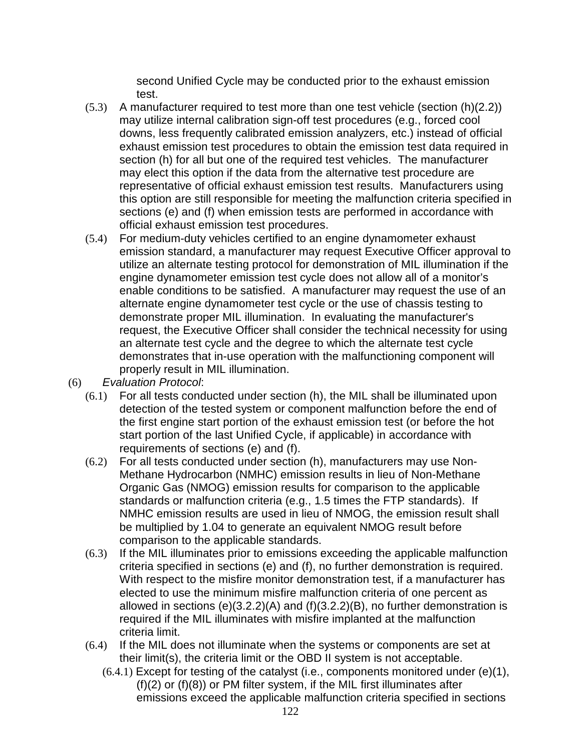second Unified Cycle may be conducted prior to the exhaust emission test.

(5.3) A manufacturer required to test more than one test vehicle (section (h)(2.2)) may utilize internal calibration sign-off test procedures (e.g., forced cool downs, less frequently calibrated emission analyzers, etc.) instead of official exhaust emission test procedures to obtain the emission test data required in section (h) for all but one of the required test vehicles. The manufacturer may elect this option if the data from the alternative test procedure are representative of official exhaust emission test results. Manufacturers using this option are still responsible for meeting the malfunction criteria specified in sections (e) and (f) when emission tests are performed in accordance with official exhaust emission test procedures.

(5.4) For medium-duty vehicles certified to an engine dynamometer exhaust emission standard, a manufacturer may request Executive Officer approval to utilize an alternate testing protocol for demonstration of MIL illumination if the engine dynamometer emission test cycle does not allow all of a monitor's enable conditions to be satisfied. A manufacturer may request the use of an alternate engine dynamometer test cycle or the use of chassis testing to demonstrate proper MIL illumination. In evaluating the manufacturer's request, the Executive Officer shall consider the technical necessity for using an alternate test cycle and the degree to which the alternate test cycle demonstrates that in-use operation with the malfunctioning component will properly result in MIL illumination.

(6) *Evaluation Protocol*:

(6.1) For all tests conducted under section (h), the MIL shall be illuminated upon detection of the tested system or component malfunction before the end of the first engine start portion of the exhaust emission test (or before the hot start portion of the last Unified Cycle, if applicable) in accordance with requirements of sections (e) and (f).

(6.2) For all tests conducted under section (h), manufacturers may use Non-Methane Hydrocarbon (NMHC) emission results in lieu of Non-Methane Organic Gas (NMOG) emission results for comparison to the applicable standards or malfunction criteria (e.g., 1.5 times the FTP standards). If NMHC emission results are used in lieu of NMOG, the emission result shall be multiplied by 1.04 to generate an equivalent NMOG result before comparison to the applicable standards.

(6.3) If the MIL illuminates prior to emissions exceeding the applicable malfunction criteria specified in sections (e) and (f), no further demonstration is required. With respect to the misfire monitor demonstration test, if a manufacturer has elected to use the minimum misfire malfunction criteria of one percent as allowed in sections (e)(3.2.2)(A) and (f)(3.2.2)(B), no further demonstration is required if the MIL illuminates with misfire implanted at the malfunction criteria limit.

(6.4) If the MIL does not illuminate when the systems or components are set at their limit(s), the criteria limit or the OBD II system is not acceptable.

(6.4.1) Except for testing of the catalyst (i.e., components monitored under (e)(1), (f)(2) or (f)(8)) or PM filter system, if the MIL first illuminates after emissions exceed the applicable malfunction criteria specified in sections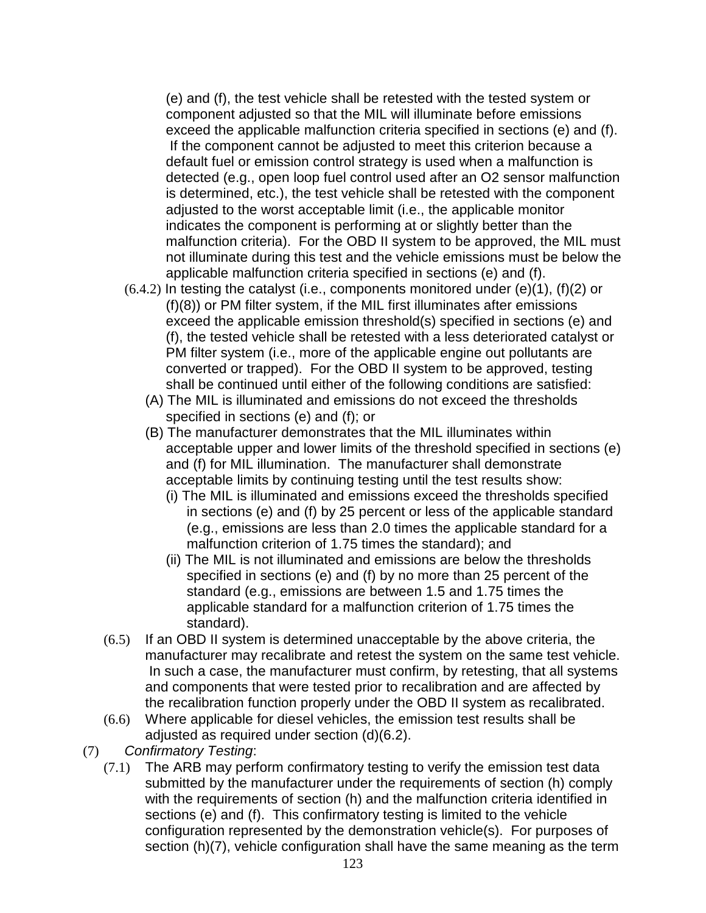(e) and (f), the test vehicle shall be retested with the tested system or component adjusted so that the MIL will illuminate before emissions exceed the applicable malfunction criteria specified in sections (e) and (f). If the component cannot be adjusted to meet this criterion because a default fuel or emission control strategy is used when a malfunction is detected (e.g., open loop fuel control used after an O2 sensor malfunction is determined, etc.), the test vehicle shall be retested with the component adjusted to the worst acceptable limit (i.e., the applicable monitor indicates the component is performing at or slightly better than the malfunction criteria). For the OBD II system to be approved, the MIL must not illuminate during this test and the vehicle emissions must be below the applicable malfunction criteria specified in sections (e) and (f).

(6.4.2) In testing the catalyst (i.e., components monitored under (e)(1), (f)(2) or (f)(8)) or PM filter system, if the MIL first illuminates after emissions exceed the applicable emission threshold(s) specified in sections (e) and (f), the tested vehicle shall be retested with a less deteriorated catalyst or PM filter system (i.e., more of the applicable engine out pollutants are converted or trapped). For the OBD II system to be approved, testing shall be continued until either of the following conditions are satisfied:

(A) The MIL is illuminated and emissions do not exceed the thresholds specified in sections (e) and (f); or

(B) The manufacturer demonstrates that the MIL illuminates within acceptable upper and lower limits of the threshold specified in sections (e) and (f) for MIL illumination. The manufacturer shall demonstrate acceptable limits by continuing testing until the test results show:

(i) The MIL is illuminated and emissions exceed the thresholds specified in sections (e) and (f) by 25 percent or less of the applicable standard (e.g., emissions are less than 2.0 times the applicable standard for a malfunction criterion of 1.75 times the standard); and

(ii) The MIL is not illuminated and emissions are below the thresholds specified in sections (e) and (f) by no more than 25 percent of the standard (e.g., emissions are between 1.5 and 1.75 times the applicable standard for a malfunction criterion of 1.75 times the standard).

(6.5) If an OBD II system is determined unacceptable by the above criteria, the manufacturer may recalibrate and retest the system on the same test vehicle. In such a case, the manufacturer must confirm, by retesting, that all systems and components that were tested prior to recalibration and are affected by the recalibration function properly under the OBD II system as recalibrated.

(6.6) Where applicable for diesel vehicles, the emission test results shall be adjusted as required under section (d)(6.2).

(7) *Confirmatory Testing*:

(7.1) The ARB may perform confirmatory testing to verify the emission test data submitted by the manufacturer under the requirements of section (h) comply with the requirements of section (h) and the malfunction criteria identified in sections (e) and (f). This confirmatory testing is limited to the vehicle configuration represented by the demonstration vehicle(s). For purposes of section (h)(7), vehicle configuration shall have the same meaning as the term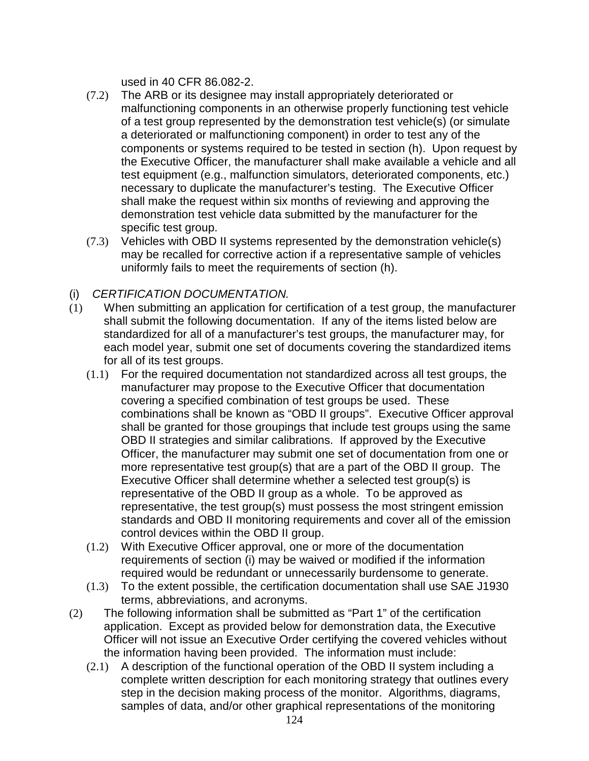used in 40 CFR 86.082-2.

(7.2) The ARB or its designee may install appropriately deteriorated or malfunctioning components in an otherwise properly functioning test vehicle of a test group represented by the demonstration test vehicle(s) (or simulate a deteriorated or malfunctioning component) in order to test any of the components or systems required to be tested in section (h). Upon request by the Executive Officer, the manufacturer shall make available a vehicle and all test equipment (e.g., malfunction simulators, deteriorated components, etc.) necessary to duplicate the manufacturer's testing. The Executive Officer shall make the request within six months of reviewing and approving the demonstration test vehicle data submitted by the manufacturer for the specific test group.

(7.3) Vehicles with OBD II systems represented by the demonstration vehicle(s) may be recalled for corrective action if a representative sample of vehicles uniformly fails to meet the requirements of section (h).

(i) *CERTIFICATION DOCUMENTATION.*

(1) When submitting an application for certification of a test group, the manufacturer shall submit the following documentation. If any of the items listed below are standardized for all of a manufacturer's test groups, the manufacturer may, for each model year, submit one set of documents covering the standardized items for all of its test groups.

(1.1) For the required documentation not standardized across all test groups, the manufacturer may propose to the Executive Officer that documentation covering a specified combination of test groups be used. These combinations shall be known as "OBD II groups". Executive Officer approval shall be granted for those groupings that include test groups using the same OBD II strategies and similar calibrations. If approved by the Executive Officer, the manufacturer may submit one set of documentation from one or more representative test group(s) that are a part of the OBD II group. The Executive Officer shall determine whether a selected test group(s) is representative of the OBD II group as a whole. To be approved as representative, the test group(s) must possess the most stringent emission standards and OBD II monitoring requirements and cover all of the emission control devices within the OBD II group.

(1.2) With Executive Officer approval, one or more of the documentation requirements of section (i) may be waived or modified if the information required would be redundant or unnecessarily burdensome to generate.

(1.3) To the extent possible, the certification documentation shall use SAE J1930 terms, abbreviations, and acronyms.

(2) The following information shall be submitted as "Part 1" of the certification application. Except as provided below for demonstration data, the Executive Officer will not issue an Executive Order certifying the covered vehicles without the information having been provided. The information must include:

(2.1) A description of the functional operation of the OBD II system including a complete written description for each monitoring strategy that outlines every step in the decision making process of the monitor. Algorithms, diagrams, samples of data, and/or other graphical representations of the monitoring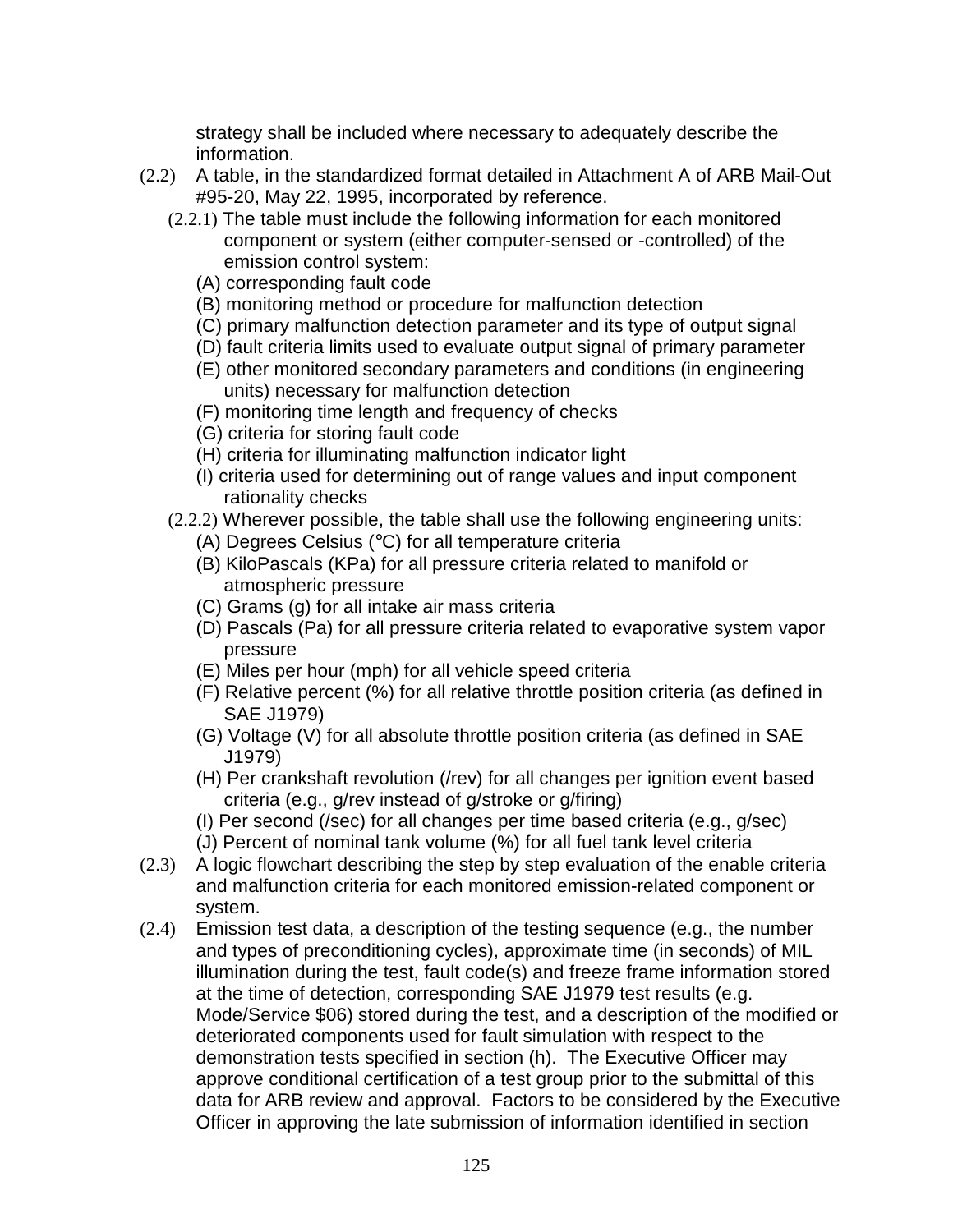strategy shall be included where necessary to adequately describe the information.

(2.2) A table, in the standardized format detailed in Attachment A of ARB Mail-Out #95-20, May 22, 1995, incorporated by reference.

(2.2.1) The table must include the following information for each monitored component or system (either computer-sensed or -controlled) of the emission control system:

(A) corresponding fault code

(B) monitoring method or procedure for malfunction detection

(C) primary malfunction detection parameter and its type of output signal

(D) fault criteria limits used to evaluate output signal of primary parameter

(E) other monitored secondary parameters and conditions (in engineering units) necessary for malfunction detection

(F) monitoring time length and frequency of checks

(G) criteria for storing fault code

(H) criteria for illuminating malfunction indicator light

(I) criteria used for determining out of range values and input component rationality checks

(2.2.2) Wherever possible, the table shall use the following engineering units:

(A) Degrees Celsius (°C) for all temperature criteria

(B) KiloPascals (KPa) for all pressure criteria related to manifold or atmospheric pressure

(C) Grams (g) for all intake air mass criteria

(D) Pascals (Pa) for all pressure criteria related to evaporative system vapor pressure

(E) Miles per hour (mph) for all vehicle speed criteria

(F) Relative percent (%) for all relative throttle position criteria (as defined in SAE J1979)

(G) Voltage (V) for all absolute throttle position criteria (as defined in SAE J1979)

(H) Per crankshaft revolution (/rev) for all changes per ignition event based criteria (e.g., g/rev instead of g/stroke or g/firing)

(I) Per second (/sec) for all changes per time based criteria (e.g., g/sec)

(J) Percent of nominal tank volume (%) for all fuel tank level criteria

(2.3) A logic flowchart describing the step by step evaluation of the enable criteria and malfunction criteria for each monitored emission-related component or system.

(2.4) Emission test data, a description of the testing sequence (e.g., the number and types of preconditioning cycles), approximate time (in seconds) of MIL illumination during the test, fault code(s) and freeze frame information stored at the time of detection, corresponding SAE J1979 test results (e.g. Mode/Service $06) stored during the test, and a description of the modified or deteriorated components used for fault simulation with respect to the demonstration tests specified in section (h). The Executive Officer may approve conditional certification of a test group prior to the submittal of this data for ARB review and approval. Factors to be considered by the Executive Officer in approving the late submission of information identified in section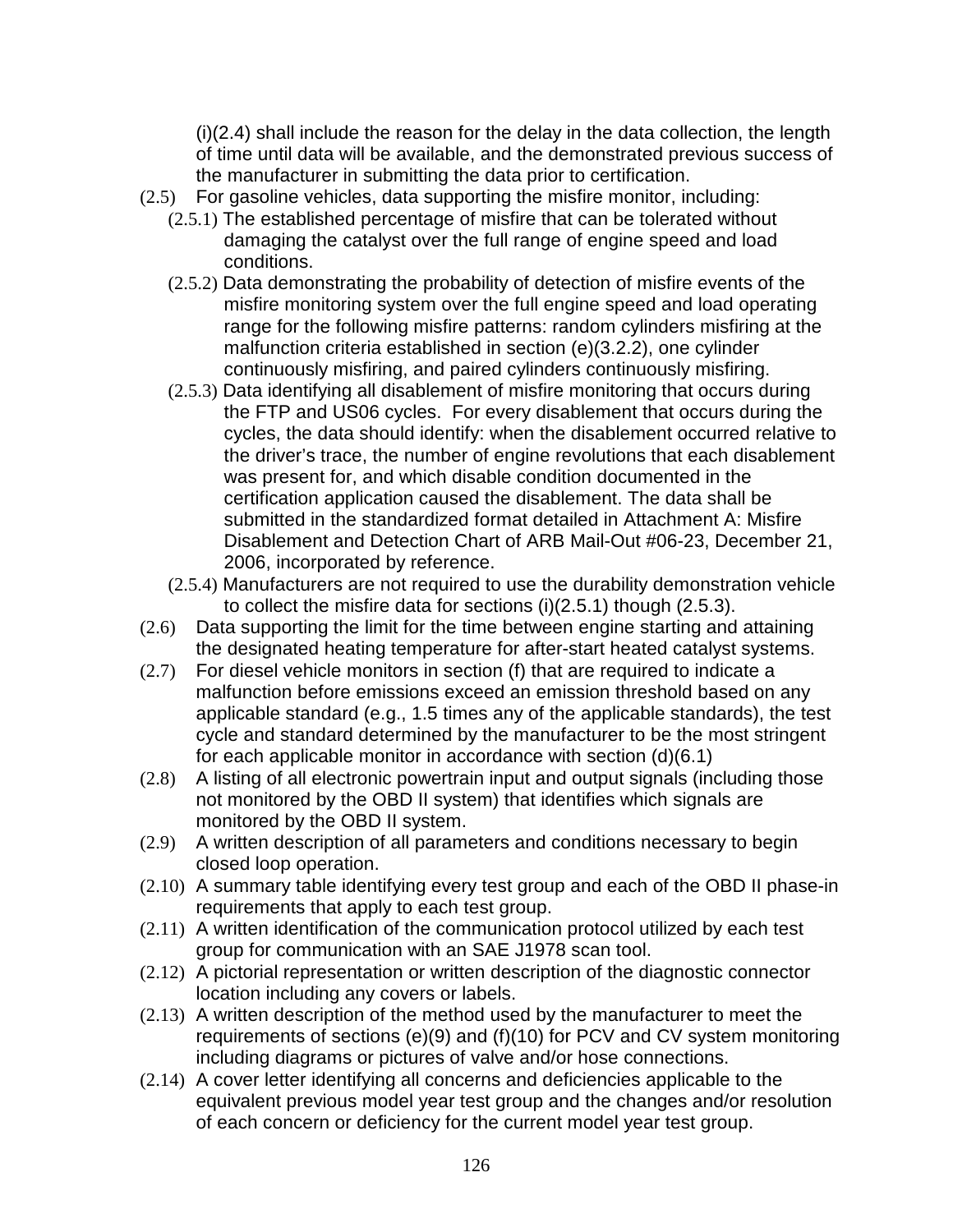(i)(2.4) shall include the reason for the delay in the data collection, the length of time until data will be available, and the demonstrated previous success of the manufacturer in submitting the data prior to certification.

(2.5) For gasoline vehicles, data supporting the misfire monitor, including:

(2.5.1) The established percentage of misfire that can be tolerated without damaging the catalyst over the full range of engine speed and load conditions.

(2.5.2) Data demonstrating the probability of detection of misfire events of the misfire monitoring system over the full engine speed and load operating range for the following misfire patterns: random cylinders misfiring at the malfunction criteria established in section (e)(3.2.2), one cylinder continuously misfiring, and paired cylinders continuously misfiring.

(2.5.3) Data identifying all disablement of misfire monitoring that occurs during the FTP and US06 cycles. For every disablement that occurs during the cycles, the data should identify: when the disablement occurred relative to the driver's trace, the number of engine revolutions that each disablement was present for, and which disable condition documented in the certification application caused the disablement. The data shall be submitted in the standardized format detailed in Attachment A: Misfire Disablement and Detection Chart of ARB Mail-Out #06-23, December 21, 2006, incorporated by reference.

(2.5.4) Manufacturers are not required to use the durability demonstration vehicle to collect the misfire data for sections (i)(2.5.1) though (2.5.3).

(2.6) Data supporting the limit for the time between engine starting and attaining the designated heating temperature for after-start heated catalyst systems.

(2.7) For diesel vehicle monitors in section (f) that are required to indicate a malfunction before emissions exceed an emission threshold based on any applicable standard (e.g., 1.5 times any of the applicable standards), the test cycle and standard determined by the manufacturer to be the most stringent for each applicable monitor in accordance with section (d)(6.1)

(2.8) A listing of all electronic powertrain input and output signals (including those not monitored by the OBD II system) that identifies which signals are monitored by the OBD II system.

(2.9) A written description of all parameters and conditions necessary to begin closed loop operation.

(2.10) A summary table identifying every test group and each of the OBD II phase-in requirements that apply to each test group.

(2.11) A written identification of the communication protocol utilized by each test group for communication with an SAE J1978 scan tool.

(2.12) A pictorial representation or written description of the diagnostic connector location including any covers or labels.

(2.13) A written description of the method used by the manufacturer to meet the requirements of sections (e)(9) and (f)(10) for PCV and CV system monitoring including diagrams or pictures of valve and/or hose connections.

(2.14) A cover letter identifying all concerns and deficiencies applicable to the equivalent previous model year test group and the changes and/or resolution of each concern or deficiency for the current model year test group.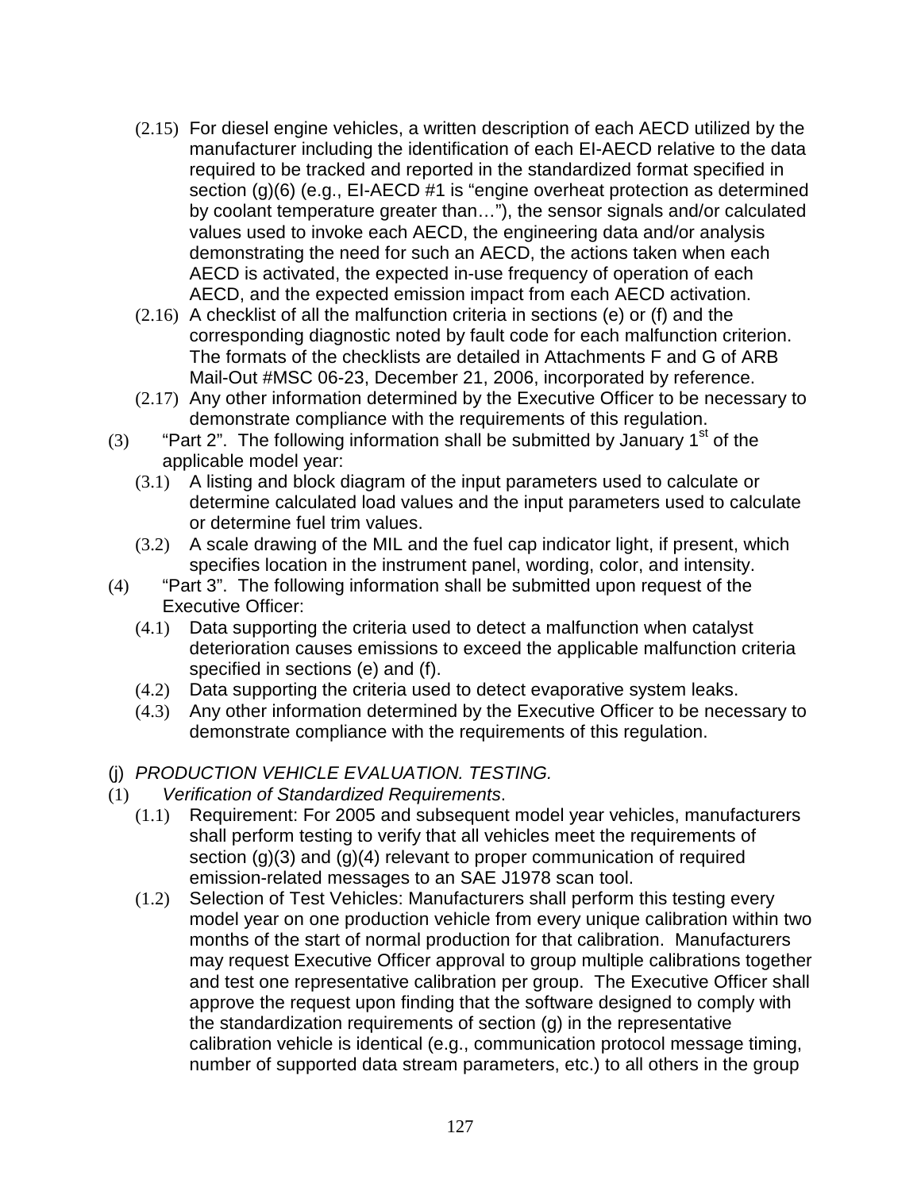(2.15) For diesel engine vehicles, a written description of each AECD utilized by the manufacturer including the identification of each EI-AECD relative to the data required to be tracked and reported in the standardized format specified in section (g)(6) (e.g., EI-AECD #1 is "engine overheat protection as determined by coolant temperature greater than…"), the sensor signals and/or calculated values used to invoke each AECD, the engineering data and/or analysis demonstrating the need for such an AECD, the actions taken when each AECD is activated, the expected in-use frequency of operation of each AECD, and the expected emission impact from each AECD activation.

(2.16) A checklist of all the malfunction criteria in sections (e) or (f) and the corresponding diagnostic noted by fault code for each malfunction criterion. The formats of the checklists are detailed in Attachments F and G of ARB Mail-Out #MSC 06-23, December 21, 2006, incorporated by reference.

(2.17) Any other information determined by the Executive Officer to be necessary to demonstrate compliance with the requirements of this regulation.

(3) "Part 2". The following information shall be submitted by January 1st of the applicable model year:

(3.1) A listing and block diagram of the input parameters used to calculate or determine calculated load values and the input parameters used to calculate or determine fuel trim values.

(3.2) A scale drawing of the MIL and the fuel cap indicator light, if present, which specifies location in the instrument panel, wording, color, and intensity.

(4) "Part 3". The following information shall be submitted upon request of the Executive Officer:

(4.1) Data supporting the criteria used to detect a malfunction when catalyst deterioration causes emissions to exceed the applicable malfunction criteria specified in sections (e) and (f).

(4.2) Data supporting the criteria used to detect evaporative system leaks.

(4.3) Any other information determined by the Executive Officer to be necessary to demonstrate compliance with the requirements of this regulation.

(j) *PRODUCTION VEHICLE EVALUATION. TESTING.*

(1) *Verification of Standardized Requirements*.

(1.1) Requirement: For 2005 and subsequent model year vehicles, manufacturers shall perform testing to verify that all vehicles meet the requirements of section (g)(3) and (g)(4) relevant to proper communication of required emission-related messages to an SAE J1978 scan tool.

(1.2) Selection of Test Vehicles: Manufacturers shall perform this testing every model year on one production vehicle from every unique calibration within two months of the start of normal production for that calibration. Manufacturers may request Executive Officer approval to group multiple calibrations together and test one representative calibration per group. The Executive Officer shall approve the request upon finding that the software designed to comply with the standardization requirements of section (g) in the representative calibration vehicle is identical (e.g., communication protocol message timing, number of supported data stream parameters, etc.) to all others in the group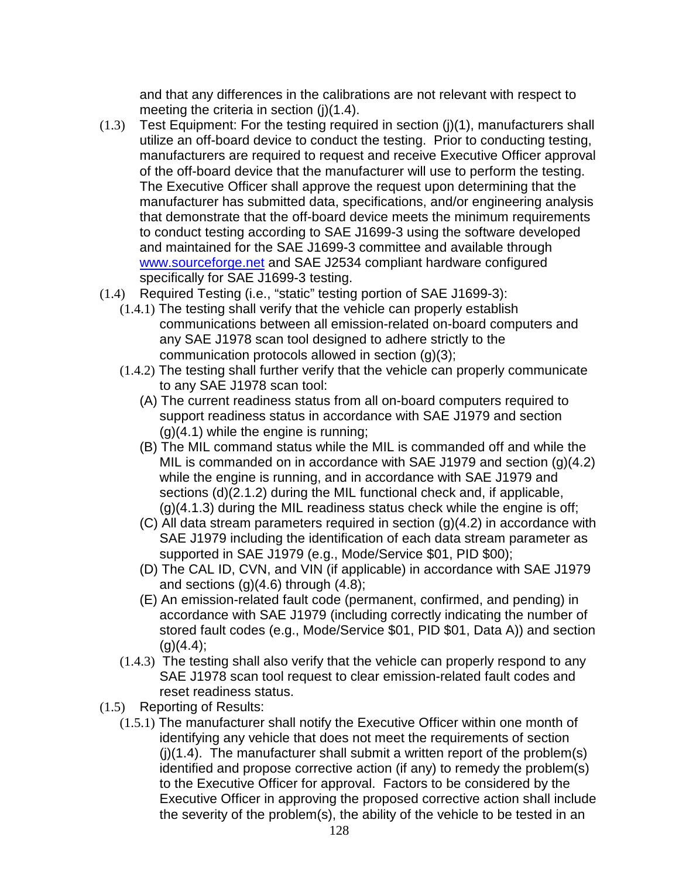and that any differences in the calibrations are not relevant with respect to meeting the criteria in section (j)(1.4).

(1.3) Test Equipment: For the testing required in section (j)(1), manufacturers shall utilize an off-board device to conduct the testing. Prior to conducting testing, manufacturers are required to request and receive Executive Officer approval of the off-board device that the manufacturer will use to perform the testing. The Executive Officer shall approve the request upon determining that the manufacturer has submitted data, specifications, and/or engineering analysis that demonstrate that the off-board device meets the minimum requirements to conduct testing according to SAE J1699-3 using the software developed and maintained for the SAE J1699-3 committee and available through [www.sourceforge.net](http://www.sourceforge.net) and SAE J2534 compliant hardware configured specifically for SAE J1699-3 testing.

(1.4) Required Testing (i.e., "static" testing portion of SAE J1699-3):

- (1.4.1) The testing shall verify that the vehicle can properly establish communications between all emission-related on-board computers and any SAE J1978 scan tool designed to adhere strictly to the communication protocols allowed in section (g)(3);
- (1.4.2) The testing shall further verify that the vehicle can properly communicate to any SAE J1978 scan tool:
  - (A) The current readiness status from all on-board computers required to support readiness status in accordance with SAE J1979 and section (g)(4.1) while the engine is running;
  - (B) The MIL command status while the MIL is commanded off and while the MIL is commanded on in accordance with SAE J1979 and section (g)(4.2) while the engine is running, and in accordance with SAE J1979 and sections (d)(2.1.2) during the MIL functional check and, if applicable, (g)(4.1.3) during the MIL readiness status check while the engine is off;
  - (C) All data stream parameters required in section (g)(4.2) in accordance with SAE J1979 including the identification of each data stream parameter as supported in SAE J1979 (e.g., Mode/Service $01, PID $00);
  - (D) The CAL ID, CVN, and VIN (if applicable) in accordance with SAE J1979 and sections (g)(4.6) through (4.8);
  - (E) An emission-related fault code (permanent, confirmed, and pending) in accordance with SAE J1979 (including correctly indicating the number of stored fault codes (e.g., Mode/Service $01, PID $01, Data A)) and section (g)(4.4);
- (1.4.3) The testing shall also verify that the vehicle can properly respond to any SAE J1978 scan tool request to clear emission-related fault codes and reset readiness status.

(1.5) Reporting of Results:

- (1.5.1) The manufacturer shall notify the Executive Officer within one month of identifying any vehicle that does not meet the requirements of section (j)(1.4). The manufacturer shall submit a written report of the problem(s) identified and propose corrective action (if any) to remedy the problem(s) to the Executive Officer for approval. Factors to be considered by the Executive Officer in approving the proposed corrective action shall include the severity of the problem(s), the ability of the vehicle to be tested in an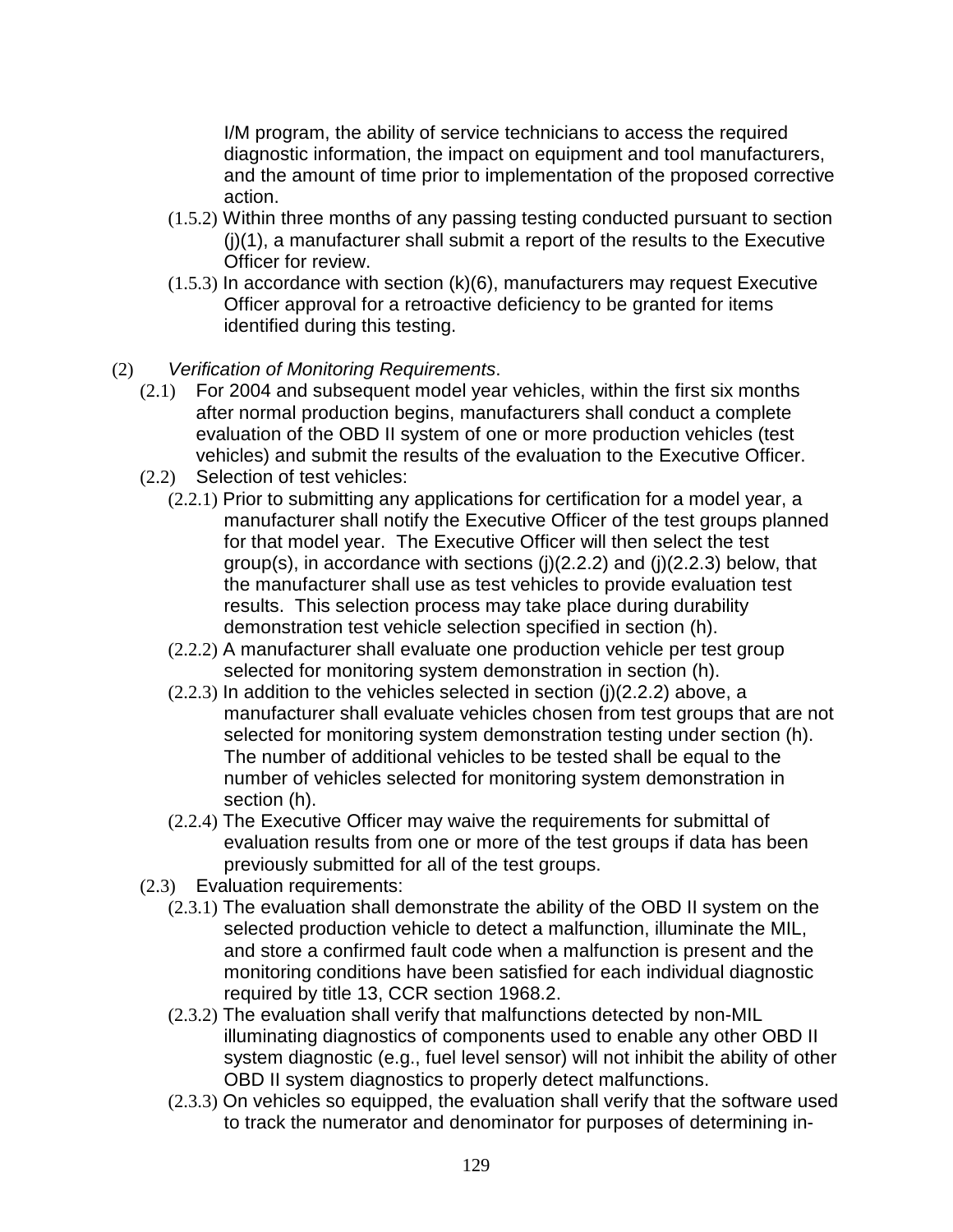I/M program, the ability of service technicians to access the required diagnostic information, the impact on equipment and tool manufacturers, and the amount of time prior to implementation of the proposed corrective action.

(1.5.2) Within three months of any passing testing conducted pursuant to section (j)(1), a manufacturer shall submit a report of the results to the Executive Officer for review.

(1.5.3) In accordance with section (k)(6), manufacturers may request Executive Officer approval for a retroactive deficiency to be granted for items identified during this testing.

(2) *Verification of Monitoring Requirements*.

(2.1) For 2004 and subsequent model year vehicles, within the first six months after normal production begins, manufacturers shall conduct a complete evaluation of the OBD II system of one or more production vehicles (test vehicles) and submit the results of the evaluation to the Executive Officer.

(2.2) Selection of test vehicles:

(2.2.1) Prior to submitting any applications for certification for a model year, a manufacturer shall notify the Executive Officer of the test groups planned for that model year. The Executive Officer will then select the test group(s), in accordance with sections (j)(2.2.2) and (j)(2.2.3) below, that the manufacturer shall use as test vehicles to provide evaluation test results. This selection process may take place during durability demonstration test vehicle selection specified in section (h).

(2.2.2) A manufacturer shall evaluate one production vehicle per test group selected for monitoring system demonstration in section (h).

(2.2.3) In addition to the vehicles selected in section (j)(2.2.2) above, a manufacturer shall evaluate vehicles chosen from test groups that are not selected for monitoring system demonstration testing under section (h). The number of additional vehicles to be tested shall be equal to the number of vehicles selected for monitoring system demonstration in section (h).

(2.2.4) The Executive Officer may waive the requirements for submittal of evaluation results from one or more of the test groups if data has been previously submitted for all of the test groups.

(2.3) Evaluation requirements:

(2.3.1) The evaluation shall demonstrate the ability of the OBD II system on the selected production vehicle to detect a malfunction, illuminate the MIL, and store a confirmed fault code when a malfunction is present and the monitoring conditions have been satisfied for each individual diagnostic required by title 13, CCR section 1968.2.

(2.3.2) The evaluation shall verify that malfunctions detected by non-MIL illuminating diagnostics of components used to enable any other OBD II system diagnostic (e.g., fuel level sensor) will not inhibit the ability of other OBD II system diagnostics to properly detect malfunctions.

(2.3.3) On vehicles so equipped, the evaluation shall verify that the software used to track the numerator and denominator for purposes of determining in-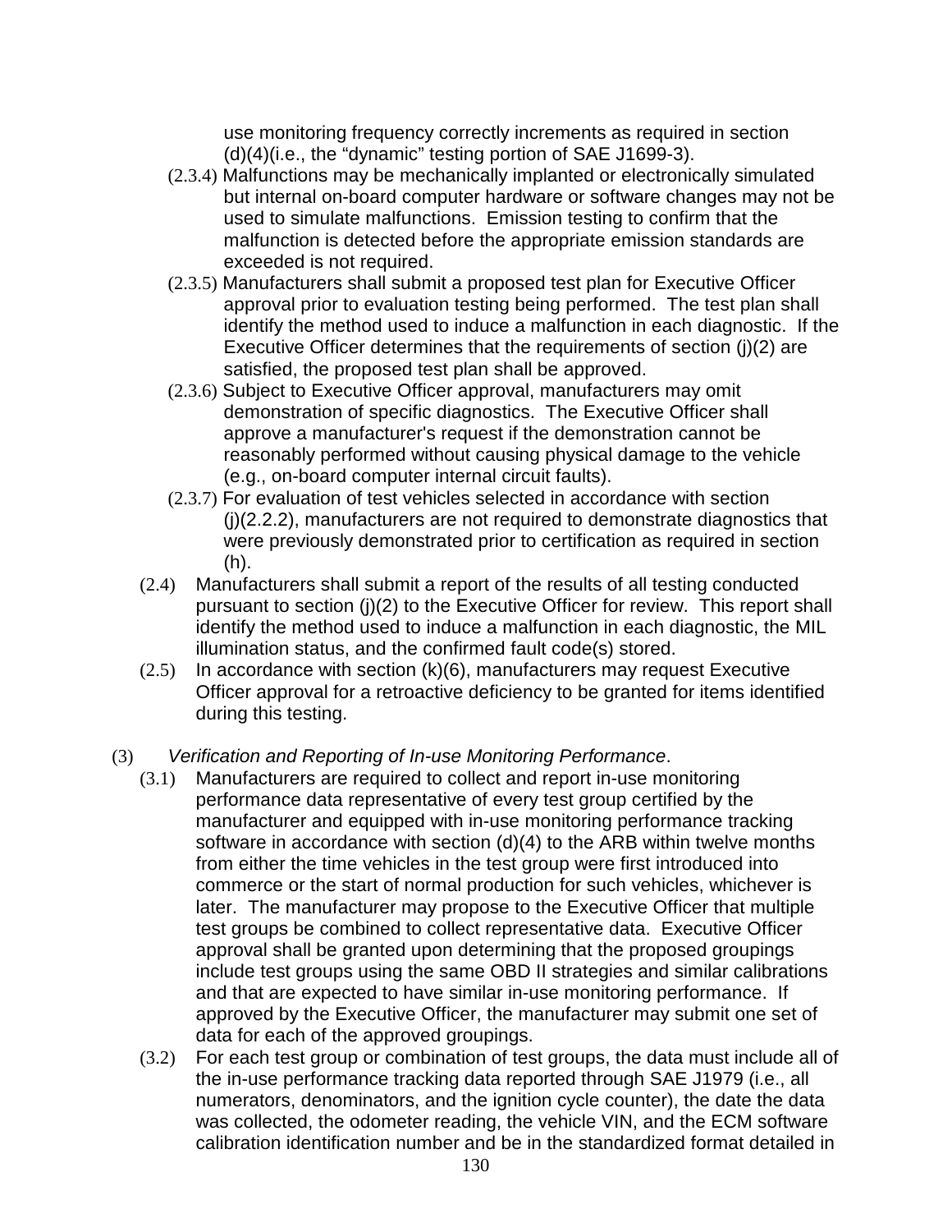use monitoring frequency correctly increments as required in section (d)(4)(i.e., the "dynamic" testing portion of SAE J1699-3).

(2.3.4) Malfunctions may be mechanically implanted or electronically simulated but internal on-board computer hardware or software changes may not be used to simulate malfunctions. Emission testing to confirm that the malfunction is detected before the appropriate emission standards are exceeded is not required.

(2.3.5) Manufacturers shall submit a proposed test plan for Executive Officer approval prior to evaluation testing being performed. The test plan shall identify the method used to induce a malfunction in each diagnostic. If the Executive Officer determines that the requirements of section (j)(2) are satisfied, the proposed test plan shall be approved.

(2.3.6) Subject to Executive Officer approval, manufacturers may omit demonstration of specific diagnostics. The Executive Officer shall approve a manufacturer's request if the demonstration cannot be reasonably performed without causing physical damage to the vehicle (e.g., on-board computer internal circuit faults).

(2.3.7) For evaluation of test vehicles selected in accordance with section (j)(2.2.2), manufacturers are not required to demonstrate diagnostics that were previously demonstrated prior to certification as required in section (h).

(2.4) Manufacturers shall submit a report of the results of all testing conducted pursuant to section (j)(2) to the Executive Officer for review. This report shall identify the method used to induce a malfunction in each diagnostic, the MIL illumination status, and the confirmed fault code(s) stored.

(2.5) In accordance with section (k)(6), manufacturers may request Executive Officer approval for a retroactive deficiency to be granted for items identified during this testing.

(3) *Verification and Reporting of In-use Monitoring Performance*.

(3.1) Manufacturers are required to collect and report in-use monitoring performance data representative of every test group certified by the manufacturer and equipped with in-use monitoring performance tracking software in accordance with section (d)(4) to the ARB within twelve months from either the time vehicles in the test group were first introduced into commerce or the start of normal production for such vehicles, whichever is later. The manufacturer may propose to the Executive Officer that multiple test groups be combined to collect representative data. Executive Officer approval shall be granted upon determining that the proposed groupings include test groups using the same OBD II strategies and similar calibrations and that are expected to have similar in-use monitoring performance. If approved by the Executive Officer, the manufacturer may submit one set of data for each of the approved groupings.

(3.2) For each test group or combination of test groups, the data must include all of the in-use performance tracking data reported through SAE J1979 (i.e., all numerators, denominators, and the ignition cycle counter), the date the data was collected, the odometer reading, the vehicle VIN, and the ECM software calibration identification number and be in the standardized format detailed in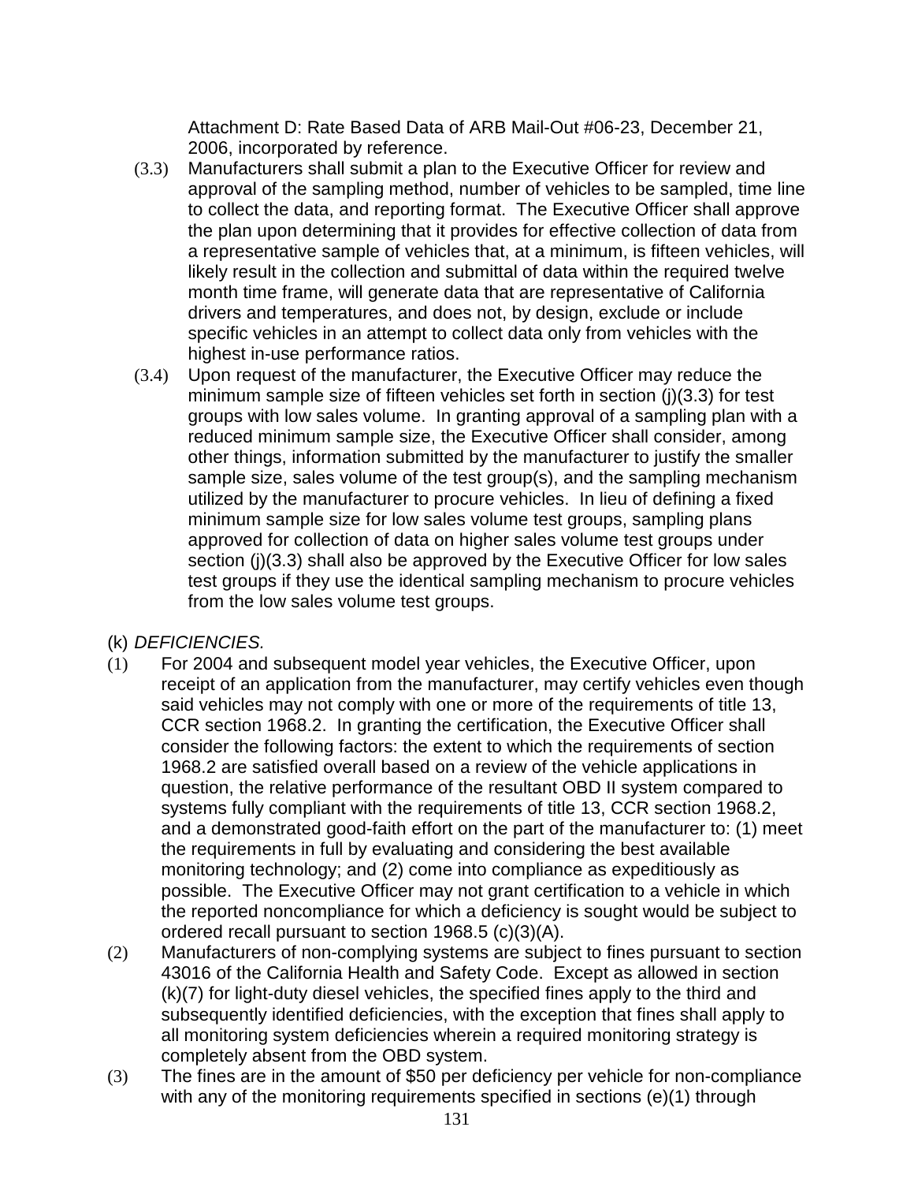Attachment D: Rate Based Data of ARB Mail-Out #06-23, December 21, 2006, incorporated by reference.

(3.3) Manufacturers shall submit a plan to the Executive Officer for review and approval of the sampling method, number of vehicles to be sampled, time line to collect the data, and reporting format. The Executive Officer shall approve the plan upon determining that it provides for effective collection of data from a representative sample of vehicles that, at a minimum, is fifteen vehicles, will likely result in the collection and submittal of data within the required twelve month time frame, will generate data that are representative of California drivers and temperatures, and does not, by design, exclude or include specific vehicles in an attempt to collect data only from vehicles with the highest in-use performance ratios.

(3.4) Upon request of the manufacturer, the Executive Officer may reduce the minimum sample size of fifteen vehicles set forth in section (j)(3.3) for test groups with low sales volume. In granting approval of a sampling plan with a reduced minimum sample size, the Executive Officer shall consider, among other things, information submitted by the manufacturer to justify the smaller sample size, sales volume of the test group(s), and the sampling mechanism utilized by the manufacturer to procure vehicles. In lieu of defining a fixed minimum sample size for low sales volume test groups, sampling plans approved for collection of data on higher sales volume test groups under section (j)(3.3) shall also be approved by the Executive Officer for low sales test groups if they use the identical sampling mechanism to procure vehicles from the low sales volume test groups.

(k) *DEFICIENCIES.*

(1) For 2004 and subsequent model year vehicles, the Executive Officer, upon receipt of an application from the manufacturer, may certify vehicles even though said vehicles may not comply with one or more of the requirements of title 13, CCR section 1968.2. In granting the certification, the Executive Officer shall consider the following factors: the extent to which the requirements of section 1968.2 are satisfied overall based on a review of the vehicle applications in question, the relative performance of the resultant OBD II system compared to systems fully compliant with the requirements of title 13, CCR section 1968.2, and a demonstrated good-faith effort on the part of the manufacturer to: (1) meet the requirements in full by evaluating and considering the best available monitoring technology; and (2) come into compliance as expeditiously as possible. The Executive Officer may not grant certification to a vehicle in which the reported noncompliance for which a deficiency is sought would be subject to ordered recall pursuant to section 1968.5 (c)(3)(A).

(2) Manufacturers of non-complying systems are subject to fines pursuant to section 43016 of the California Health and Safety Code. Except as allowed in section (k)(7) for light-duty diesel vehicles, the specified fines apply to the third and subsequently identified deficiencies, with the exception that fines shall apply to all monitoring system deficiencies wherein a required monitoring strategy is completely absent from the OBD system.

(3) The fines are in the amount of $50 per deficiency per vehicle for non-compliance with any of the monitoring requirements specified in sections (e)(1) through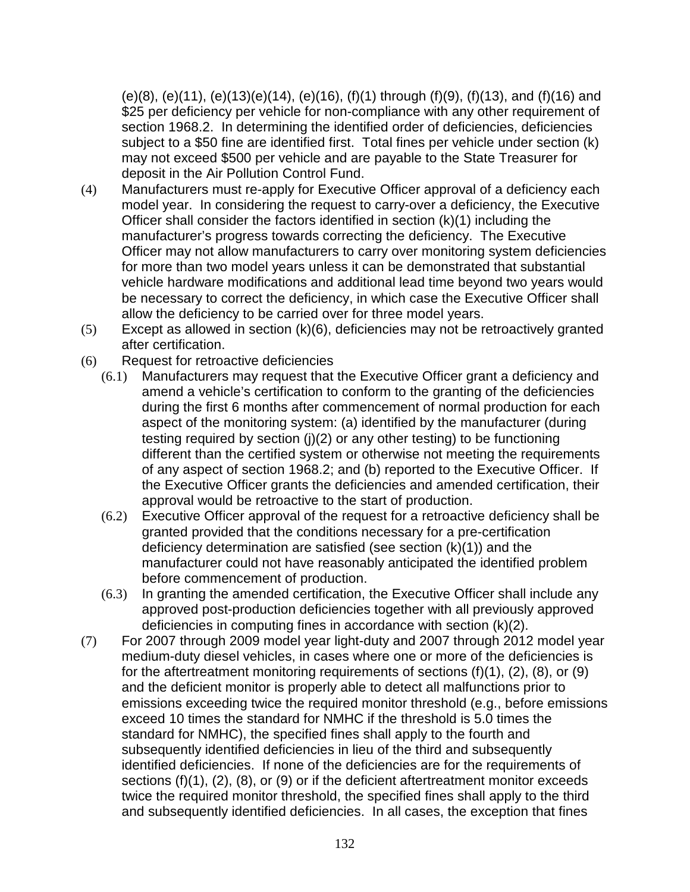(e)(8), (e)(11), (e)(13)(e)(14), (e)(16), (f)(1) through (f)(9), (f)(13), and (f)(16) and $25 per deficiency per vehicle for non-compliance with any other requirement of section 1968.2. In determining the identified order of deficiencies, deficiencies subject to a $50 fine are identified first. Total fines per vehicle under section (k) may not exceed $500 per vehicle and are payable to the State Treasurer for deposit in the Air Pollution Control Fund.

(4) Manufacturers must re-apply for Executive Officer approval of a deficiency each model year. In considering the request to carry-over a deficiency, the Executive Officer shall consider the factors identified in section (k)(1) including the manufacturer's progress towards correcting the deficiency. The Executive Officer may not allow manufacturers to carry over monitoring system deficiencies for more than two model years unless it can be demonstrated that substantial vehicle hardware modifications and additional lead time beyond two years would be necessary to correct the deficiency, in which case the Executive Officer shall allow the deficiency to be carried over for three model years.

(5) Except as allowed in section (k)(6), deficiencies may not be retroactively granted after certification.

(6) Request for retroactive deficiencies

(6.1) Manufacturers may request that the Executive Officer grant a deficiency and amend a vehicle's certification to conform to the granting of the deficiencies during the first 6 months after commencement of normal production for each aspect of the monitoring system: (a) identified by the manufacturer (during testing required by section (j)(2) or any other testing) to be functioning different than the certified system or otherwise not meeting the requirements of any aspect of section 1968.2; and (b) reported to the Executive Officer. If the Executive Officer grants the deficiencies and amended certification, their approval would be retroactive to the start of production.

(6.2) Executive Officer approval of the request for a retroactive deficiency shall be granted provided that the conditions necessary for a pre-certification deficiency determination are satisfied (see section (k)(1)) and the manufacturer could not have reasonably anticipated the identified problem before commencement of production.

(6.3) In granting the amended certification, the Executive Officer shall include any approved post-production deficiencies together with all previously approved deficiencies in computing fines in accordance with section (k)(2).

(7) For 2007 through 2009 model year light-duty and 2007 through 2012 model year medium-duty diesel vehicles, in cases where one or more of the deficiencies is for the aftertreatment monitoring requirements of sections (f)(1), (2), (8), or (9) and the deficient monitor is properly able to detect all malfunctions prior to emissions exceeding twice the required monitor threshold (e.g., before emissions exceed 10 times the standard for NMHC if the threshold is 5.0 times the standard for NMHC), the specified fines shall apply to the fourth and subsequently identified deficiencies in lieu of the third and subsequently identified deficiencies. If none of the deficiencies are for the requirements of sections (f)(1), (2), (8), or (9) or if the deficient aftertreatment monitor exceeds twice the required monitor threshold, the specified fines shall apply to the third and subsequently identified deficiencies. In all cases, the exception that fines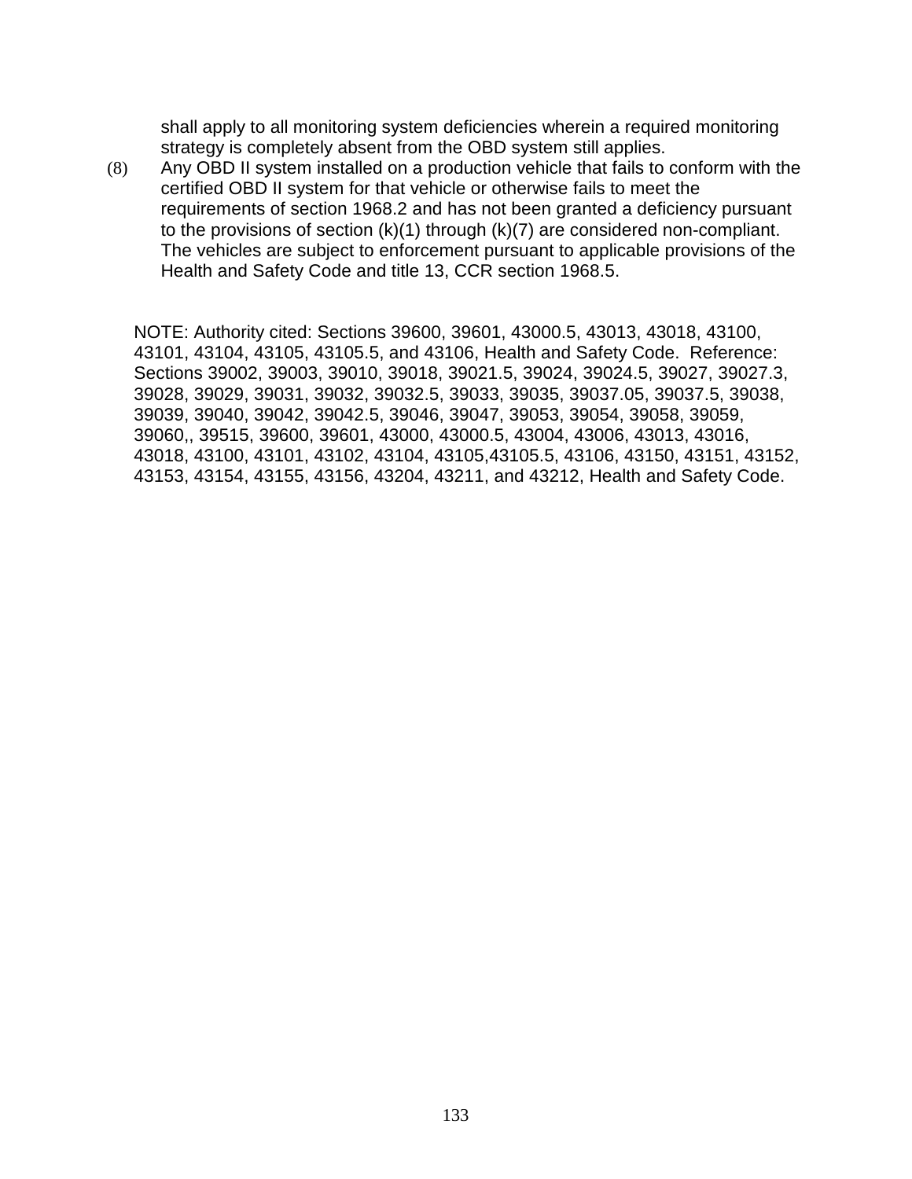shall apply to all monitoring system deficiencies wherein a required monitoring strategy is completely absent from the OBD system still applies.

(8) Any OBD II system installed on a production vehicle that fails to conform with the certified OBD II system for that vehicle or otherwise fails to meet the requirements of section 1968.2 and has not been granted a deficiency pursuant to the provisions of section (k)(1) through (k)(7) are considered non-compliant. The vehicles are subject to enforcement pursuant to applicable provisions of the Health and Safety Code and title 13, CCR section 1968.5.

NOTE: Authority cited: Sections 39600, 39601, 43000.5, 43013, 43018, 43100, 43101, 43104, 43105, 43105.5, and 43106, Health and Safety Code. Reference: Sections 39002, 39003, 39010, 39018, 39021.5, 39024, 39024.5, 39027, 39027.3, 39028, 39029, 39031, 39032, 39032.5, 39033, 39035, 39037.05, 39037.5, 39038, 39039, 39040, 39042, 39042.5, 39046, 39047, 39053, 39054, 39058, 39059, 39060,, 39515, 39600, 39601, 43000, 43000.5, 43004, 43006, 43013, 43016, 43018, 43100, 43101, 43102, 43104, 43105,43105.5, 43106, 43150, 43151, 43152, 43153, 43154, 43155, 43156, 43204, 43211, and 43212, Health and Safety Code.